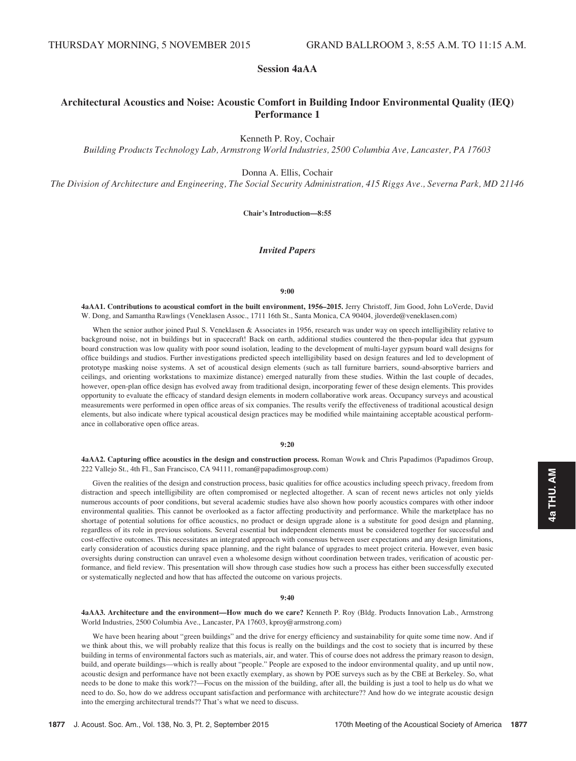THURSDAY MORNING, 5 NOVEMBER 2015 GRAND BALLROOM 3, 8:55 A.M. TO 11:15 A.M.

# Session 4aAA

## Architectural Acoustics and Noise: Acoustic Comfort in Building Indoor Environmental Quality (IEQ) Performance 1

Kenneth P. Roy, Cochair

*Building Products Technology Lab, Armstrong World Industries, 2500 Columbia Ave, Lancaster, PA 17603*

Donna A. Ellis, Cochair

*The Division of Architecture and Engineering, The Social Security Administration, 415 Riggs Ave., Severna Park, MD 21146*

**Chair's Introduction—8:55**

### *Invited Papers*

**9:00**

**4aAA1. Contributions to acoustical comfort in the built environment, 1956–2015.** Jerry Christoff, Jim Good, John LoVerde, David W. Dong, and Samantha Rawlings (Veneklasen Assoc., 1711 16th St., Santa Monica, CA 90404, jloverde@veneklasen.com)

When the senior author joined Paul S. Veneklasen & Associates in 1956, research was under way on speech intelligibility relative to background noise, not in buildings but in spacecraft! Back on earth, additional studies countered the then-popular idea that gypsum board construction was low quality with poor sound isolation, leading to the development of multi-layer gypsum board wall designs for office buildings and studios. Further investigations predicted speech intelligibility based on design features and led to development of prototype masking noise systems. A set of acoustical design elements (such as tall furniture barriers, sound-absorptive barriers and ceilings, and orienting workstations to maximize distance) emerged naturally from these studies. Within the last couple of decades, however, open-plan office design has evolved away from traditional design, incorporating fewer of these design elements. This provides opportunity to evaluate the efficacy of standard design elements in modern collaborative work areas. Occupancy surveys and acoustical measurements were performed in open office areas of six companies. The results verify the effectiveness of traditional acoustical design elements, but also indicate where typical acoustical design practices may be modified while maintaining acceptable acoustical performance in collaborative open office areas.

**9:20**

**4aAA2. Capturing office acoustics in the design and construction process.** Roman Wowk and Chris Papadimos (Papadimos Group, 222 Vallejo St., 4th Fl., San Francisco, CA 94111, roman@papadimosgroup.com)

Given the realities of the design and construction process, basic qualities for office acoustics including speech privacy, freedom from distraction and speech intelligibility are often compromised or neglected altogether. A scan of recent news articles not only yields numerous accounts of poor conditions, but several academic studies have also shown how poorly acoustics compares with other indoor environmental qualities. This cannot be overlooked as a factor affecting productivity and performance. While the marketplace has no shortage of potential solutions for office acoustics, no product or design upgrade alone is a substitute for good design and planning, regardless of its role in previous solutions. Several essential but independent elements must be considered together for successful and cost-effective outcomes. This necessitates an integrated approach with consensus between user expectations and any design limitations, early consideration of acoustics during space planning, and the right balance of upgrades to meet project criteria. However, even basic oversights during construction can unravel even a wholesome design without coordination between trades, verification of acoustic performance, and field review. This presentation will show through case studies how such a process has either been successfully executed or systematically neglected and how that has affected the outcome on various projects.

**9:40**

**4aAA3. Architecture and the environment—How much do we care?** Kenneth P. Roy (Bldg. Products Innovation Lab., Armstrong World Industries, 2500 Columbia Ave., Lancaster, PA 17603, kproy@armstrong.com)

We have been hearing about "green buildings" and the drive for energy efficiency and sustainability for quite some time now. And if we think about this, we will probably realize that this focus is really on the buildings and the cost to society that is incurred by these building in terms of environmental factors such as materials, air, and water. This of course does not address the primary reason to design, build, and operate buildings—which is really about "people." People are exposed to the indoor environmental quality, and up until now, acoustic design and performance have not been exactly exemplary, as shown by POE surveys such as by the CBE at Berkeley. So, what needs to be done to make this work??—Focus on the mission of the building, after all, the building is just a tool to help us do what we need to do. So, how do we address occupant satisfaction and performance with architecture?? And how do we integrate acoustic design into the emerging architectural trends?? That's what we need to discuss.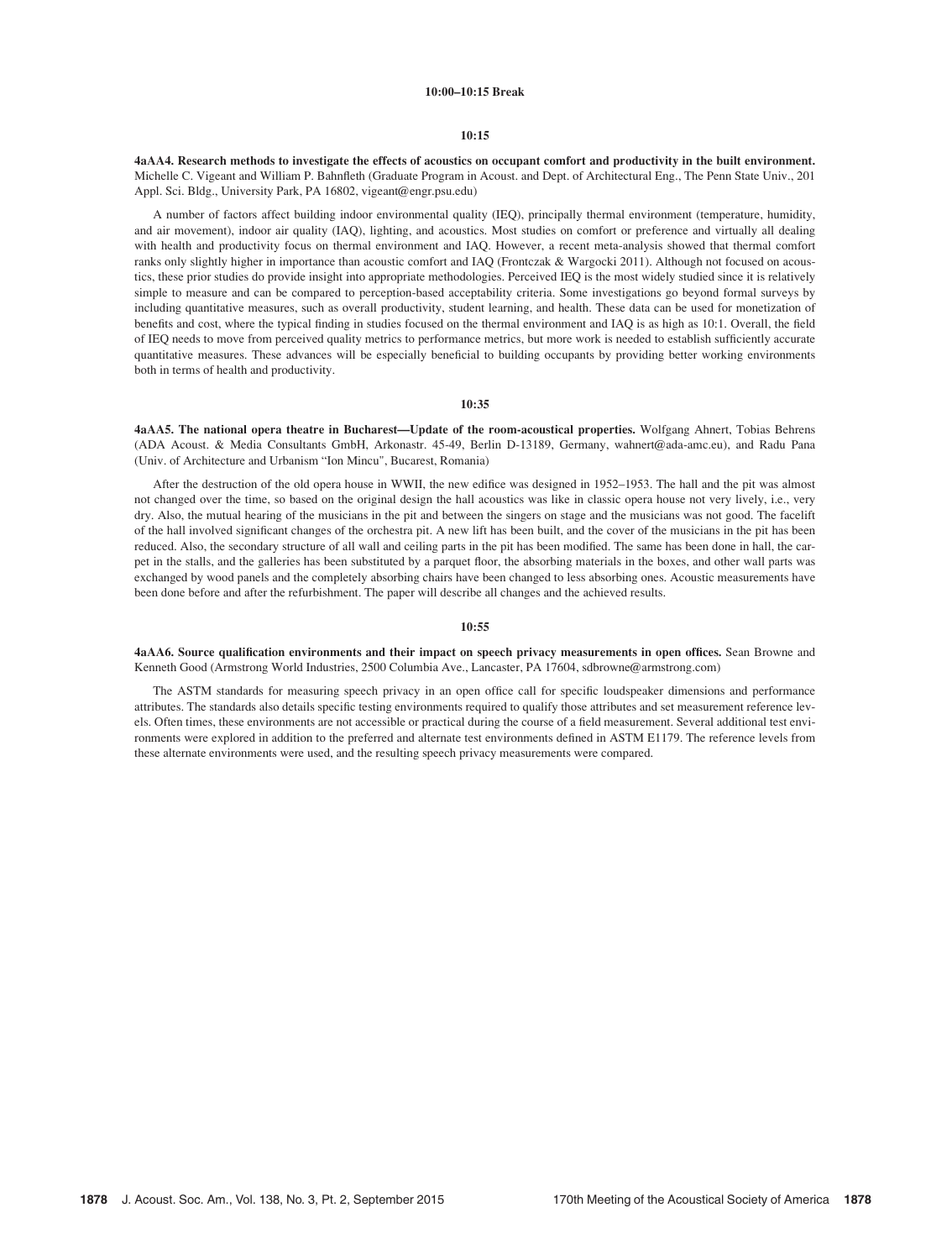**10:00–10:15 Break**

**10:15**

**4aAA4. Research methods to investigate the effects of acoustics on occupant comfort and productivity in the built environment.** Michelle C. Vigeant and William P. Bahnfleth (Graduate Program in Acoust. and Dept. of Architectural Eng., The Penn State Univ., 201 Appl. Sci. Bldg., University Park, PA 16802, vigeant@engr.psu.edu)

A number of factors affect building indoor environmental quality (IEQ), principally thermal environment (temperature, humidity, and air movement), indoor air quality (IAQ), lighting, and acoustics. Most studies on comfort or preference and virtually all dealing with health and productivity focus on thermal environment and IAQ. However, a recent meta-analysis showed that thermal comfort ranks only slightly higher in importance than acoustic comfort and IAQ (Frontczak & Wargocki 2011). Although not focused on acoustics, these prior studies do provide insight into appropriate methodologies. Perceived IEQ is the most widely studied since it is relatively simple to measure and can be compared to perception-based acceptability criteria. Some investigations go beyond formal surveys by including quantitative measures, such as overall productivity, student learning, and health. These data can be used for monetization of benefits and cost, where the typical finding in studies focused on the thermal environment and IAQ is as high as 10:1. Overall, the field of IEQ needs to move from perceived quality metrics to performance metrics, but more work is needed to establish sufficiently accurate quantitative measures. These advances will be especially beneficial to building occupants by providing better working environments both in terms of health and productivity.

**10:35**

**4aAA5. The national opera theatre in Bucharest—Update of the room-acoustical properties.** Wolfgang Ahnert, Tobias Behrens (ADA Acoust. & Media Consultants GmbH, Arkonastr. 45-49, Berlin D-13189, Germany, wahnert@ada-amc.eu), and Radu Pana (Univ. of Architecture and Urbanism "Ion Mincu", Bucarest, Romania)

After the destruction of the old opera house in WWII, the new edifice was designed in 1952–1953. The hall and the pit was almost not changed over the time, so based on the original design the hall acoustics was like in classic opera house not very lively, i.e., very dry. Also, the mutual hearing of the musicians in the pit and between the singers on stage and the musicians was not good. The facelift of the hall involved significant changes of the orchestra pit. A new lift has been built, and the cover of the musicians in the pit has been reduced. Also, the secondary structure of all wall and ceiling parts in the pit has been modified. The same has been done in hall, the carpet in the stalls, and the galleries has been substituted by a parquet floor, the absorbing materials in the boxes, and other wall parts was exchanged by wood panels and the completely absorbing chairs have been changed to less absorbing ones. Acoustic measurements have been done before and after the refurbishment. The paper will describe all changes and the achieved results.

**10:55**

**4aAA6. Source qualification environments and their impact on speech privacy measurements in open offices.** Sean Browne and Kenneth Good (Armstrong World Industries, 2500 Columbia Ave., Lancaster, PA 17604, sdbrowne@armstrong.com)

The ASTM standards for measuring speech privacy in an open office call for specific loudspeaker dimensions and performance attributes. The standards also details specific testing environments required to qualify those attributes and set measurement reference levels. Often times, these environments are not accessible or practical during the course of a field measurement. Several additional test environments were explored in addition to the preferred and alternate test environments defined in ASTM E1179. The reference levels from these alternate environments were used, and the resulting speech privacy measurements were compared.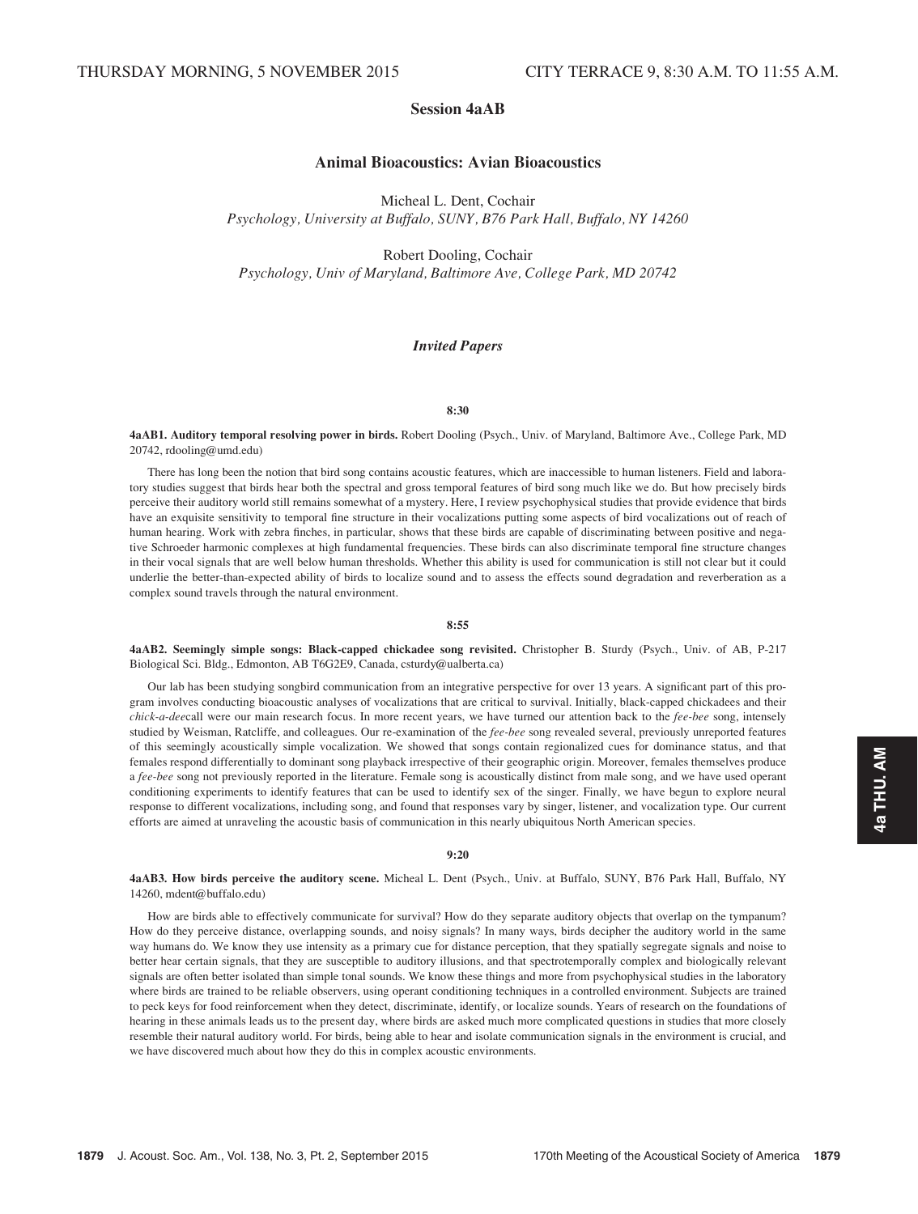THURSDAY MORNING, 5 NOVEMBER 2015 CITY TERRACE 9, 8:30 A.M. TO 11:55 A.M.

## Session 4aAB

## Animal Bioacoustics: Avian Bioacoustics

Micheal L. Dent, Cochair
*Psychology, University at Buffalo, SUNY, B76 Park Hall, Buffalo, NY 14260*

Robert Dooling, Cochair
*Psychology, Univ of Maryland, Baltimore Ave, College Park, MD 20742*

### *Invited Papers*

**8:30**

**4aAB1. Auditory temporal resolving power in birds.** Robert Dooling (Psych., Univ. of Maryland, Baltimore Ave., College Park, MD 20742, rdooling@umd.edu)

There has long been the notion that bird song contains acoustic features, which are inaccessible to human listeners. Field and laboratory studies suggest that birds hear both the spectral and gross temporal features of bird song much like we do. But how precisely birds perceive their auditory world still remains somewhat of a mystery. Here, I review psychophysical studies that provide evidence that birds have an exquisite sensitivity to temporal fine structure in their vocalizations putting some aspects of bird vocalizations out of reach of human hearing. Work with zebra finches, in particular, shows that these birds are capable of discriminating between positive and negative Schroeder harmonic complexes at high fundamental frequencies. These birds can also discriminate temporal fine structure changes in their vocal signals that are well below human thresholds. Whether this ability is used for communication is still not clear but it could underlie the better-than-expected ability of birds to localize sound and to assess the effects sound degradation and reverberation as a complex sound travels through the natural environment.

**8:55**

**4aAB2. Seemingly simple songs: Black-capped chickadee song revisited.** Christopher B. Sturdy (Psych., Univ. of AB, P-217 Biological Sci. Bldg., Edmonton, AB T6G2E9, Canada, csturdy@ualberta.ca)

Our lab has been studying songbird communication from an integrative perspective for over 13 years. A significant part of this program involves conducting bioacoustic analyses of vocalizations that are critical to survival. Initially, black-capped chickadees and their *chick-a-dee*call were our main research focus. In more recent years, we have turned our attention back to the *fee-bee* song, intensely studied by Weisman, Ratcliffe, and colleagues. Our re-examination of the *fee-bee* song revealed several, previously unreported features of this seemingly acoustically simple vocalization. We showed that songs contain regionalized cues for dominance status, and that females respond differentially to dominant song playback irrespective of their geographic origin. Moreover, females themselves produce a *fee-bee* song not previously reported in the literature. Female song is acoustically distinct from male song, and we have used operant conditioning experiments to identify features that can be used to identify sex of the singer. Finally, we have begun to explore neural response to different vocalizations, including song, and found that responses vary by singer, listener, and vocalization type. Our current efforts are aimed at unraveling the acoustic basis of communication in this nearly ubiquitous North American species.

**9:20**

**4aAB3. How birds perceive the auditory scene.** Micheal L. Dent (Psych., Univ. at Buffalo, SUNY, B76 Park Hall, Buffalo, NY 14260, mdent@buffalo.edu)

How are birds able to effectively communicate for survival? How do they separate auditory objects that overlap on the tympanum? How do they perceive distance, overlapping sounds, and noisy signals? In many ways, birds decipher the auditory world in the same way humans do. We know they use intensity as a primary cue for distance perception, that they spatially segregate signals and noise to better hear certain signals, that they are susceptible to auditory illusions, and that spectrotemporally complex and biologically relevant signals are often better isolated than simple tonal sounds. We know these things and more from psychophysical studies in the laboratory where birds are trained to be reliable observers, using operant conditioning techniques in a controlled environment. Subjects are trained to peck keys for food reinforcement when they detect, discriminate, identify, or localize sounds. Years of research on the foundations of hearing in these animals leads us to the present day, where birds are asked much more complicated questions in studies that more closely resemble their natural auditory world. For birds, being able to hear and isolate communication signals in the environment is crucial, and we have discovered much about how they do this in complex acoustic environments.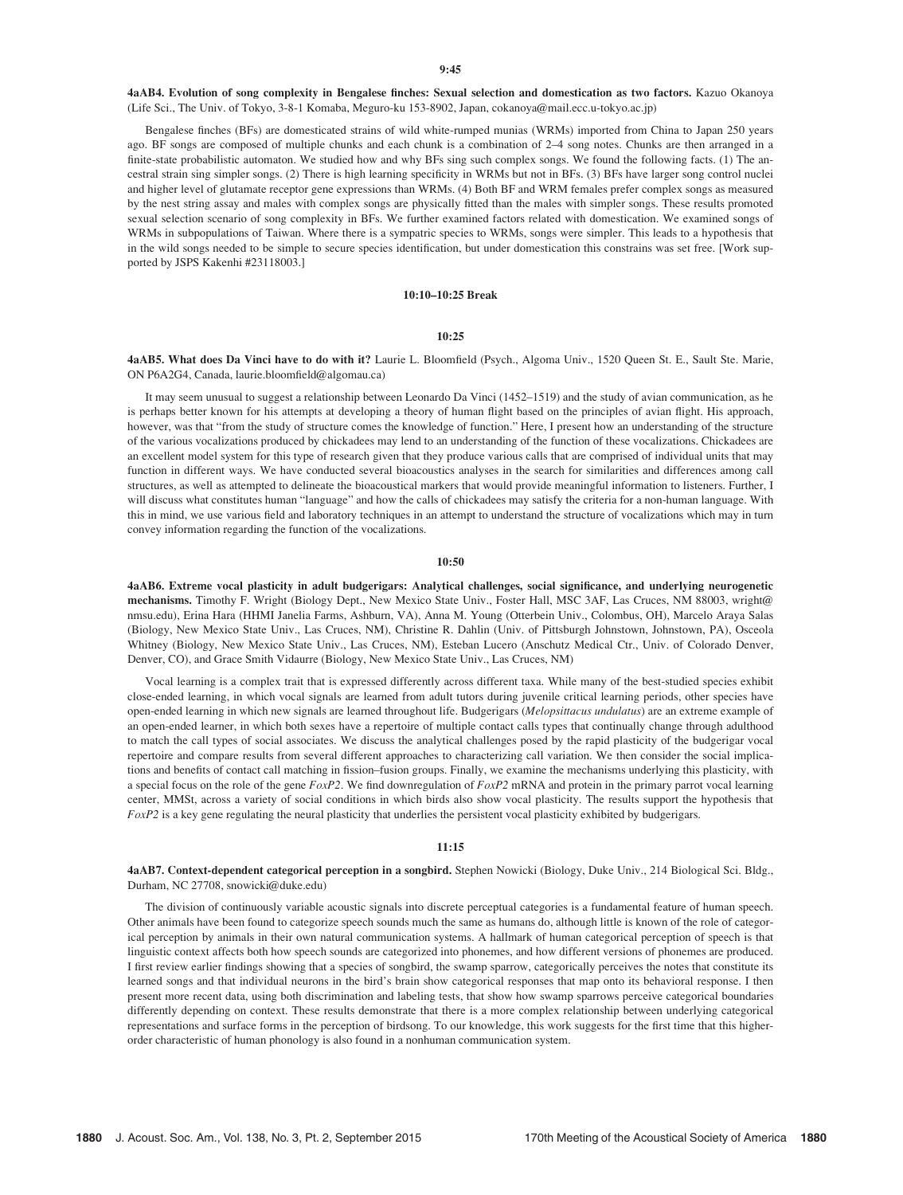**9:45**

**4aAB4. Evolution of song complexity in Bengalese finches: Sexual selection and domestication as two factors.** Kazuo Okanoya (Life Sci., The Univ. of Tokyo, 3-8-1 Komaba, Meguro-ku 153-8902, Japan, cokanoya@mail.ecc.u-tokyo.ac.jp)

Bengalese finches (BFs) are domesticated strains of wild white-rumped munias (WRMs) imported from China to Japan 250 years ago. BF songs are composed of multiple chunks and each chunk is a combination of 2–4 song notes. Chunks are then arranged in a finite-state probabilistic automaton. We studied how and why BFs sing such complex songs. We found the following facts. (1) The ancestral strain sing simpler songs. (2) There is high learning specificity in WRMs but not in BFs. (3) BFs have larger song control nuclei and higher level of glutamate receptor gene expressions than WRMs. (4) Both BF and WRM females prefer complex songs as measured by the nest string assay and males with complex songs are physically fitted than the males with simpler songs. These results promoted sexual selection scenario of song complexity in BFs. We further examined factors related with domestication. We examined songs of WRMs in subpopulations of Taiwan. Where there is a sympatric species to WRMs, songs were simpler. This leads to a hypothesis that in the wild songs needed to be simple to secure species identification, but under domestication this constrains was set free. [Work supported by JSPS Kakenhi #23118003.]

**10:10–10:25 Break**

**10:25**

**4aAB5. What does Da Vinci have to do with it?** Laurie L. Bloomfield (Psych., Algoma Univ., 1520 Queen St. E., Sault Ste. Marie, ON P6A2G4, Canada, laurie.bloomfield@algomau.ca)

It may seem unusual to suggest a relationship between Leonardo Da Vinci (1452–1519) and the study of avian communication, as he is perhaps better known for his attempts at developing a theory of human flight based on the principles of avian flight. His approach, however, was that "from the study of structure comes the knowledge of function." Here, I present how an understanding of the structure of the various vocalizations produced by chickadees may lend to an understanding of the function of these vocalizations. Chickadees are an excellent model system for this type of research given that they produce various calls that are comprised of individual units that may function in different ways. We have conducted several bioacoustics analyses in the search for similarities and differences among call structures, as well as attempted to delineate the bioacoustical markers that would provide meaningful information to listeners. Further, I will discuss what constitutes human "language" and how the calls of chickadees may satisfy the criteria for a non-human language. With this in mind, we use various field and laboratory techniques in an attempt to understand the structure of vocalizations which may in turn convey information regarding the function of the vocalizations.

**10:50**

**4aAB6. Extreme vocal plasticity in adult budgerigars: Analytical challenges, social significance, and underlying neurogenetic mechanisms.** Timothy F. Wright (Biology Dept., New Mexico State Univ., Foster Hall, MSC 3AF, Las Cruces, NM 88003, wright@nmsu.edu), Erina Hara (HHMI Janelia Farms, Ashburn, VA), Anna M. Young (Otterbein Univ., Colombus, OH), Marcelo Araya Salas (Biology, New Mexico State Univ., Las Cruces, NM), Christine R. Dahlin (Univ. of Pittsburgh Johnstown, Johnstown, PA), Osceola Whitney (Biology, New Mexico State Univ., Las Cruces, NM), Esteban Lucero (Anschutz Medical Ctr., Univ. of Colorado Denver, Denver, CO), and Grace Smith Vidaurre (Biology, New Mexico State Univ., Las Cruces, NM)

Vocal learning is a complex trait that is expressed differently across different taxa. While many of the best-studied species exhibit close-ended learning, in which vocal signals are learned from adult tutors during juvenile critical learning periods, other species have open-ended learning in which new signals are learned throughout life. Budgerigars (*Melopsittacus undulatus*) are an extreme example of an open-ended learner, in which both sexes have a repertoire of multiple contact calls types that continually change through adulthood to match the call types of social associates. We discuss the analytical challenges posed by the rapid plasticity of the budgerigar vocal repertoire and compare results from several different approaches to characterizing call variation. We then consider the social implications and benefits of contact call matching in fission–fusion groups. Finally, we examine the mechanisms underlying this plasticity, with a special focus on the role of the gene *FoxP2*. We find downregulation of *FoxP2* mRNA and protein in the primary parrot vocal learning center, MMSt, across a variety of social conditions in which birds also show vocal plasticity. The results support the hypothesis that *FoxP2* is a key gene regulating the neural plasticity that underlies the persistent vocal plasticity exhibited by budgerigars.

**11:15**

**4aAB7. Context-dependent categorical perception in a songbird.** Stephen Nowicki (Biology, Duke Univ., 214 Biological Sci. Bldg., Durham, NC 27708, snowicki@duke.edu)

The division of continuously variable acoustic signals into discrete perceptual categories is a fundamental feature of human speech. Other animals have been found to categorize speech sounds much the same as humans do, although little is known of the role of categorical perception by animals in their own natural communication systems. A hallmark of human categorical perception of speech is that linguistic context affects both how speech sounds are categorized into phonemes, and how different versions of phonemes are produced. I first review earlier findings showing that a species of songbird, the swamp sparrow, categorically perceives the notes that constitute its learned songs and that individual neurons in the bird's brain show categorical responses that map onto its behavioral response. I then present more recent data, using both discrimination and labeling tests, that show how swamp sparrows perceive categorical boundaries differently depending on context. These results demonstrate that there is a more complex relationship between underlying categorical representations and surface forms in the perception of birdsong. To our knowledge, this work suggests for the first time that this higher-order characteristic of human phonology is also found in a nonhuman communication system.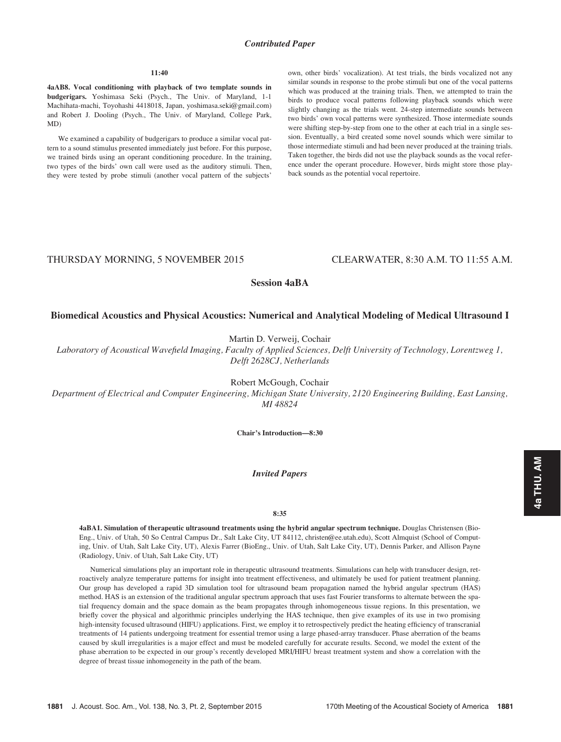### *Contributed Paper*

11:40

**4aAB8. Vocal conditioning with playback of two template sounds in budgerigars.** Yoshimasa Seki (Psych., The Univ. of Maryland, 1-1 Machihata-machi, Toyohashi 4418018, Japan, yoshimasa.seki@gmail.com) and Robert J. Dooling (Psych., The Univ. of Maryland, College Park, MD)

We examined a capability of budgerigars to produce a similar vocal pattern to a sound stimulus presented immediately just before. For this purpose, we trained birds using an operant conditioning procedure. In the training, two types of the birds' own call were used as the auditory stimuli. Then, they were tested by probe stimuli (another vocal pattern of the subjects' own, other birds' vocalization). At test trials, the birds vocalized not any similar sounds in response to the probe stimuli but one of the vocal patterns which was produced at the training trials. Then, we attempted to train the birds to produce vocal patterns following playback sounds which were slightly changing as the trials went. 24-step intermediate sounds between two birds' own vocal patterns were synthesized. Those intermediate sounds were shifting step-by-step from one to the other at each trial in a single session. Eventually, a bird created some novel sounds which were similar to those intermediate stimuli and had been never produced at the training trials. Taken together, the birds did not use the playback sounds as the vocal reference under the operant procedure. However, birds might store those playback sounds as the potential vocal repertoire.

THURSDAY MORNING, 5 NOVEMBER 2015 — CLEARWATER, 8:30 A.M. TO 11:55 A.M.

## Session 4aBA

## Biomedical Acoustics and Physical Acoustics: Numerical and Analytical Modeling of Medical Ultrasound I

Martin D. Verweij, Cochair
*Laboratory of Acoustical Wavefield Imaging, Faculty of Applied Sciences, Delft University of Technology, Lorentzweg 1, Delft 2628CJ, Netherlands*

Robert McGough, Cochair
*Department of Electrical and Computer Engineering, Michigan State University, 2120 Engineering Building, East Lansing, MI 48824*

**Chair's Introduction—8:30**

### *Invited Papers*

8:35

**4aBA1. Simulation of therapeutic ultrasound treatments using the hybrid angular spectrum technique.** Douglas Christensen (BioEng., Univ. of Utah, 50 So Central Campus Dr., Salt Lake City, UT 84112, christen@ee.utah.edu), Scott Almquist (School of Computing, Univ. of Utah, Salt Lake City, UT), Alexis Farrer (BioEng., Univ. of Utah, Salt Lake City, UT), Dennis Parker, and Allison Payne (Radiology, Univ. of Utah, Salt Lake City, UT)

Numerical simulations play an important role in therapeutic ultrasound treatments. Simulations can help with transducer design, retroactively analyze temperature patterns for insight into treatment effectiveness, and ultimately be used for patient treatment planning. Our group has developed a rapid 3D simulation tool for ultrasound beam propagation named the hybrid angular spectrum (HAS) method. HAS is an extension of the traditional angular spectrum approach that uses fast Fourier transforms to alternate between the spatial frequency domain and the space domain as the beam propagates through inhomogeneous tissue regions. In this presentation, we briefly cover the physical and algorithmic principles underlying the HAS technique, then give examples of its use in two promising high-intensity focused ultrasound (HIFU) applications. First, we employ it to retrospectively predict the heating efficiency of transcranial treatments of 14 patients undergoing treatment for essential tremor using a large phased-array transducer. Phase aberration of the beams caused by skull irregularities is a major effect and must be modeled carefully for accurate results. Second, we model the extent of the phase aberration to be expected in our group's recently developed MRI/HIFU breast treatment system and show a correlation with the degree of breast tissue inhomogeneity in the path of the beam.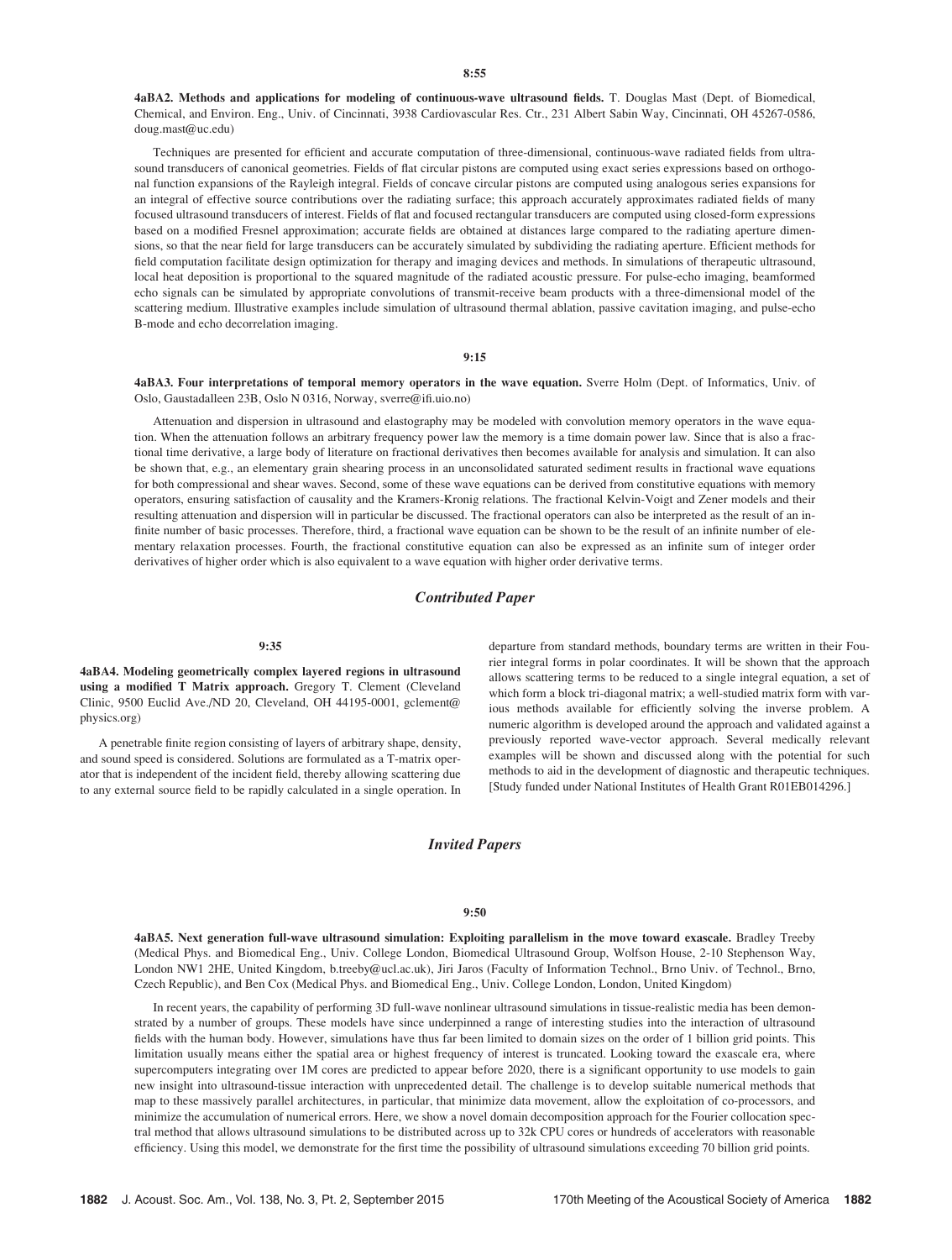**8:55**

**4aBA2. Methods and applications for modeling of continuous-wave ultrasound fields.** T. Douglas Mast (Dept. of Biomedical, Chemical, and Environ. Eng., Univ. of Cincinnati, 3938 Cardiovascular Res. Ctr., 231 Albert Sabin Way, Cincinnati, OH 45267-0586, doug.mast@uc.edu)

Techniques are presented for efficient and accurate computation of three-dimensional, continuous-wave radiated fields from ultrasound transducers of canonical geometries. Fields of flat circular pistons are computed using exact series expressions based on orthogonal function expansions of the Rayleigh integral. Fields of concave circular pistons are computed using analogous series expansions for an integral of effective source contributions over the radiating surface; this approach accurately approximates radiated fields of many focused ultrasound transducers of interest. Fields of flat and focused rectangular transducers are computed using closed-form expressions based on a modified Fresnel approximation; accurate fields are obtained at distances large compared to the radiating aperture dimensions, so that the near field for large transducers can be accurately simulated by subdividing the radiating aperture. Efficient methods for field computation facilitate design optimization for therapy and imaging devices and methods. In simulations of therapeutic ultrasound, local heat deposition is proportional to the squared magnitude of the radiated acoustic pressure. For pulse-echo imaging, beamformed echo signals can be simulated by appropriate convolutions of transmit-receive beam products with a three-dimensional model of the scattering medium. Illustrative examples include simulation of ultrasound thermal ablation, passive cavitation imaging, and pulse-echo B-mode and echo decorrelation imaging.

**9:15**

**4aBA3. Four interpretations of temporal memory operators in the wave equation.** Sverre Holm (Dept. of Informatics, Univ. of Oslo, Gaustadalleen 23B, Oslo N 0316, Norway, sverre@ifi.uio.no)

Attenuation and dispersion in ultrasound and elastography may be modeled with convolution memory operators in the wave equation. When the attenuation follows an arbitrary frequency power law the memory is a time domain power law. Since that is also a fractional time derivative, a large body of literature on fractional derivatives then becomes available for analysis and simulation. It can also be shown that, e.g., an elementary grain shearing process in an unconsolidated saturated sediment results in fractional wave equations for both compressional and shear waves. Second, some of these wave equations can be derived from constitutive equations with memory operators, ensuring satisfaction of causality and the Kramers-Kronig relations. The fractional Kelvin-Voigt and Zener models and their resulting attenuation and dispersion will in particular be discussed. The fractional operators can also be interpreted as the result of an infinite number of basic processes. Therefore, third, a fractional wave equation can be shown to be the result of an infinite number of elementary relaxation processes. Fourth, the fractional constitutive equation can also be expressed as an infinite sum of integer order derivatives of higher order which is also equivalent to a wave equation with higher order derivative terms.

## *Contributed Paper*

**9:35**

**4aBA4. Modeling geometrically complex layered regions in ultrasound using a modified T Matrix approach.** Gregory T. Clement (Cleveland Clinic, 9500 Euclid Ave./ND 20, Cleveland, OH 44195-0001, gclement@physics.org)

A penetrable finite region consisting of layers of arbitrary shape, density, and sound speed is considered. Solutions are formulated as a T-matrix operator that is independent of the incident field, thereby allowing scattering due to any external source field to be rapidly calculated in a single operation. In departure from standard methods, boundary terms are written in their Fourier integral forms in polar coordinates. It will be shown that the approach allows scattering terms to be reduced to a single integral equation, a set of which form a block tri-diagonal matrix; a well-studied matrix form with various methods available for efficiently solving the inverse problem. A numeric algorithm is developed around the approach and validated against a previously reported wave-vector approach. Several medically relevant examples will be shown and discussed along with the potential for such methods to aid in the development of diagnostic and therapeutic techniques. [Study funded under National Institutes of Health Grant R01EB014296.]

## *Invited Papers*

**9:50**

**4aBA5. Next generation full-wave ultrasound simulation: Exploiting parallelism in the move toward exascale.** Bradley Treeby (Medical Phys. and Biomedical Eng., Univ. College London, Biomedical Ultrasound Group, Wolfson House, 2-10 Stephenson Way, London NW1 2HE, United Kingdom, b.treeby@ucl.ac.uk), Jiri Jaros (Faculty of Information Technol., Brno Univ. of Technol., Brno, Czech Republic), and Ben Cox (Medical Phys. and Biomedical Eng., Univ. College London, London, United Kingdom)

In recent years, the capability of performing 3D full-wave nonlinear ultrasound simulations in tissue-realistic media has been demonstrated by a number of groups. These models have since underpinned a range of interesting studies into the interaction of ultrasound fields with the human body. However, simulations have thus far been limited to domain sizes on the order of 1 billion grid points. This limitation usually means either the spatial area or highest frequency of interest is truncated. Looking toward the exascale era, where supercomputers integrating over 1M cores are predicted to appear before 2020, there is a significant opportunity to use models to gain new insight into ultrasound-tissue interaction with unprecedented detail. The challenge is to develop suitable numerical methods that map to these massively parallel architectures, in particular, that minimize data movement, allow the exploitation of co-processors, and minimize the accumulation of numerical errors. Here, we show a novel domain decomposition approach for the Fourier collocation spectral method that allows ultrasound simulations to be distributed across up to 32k CPU cores or hundreds of accelerators with reasonable efficiency. Using this model, we demonstrate for the first time the possibility of ultrasound simulations exceeding 70 billion grid points.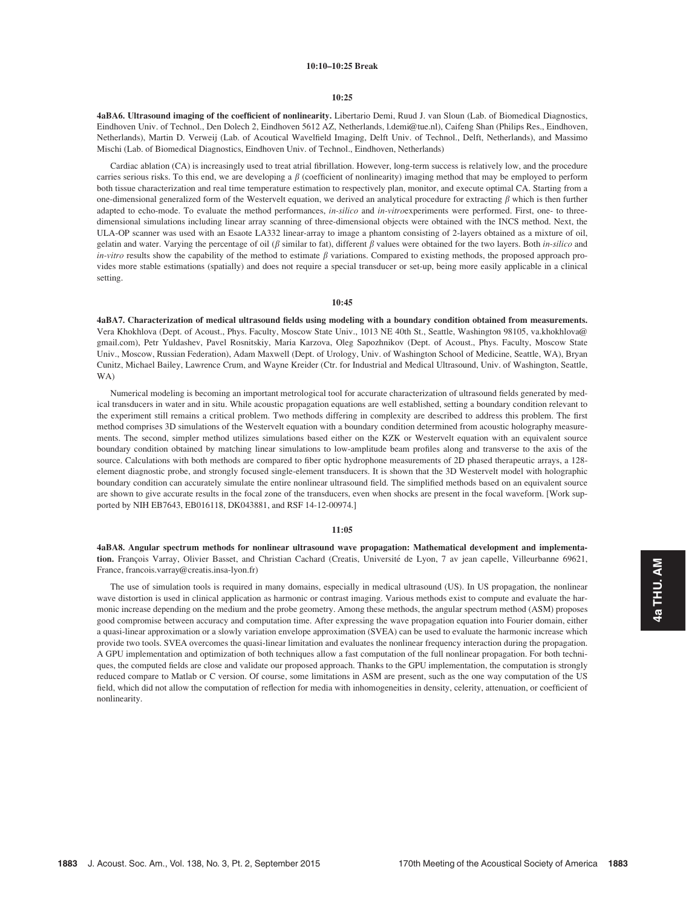**10:10–10:25 Break**

**10:25**

**4aBA6. Ultrasound imaging of the coefficient of nonlinearity.** Libertario Demi, Ruud J. van Sloun (Lab. of Biomedical Diagnostics, Eindhoven Univ. of Technol., Den Dolech 2, Eindhoven 5612 AZ, Netherlands, l.demi@tue.nl), Caifeng Shan (Philips Res., Eindhoven, Netherlands), Martin D. Verweij (Lab. of Acoutical Wavelfield Imaging, Delft Univ. of Technol., Delft, Netherlands), and Massimo Mischi (Lab. of Biomedical Diagnostics, Eindhoven Univ. of Technol., Eindhoven, Netherlands)

Cardiac ablation (CA) is increasingly used to treat atrial fibrillation. However, long-term success is relatively low, and the procedure carries serious risks. To this end, we are developing a $\beta$ (coefficient of nonlinearity) imaging method that may be employed to perform both tissue characterization and real time temperature estimation to respectively plan, monitor, and execute optimal CA. Starting from a one-dimensional generalized form of the Westervelt equation, we derived an analytical procedure for extracting $\beta$ which is then further adapted to echo-mode. To evaluate the method performances, *in-silico* and *in-vitro*experiments were performed. First, one- to three-dimensional simulations including linear array scanning of three-dimensional objects were obtained with the INCS method. Next, the ULA-OP scanner was used with an Esaote LA332 linear-array to image a phantom consisting of 2-layers obtained as a mixture of oil, gelatin and water. Varying the percentage of oil ($\beta$ similar to fat), different $\beta$ values were obtained for the two layers. Both *in-silico* and *in-vitro* results show the capability of the method to estimate $\beta$ variations. Compared to existing methods, the proposed approach provides more stable estimations (spatially) and does not require a special transducer or set-up, being more easily applicable in a clinical setting.

**10:45**

**4aBA7. Characterization of medical ultrasound fields using modeling with a boundary condition obtained from measurements.** Vera Khokhlova (Dept. of Acoust., Phys. Faculty, Moscow State Univ., 1013 NE 40th St., Seattle, Washington 98105, va.khokhlova@gmail.com), Petr Yuldashev, Pavel Rosnitskiy, Maria Karzova, Oleg Sapozhnikov (Dept. of Acoust., Phys. Faculty, Moscow State Univ., Moscow, Russian Federation), Adam Maxwell (Dept. of Urology, Univ. of Washington School of Medicine, Seattle, WA), Bryan Cunitz, Michael Bailey, Lawrence Crum, and Wayne Kreider (Ctr. for Industrial and Medical Ultrasound, Univ. of Washington, Seattle, WA)

Numerical modeling is becoming an important metrological tool for accurate characterization of ultrasound fields generated by medical transducers in water and in situ. While acoustic propagation equations are well established, setting a boundary condition relevant to the experiment still remains a critical problem. Two methods differing in complexity are described to address this problem. The first method comprises 3D simulations of the Westervelt equation with a boundary condition determined from acoustic holography measurements. The second, simpler method utilizes simulations based either on the KZK or Westervelt equation with an equivalent source boundary condition obtained by matching linear simulations to low-amplitude beam profiles along and transverse to the axis of the source. Calculations with both methods are compared to fiber optic hydrophone measurements of 2D phased therapeutic arrays, a 128-element diagnostic probe, and strongly focused single-element transducers. It is shown that the 3D Westervelt model with holographic boundary condition can accurately simulate the entire nonlinear ultrasound field. The simplified methods based on an equivalent source are shown to give accurate results in the focal zone of the transducers, even when shocks are present in the focal waveform. [Work supported by NIH EB7643, EB016118, DK043881, and RSF 14-12-00974.]

**11:05**

**4aBA8. Angular spectrum methods for nonlinear ultrasound wave propagation: Mathematical development and implementation.** François Varray, Olivier Basset, and Christian Cachard (Creatis, Université de Lyon, 7 av jean capelle, Villeurbanne 69621, France, francois.varray@creatis.insa-lyon.fr)

The use of simulation tools is required in many domains, especially in medical ultrasound (US). In US propagation, the nonlinear wave distortion is used in clinical application as harmonic or contrast imaging. Various methods exist to compute and evaluate the harmonic increase depending on the medium and the probe geometry. Among these methods, the angular spectrum method (ASM) proposes good compromise between accuracy and computation time. After expressing the wave propagation equation into Fourier domain, either a quasi-linear approximation or a slowly variation envelope approximation (SVEA) can be used to evaluate the harmonic increase which provide two tools. SVEA overcomes the quasi-linear limitation and evaluates the nonlinear frequency interaction during the propagation. A GPU implementation and optimization of both techniques allow a fast computation of the full nonlinear propagation. For both techniques, the computed fields are close and validate our proposed approach. Thanks to the GPU implementation, the computation is strongly reduced compare to Matlab or C version. Of course, some limitations in ASM are present, such as the one way computation of the US field, which did not allow the computation of reflection for media with inhomogeneities in density, celerity, attenuation, or coefficient of nonlinearity.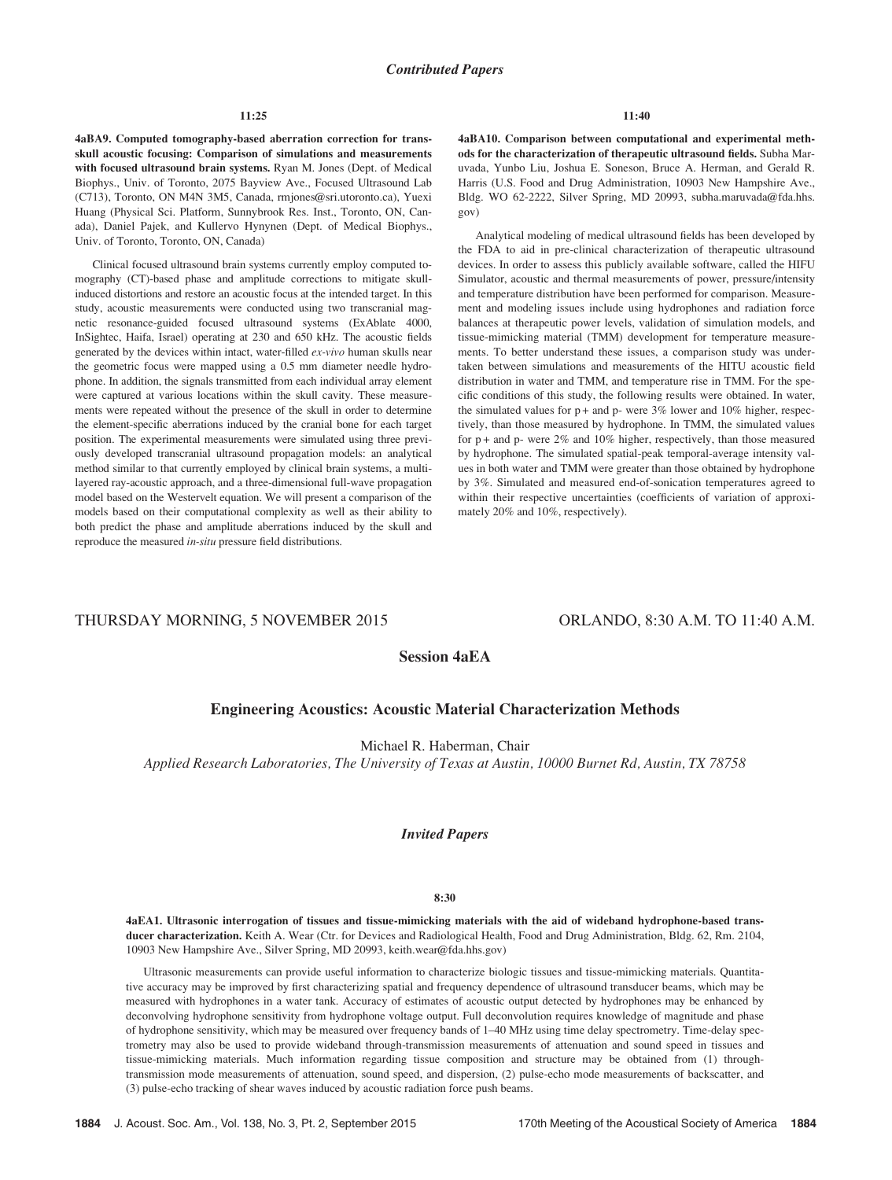## Contributed Papers

**11:25**

**4aBA9. Computed tomography-based aberration correction for transskull acoustic focusing: Comparison of simulations and measurements with focused ultrasound brain systems.** Ryan M. Jones (Dept. of Medical Biophys., Univ. of Toronto, 2075 Bayview Ave., Focused Ultrasound Lab (C713), Toronto, ON M4N 3M5, Canada, rmjones@sri.utoronto.ca), Yuexi Huang (Physical Sci. Platform, Sunnybrook Res. Inst., Toronto, ON, Canada), Daniel Pajek, and Kullervo Hynynen (Dept. of Medical Biophys., Univ. of Toronto, Toronto, ON, Canada)

Clinical focused ultrasound brain systems currently employ computed tomography (CT)-based phase and amplitude corrections to mitigate skull-induced distortions and restore an acoustic focus at the intended target. In this study, acoustic measurements were conducted using two transcranial magnetic resonance-guided focused ultrasound systems (ExAblate 4000, InSightec, Haifa, Israel) operating at 230 and 650 kHz. The acoustic fields generated by the devices within intact, water-filled *ex-vivo* human skulls near the geometric focus were mapped using a 0.5 mm diameter needle hydrophone. In addition, the signals transmitted from each individual array element were captured at various locations within the skull cavity. These measurements were repeated without the presence of the skull in order to determine the element-specific aberrations induced by the cranial bone for each target position. The experimental measurements were simulated using three previously developed transcranial ultrasound propagation models: an analytical method similar to that currently employed by clinical brain systems, a multi-layered ray-acoustic approach, and a three-dimensional full-wave propagation model based on the Westervelt equation. We will present a comparison of the models based on their computational complexity as well as their ability to both predict the phase and amplitude aberrations induced by the skull and reproduce the measured *in-situ* pressure field distributions.

**11:40**

**4aBA10. Comparison between computational and experimental methods for the characterization of therapeutic ultrasound fields.** Subha Maruvada, Yunbo Liu, Joshua E. Soneson, Bruce A. Herman, and Gerald R. Harris (U.S. Food and Drug Administration, 10903 New Hampshire Ave., Bldg. WO 62-2222, Silver Spring, MD 20993, subha.maruvada@fda.hhs.gov)

Analytical modeling of medical ultrasound fields has been developed by the FDA to aid in pre-clinical characterization of therapeutic ultrasound devices. In order to assess this publicly available software, called the HIFU Simulator, acoustic and thermal measurements of power, pressure/intensity and temperature distribution have been performed for comparison. Measurement and modeling issues include using hydrophones and radiation force balances at therapeutic power levels, validation of simulation models, and tissue-mimicking material (TMM) development for temperature measurements. To better understand these issues, a comparison study was undertaken between simulations and measurements of the HITU acoustic field distribution in water and TMM, and temperature rise in TMM. For the specific conditions of this study, the following results were obtained. In water, the simulated values for p+ and p- were 3% lower and 10% higher, respectively, than those measured by hydrophone. In TMM, the simulated values for p+ and p- were 2% and 10% higher, respectively, than those measured by hydrophone. The simulated spatial-peak temporal-average intensity values in both water and TMM were greater than those obtained by hydrophone by 3%. Simulated and measured end-of-sonication temperatures agreed to within their respective uncertainties (coefficients of variation of approximately 20% and 10%, respectively).

THURSDAY MORNING, 5 NOVEMBER 2015 — ORLANDO, 8:30 A.M. TO 11:40 A.M.

# Session 4aEA

## Engineering Acoustics: Acoustic Material Characterization Methods

Michael R. Haberman, Chair

*Applied Research Laboratories, The University of Texas at Austin, 10000 Burnet Rd, Austin, TX 78758*

## Invited Papers

**8:30**

**4aEA1. Ultrasonic interrogation of tissues and tissue-mimicking materials with the aid of wideband hydrophone-based transducer characterization.** Keith A. Wear (Ctr. for Devices and Radiological Health, Food and Drug Administration, Bldg. 62, Rm. 2104, 10903 New Hampshire Ave., Silver Spring, MD 20993, keith.wear@fda.hhs.gov)

Ultrasonic measurements can provide useful information to characterize biologic tissues and tissue-mimicking materials. Quantitative accuracy may be improved by first characterizing spatial and frequency dependence of ultrasound transducer beams, which may be measured with hydrophones in a water tank. Accuracy of estimates of acoustic output detected by hydrophones may be enhanced by deconvolving hydrophone sensitivity from hydrophone voltage output. Full deconvolution requires knowledge of magnitude and phase of hydrophone sensitivity, which may be measured over frequency bands of 1–40 MHz using time delay spectrometry. Time-delay spectrometry may also be used to provide wideband through-transmission measurements of attenuation and sound speed in tissues and tissue-mimicking materials. Much information regarding tissue composition and structure may be obtained from (1) through-transmission mode measurements of attenuation, sound speed, and dispersion, (2) pulse-echo mode measurements of backscatter, and (3) pulse-echo tracking of shear waves induced by acoustic radiation force push beams.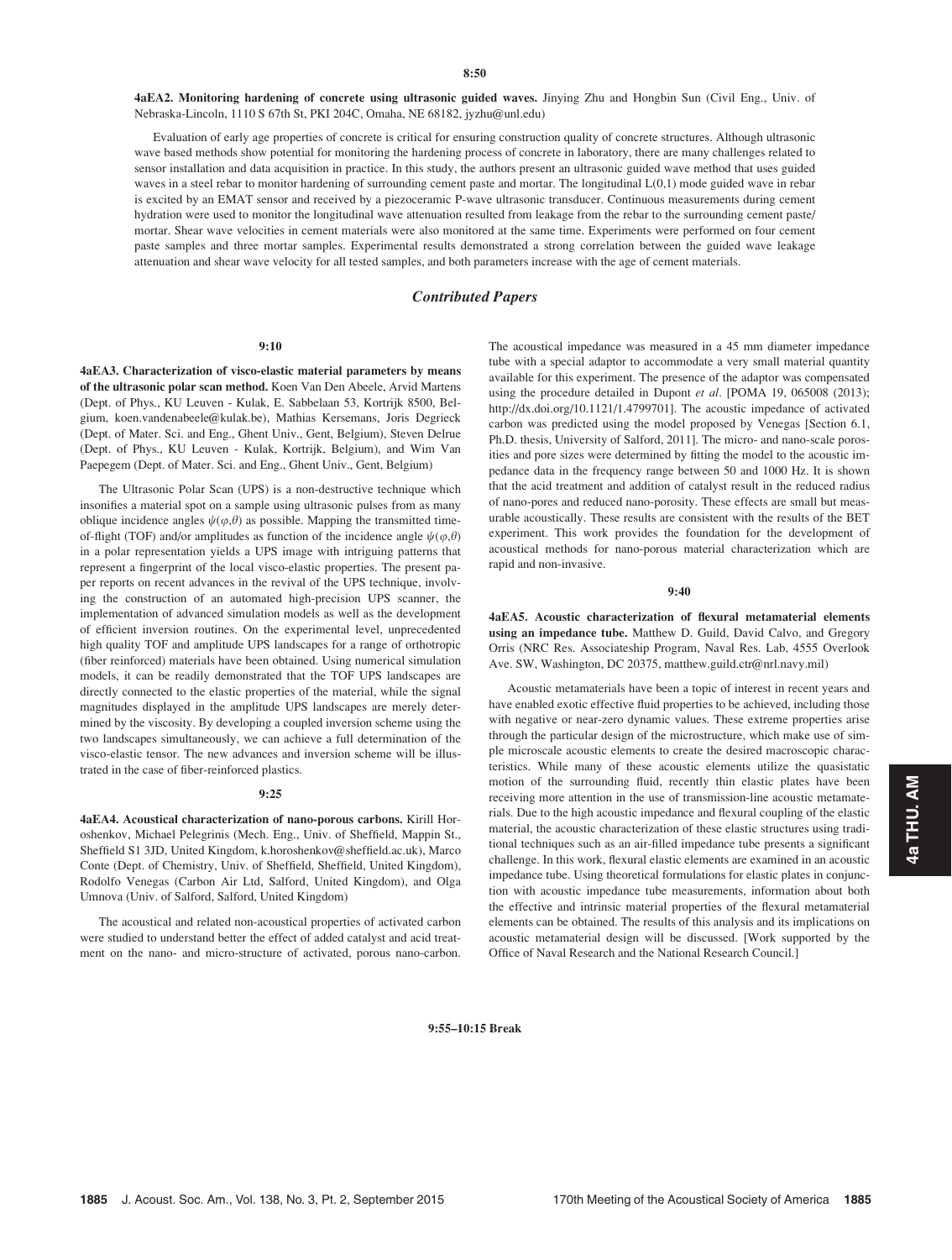**8:50**

**4aEA2. Monitoring hardening of concrete using ultrasonic guided waves.** Jinying Zhu and Hongbin Sun (Civil Eng., Univ. of Nebraska-Lincoln, 1110 S 67th St, PKI 204C, Omaha, NE 68182, jyzhu@unl.edu)

Evaluation of early age properties of concrete is critical for ensuring construction quality of concrete structures. Although ultrasonic wave based methods show potential for monitoring the hardening process of concrete in laboratory, there are many challenges related to sensor installation and data acquisition in practice. In this study, the authors present an ultrasonic guided wave method that uses guided waves in a steel rebar to monitor hardening of surrounding cement paste and mortar. The longitudinal L(0,1) mode guided wave in rebar is excited by an EMAT sensor and received by a piezoceramic P-wave ultrasonic transducer. Continuous measurements during cement hydration were used to monitor the longitudinal wave attenuation resulted from leakage from the rebar to the surrounding cement paste/mortar. Shear wave velocities in cement materials were also monitored at the same time. Experiments were performed on four cement paste samples and three mortar samples. Experimental results demonstrated a strong correlation between the guided wave leakage attenuation and shear wave velocity for all tested samples, and both parameters increase with the age of cement materials.

## *Contributed Papers*

**9:10**

**4aEA3. Characterization of visco-elastic material parameters by means of the ultrasonic polar scan method.** Koen Van Den Abeele, Arvid Martens (Dept. of Phys., KU Leuven - Kulak, E. Sabbelaan 53, Kortrijk 8500, Belgium, koen.vandenabeele@kulak.be), Mathias Kersemans, Joris Degrieck (Dept. of Mater. Sci. and Eng., Ghent Univ., Gent, Belgium), Steven Delrue (Dept. of Phys., KU Leuven - Kulak, Kortrijk, Belgium), and Wim Van Paepegem (Dept. of Mater. Sci. and Eng., Ghent Univ., Gent, Belgium)

The Ultrasonic Polar Scan (UPS) is a non-destructive technique which insonifies a material spot on a sample using ultrasonic pulses from as many oblique incidence angles $\psi(\varphi,\theta)$ as possible. Mapping the transmitted time-of-flight (TOF) and/or amplitudes as function of the incidence angle $\psi(\varphi,\theta)$ in a polar representation yields a UPS image with intriguing patterns that represent a fingerprint of the local visco-elastic properties. The present paper reports on recent advances in the revival of the UPS technique, involving the construction of an automated high-precision UPS scanner, the implementation of advanced simulation models as well as the development of efficient inversion routines. On the experimental level, unprecedented high quality TOF and amplitude UPS landscapes for a range of orthotropic (fiber reinforced) materials have been obtained. Using numerical simulation models, it can be readily demonstrated that the TOF UPS landscapes are directly connected to the elastic properties of the material, while the signal magnitudes displayed in the amplitude UPS landscapes are merely determined by the viscosity. By developing a coupled inversion scheme using the two landscapes simultaneously, we can achieve a full determination of the visco-elastic tensor. The new advances and inversion scheme will be illustrated in the case of fiber-reinforced plastics.

**9:25**

**4aEA4. Acoustical characterization of nano-porous carbons.** Kirill Horoshenkov, Michael Pelegrinis (Mech. Eng., Univ. of Sheffield, Mappin St., Sheffield S1 3JD, United Kingdom, k.horoshenkov@sheffield.ac.uk), Marco Conte (Dept. of Chemistry, Univ. of Sheffield, Sheffield, United Kingdom), Rodolfo Venegas (Carbon Air Ltd, Salford, United Kingdom), and Olga Umnova (Univ. of Salford, Salford, United Kingdom)

The acoustical and related non-acoustical properties of activated carbon were studied to understand better the effect of added catalyst and acid treatment on the nano- and micro-structure of activated, porous nano-carbon. The acoustical impedance was measured in a 45 mm diameter impedance tube with a special adaptor to accommodate a very small material quantity available for this experiment. The presence of the adaptor was compensated using the procedure detailed in Dupont *et al.* [POMA 19, 065008 (2013); http://dx.doi.org/10.1121/1.4799701]. The acoustic impedance of activated carbon was predicted using the model proposed by Venegas [Section 6.1, Ph.D. thesis, University of Salford, 2011]. The micro- and nano-scale porosities and pore sizes were determined by fitting the model to the acoustic impedance data in the frequency range between 50 and 1000 Hz. It is shown that the acid treatment and addition of catalyst result in the reduced radius of nano-pores and reduced nano-porosity. These effects are small but measurable acoustically. These results are consistent with the results of the BET experiment. This work provides the foundation for the development of acoustical methods for nano-porous material characterization which are rapid and non-invasive.

**9:40**

**4aEA5. Acoustic characterization of flexural metamaterial elements using an impedance tube.** Matthew D. Guild, David Calvo, and Gregory Orris (NRC Res. Associateship Program, Naval Res. Lab, 4555 Overlook Ave. SW, Washington, DC 20375, matthew.guild.ctr@nrl.navy.mil)

Acoustic metamaterials have been a topic of interest in recent years and have enabled exotic effective fluid properties to be achieved, including those with negative or near-zero dynamic values. These extreme properties arise through the particular design of the microstructure, which make use of simple microscale acoustic elements to create the desired macroscopic characteristics. While many of these acoustic elements utilize the quasistatic motion of the surrounding fluid, recently thin elastic plates have been receiving more attention in the use of transmission-line acoustic metamaterials. Due to the high acoustic impedance and flexural coupling of the elastic material, the acoustic characterization of these elastic structures using traditional techniques such as an air-filled impedance tube presents a significant challenge. In this work, flexural elastic elements are examined in an acoustic impedance tube. Using theoretical formulations for elastic plates in conjunction with acoustic impedance tube measurements, information about both the effective and intrinsic material properties of the flexural metamaterial elements can be obtained. The results of this analysis and its implications on acoustic metamaterial design will be discussed. [Work supported by the Office of Naval Research and the National Research Council.]

**9:55–10:15 Break**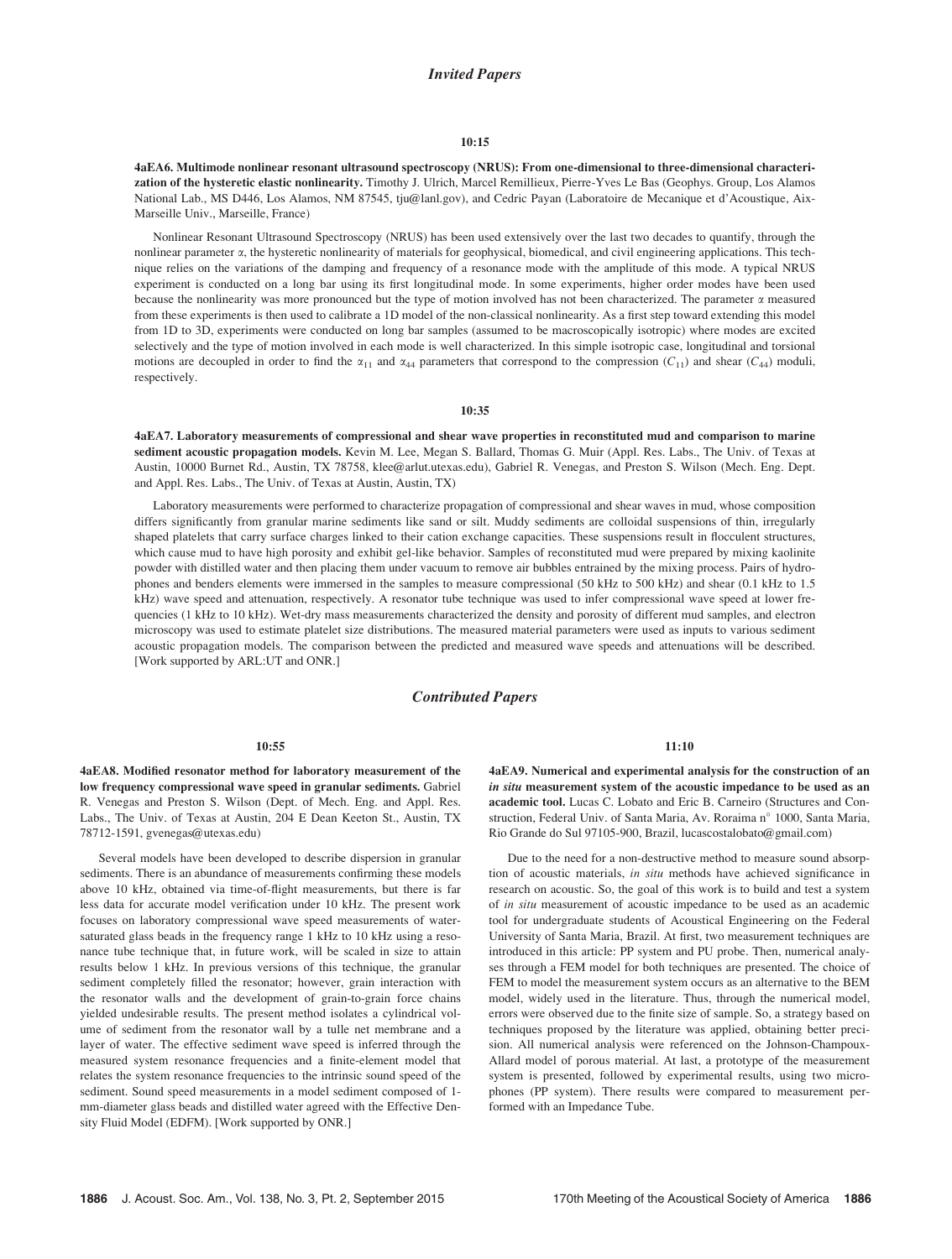## *Invited Papers*

**10:15**

**4aEA6. Multimode nonlinear resonant ultrasound spectroscopy (NRUS): From one-dimensional to three-dimensional characterization of the hysteretic elastic nonlinearity.** Timothy J. Ulrich, Marcel Remillieux, Pierre-Yves Le Bas (Geophys. Group, Los Alamos National Lab., MS D446, Los Alamos, NM 87545, tju@lanl.gov), and Cedric Payan (Laboratoire de Mecanique et d'Acoustique, Aix-Marseille Univ., Marseille, France)

Nonlinear Resonant Ultrasound Spectroscopy (NRUS) has been used extensively over the last two decades to quantify, through the nonlinear parameter $\alpha$, the hysteretic nonlinearity of materials for geophysical, biomedical, and civil engineering applications. This technique relies on the variations of the damping and frequency of a resonance mode with the amplitude of this mode. A typical NRUS experiment is conducted on a long bar using its first longitudinal mode. In some experiments, higher order modes have been used because the nonlinearity was more pronounced but the type of motion involved has not been characterized. The parameter $\alpha$ measured from these experiments is then used to calibrate a 1D model of the non-classical nonlinearity. As a first step toward extending this model from 1D to 3D, experiments were conducted on long bar samples (assumed to be macroscopically isotropic) where modes are excited selectively and the type of motion involved in each mode is well characterized. In this simple isotropic case, longitudinal and torsional motions are decoupled in order to find the $\alpha_{11}$ and $\alpha_{44}$ parameters that correspond to the compression ($C_{11}$) and shear ($C_{44}$) moduli, respectively.

**10:35**

**4aEA7. Laboratory measurements of compressional and shear wave properties in reconstituted mud and comparison to marine sediment acoustic propagation models.** Kevin M. Lee, Megan S. Ballard, Thomas G. Muir (Appl. Res. Labs., The Univ. of Texas at Austin, 10000 Burnet Rd., Austin, TX 78758, klee@arlut.utexas.edu), Gabriel R. Venegas, and Preston S. Wilson (Mech. Eng. Dept. and Appl. Res. Labs., The Univ. of Texas at Austin, Austin, TX)

Laboratory measurements were performed to characterize propagation of compressional and shear waves in mud, whose composition differs significantly from granular marine sediments like sand or silt. Muddy sediments are colloidal suspensions of thin, irregularly shaped platelets that carry surface charges linked to their cation exchange capacities. These suspensions result in flocculent structures, which cause mud to have high porosity and exhibit gel-like behavior. Samples of reconstituted mud were prepared by mixing kaolinite powder with distilled water and then placing them under vacuum to remove air bubbles entrained by the mixing process. Pairs of hydrophones and benders elements were immersed in the samples to measure compressional (50 kHz to 500 kHz) and shear (0.1 kHz to 1.5 kHz) wave speed and attenuation, respectively. A resonator tube technique was used to infer compressional wave speed at lower frequencies (1 kHz to 10 kHz). Wet-dry mass measurements characterized the density and porosity of different mud samples, and electron microscopy was used to estimate platelet size distributions. The measured material parameters were used as inputs to various sediment acoustic propagation models. The comparison between the predicted and measured wave speeds and attenuations will be described. [Work supported by ARL:UT and ONR.]

## *Contributed Papers*

**10:55**

**4aEA8. Modified resonator method for laboratory measurement of the low frequency compressional wave speed in granular sediments.** Gabriel R. Venegas and Preston S. Wilson (Dept. of Mech. Eng. and Appl. Res. Labs., The Univ. of Texas at Austin, 204 E Dean Keeton St., Austin, TX 78712-1591, gvenegas@utexas.edu)

Several models have been developed to describe dispersion in granular sediments. There is an abundance of measurements confirming these models above 10 kHz, obtained via time-of-flight measurements, but there is far less data for accurate model verification under 10 kHz. The present work focuses on laboratory compressional wave speed measurements of water-saturated glass beads in the frequency range 1 kHz to 10 kHz using a resonance tube technique that, in future work, will be scaled in size to attain results below 1 kHz. In previous versions of this technique, the granular sediment completely filled the resonator; however, grain interaction with the resonator walls and the development of grain-to-grain force chains yielded undesirable results. The present method isolates a cylindrical volume of sediment from the resonator wall by a tulle net membrane and a layer of water. The effective sediment wave speed is inferred through the measured system resonance frequencies and a finite-element model that relates the system resonance frequencies to the intrinsic sound speed of the sediment. Sound speed measurements in a model sediment composed of 1-mm-diameter glass beads and distilled water agreed with the Effective Density Fluid Model (EDFM). [Work supported by ONR.]

**11:10**

**4aEA9. Numerical and experimental analysis for the construction of an *in situ* measurement system of the acoustic impedance to be used as an academic tool.** Lucas C. Lobato and Eric B. Carneiro (Structures and Construction, Federal Univ. of Santa Maria, Av. Roraima n° 1000, Santa Maria, Rio Grande do Sul 97105-900, Brazil, lucascostalobato@gmail.com)

Due to the need for a non-destructive method to measure sound absorption of acoustic materials, *in situ* methods have achieved significance in research on acoustic. So, the goal of this work is to build and test a system of *in situ* measurement of acoustic impedance to be used as an academic tool for undergraduate students of Acoustical Engineering on the Federal University of Santa Maria, Brazil. At first, two measurement techniques are introduced in this article: PP system and PU probe. Then, numerical analyses through a FEM model for both techniques are presented. The choice of FEM to model the measurement system occurs as an alternative to the BEM model, widely used in the literature. Thus, through the numerical model, errors were observed due to the finite size of sample. So, a strategy based on techniques proposed by the literature was applied, obtaining better precision. All numerical analysis were referenced on the Johnson-Champoux-Allard model of porous material. At last, a prototype of the measurement system is presented, followed by experimental results, using two microphones (PP system). There results were compared to measurement performed with an Impedance Tube.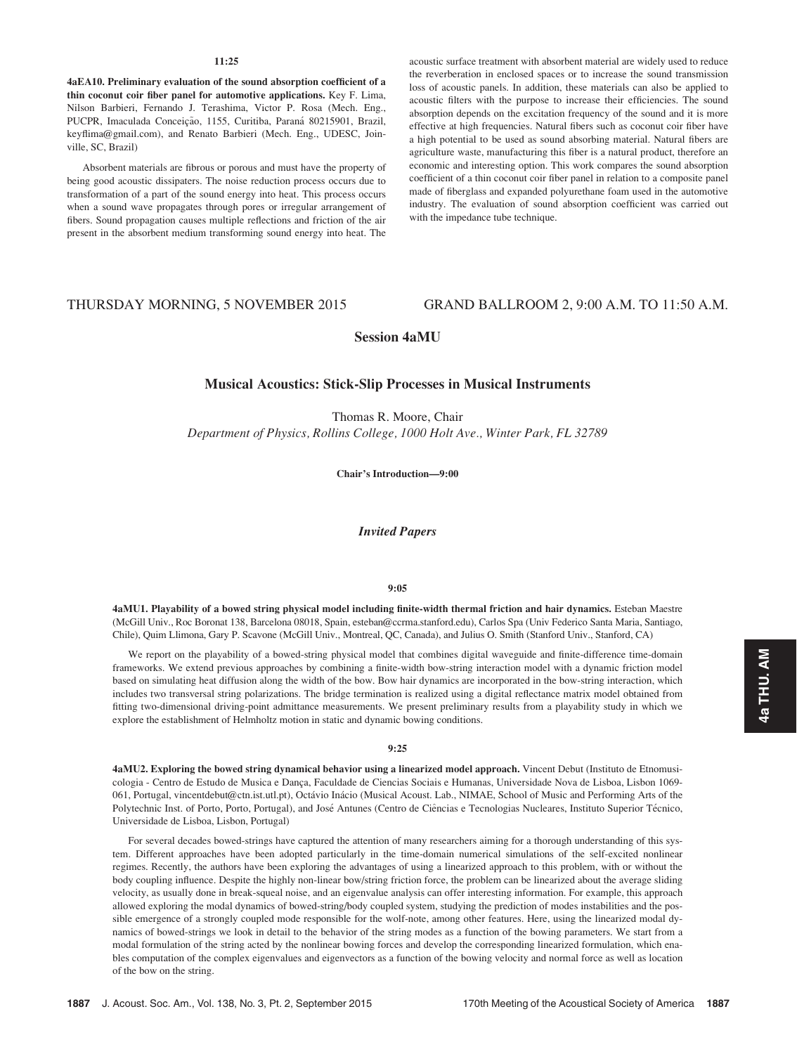11:25

**4aEA10. Preliminary evaluation of the sound absorption coefficient of a thin coconut coir fiber panel for automotive applications.** Key F. Lima, Nilson Barbieri, Fernando J. Terashima, Victor P. Rosa (Mech. Eng., PUCPR, Imaculada Conceição, 1155, Curitiba, Paraná 80215901, Brazil, keyflima@gmail.com), and Renato Barbieri (Mech. Eng., UDESC, Joinville, SC, Brazil)

Absorbent materials are fibrous or porous and must have the property of being good acoustic dissipaters. The noise reduction process occurs due to transformation of a part of the sound energy into heat. This process occurs when a sound wave propagates through pores or irregular arrangement of fibers. Sound propagation causes multiple reflections and friction of the air present in the absorbent medium transforming sound energy into heat. The acoustic surface treatment with absorbent material are widely used to reduce the reverberation in enclosed spaces or to increase the sound transmission loss of acoustic panels. In addition, these materials can also be applied to acoustic filters with the purpose to increase their efficiencies. The sound absorption depends on the excitation frequency of the sound and it is more effective at high frequencies. Natural fibers such as coconut coir fiber have a high potential to be used as sound absorbing material. Natural fibers are agriculture waste, manufacturing this fiber is a natural product, therefore an economic and interesting option. This work compares the sound absorption coefficient of a thin coconut coir fiber panel in relation to a composite panel made of fiberglass and expanded polyurethane foam used in the automotive industry. The evaluation of sound absorption coefficient was carried out with the impedance tube technique.

THURSDAY MORNING, 5 NOVEMBER 2015 — GRAND BALLROOM 2, 9:00 A.M. TO 11:50 A.M.

## Session 4aMU

### Musical Acoustics: Stick-Slip Processes in Musical Instruments

Thomas R. Moore, Chair

*Department of Physics, Rollins College, 1000 Holt Ave., Winter Park, FL 32789*

**Chair's Introduction—9:00**

#### *Invited Papers*

9:05

**4aMU1. Playability of a bowed string physical model including finite-width thermal friction and hair dynamics.** Esteban Maestre (McGill Univ., Roc Boronat 138, Barcelona 08018, Spain, esteban@ccrma.stanford.edu), Carlos Spa (Univ Federico Santa Maria, Santiago, Chile), Quim Llimona, Gary P. Scavone (McGill Univ., Montreal, QC, Canada), and Julius O. Smith (Stanford Univ., Stanford, CA)

We report on the playability of a bowed-string physical model that combines digital waveguide and finite-difference time-domain frameworks. We extend previous approaches by combining a finite-width bow-string interaction model with a dynamic friction model based on simulating heat diffusion along the width of the bow. Bow hair dynamics are incorporated in the bow-string interaction, which includes two transversal string polarizations. The bridge termination is realized using a digital reflectance matrix model obtained from fitting two-dimensional driving-point admittance measurements. We present preliminary results from a playability study in which we explore the establishment of Helmholtz motion in static and dynamic bowing conditions.

9:25

**4aMU2. Exploring the bowed string dynamical behavior using a linearized model approach.** Vincent Debut (Instituto de Etnomusicologia - Centro de Estudo de Musica e Dança, Faculdade de Ciencias Sociais e Humanas, Universidade Nova de Lisboa, Lisbon 1069-061, Portugal, vincentdebut@ctn.ist.utl.pt), Octávio Inácio (Musical Acoust. Lab., NIMAE, School of Music and Performing Arts of the Polytechnic Inst. of Porto, Porto, Portugal), and José Antunes (Centro de Ciências e Tecnologias Nucleares, Instituto Superior Técnico, Universidade de Lisboa, Lisbon, Portugal)

For several decades bowed-strings have captured the attention of many researchers aiming for a thorough understanding of this system. Different approaches have been adopted particularly in the time-domain numerical simulations of the self-excited nonlinear regimes. Recently, the authors have been exploring the advantages of using a linearized approach to this problem, with or without the body coupling influence. Despite the highly non-linear bow/string friction force, the problem can be linearized about the average sliding velocity, as usually done in break-squeal noise, and an eigenvalue analysis can offer interesting information. For example, this approach allowed exploring the modal dynamics of bowed-string/body coupled system, studying the prediction of modes instabilities and the possible emergence of a strongly coupled mode responsible for the wolf-note, among other features. Here, using the linearized modal dynamics of bowed-strings we look in detail to the behavior of the string modes as a function of the bowing parameters. We start from a modal formulation of the string acted by the nonlinear bowing forces and develop the corresponding linearized formulation, which enables computation of the complex eigenvalues and eigenvectors as a function of the bowing velocity and normal force as well as location of the bow on the string.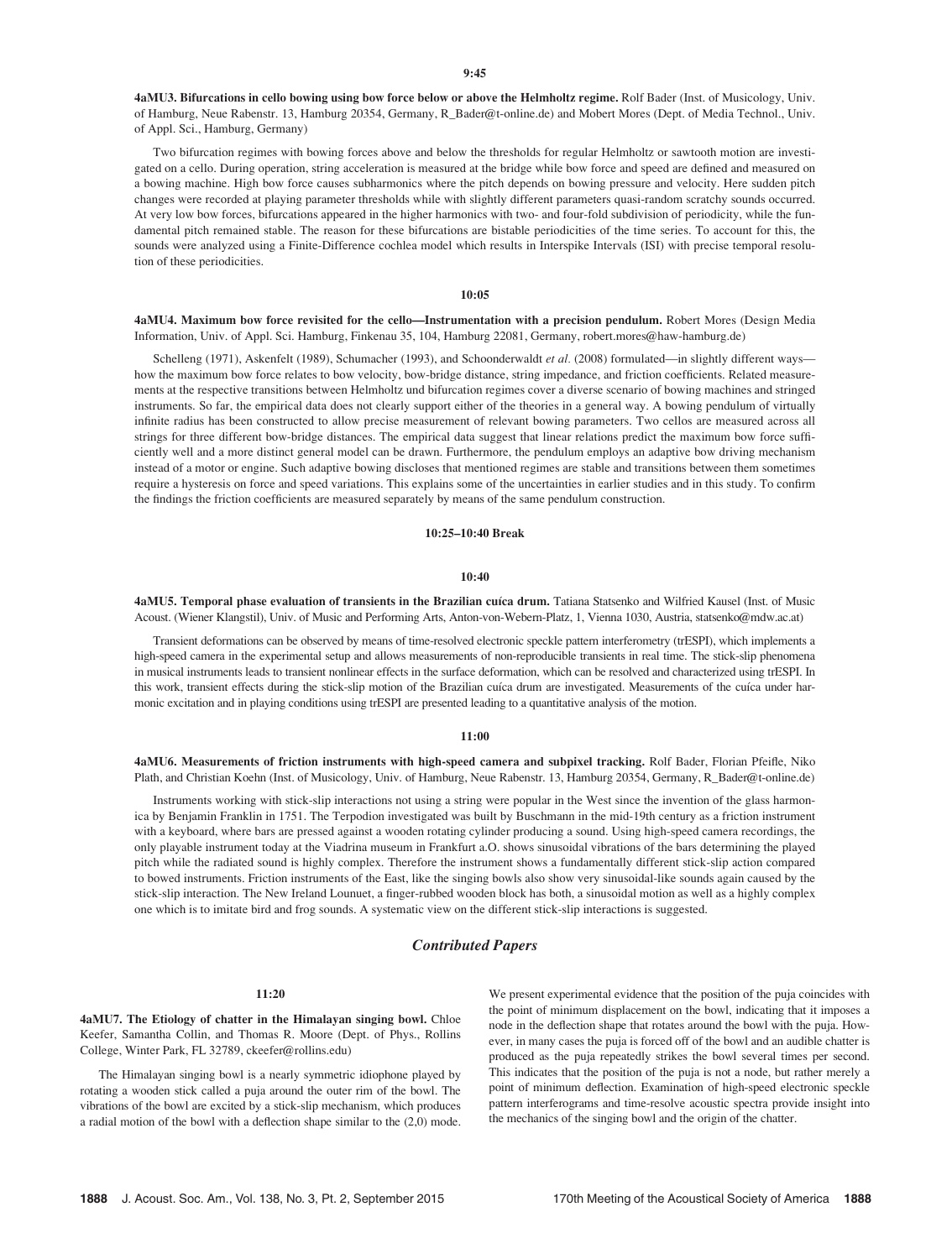9:45

**4aMU3. Bifurcations in cello bowing using bow force below or above the Helmholtz regime.** Rolf Bader (Inst. of Musicology, Univ. of Hamburg, Neue Rabenstr. 13, Hamburg 20354, Germany, R_Bader@t-online.de) and Mobert Mores (Dept. of Media Technol., Univ. of Appl. Sci., Hamburg, Germany)

Two bifurcation regimes with bowing forces above and below the thresholds for regular Helmholtz or sawtooth motion are investigated on a cello. During operation, string acceleration is measured at the bridge while bow force and speed are defined and measured on a bowing machine. High bow force causes subharmonics where the pitch depends on bowing pressure and velocity. Here sudden pitch changes were recorded at playing parameter thresholds while with slightly different parameters quasi-random scratchy sounds occurred. At very low bow forces, bifurcations appeared in the higher harmonics with two- and four-fold subdivision of periodicity, while the fundamental pitch remained stable. The reason for these bifurcations are bistable periodicities of the time series. To account for this, the sounds were analyzed using a Finite-Difference cochlea model which results in Interspike Intervals (ISI) with precise temporal resolution of these periodicities.

10:05

**4aMU4. Maximum bow force revisited for the cello—Instrumentation with a precision pendulum.** Robert Mores (Design Media Information, Univ. of Appl. Sci. Hamburg, Finkenau 35, 104, Hamburg 22081, Germany, robert.mores@haw-hamburg.de)

Schelleng (1971), Askenfelt (1989), Schumacher (1993), and Schoonderwaldt *et al.* (2008) formulated—in slightly different ways—how the maximum bow force relates to bow velocity, bow-bridge distance, string impedance, and friction coefficients. Related measurements at the respective transitions between Helmholtz und bifurcation regimes cover a diverse scenario of bowing machines and stringed instruments. So far, the empirical data does not clearly support either of the theories in a general way. A bowing pendulum of virtually infinite radius has been constructed to allow precise measurement of relevant bowing parameters. Two cellos are measured across all strings for three different bow-bridge distances. The empirical data suggest that linear relations predict the maximum bow force sufficiently well and a more distinct general model can be drawn. Furthermore, the pendulum employs an adaptive bow driving mechanism instead of a motor or engine. Such adaptive bowing discloses that mentioned regimes are stable and transitions between them sometimes require a hysteresis on force and speed variations. This explains some of the uncertainties in earlier studies and in this study. To confirm the findings the friction coefficients are measured separately by means of the same pendulum construction.

10:25–10:40 Break

10:40

**4aMU5. Temporal phase evaluation of transients in the Brazilian cuíca drum.** Tatiana Statsenko and Wilfried Kausel (Inst. of Music Acoust. (Wiener Klangstil), Univ. of Music and Performing Arts, Anton-von-Webern-Platz, 1, Vienna 1030, Austria, statsenko@mdw.ac.at)

Transient deformations can be observed by means of time-resolved electronic speckle pattern interferometry (trESPI), which implements a high-speed camera in the experimental setup and allows measurements of non-reproducible transients in real time. The stick-slip phenomena in musical instruments leads to transient nonlinear effects in the surface deformation, which can be resolved and characterized using trESPI. In this work, transient effects during the stick-slip motion of the Brazilian cuíca drum are investigated. Measurements of the cuíca under harmonic excitation and in playing conditions using trESPI are presented leading to a quantitative analysis of the motion.

11:00

**4aMU6. Measurements of friction instruments with high-speed camera and subpixel tracking.** Rolf Bader, Florian Pfeifle, Niko Plath, and Christian Koehn (Inst. of Musicology, Univ. of Hamburg, Neue Rabenstr. 13, Hamburg 20354, Germany, R_Bader@t-online.de)

Instruments working with stick-slip interactions not using a string were popular in the West since the invention of the glass harmonica by Benjamin Franklin in 1751. The Terpodion investigated was built by Buschmann in the mid-19th century as a friction instrument with a keyboard, where bars are pressed against a wooden rotating cylinder producing a sound. Using high-speed camera recordings, the only playable instrument today at the Viadrina museum in Frankfurt a.O. shows sinusoidal vibrations of the bars determining the played pitch while the radiated sound is highly complex. Therefore the instrument shows a fundamentally different stick-slip action compared to bowed instruments. Friction instruments of the East, like the singing bowls also show very sinusoidal-like sounds again caused by the stick-slip interaction. The New Ireland Lounuet, a finger-rubbed wooden block has both, a sinusoidal motion as well as a highly complex one which is to imitate bird and frog sounds. A systematic view on the different stick-slip interactions is suggested.

## *Contributed Papers*

11:20

**4aMU7. The Etiology of chatter in the Himalayan singing bowl.** Chloe Keefer, Samantha Collin, and Thomas R. Moore (Dept. of Phys., Rollins College, Winter Park, FL 32789, ckeefer@rollins.edu)

The Himalayan singing bowl is a nearly symmetric idiophone played by rotating a wooden stick called a puja around the outer rim of the bowl. The vibrations of the bowl are excited by a stick-slip mechanism, which produces a radial motion of the bowl with a deflection shape similar to the (2,0) mode. We present experimental evidence that the position of the puja coincides with the point of minimum displacement on the bowl, indicating that it imposes a node in the deflection shape that rotates around the bowl with the puja. However, in many cases the puja is forced off of the bowl and an audible chatter is produced as the puja repeatedly strikes the bowl several times per second. This indicates that the position of the puja is not a node, but rather merely a point of minimum deflection. Examination of high-speed electronic speckle pattern interferograms and time-resolve acoustic spectra provide insight into the mechanics of the singing bowl and the origin of the chatter.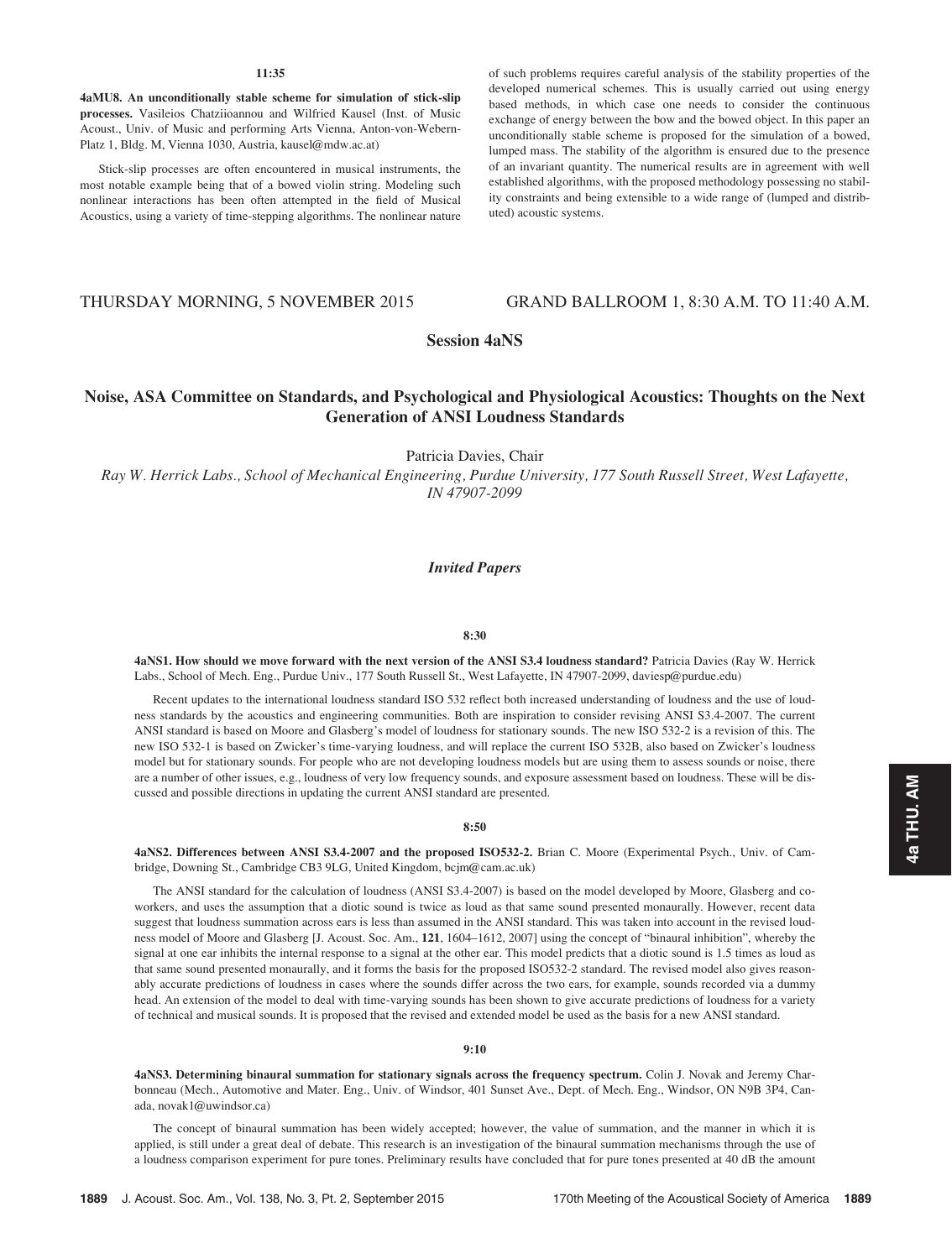**11:35**

**4aMU8. An unconditionally stable scheme for simulation of stick-slip processes.** Vasileios Chatziioannou and Wilfried Kausel (Inst. of Music Acoust., Univ. of Music and performing Arts Vienna, Anton-von-Webern-Platz 1, Bldg. M, Vienna 1030, Austria, kausel@mdw.ac.at)

Stick-slip processes are often encountered in musical instruments, the most notable example being that of a bowed violin string. Modeling such nonlinear interactions has been often attempted in the field of Musical Acoustics, using a variety of time-stepping algorithms. The nonlinear nature of such problems requires careful analysis of the stability properties of the developed numerical schemes. This is usually carried out using energy based methods, in which case one needs to consider the continuous exchange of energy between the bow and the bowed object. In this paper an unconditionally stable scheme is proposed for the simulation of a bowed, lumped mass. The stability of the algorithm is ensured due to the presence of an invariant quantity. The numerical results are in agreement with well established algorithms, with the proposed methodology possessing no stability constraints and being extensible to a wide range of (lumped and distributed) acoustic systems.

THURSDAY MORNING, 5 NOVEMBER 2015 — GRAND BALLROOM 1, 8:30 A.M. TO 11:40 A.M.

# Session 4aNS

## Noise, ASA Committee on Standards, and Psychological and Physiological Acoustics: Thoughts on the Next Generation of ANSI Loudness Standards

Patricia Davies, Chair

*Ray W. Herrick Labs., School of Mechanical Engineering, Purdue University, 177 South Russell Street, West Lafayette, IN 47907-2099*

### *Invited Papers*

**8:30**

**4aNS1. How should we move forward with the next version of the ANSI S3.4 loudness standard?** Patricia Davies (Ray W. Herrick Labs., School of Mech. Eng., Purdue Univ., 177 South Russell St., West Lafayette, IN 47907-2099, daviesp@purdue.edu)

Recent updates to the international loudness standard ISO 532 reflect both increased understanding of loudness and the use of loudness standards by the acoustics and engineering communities. Both are inspiration to consider revising ANSI S3.4-2007. The current ANSI standard is based on Moore and Glasberg's model of loudness for stationary sounds. The new ISO 532-2 is a revision of this. The new ISO 532-1 is based on Zwicker's time-varying loudness, and will replace the current ISO 532B, also based on Zwicker's loudness model but for stationary sounds. For people who are not developing loudness models but are using them to assess sounds or noise, there are a number of other issues, e.g., loudness of very low frequency sounds, and exposure assessment based on loudness. These will be discussed and possible directions in updating the current ANSI standard are presented.

**8:50**

**4aNS2. Differences between ANSI S3.4-2007 and the proposed ISO532-2.** Brian C. Moore (Experimental Psych., Univ. of Cambridge, Downing St., Cambridge CB3 9LG, United Kingdom, bcjm@cam.ac.uk)

The ANSI standard for the calculation of loudness (ANSI S3.4-2007) is based on the model developed by Moore, Glasberg and co-workers, and uses the assumption that a diotic sound is twice as loud as that same sound presented monaurally. However, recent data suggest that loudness summation across ears is less than assumed in the ANSI standard. This was taken into account in the revised loudness model of Moore and Glasberg [J. Acoust. Soc. Am., **121**, 1604–1612, 2007] using the concept of "binaural inhibition", whereby the signal at one ear inhibits the internal response to a signal at the other ear. This model predicts that a diotic sound is 1.5 times as loud as that same sound presented monaurally, and it forms the basis for the proposed ISO532-2 standard. The revised model also gives reasonably accurate predictions of loudness in cases where the sounds differ across the two ears, for example, sounds recorded via a dummy head. An extension of the model to deal with time-varying sounds has been shown to give accurate predictions of loudness for a variety of technical and musical sounds. It is proposed that the revised and extended model be used as the basis for a new ANSI standard.

**9:10**

**4aNS3. Determining binaural summation for stationary signals across the frequency spectrum.** Colin J. Novak and Jeremy Charbonneau (Mech., Automotive and Mater. Eng., Univ. of Windsor, 401 Sunset Ave., Dept. of Mech. Eng., Windsor, ON N9B 3P4, Canada, novak1@uwindsor.ca)

The concept of binaural summation has been widely accepted; however, the value of summation, and the manner in which it is applied, is still under a great deal of debate. This research is an investigation of the binaural summation mechanisms through the use of a loudness comparison experiment for pure tones. Preliminary results have concluded that for pure tones presented at 40 dB the amount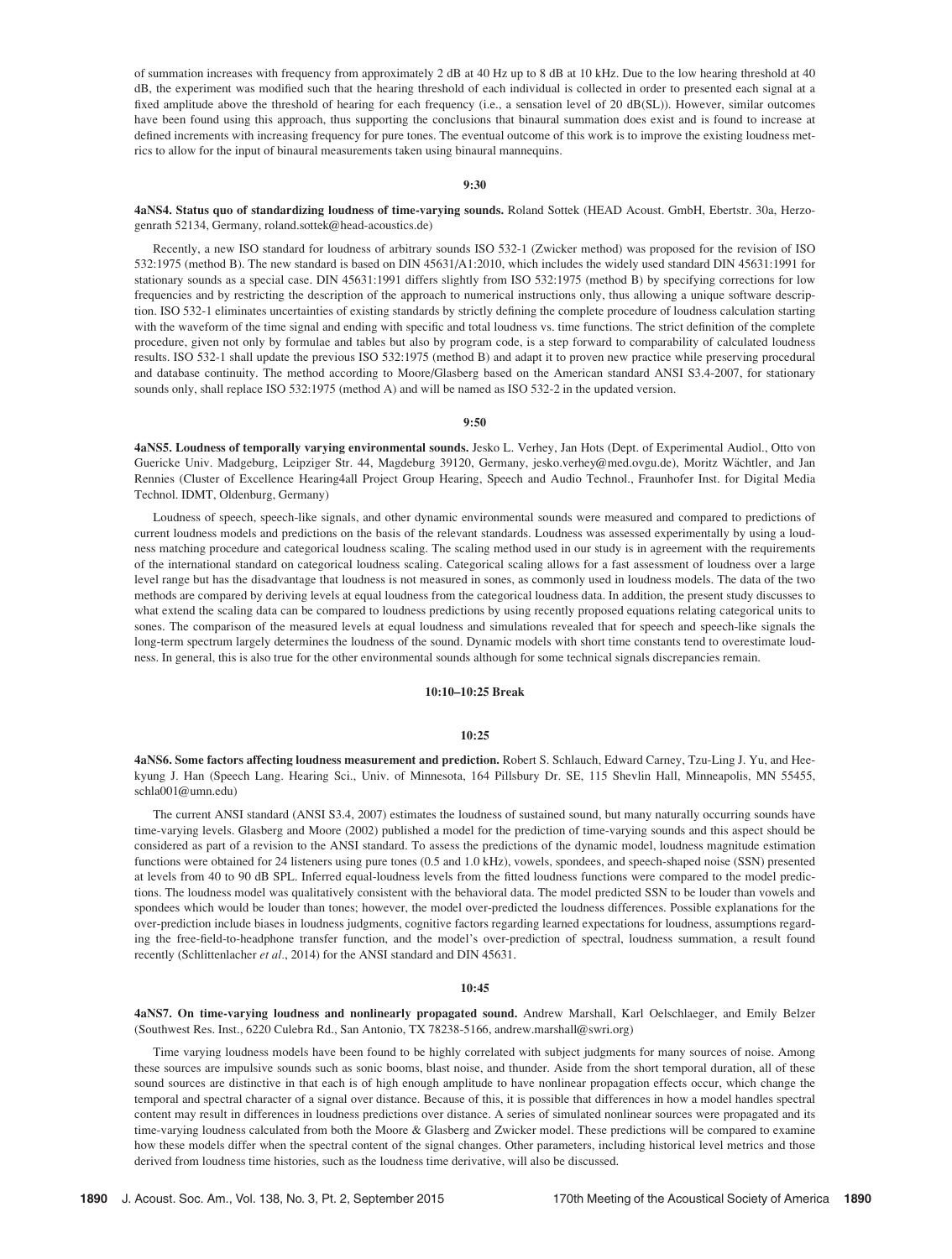of summation increases with frequency from approximately 2 dB at 40 Hz up to 8 dB at 10 kHz. Due to the low hearing threshold at 40 dB, the experiment was modified such that the hearing threshold of each individual is collected in order to presented each signal at a fixed amplitude above the threshold of hearing for each frequency (i.e., a sensation level of 20 dB(SL)). However, similar outcomes have been found using this approach, thus supporting the conclusions that binaural summation does exist and is found to increase at defined increments with increasing frequency for pure tones. The eventual outcome of this work is to improve the existing loudness metrics to allow for the input of binaural measurements taken using binaural mannequins.

9:30

**4aNS4. Status quo of standardizing loudness of time-varying sounds.** Roland Sottek (HEAD Acoust. GmbH, Ebertstr. 30a, Herzogenrath 52134, Germany, roland.sottek@head-acoustics.de)

Recently, a new ISO standard for loudness of arbitrary sounds ISO 532-1 (Zwicker method) was proposed for the revision of ISO 532:1975 (method B). The new standard is based on DIN 45631/A1:2010, which includes the widely used standard DIN 45631:1991 for stationary sounds as a special case. DIN 45631:1991 differs slightly from ISO 532:1975 (method B) by specifying corrections for low frequencies and by restricting the description of the approach to numerical instructions only, thus allowing a unique software description. ISO 532-1 eliminates uncertainties of existing standards by strictly defining the complete procedure of loudness calculation starting with the waveform of the time signal and ending with specific and total loudness vs. time functions. The strict definition of the complete procedure, given not only by formulae and tables but also by program code, is a step forward to comparability of calculated loudness results. ISO 532-1 shall update the previous ISO 532:1975 (method B) and adapt it to proven new practice while preserving procedural and database continuity. The method according to Moore/Glasberg based on the American standard ANSI S3.4-2007, for stationary sounds only, shall replace ISO 532:1975 (method A) and will be named as ISO 532-2 in the updated version.

9:50

**4aNS5. Loudness of temporally varying environmental sounds.** Jesko L. Verhey, Jan Hots (Dept. of Experimental Audiol., Otto von Guericke Univ. Magdeburg, Leipziger Str. 44, Magdeburg 39120, Germany, jesko.verhey@med.ovgu.de), Moritz Wächtler, and Jan Rennies (Cluster of Excellence Hearing4all Project Group Hearing, Speech and Audio Technol., Fraunhofer Inst. for Digital Media Technol. IDMT, Oldenburg, Germany)

Loudness of speech, speech-like signals, and other dynamic environmental sounds were measured and compared to predictions of current loudness models and predictions on the basis of the relevant standards. Loudness was assessed experimentally by using a loudness matching procedure and categorical loudness scaling. The scaling method used in our study is in agreement with the requirements of the international standard on categorical loudness scaling. Categorical scaling allows for a fast assessment of loudness over a large level range but has the disadvantage that loudness is not measured in sones, as commonly used in loudness models. The data of the two methods are compared by deriving levels at equal loudness from the categorical loudness data. In addition, the present study discusses to what extend the scaling data can be compared to loudness predictions by using recently proposed equations relating categorical units to sones. The comparison of the measured levels at equal loudness and simulations revealed that for speech and speech-like signals the long-term spectrum largely determines the loudness of the sound. Dynamic models with short time constants tend to overestimate loudness. In general, this is also true for the other environmental sounds although for some technical signals discrepancies remain.

10:10–10:25 Break

10:25

**4aNS6. Some factors affecting loudness measurement and prediction.** Robert S. Schlauch, Edward Carney, Tzu-Ling J. Yu, and Heekyung J. Han (Speech Lang. Hearing Sci., Univ. of Minnesota, 164 Pillsbury Dr. SE, 115 Shevlin Hall, Minneapolis, MN 55455, schla001@umn.edu)

The current ANSI standard (ANSI S3.4, 2007) estimates the loudness of sustained sound, but many naturally occurring sounds have time-varying levels. Glasberg and Moore (2002) published a model for the prediction of time-varying sounds and this aspect should be considered as part of a revision to the ANSI standard. To assess the predictions of the dynamic model, loudness magnitude estimation functions were obtained for 24 listeners using pure tones (0.5 and 1.0 kHz), vowels, spondees, and speech-shaped noise (SSN) presented at levels from 40 to 90 dB SPL. Inferred equal-loudness levels from the fitted loudness functions were compared to the model predictions. The loudness model was qualitatively consistent with the behavioral data. The model predicted SSN to be louder than vowels and spondees which would be louder than tones; however, the model over-predicted the loudness differences. Possible explanations for the over-prediction include biases in loudness judgments, cognitive factors regarding learned expectations for loudness, assumptions regarding the free-field-to-headphone transfer function, and the model's over-prediction of spectral, loudness summation, a result found recently (Schlittenlacher *et al.*, 2014) for the ANSI standard and DIN 45631.

10:45

**4aNS7. On time-varying loudness and nonlinearly propagated sound.** Andrew Marshall, Karl Oelschlaeger, and Emily Belzer (Southwest Res. Inst., 6220 Culebra Rd., San Antonio, TX 78238-5166, andrew.marshall@swri.org)

Time varying loudness models have been found to be highly correlated with subject judgments for many sources of noise. Among these sources are impulsive sounds such as sonic booms, blast noise, and thunder. Aside from the short temporal duration, all of these sound sources are distinctive in that each is of high enough amplitude to have nonlinear propagation effects occur, which change the temporal and spectral character of a signal over distance. Because of this, it is possible that differences in how a model handles spectral content may result in differences in loudness predictions over distance. A series of simulated nonlinear sources were propagated and its time-varying loudness calculated from both the Moore & Glasberg and Zwicker model. These predictions will be compared to examine how these models differ when the spectral content of the signal changes. Other parameters, including historical level metrics and those derived from loudness time histories, such as the loudness time derivative, will also be discussed.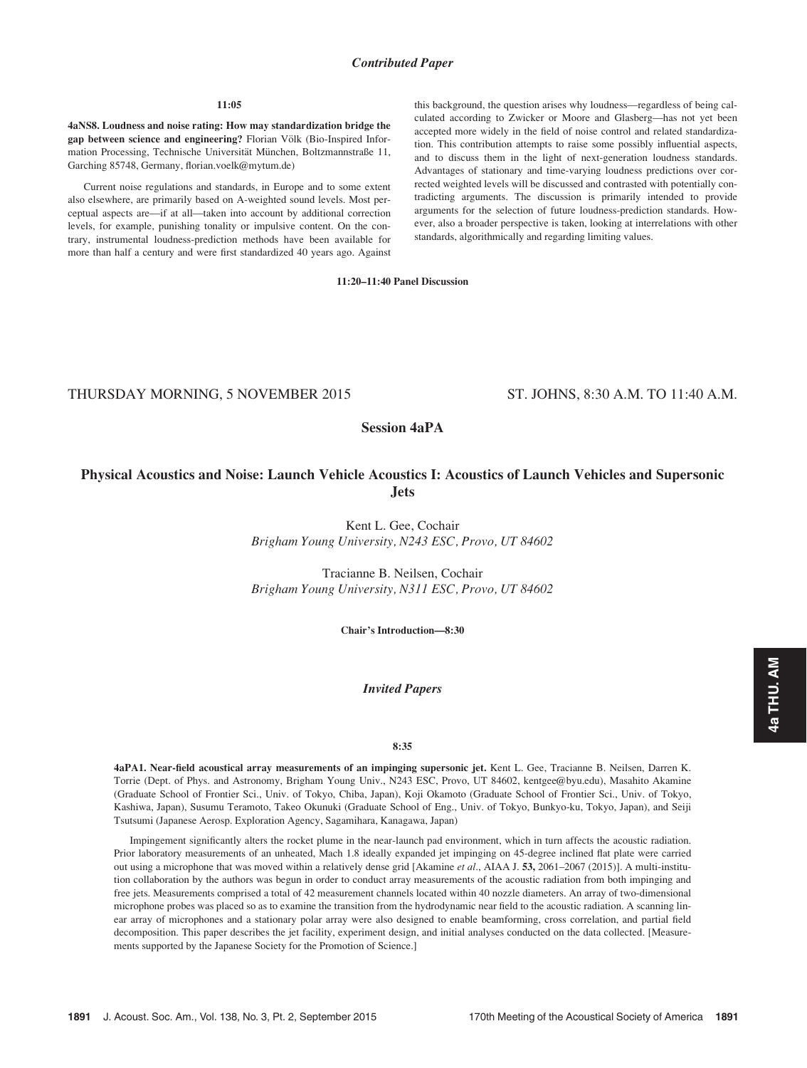*Contributed Paper*

**11:05**

**4aNS8. Loudness and noise rating: How may standardization bridge the gap between science and engineering?** Florian Völk (Bio-Inspired Information Processing, Technische Universität München, Boltzmannstraße 11, Garching 85748, Germany, florian.voelk@mytum.de)

Current noise regulations and standards, in Europe and to some extent also elsewhere, are primarily based on A-weighted sound levels. Most perceptual aspects are—if at all—taken into account by additional correction levels, for example, punishing tonality or impulsive content. On the contrary, instrumental loudness-prediction methods have been available for more than half a century and were first standardized 40 years ago. Against this background, the question arises why loudness—regardless of being calculated according to Zwicker or Moore and Glasberg—has not yet been accepted more widely in the field of noise control and related standardization. This contribution attempts to raise some possibly influential aspects, and to discuss them in the light of next-generation loudness standards. Advantages of stationary and time-varying loudness predictions over corrected weighted levels will be discussed and contrasted with potentially contradicting arguments. The discussion is primarily intended to provide arguments for the selection of future loudness-prediction standards. However, also a broader perspective is taken, looking at interrelations with other standards, algorithmically and regarding limiting values.

**11:20–11:40 Panel Discussion**

THURSDAY MORNING, 5 NOVEMBER 2015 — ST. JOHNS, 8:30 A.M. TO 11:40 A.M.

## Session 4aPA

## Physical Acoustics and Noise: Launch Vehicle Acoustics I: Acoustics of Launch Vehicles and Supersonic Jets

Kent L. Gee, Cochair
*Brigham Young University, N243 ESC, Provo, UT 84602*

Tracianne B. Neilsen, Cochair
*Brigham Young University, N311 ESC, Provo, UT 84602*

**Chair's Introduction—8:30**

### *Invited Papers*

**8:35**

**4aPA1. Near-field acoustical array measurements of an impinging supersonic jet.** Kent L. Gee, Tracianne B. Neilsen, Darren K. Torrie (Dept. of Phys. and Astronomy, Brigham Young Univ., N243 ESC, Provo, UT 84602, kentgee@byu.edu), Masahito Akamine (Graduate School of Frontier Sci., Univ. of Tokyo, Chiba, Japan), Koji Okamoto (Graduate School of Frontier Sci., Univ. of Tokyo, Kashiwa, Japan), Susumu Teramoto, Takeo Okunuki (Graduate School of Eng., Univ. of Tokyo, Bunkyo-ku, Tokyo, Japan), and Seiji Tsutsumi (Japanese Aerosp. Exploration Agency, Sagamihara, Kanagawa, Japan)

Impingement significantly alters the rocket plume in the near-launch pad environment, which in turn affects the acoustic radiation. Prior laboratory measurements of an unheated, Mach 1.8 ideally expanded jet impinging on 45-degree inclined flat plate were carried out using a microphone that was moved within a relatively dense grid [Akamine *et al.*, AIAA J. **53,** 2061–2067 (2015)]. A multi-institution collaboration by the authors was begun in order to conduct array measurements of the acoustic radiation from both impinging and free jets. Measurements comprised a total of 42 measurement channels located within 40 nozzle diameters. An array of two-dimensional microphone probes was placed so as to examine the transition from the hydrodynamic near field to the acoustic radiation. A scanning linear array of microphones and a stationary polar array were also designed to enable beamforming, cross correlation, and partial field decomposition. This paper describes the jet facility, experiment design, and initial analyses conducted on the data collected. [Measurements supported by the Japanese Society for the Promotion of Science.]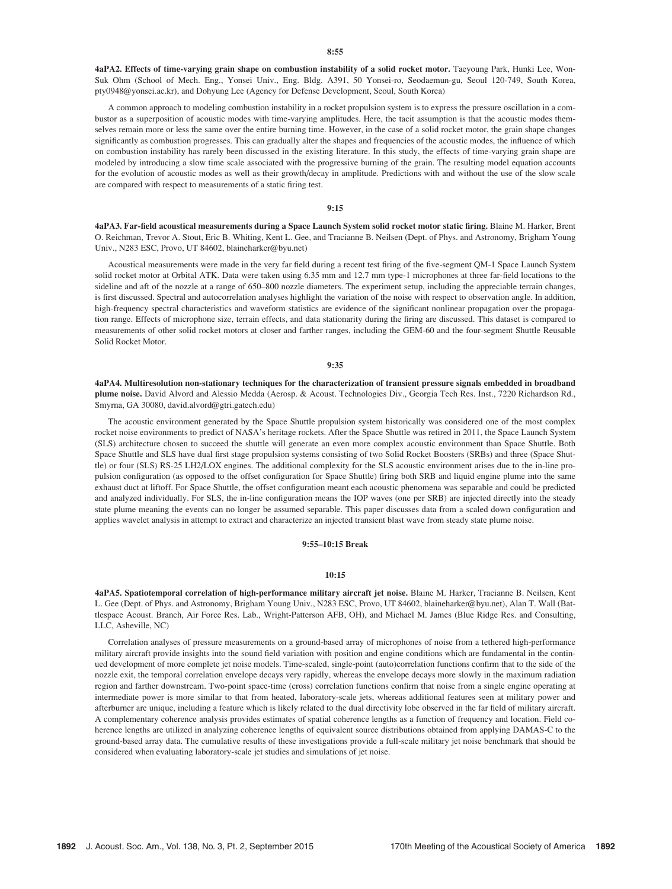**8:55**

**4aPA2. Effects of time-varying grain shape on combustion instability of a solid rocket motor.** Taeyoung Park, Hunki Lee, Won-Suk Ohm (School of Mech. Eng., Yonsei Univ., Eng. Bldg. A391, 50 Yonsei-ro, Seodaemun-gu, Seoul 120-749, South Korea, pty0948@yonsei.ac.kr), and Dohyung Lee (Agency for Defense Development, Seoul, South Korea)

A common approach to modeling combustion instability in a rocket propulsion system is to express the pressure oscillation in a combustor as a superposition of acoustic modes with time-varying amplitudes. Here, the tacit assumption is that the acoustic modes themselves remain more or less the same over the entire burning time. However, in the case of a solid rocket motor, the grain shape changes significantly as combustion progresses. This can gradually alter the shapes and frequencies of the acoustic modes, the influence of which on combustion instability has rarely been discussed in the existing literature. In this study, the effects of time-varying grain shape are modeled by introducing a slow time scale associated with the progressive burning of the grain. The resulting model equation accounts for the evolution of acoustic modes as well as their growth/decay in amplitude. Predictions with and without the use of the slow scale are compared with respect to measurements of a static firing test.

**9:15**

**4aPA3. Far-field acoustical measurements during a Space Launch System solid rocket motor static firing.** Blaine M. Harker, Brent O. Reichman, Trevor A. Stout, Eric B. Whiting, Kent L. Gee, and Tracianne B. Neilsen (Dept. of Phys. and Astronomy, Brigham Young Univ., N283 ESC, Provo, UT 84602, blaineharker@byu.net)

Acoustical measurements were made in the very far field during a recent test firing of the five-segment QM-1 Space Launch System solid rocket motor at Orbital ATK. Data were taken using 6.35 mm and 12.7 mm type-1 microphones at three far-field locations to the sideline and aft of the nozzle at a range of 650–800 nozzle diameters. The experiment setup, including the appreciable terrain changes, is first discussed. Spectral and autocorrelation analyses highlight the variation of the noise with respect to observation angle. In addition, high-frequency spectral characteristics and waveform statistics are evidence of the significant nonlinear propagation over the propagation range. Effects of microphone size, terrain effects, and data stationarity during the firing are discussed. This dataset is compared to measurements of other solid rocket motors at closer and farther ranges, including the GEM-60 and the four-segment Shuttle Reusable Solid Rocket Motor.

**9:35**

**4aPA4. Multiresolution non-stationary techniques for the characterization of transient pressure signals embedded in broadband plume noise.** David Alvord and Alessio Medda (Aerosp. & Acoust. Technologies Div., Georgia Tech Res. Inst., 7220 Richardson Rd., Smyrna, GA 30080, david.alvord@gtri.gatech.edu)

The acoustic environment generated by the Space Shuttle propulsion system historically was considered one of the most complex rocket noise environments to predict of NASA's heritage rockets. After the Space Shuttle was retired in 2011, the Space Launch System (SLS) architecture chosen to succeed the shuttle will generate an even more complex acoustic environment than Space Shuttle. Both Space Shuttle and SLS have dual first stage propulsion systems consisting of two Solid Rocket Boosters (SRBs) and three (Space Shuttle) or four (SLS) RS-25 LH2/LOX engines. The additional complexity for the SLS acoustic environment arises due to the in-line propulsion configuration (as opposed to the offset configuration for Space Shuttle) firing both SRB and liquid engine plume into the same exhaust duct at liftoff. For Space Shuttle, the offset configuration meant each acoustic phenomena was separable and could be predicted and analyzed individually. For SLS, the in-line configuration means the IOP waves (one per SRB) are injected directly into the steady state plume meaning the events can no longer be assumed separable. This paper discusses data from a scaled down configuration and applies wavelet analysis in attempt to extract and characterize an injected transient blast wave from steady state plume noise.

**9:55–10:15 Break**

**10:15**

**4aPA5. Spatiotemporal correlation of high-performance military aircraft jet noise.** Blaine M. Harker, Tracianne B. Neilsen, Kent L. Gee (Dept. of Phys. and Astronomy, Brigham Young Univ., N283 ESC, Provo, UT 84602, blaineharker@byu.net), Alan T. Wall (Battlespace Acoust. Branch, Air Force Res. Lab., Wright-Patterson AFB, OH), and Michael M. James (Blue Ridge Res. and Consulting, LLC, Asheville, NC)

Correlation analyses of pressure measurements on a ground-based array of microphones of noise from a tethered high-performance military aircraft provide insights into the sound field variation with position and engine conditions which are fundamental in the continued development of more complete jet noise models. Time-scaled, single-point (auto)correlation functions confirm that to the side of the nozzle exit, the temporal correlation envelope decays very rapidly, whereas the envelope decays more slowly in the maximum radiation region and farther downstream. Two-point space-time (cross) correlation functions confirm that noise from a single engine operating at intermediate power is more similar to that from heated, laboratory-scale jets, whereas additional features seen at military power and afterburner are unique, including a feature which is likely related to the dual directivity lobe observed in the far field of military aircraft. A complementary coherence analysis provides estimates of spatial coherence lengths as a function of frequency and location. Field coherence lengths are utilized in analyzing coherence lengths of equivalent source distributions obtained from applying DAMAS-C to the ground-based array data. The cumulative results of these investigations provide a full-scale military jet noise benchmark that should be considered when evaluating laboratory-scale jet studies and simulations of jet noise.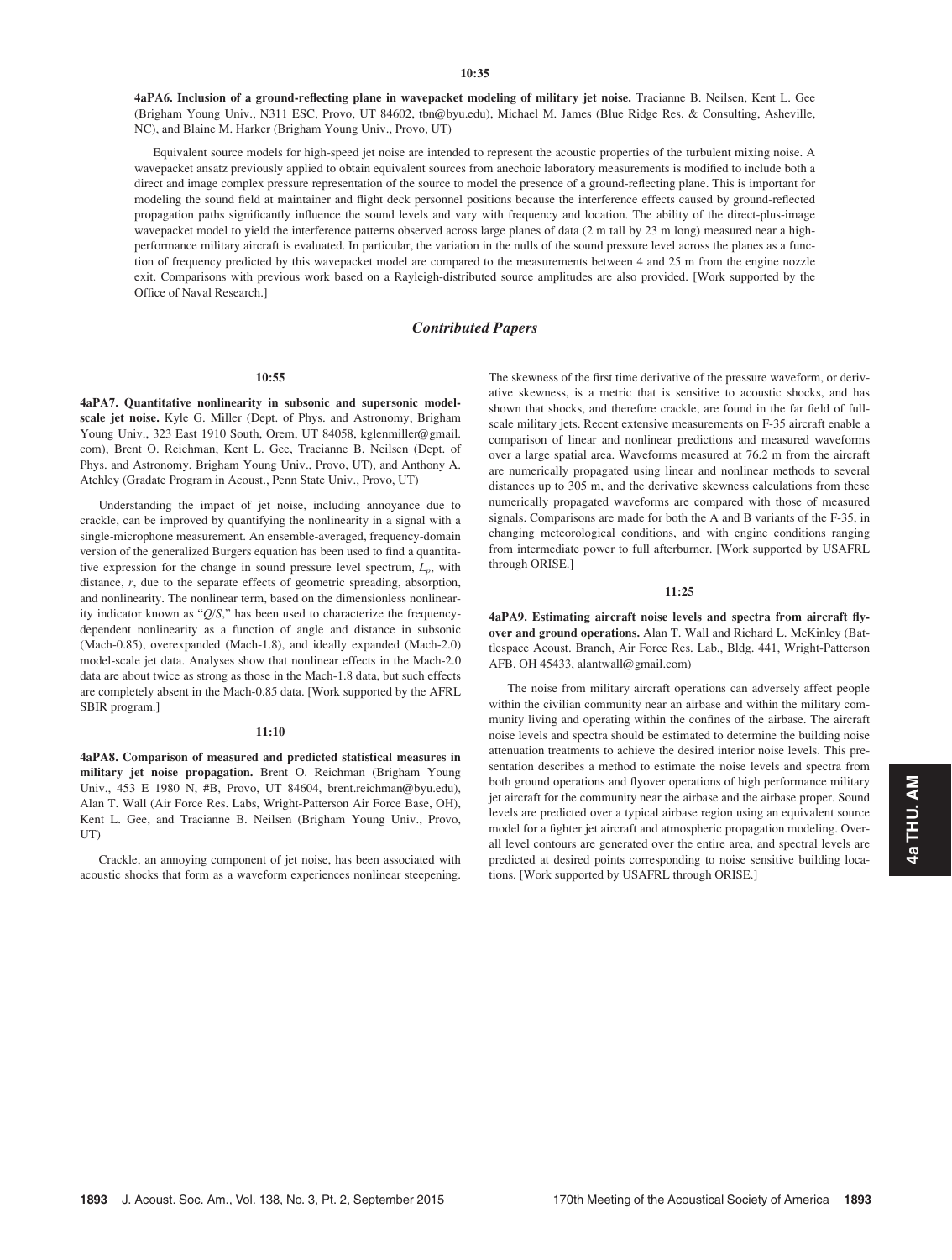**10:35**

**4aPA6. Inclusion of a ground-reflecting plane in wavepacket modeling of military jet noise.** Tracianne B. Neilsen, Kent L. Gee (Brigham Young Univ., N311 ESC, Provo, UT 84602, tbn@byu.edu), Michael M. James (Blue Ridge Res. & Consulting, Asheville, NC), and Blaine M. Harker (Brigham Young Univ., Provo, UT)

Equivalent source models for high-speed jet noise are intended to represent the acoustic properties of the turbulent mixing noise. A wavepacket ansatz previously applied to obtain equivalent sources from anechoic laboratory measurements is modified to include both a direct and image complex pressure representation of the source to model the presence of a ground-reflecting plane. This is important for modeling the sound field at maintainer and flight deck personnel positions because the interference effects caused by ground-reflected propagation paths significantly influence the sound levels and vary with frequency and location. The ability of the direct-plus-image wavepacket model to yield the interference patterns observed across large planes of data (2 m tall by 23 m long) measured near a high-performance military aircraft is evaluated. In particular, the variation in the nulls of the sound pressure level across the planes as a function of frequency predicted by this wavepacket model are compared to the measurements between 4 and 25 m from the engine nozzle exit. Comparisons with previous work based on a Rayleigh-distributed source amplitudes are also provided. [Work supported by the Office of Naval Research.]

## *Contributed Papers*

**10:55**

**4aPA7. Quantitative nonlinearity in subsonic and supersonic model-scale jet noise.** Kyle G. Miller (Dept. of Phys. and Astronomy, Brigham Young Univ., 323 East 1910 South, Orem, UT 84058, kglenmiller@gmail.com), Brent O. Reichman, Kent L. Gee, Tracianne B. Neilsen (Dept. of Phys. and Astronomy, Brigham Young Univ., Provo, UT), and Anthony A. Atchley (Gradate Program in Acoust., Penn State Univ., Provo, UT)

Understanding the impact of jet noise, including annoyance due to crackle, can be improved by quantifying the nonlinearity in a signal with a single-microphone measurement. An ensemble-averaged, frequency-domain version of the generalized Burgers equation has been used to find a quantitative expression for the change in sound pressure level spectrum, $L_p$, with distance, $r$, due to the separate effects of geometric spreading, absorption, and nonlinearity. The nonlinear term, based on the dimensionless nonlinearity indicator known as "$Q/S$," has been used to characterize the frequency-dependent nonlinearity as a function of angle and distance in subsonic (Mach-0.85), overexpanded (Mach-1.8), and ideally expanded (Mach-2.0) model-scale jet data. Analyses show that nonlinear effects in the Mach-2.0 data are about twice as strong as those in the Mach-1.8 data, but such effects are completely absent in the Mach-0.85 data. [Work supported by the AFRL SBIR program.]

**11:10**

**4aPA8. Comparison of measured and predicted statistical measures in military jet noise propagation.** Brent O. Reichman (Brigham Young Univ., 453 E 1980 N, #B, Provo, UT 84604, brent.reichman@byu.edu), Alan T. Wall (Air Force Res. Labs, Wright-Patterson Air Force Base, OH), Kent L. Gee, and Tracianne B. Neilsen (Brigham Young Univ., Provo, UT)

Crackle, an annoying component of jet noise, has been associated with acoustic shocks that form as a waveform experiences nonlinear steepening. The skewness of the first time derivative of the pressure waveform, or derivative skewness, is a metric that is sensitive to acoustic shocks, and has shown that shocks, and therefore crackle, are found in the far field of full-scale military jets. Recent extensive measurements on F-35 aircraft enable a comparison of linear and nonlinear predictions and measured waveforms over a large spatial area. Waveforms measured at 76.2 m from the aircraft are numerically propagated using linear and nonlinear methods to several distances up to 305 m, and the derivative skewness calculations from these numerically propagated waveforms are compared with those of measured signals. Comparisons are made for both the A and B variants of the F-35, in changing meteorological conditions, and with engine conditions ranging from intermediate power to full afterburner. [Work supported by USAFRL through ORISE.]

**11:25**

**4aPA9. Estimating aircraft noise levels and spectra from aircraft flyover and ground operations.** Alan T. Wall and Richard L. McKinley (Battlespace Acoust. Branch, Air Force Res. Lab., Bldg. 441, Wright-Patterson AFB, OH 45433, alantwall@gmail.com)

The noise from military aircraft operations can adversely affect people within the civilian community near an airbase and within the military community living and operating within the confines of the airbase. The aircraft noise levels and spectra should be estimated to determine the building noise attenuation treatments to achieve the desired interior noise levels. This presentation describes a method to estimate the noise levels and spectra from both ground operations and flyover operations of high performance military jet aircraft for the community near the airbase and the airbase proper. Sound levels are predicted over a typical airbase region using an equivalent source model for a fighter jet aircraft and atmospheric propagation modeling. Overall level contours are generated over the entire area, and spectral levels are predicted at desired points corresponding to noise sensitive building locations. [Work supported by USAFRL through ORISE.]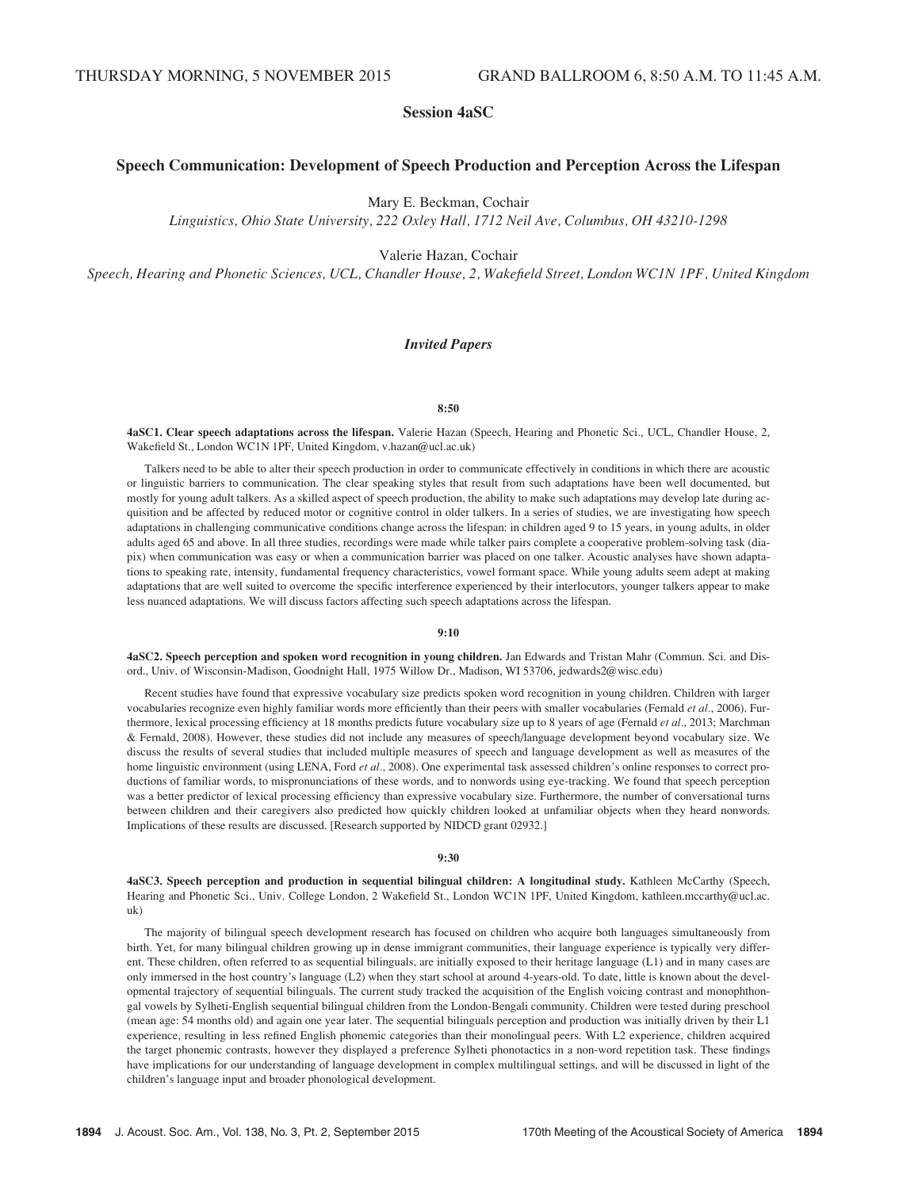THURSDAY MORNING, 5 NOVEMBER 2015 GRAND BALLROOM 6, 8:50 A.M. TO 11:45 A.M.

## Session 4aSC

## Speech Communication: Development of Speech Production and Perception Across the Lifespan

Mary E. Beckman, Cochair
*Linguistics, Ohio State University, 222 Oxley Hall, 1712 Neil Ave, Columbus, OH 43210-1298*

Valerie Hazan, Cochair
*Speech, Hearing and Phonetic Sciences, UCL, Chandler House, 2, Wakefield Street, London WC1N 1PF, United Kingdom*

### *Invited Papers*

**8:50**

**4aSC1. Clear speech adaptations across the lifespan.** Valerie Hazan (Speech, Hearing and Phonetic Sci., UCL, Chandler House, 2, Wakefield St., London WC1N 1PF, United Kingdom, v.hazan@ucl.ac.uk)

Talkers need to be able to alter their speech production in order to communicate effectively in conditions in which there are acoustic or linguistic barriers to communication. The clear speaking styles that result from such adaptations have been well documented, but mostly for young adult talkers. As a skilled aspect of speech production, the ability to make such adaptations may develop late during acquisition and be affected by reduced motor or cognitive control in older talkers. In a series of studies, we are investigating how speech adaptations in challenging communicative conditions change across the lifespan: in children aged 9 to 15 years, in young adults, in older adults aged 65 and above. In all three studies, recordings were made while talker pairs complete a cooperative problem-solving task (diapix) when communication was easy or when a communication barrier was placed on one talker. Acoustic analyses have shown adaptations to speaking rate, intensity, fundamental frequency characteristics, vowel formant space. While young adults seem adept at making adaptations that are well suited to overcome the specific interference experienced by their interlocutors, younger talkers appear to make less nuanced adaptations. We will discuss factors affecting such speech adaptations across the lifespan.

**9:10**

**4aSC2. Speech perception and spoken word recognition in young children.** Jan Edwards and Tristan Mahr (Commun. Sci. and Disord., Univ. of Wisconsin-Madison, Goodnight Hall, 1975 Willow Dr., Madison, WI 53706, jedwards2@wisc.edu)

Recent studies have found that expressive vocabulary size predicts spoken word recognition in young children. Children with larger vocabularies recognize even highly familiar words more efficiently than their peers with smaller vocabularies (Fernald *et al.*, 2006). Furthermore, lexical processing efficiency at 18 months predicts future vocabulary size up to 8 years of age (Fernald *et al.*, 2013; Marchman & Fernald, 2008). However, these studies did not include any measures of speech/language development beyond vocabulary size. We discuss the results of several studies that included multiple measures of speech and language development as well as measures of the home linguistic environment (using LENA, Ford *et al.*, 2008). One experimental task assessed children's online responses to correct productions of familiar words, to mispronunciations of these words, and to nonwords using eye-tracking. We found that speech perception was a better predictor of lexical processing efficiency than expressive vocabulary size. Furthermore, the number of conversational turns between children and their caregivers also predicted how quickly children looked at unfamiliar objects when they heard nonwords. Implications of these results are discussed. [Research supported by NIDCD grant 02932.]

**9:30**

**4aSC3. Speech perception and production in sequential bilingual children: A longitudinal study.** Kathleen McCarthy (Speech, Hearing and Phonetic Sci., Univ. College London, 2 Wakefield St., London WC1N 1PF, United Kingdom, kathleen.mccarthy@ucl.ac.uk)

The majority of bilingual speech development research has focused on children who acquire both languages simultaneously from birth. Yet, for many bilingual children growing up in dense immigrant communities, their language experience is typically very different. These children, often referred to as sequential bilinguals, are initially exposed to their heritage language (L1) and in many cases are only immersed in the host country's language (L2) when they start school at around 4-years-old. To date, little is known about the developmental trajectory of sequential bilinguals. The current study tracked the acquisition of the English voicing contrast and monophthongal vowels by Sylheti-English sequential bilingual children from the London-Bengali community. Children were tested during preschool (mean age: 54 months old) and again one year later. The sequential bilinguals perception and production was initially driven by their L1 experience, resulting in less refined English phonemic categories than their monolingual peers. With L2 experience, children acquired the target phonemic contrasts, however they displayed a preference Sylheti phonotactics in a non-word repetition task. These findings have implications for our understanding of language development in complex multilingual settings, and will be discussed in light of the children's language input and broader phonological development.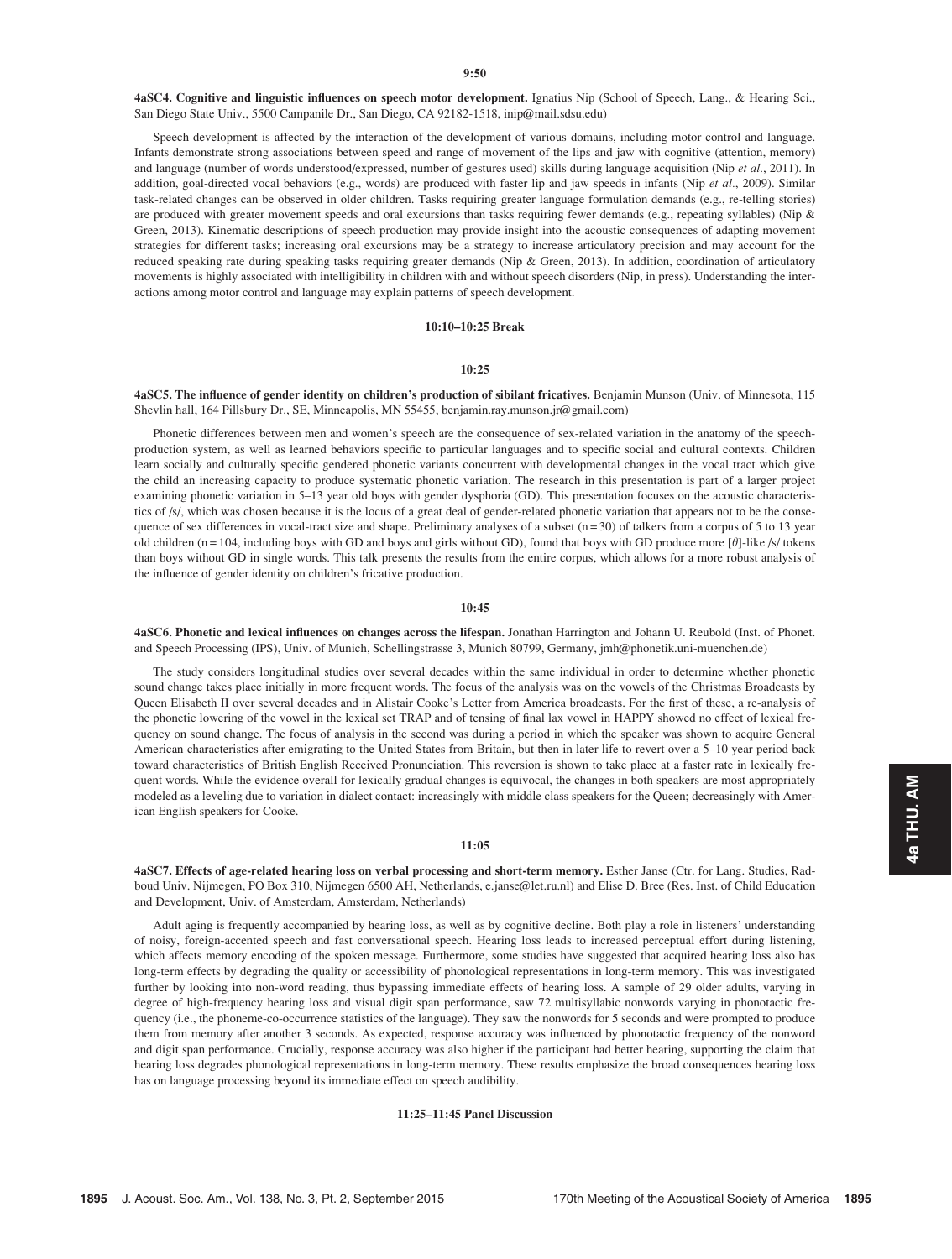**9:50**

**4aSC4. Cognitive and linguistic influences on speech motor development.** Ignatius Nip (School of Speech, Lang., & Hearing Sci., San Diego State Univ., 5500 Campanile Dr., San Diego, CA 92182-1518, inip@mail.sdsu.edu)

Speech development is affected by the interaction of the development of various domains, including motor control and language. Infants demonstrate strong associations between speed and range of movement of the lips and jaw with cognitive (attention, memory) and language (number of words understood/expressed, number of gestures used) skills during language acquisition (Nip *et al.*, 2011). In addition, goal-directed vocal behaviors (e.g., words) are produced with faster lip and jaw speeds in infants (Nip *et al.*, 2009). Similar task-related changes can be observed in older children. Tasks requiring greater language formulation demands (e.g., re-telling stories) are produced with greater movement speeds and oral excursions than tasks requiring fewer demands (e.g., repeating syllables) (Nip & Green, 2013). Kinematic descriptions of speech production may provide insight into the acoustic consequences of adapting movement strategies for different tasks; increasing oral excursions may be a strategy to increase articulatory precision and may account for the reduced speaking rate during speaking tasks requiring greater demands (Nip & Green, 2013). In addition, coordination of articulatory movements is highly associated with intelligibility in children with and without speech disorders (Nip, in press). Understanding the interactions among motor control and language may explain patterns of speech development.

**10:10–10:25 Break**

**10:25**

**4aSC5. The influence of gender identity on children's production of sibilant fricatives.** Benjamin Munson (Univ. of Minnesota, 115 Shevlin hall, 164 Pillsbury Dr., SE, Minneapolis, MN 55455, benjamin.ray.munson.jr@gmail.com)

Phonetic differences between men and women's speech are the consequence of sex-related variation in the anatomy of the speech-production system, as well as learned behaviors specific to particular languages and to specific social and cultural contexts. Children learn socially and culturally specific gendered phonetic variants concurrent with developmental changes in the vocal tract which give the child an increasing capacity to produce systematic phonetic variation. The research in this presentation is part of a larger project examining phonetic variation in 5–13 year old boys with gender dysphoria (GD). This presentation focuses on the acoustic characteristics of /s/, which was chosen because it is the locus of a great deal of gender-related phonetic variation that appears not to be the consequence of sex differences in vocal-tract size and shape. Preliminary analyses of a subset (n = 30) of talkers from a corpus of 5 to 13 year old children (n = 104, including boys with GD and boys and girls without GD), found that boys with GD produce more [$\theta$]-like /s/ tokens than boys without GD in single words. This talk presents the results from the entire corpus, which allows for a more robust analysis of the influence of gender identity on children's fricative production.

**10:45**

**4aSC6. Phonetic and lexical influences on changes across the lifespan.** Jonathan Harrington and Johann U. Reubold (Inst. of Phonet. and Speech Processing (IPS), Univ. of Munich, Schellingstrasse 3, Munich 80799, Germany, jmh@phonetik.uni-muenchen.de)

The study considers longitudinal studies over several decades within the same individual in order to determine whether phonetic sound change takes place initially in more frequent words. The focus of the analysis was on the vowels of the Christmas Broadcasts by Queen Elisabeth II over several decades and in Alistair Cooke's Letter from America broadcasts. For the first of these, a re-analysis of the phonetic lowering of the vowel in the lexical set TRAP and of tensing of final lax vowel in HAPPY showed no effect of lexical frequency on sound change. The focus of analysis in the second was during a period in which the speaker was shown to acquire General American characteristics after emigrating to the United States from Britain, but then in later life to revert over a 5–10 year period back toward characteristics of British English Received Pronunciation. This reversion is shown to take place at a faster rate in lexically frequent words. While the evidence overall for lexically gradual changes is equivocal, the changes in both speakers are most appropriately modeled as a leveling due to variation in dialect contact: increasingly with middle class speakers for the Queen; decreasingly with American English speakers for Cooke.

**11:05**

**4aSC7. Effects of age-related hearing loss on verbal processing and short-term memory.** Esther Janse (Ctr. for Lang. Studies, Radboud Univ. Nijmegen, PO Box 310, Nijmegen 6500 AH, Netherlands, e.janse@let.ru.nl) and Elise D. Bree (Res. Inst. of Child Education and Development, Univ. of Amsterdam, Amsterdam, Netherlands)

Adult aging is frequently accompanied by hearing loss, as well as by cognitive decline. Both play a role in listeners' understanding of noisy, foreign-accented speech and fast conversational speech. Hearing loss leads to increased perceptual effort during listening, which affects memory encoding of the spoken message. Furthermore, some studies have suggested that acquired hearing loss also has long-term effects by degrading the quality or accessibility of phonological representations in long-term memory. This was investigated further by looking into non-word reading, thus bypassing immediate effects of hearing loss. A sample of 29 older adults, varying in degree of high-frequency hearing loss and visual digit span performance, saw 72 multisyllabic nonwords varying in phonotactic frequency (i.e., the phoneme-co-occurrence statistics of the language). They saw the nonwords for 5 seconds and were prompted to produce them from memory after another 3 seconds. As expected, response accuracy was influenced by phonotactic frequency of the nonword and digit span performance. Crucially, response accuracy was also higher if the participant had better hearing, supporting the claim that hearing loss degrades phonological representations in long-term memory. These results emphasize the broad consequences hearing loss has on language processing beyond its immediate effect on speech audibility.

**11:25–11:45 Panel Discussion**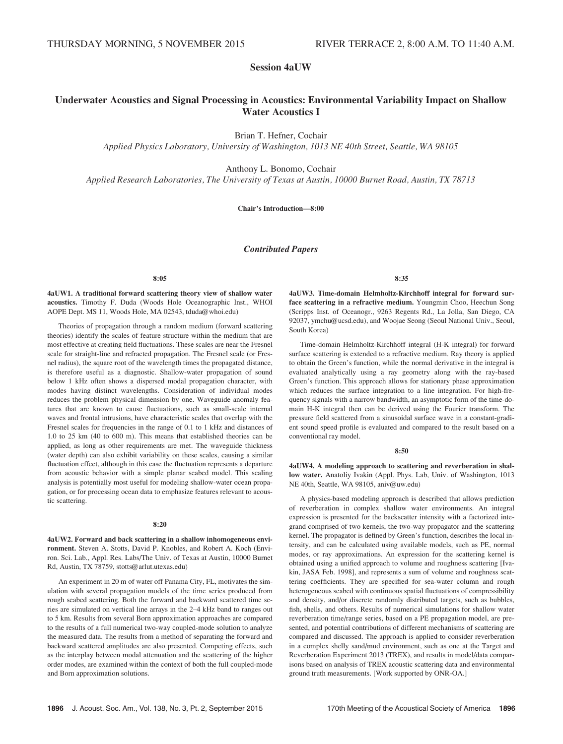THURSDAY MORNING, 5 NOVEMBER 2015 RIVER TERRACE 2, 8:00 A.M. TO 11:40 A.M.

# Session 4aUW

## Underwater Acoustics and Signal Processing in Acoustics: Environmental Variability Impact on Shallow Water Acoustics I

Brian T. Hefner, Cochair
*Applied Physics Laboratory, University of Washington, 1013 NE 40th Street, Seattle, WA 98105*

Anthony L. Bonomo, Cochair
*Applied Research Laboratories, The University of Texas at Austin, 10000 Burnet Road, Austin, TX 78713*

**Chair's Introduction—8:00**

### *Contributed Papers*

**8:05**

**4aUW1. A traditional forward scattering theory view of shallow water acoustics.** Timothy F. Duda (Woods Hole Oceanographic Inst., WHOI AOPE Dept. MS 11, Woods Hole, MA 02543, tduda@whoi.edu)

Theories of propagation through a random medium (forward scattering theories) identify the scales of feature structure within the medium that are most effective at creating field fluctuations. These scales are near the Fresnel scale for straight-line and refracted propagation. The Fresnel scale (or Fresnel radius), the square root of the wavelength times the propagated distance, is therefore useful as a diagnostic. Shallow-water propagation of sound below 1 kHz often shows a dispersed modal propagation character, with modes having distinct wavelengths. Consideration of individual modes reduces the problem physical dimension by one. Waveguide anomaly features that are known to cause fluctuations, such as small-scale internal waves and frontal intrusions, have characteristic scales that overlap with the Fresnel scales for frequencies in the range of 0.1 to 1 kHz and distances of 1.0 to 25 km (40 to 600 m). This means that established theories can be applied, as long as other requirements are met. The waveguide thickness (water depth) can also exhibit variability on these scales, causing a similar fluctuation effect, although in this case the fluctuation represents a departure from acoustic behavior with a simple planar seabed model. This scaling analysis is potentially most useful for modeling shallow-water ocean propagation, or for processing ocean data to emphasize features relevant to acoustic scattering.

**8:20**

**4aUW2. Forward and back scattering in a shallow inhomogeneous environment.** Steven A. Stotts, David P. Knobles, and Robert A. Koch (Environ. Sci. Lab., Appl. Res. Labs/The Univ. of Texas at Austin, 10000 Burnet Rd, Austin, TX 78759, stotts@arlut.utexas.edu)

An experiment in 20 m of water off Panama City, FL, motivates the simulation with several propagation models of the time series produced from rough seabed scattering. Both the forward and backward scattered time series are simulated on vertical line arrays in the 2–4 kHz band to ranges out to 5 km. Results from several Born approximation approaches are compared to the results of a full numerical two-way coupled-mode solution to analyze the measured data. The results from a method of separating the forward and backward scattered amplitudes are also presented. Competing effects, such as the interplay between modal attenuation and the scattering of the higher order modes, are examined within the context of both the full coupled-mode and Born approximation solutions.

**8:35**

**4aUW3. Time-domain Helmholtz-Kirchhoff integral for forward surface scattering in a refractive medium.** Youngmin Choo, Heechun Song (Scripps Inst. of Oceanogr., 9263 Regents Rd., La Jolla, San Diego, CA 92037, ymchu@ucsd.edu), and Woojae Seong (Seoul National Univ., Seoul, South Korea)

Time-domain Helmholtz-Kirchhoff integral (H-K integral) for forward surface scattering is extended to a refractive medium. Ray theory is applied to obtain the Green's function, while the normal derivative in the integral is evaluated analytically using a ray geometry along with the ray-based Green's function. This approach allows for stationary phase approximation which reduces the surface integration to a line integration. For high-frequency signals with a narrow bandwidth, an asymptotic form of the time-domain H-K integral then can be derived using the Fourier transform. The pressure field scattered from a sinusoidal surface wave in a constant-gradient sound speed profile is evaluated and compared to the result based on a conventional ray model.

**8:50**

**4aUW4. A modeling approach to scattering and reverberation in shallow water.** Anatoliy Ivakin (Appl. Phys. Lab, Univ. of Washington, 1013 NE 40th, Seattle, WA 98105, aniv@uw.edu)

A physics-based modeling approach is described that allows prediction of reverberation in complex shallow water environments. An integral expression is presented for the backscatter intensity with a factorized integrand comprised of two kernels, the two-way propagator and the scattering kernel. The propagator is defined by Green's function, describes the local intensity, and can be calculated using available models, such as PE, normal modes, or ray approximations. An expression for the scattering kernel is obtained using a unified approach to volume and roughness scattering [Ivakin, JASA Feb. 1998], and represents a sum of volume and roughness scattering coefficients. They are specified for sea-water column and rough heterogeneous seabed with continuous spatial fluctuations of compressibility and density, and/or discrete randomly distributed targets, such as bubbles, fish, shells, and others. Results of numerical simulations for shallow water reverberation time/range series, based on a PE propagation model, are presented, and potential contributions of different mechanisms of scattering are compared and discussed. The approach is applied to consider reverberation in a complex shelly sand/mud environment, such as one at the Target and Reverberation Experiment 2013 (TREX), and results in model/data comparisons based on analysis of TREX acoustic scattering data and environmental ground truth measurements. [Work supported by ONR-OA.]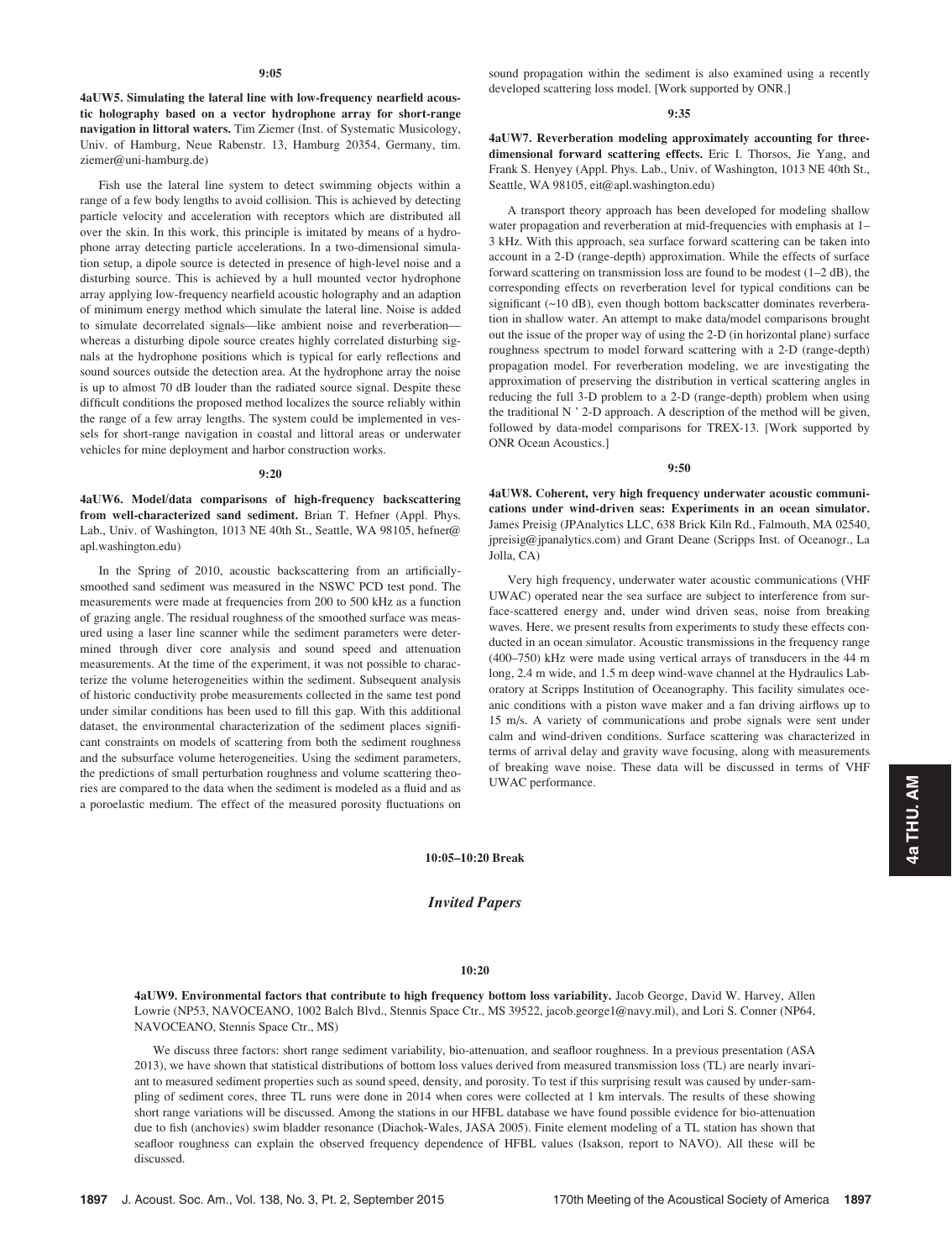**9:05**

**4aUW5. Simulating the lateral line with low-frequency nearfield acoustic holography based on a vector hydrophone array for short-range navigation in littoral waters.** Tim Ziemer (Inst. of Systematic Musicology, Univ. of Hamburg, Neue Rabenstr. 13, Hamburg 20354, Germany, tim.ziemer@uni-hamburg.de)

Fish use the lateral line system to detect swimming objects within a range of a few body lengths to avoid collision. This is achieved by detecting particle velocity and acceleration with receptors which are distributed all over the skin. In this work, this principle is imitated by means of a hydrophone array detecting particle accelerations. In a two-dimensional simulation setup, a dipole source is detected in presence of high-level noise and a disturbing source. This is achieved by a hull mounted vector hydrophone array applying low-frequency nearfield acoustic holography and an adaption of minimum energy method which simulate the lateral line. Noise is added to simulate decorrelated signals—like ambient noise and reverberation—whereas a disturbing dipole source creates highly correlated disturbing signals at the hydrophone positions which is typical for early reflections and sound sources outside the detection area. At the hydrophone array the noise is up to almost 70 dB louder than the radiated source signal. Despite these difficult conditions the proposed method localizes the source reliably within the range of a few array lengths. The system could be implemented in vessels for short-range navigation in coastal and littoral areas or underwater vehicles for mine deployment and harbor construction works.

**9:20**

**4aUW6. Model/data comparisons of high-frequency backscattering from well-characterized sand sediment.** Brian T. Hefner (Appl. Phys. Lab., Univ. of Washington, 1013 NE 40th St., Seattle, WA 98105, hefner@apl.washington.edu)

In the Spring of 2010, acoustic backscattering from an artificially-smoothed sand sediment was measured in the NSWC PCD test pond. The measurements were made at frequencies from 200 to 500 kHz as a function of grazing angle. The residual roughness of the smoothed surface was measured using a laser line scanner while the sediment parameters were determined through diver core analysis and sound speed and attenuation measurements. At the time of the experiment, it was not possible to characterize the volume heterogeneities within the sediment. Subsequent analysis of historic conductivity probe measurements collected in the same test pond under similar conditions has been used to fill this gap. With this additional dataset, the environmental characterization of the sediment places significant constraints on models of scattering from both the sediment roughness and the subsurface volume heterogeneities. Using the sediment parameters, the predictions of small perturbation roughness and volume scattering theories are compared to the data when the sediment is modeled as a fluid and as a poroelastic medium. The effect of the measured porosity fluctuations on sound propagation within the sediment is also examined using a recently developed scattering loss model. [Work supported by ONR.]

**9:35**

**4aUW7. Reverberation modeling approximately accounting for three-dimensional forward scattering effects.** Eric I. Thorsos, Jie Yang, and Frank S. Henyey (Appl. Phys. Lab., Univ. of Washington, 1013 NE 40th St., Seattle, WA 98105, eit@apl.washington.edu)

A transport theory approach has been developed for modeling shallow water propagation and reverberation at mid-frequencies with emphasis at 1–3 kHz. With this approach, sea surface forward scattering can be taken into account in a 2-D (range-depth) approximation. While the effects of surface forward scattering on transmission loss are found to be modest (1–2 dB), the corresponding effects on reverberation level for typical conditions can be significant (~10 dB), even though bottom backscatter dominates reverberation in shallow water. An attempt to make data/model comparisons brought out the issue of the proper way of using the 2-D (in horizontal plane) surface roughness spectrum to model forward scattering with a 2-D (range-depth) propagation model. For reverberation modeling, we are investigating the approximation of preserving the distribution in vertical scattering angles in reducing the full 3-D problem to a 2-D (range-depth) problem when using the traditional N ' 2-D approach. A description of the method will be given, followed by data-model comparisons for TREX-13. [Work supported by ONR Ocean Acoustics.]

**9:50**

**4aUW8. Coherent, very high frequency underwater acoustic communications under wind-driven seas: Experiments in an ocean simulator.** James Preisig (JPAnalytics LLC, 638 Brick Kiln Rd., Falmouth, MA 02540, jpreisig@jpanalytics.com) and Grant Deane (Scripps Inst. of Oceanogr., La Jolla, CA)

Very high frequency, underwater water acoustic communications (VHF UWAC) operated near the sea surface are subject to interference from surface-scattered energy and, under wind driven seas, noise from breaking waves. Here, we present results from experiments to study these effects conducted in an ocean simulator. Acoustic transmissions in the frequency range (400–750) kHz were made using vertical arrays of transducers in the 44 m long, 2.4 m wide, and 1.5 m deep wind-wave channel at the Hydraulics Laboratory at Scripps Institution of Oceanography. This facility simulates oceanic conditions with a piston wave maker and a fan driving airflows up to 15 m/s. A variety of communications and probe signals were sent under calm and wind-driven conditions. Surface scattering was characterized in terms of arrival delay and gravity wave focusing, along with measurements of breaking wave noise. These data will be discussed in terms of VHF UWAC performance.

**10:05–10:20 Break**

## *Invited Papers*

**10:20**

**4aUW9. Environmental factors that contribute to high frequency bottom loss variability.** Jacob George, David W. Harvey, Allen Lowrie (NP53, NAVOCEANO, 1002 Balch Blvd., Stennis Space Ctr., MS 39522, jacob.george1@navy.mil), and Lori S. Conner (NP64, NAVOCEANO, Stennis Space Ctr., MS)

We discuss three factors: short range sediment variability, bio-attenuation, and seafloor roughness. In a previous presentation (ASA 2013), we have shown that statistical distributions of bottom loss values derived from measured transmission loss (TL) are nearly invariant to measured sediment properties such as sound speed, density, and porosity. To test if this surprising result was caused by under-sampling of sediment cores, three TL runs were done in 2014 when cores were collected at 1 km intervals. The results of these showing short range variations will be discussed. Among the stations in our HFBL database we have found possible evidence for bio-attenuation due to fish (anchovies) swim bladder resonance (Diachok-Wales, JASA 2005). Finite element modeling of a TL station has shown that seafloor roughness can explain the observed frequency dependence of HFBL values (Isakson, report to NAVO). All these will be discussed.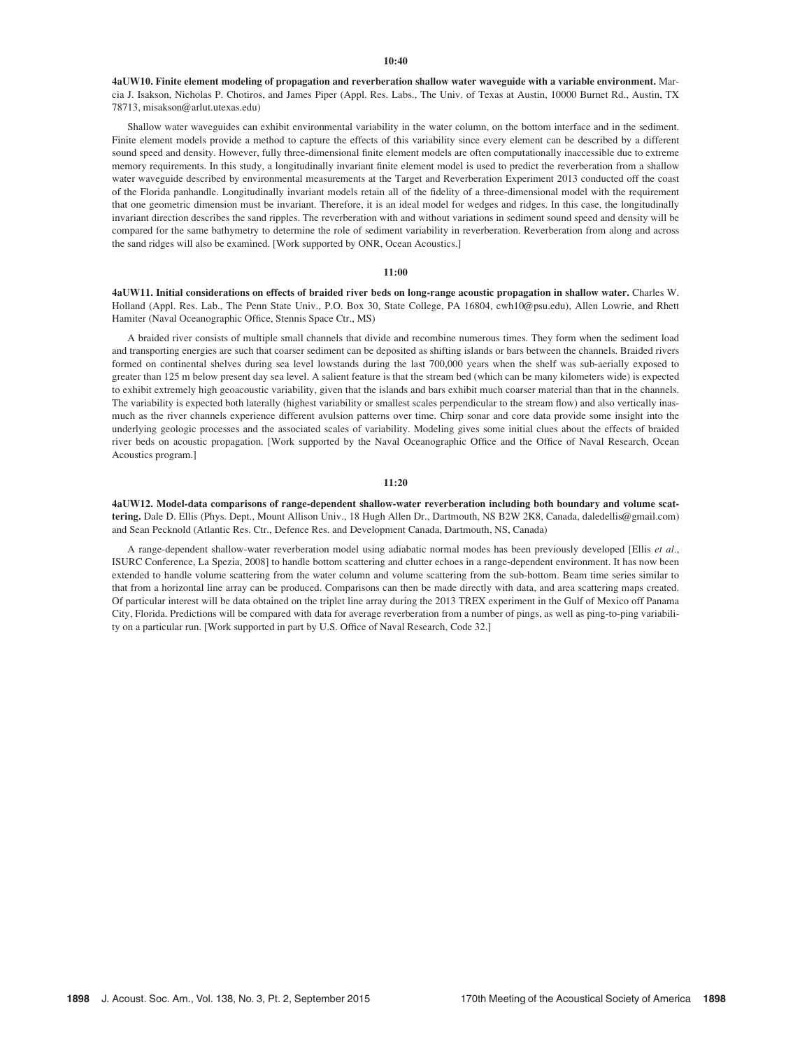**10:40**

**4aUW10. Finite element modeling of propagation and reverberation shallow water waveguide with a variable environment.** Marcia J. Isakson, Nicholas P. Chotiros, and James Piper (Appl. Res. Labs., The Univ. of Texas at Austin, 10000 Burnet Rd., Austin, TX 78713, misakson@arlut.utexas.edu)

Shallow water waveguides can exhibit environmental variability in the water column, on the bottom interface and in the sediment. Finite element models provide a method to capture the effects of this variability since every element can be described by a different sound speed and density. However, fully three-dimensional finite element models are often computationally inaccessible due to extreme memory requirements. In this study, a longitudinally invariant finite element model is used to predict the reverberation from a shallow water waveguide described by environmental measurements at the Target and Reverberation Experiment 2013 conducted off the coast of the Florida panhandle. Longitudinally invariant models retain all of the fidelity of a three-dimensional model with the requirement that one geometric dimension must be invariant. Therefore, it is an ideal model for wedges and ridges. In this case, the longitudinally invariant direction describes the sand ripples. The reverberation with and without variations in sediment sound speed and density will be compared for the same bathymetry to determine the role of sediment variability in reverberation. Reverberation from along and across the sand ridges will also be examined. [Work supported by ONR, Ocean Acoustics.]

**11:00**

**4aUW11. Initial considerations on effects of braided river beds on long-range acoustic propagation in shallow water.** Charles W. Holland (Appl. Res. Lab., The Penn State Univ., P.O. Box 30, State College, PA 16804, cwh10@psu.edu), Allen Lowrie, and Rhett Hamiter (Naval Oceanographic Office, Stennis Space Ctr., MS)

A braided river consists of multiple small channels that divide and recombine numerous times. They form when the sediment load and transporting energies are such that coarser sediment can be deposited as shifting islands or bars between the channels. Braided rivers formed on continental shelves during sea level lowstands during the last 700,000 years when the shelf was sub-aerially exposed to greater than 125 m below present day sea level. A salient feature is that the stream bed (which can be many kilometers wide) is expected to exhibit extremely high geoacoustic variability, given that the islands and bars exhibit much coarser material than that in the channels. The variability is expected both laterally (highest variability or smallest scales perpendicular to the stream flow) and also vertically inasmuch as the river channels experience different avulsion patterns over time. Chirp sonar and core data provide some insight into the underlying geologic processes and the associated scales of variability. Modeling gives some initial clues about the effects of braided river beds on acoustic propagation. [Work supported by the Naval Oceanographic Office and the Office of Naval Research, Ocean Acoustics program.]

**11:20**

**4aUW12. Model-data comparisons of range-dependent shallow-water reverberation including both boundary and volume scattering.** Dale D. Ellis (Phys. Dept., Mount Allison Univ., 18 Hugh Allen Dr., Dartmouth, NS B2W 2K8, Canada, daledellis@gmail.com) and Sean Pecknold (Atlantic Res. Ctr., Defence Res. and Development Canada, Dartmouth, NS, Canada)

A range-dependent shallow-water reverberation model using adiabatic normal modes has been previously developed [Ellis *et al.*, ISURC Conference, La Spezia, 2008] to handle bottom scattering and clutter echoes in a range-dependent environment. It has now been extended to handle volume scattering from the water column and volume scattering from the sub-bottom. Beam time series similar to that from a horizontal line array can be produced. Comparisons can then be made directly with data, and area scattering maps created. Of particular interest will be data obtained on the triplet line array during the 2013 TREX experiment in the Gulf of Mexico off Panama City, Florida. Predictions will be compared with data for average reverberation from a number of pings, as well as ping-to-ping variability on a particular run. [Work supported in part by U.S. Office of Naval Research, Code 32.]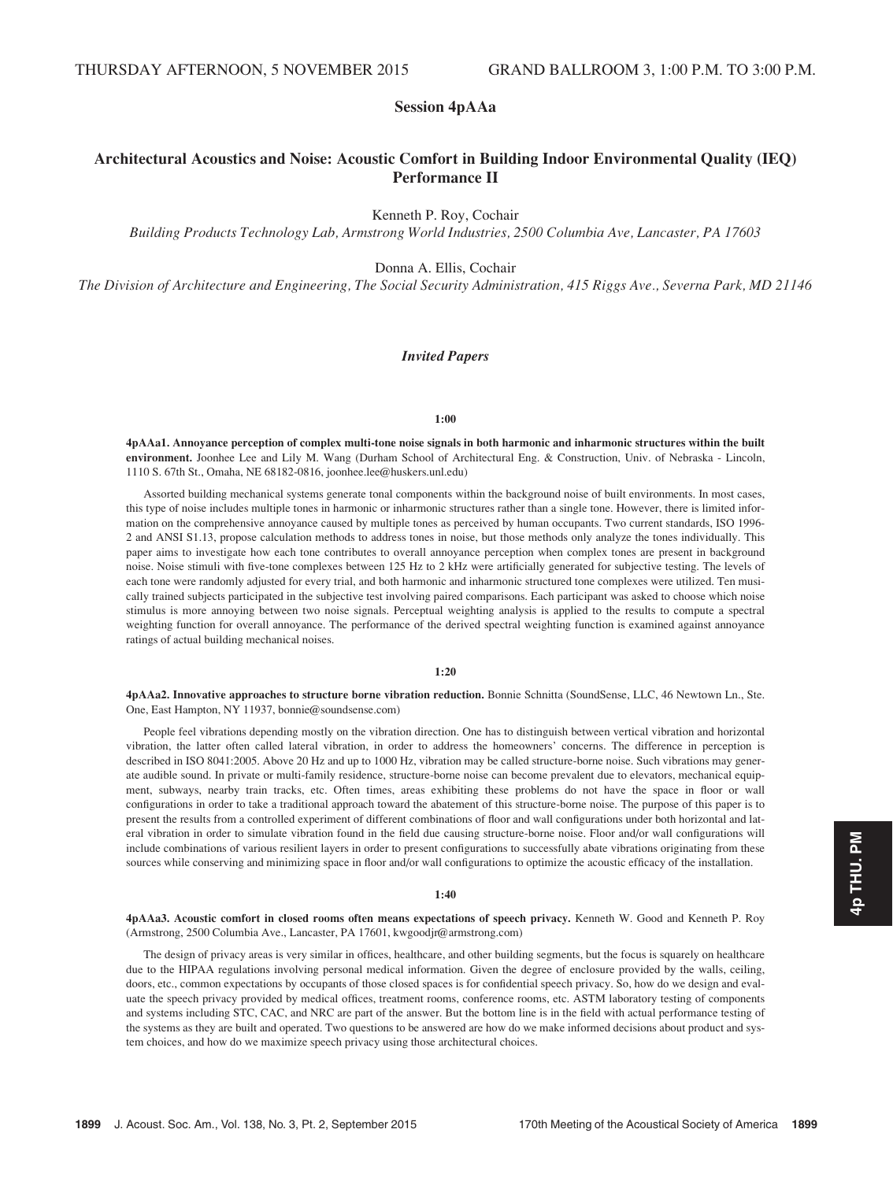THURSDAY AFTERNOON, 5 NOVEMBER 2015 GRAND BALLROOM 3, 1:00 P.M. TO 3:00 P.M.

## Session 4pAAa

## Architectural Acoustics and Noise: Acoustic Comfort in Building Indoor Environmental Quality (IEQ) Performance II

Kenneth P. Roy, Cochair

*Building Products Technology Lab, Armstrong World Industries, 2500 Columbia Ave, Lancaster, PA 17603*

Donna A. Ellis, Cochair

*The Division of Architecture and Engineering, The Social Security Administration, 415 Riggs Ave., Severna Park, MD 21146*

### *Invited Papers*

**1:00**

**4pAAa1. Annoyance perception of complex multi-tone noise signals in both harmonic and inharmonic structures within the built environment.** Joonhee Lee and Lily M. Wang (Durham School of Architectural Eng. & Construction, Univ. of Nebraska - Lincoln, 1110 S. 67th St., Omaha, NE 68182-0816, joonhee.lee@huskers.unl.edu)

Assorted building mechanical systems generate tonal components within the background noise of built environments. In most cases, this type of noise includes multiple tones in harmonic or inharmonic structures rather than a single tone. However, there is limited information on the comprehensive annoyance caused by multiple tones as perceived by human occupants. Two current standards, ISO 1996-2 and ANSI S1.13, propose calculation methods to address tones in noise, but those methods only analyze the tones individually. This paper aims to investigate how each tone contributes to overall annoyance perception when complex tones are present in background noise. Noise stimuli with five-tone complexes between 125 Hz to 2 kHz were artificially generated for subjective testing. The levels of each tone were randomly adjusted for every trial, and both harmonic and inharmonic structured tone complexes were utilized. Ten musically trained subjects participated in the subjective test involving paired comparisons. Each participant was asked to choose which noise stimulus is more annoying between two noise signals. Perceptual weighting analysis is applied to the results to compute a spectral weighting function for overall annoyance. The performance of the derived spectral weighting function is examined against annoyance ratings of actual building mechanical noises.

**1:20**

**4pAAa2. Innovative approaches to structure borne vibration reduction.** Bonnie Schnitta (SoundSense, LLC, 46 Newtown Ln., Ste. One, East Hampton, NY 11937, bonnie@soundsense.com)

People feel vibrations depending mostly on the vibration direction. One has to distinguish between vertical vibration and horizontal vibration, the latter often called lateral vibration, in order to address the homeowners' concerns. The difference in perception is described in ISO 8041:2005. Above 20 Hz and up to 1000 Hz, vibration may be called structure-borne noise. Such vibrations may generate audible sound. In private or multi-family residence, structure-borne noise can become prevalent due to elevators, mechanical equipment, subways, nearby train tracks, etc. Often times, areas exhibiting these problems do not have the space in floor or wall configurations in order to take a traditional approach toward the abatement of this structure-borne noise. The purpose of this paper is to present the results from a controlled experiment of different combinations of floor and wall configurations under both horizontal and lateral vibration in order to simulate vibration found in the field due causing structure-borne noise. Floor and/or wall configurations will include combinations of various resilient layers in order to present configurations to successfully abate vibrations originating from these sources while conserving and minimizing space in floor and/or wall configurations to optimize the acoustic efficacy of the installation.

**1:40**

**4pAAa3. Acoustic comfort in closed rooms often means expectations of speech privacy.** Kenneth W. Good and Kenneth P. Roy (Armstrong, 2500 Columbia Ave., Lancaster, PA 17601, kwgoodjr@armstrong.com)

The design of privacy areas is very similar in offices, healthcare, and other building segments, but the focus is squarely on healthcare due to the HIPAA regulations involving personal medical information. Given the degree of enclosure provided by the walls, ceiling, doors, etc., common expectations by occupants of those closed spaces is for confidential speech privacy. So, how do we design and evaluate the speech privacy provided by medical offices, treatment rooms, conference rooms, etc. ASTM laboratory testing of components and systems including STC, CAC, and NRC are part of the answer. But the bottom line is in the field with actual performance testing of the systems as they are built and operated. Two questions to be answered are how do we make informed decisions about product and system choices, and how do we maximize speech privacy using those architectural choices.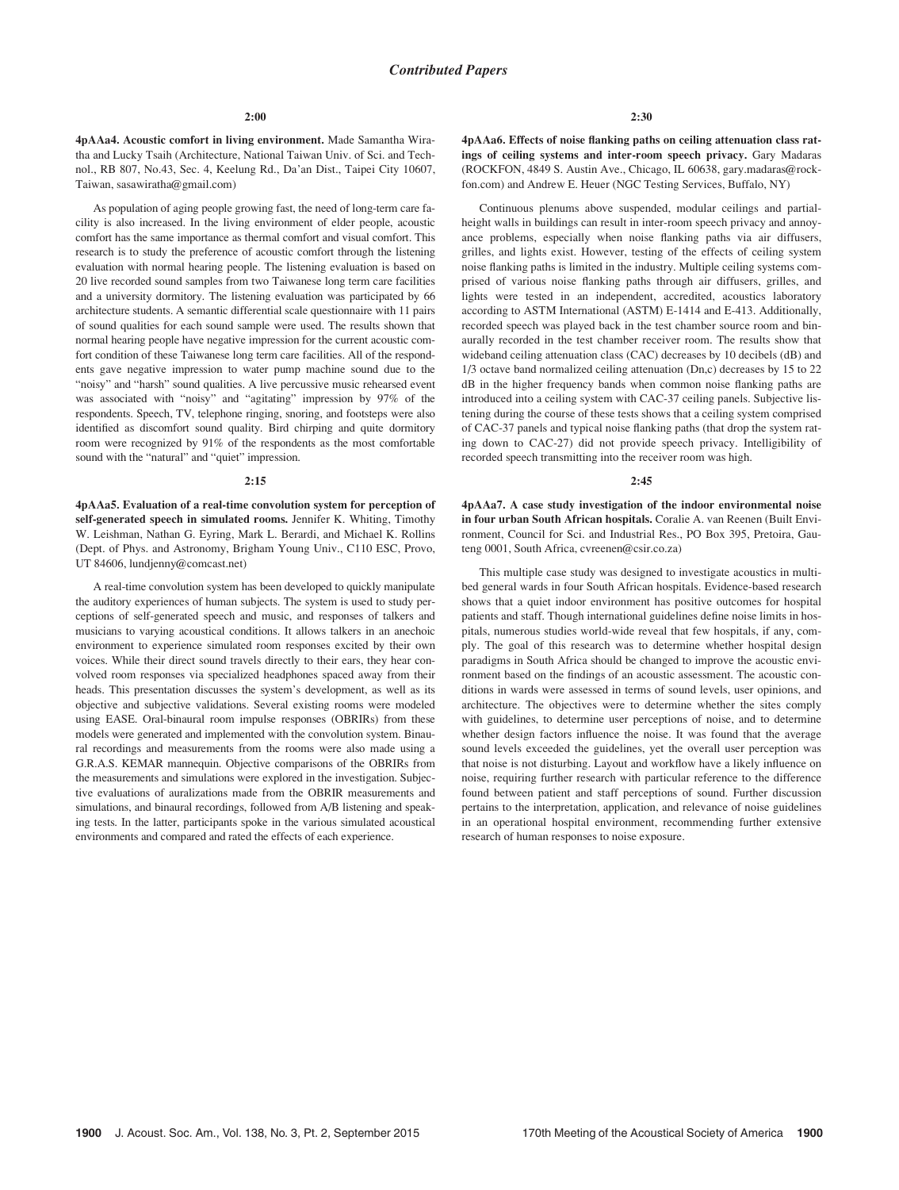## Contributed Papers

**2:00**

**4pAAa4. Acoustic comfort in living environment.** Made Samantha Wiratha and Lucky Tsaih (Architecture, National Taiwan Univ. of Sci. and Technol., RB 807, No.43, Sec. 4, Keelung Rd., Da'an Dist., Taipei City 10607, Taiwan, sasawiratha@gmail.com)

As population of aging people growing fast, the need of long-term care facility is also increased. In the living environment of elder people, acoustic comfort has the same importance as thermal comfort and visual comfort. This research is to study the preference of acoustic comfort through the listening evaluation with normal hearing people. The listening evaluation is based on 20 live recorded sound samples from two Taiwanese long term care facilities and a university dormitory. The listening evaluation was participated by 66 architecture students. A semantic differential scale questionnaire with 11 pairs of sound qualities for each sound sample were used. The results shown that normal hearing people have negative impression for the current acoustic comfort condition of these Taiwanese long term care facilities. All of the respondents gave negative impression to water pump machine sound due to the "noisy" and "harsh" sound qualities. A live percussive music rehearsed event was associated with "noisy" and "agitating" impression by 97% of the respondents. Speech, TV, telephone ringing, snoring, and footsteps were also identified as discomfort sound quality. Bird chirping and quite dormitory room were recognized by 91% of the respondents as the most comfortable sound with the "natural" and "quiet" impression.

**2:15**

**4pAAa5. Evaluation of a real-time convolution system for perception of self-generated speech in simulated rooms.** Jennifer K. Whiting, Timothy W. Leishman, Nathan G. Eyring, Mark L. Berardi, and Michael K. Rollins (Dept. of Phys. and Astronomy, Brigham Young Univ., C110 ESC, Provo, UT 84606, lundjenny@comcast.net)

A real-time convolution system has been developed to quickly manipulate the auditory experiences of human subjects. The system is used to study perceptions of self-generated speech and music, and responses of talkers and musicians to varying acoustical conditions. It allows talkers in an anechoic environment to experience simulated room responses excited by their own voices. While their direct sound travels directly to their ears, they hear convolved room responses via specialized headphones spaced away from their heads. This presentation discusses the system's development, as well as its objective and subjective validations. Several existing rooms were modeled using EASE. Oral-binaural room impulse responses (OBRIRs) from these models were generated and implemented with the convolution system. Binaural recordings and measurements from the rooms were also made using a G.R.A.S. KEMAR mannequin. Objective comparisons of the OBRIRs from the measurements and simulations were explored in the investigation. Subjective evaluations of auralizations made from the OBRIR measurements and simulations, and binaural recordings, followed from A/B listening and speaking tests. In the latter, participants spoke in the various simulated acoustical environments and compared and rated the effects of each experience.

**2:30**

**4pAAa6. Effects of noise flanking paths on ceiling attenuation class ratings of ceiling systems and inter-room speech privacy.** Gary Madaras (ROCKFON, 4849 S. Austin Ave., Chicago, IL 60638, gary.madaras@rockfon.com) and Andrew E. Heuer (NGC Testing Services, Buffalo, NY)

Continuous plenums above suspended, modular ceilings and partial-height walls in buildings can result in inter-room speech privacy and annoyance problems, especially when noise flanking paths via air diffusers, grilles, and lights exist. However, testing of the effects of ceiling system noise flanking paths is limited in the industry. Multiple ceiling systems comprised of various noise flanking paths through air diffusers, grilles, and lights were tested in an independent, accredited, acoustics laboratory according to ASTM International (ASTM) E-1414 and E-413. Additionally, recorded speech was played back in the test chamber source room and binaurally recorded in the test chamber receiver room. The results show that wideband ceiling attenuation class (CAC) decreases by 10 decibels (dB) and 1/3 octave band normalized ceiling attenuation (Dn,c) decreases by 15 to 22 dB in the higher frequency bands when common noise flanking paths are introduced into a ceiling system with CAC-37 ceiling panels. Subjective listening during the course of these tests shows that a ceiling system comprised of CAC-37 panels and typical noise flanking paths (that drop the system rating down to CAC-27) did not provide speech privacy. Intelligibility of recorded speech transmitting into the receiver room was high.

**2:45**

**4pAAa7. A case study investigation of the indoor environmental noise in four urban South African hospitals.** Coralie A. van Reenen (Built Environment, Council for Sci. and Industrial Res., PO Box 395, Pretoira, Gauteng 0001, South Africa, cvreenen@csir.co.za)

This multiple case study was designed to investigate acoustics in multi-bed general wards in four South African hospitals. Evidence-based research shows that a quiet indoor environment has positive outcomes for hospital patients and staff. Though international guidelines define noise limits in hospitals, numerous studies world-wide reveal that few hospitals, if any, comply. The goal of this research was to determine whether hospital design paradigms in South Africa should be changed to improve the acoustic environment based on the findings of an acoustic assessment. The acoustic conditions in wards were assessed in terms of sound levels, user opinions, and architecture. The objectives were to determine whether the sites comply with guidelines, to determine user perceptions of noise, and to determine whether design factors influence the noise. It was found that the average sound levels exceeded the guidelines, yet the overall user perception was that noise is not disturbing. Layout and workflow have a likely influence on noise, requiring further research with particular reference to the difference found between patient and staff perceptions of sound. Further discussion pertains to the interpretation, application, and relevance of noise guidelines in an operational hospital environment, recommending further extensive research of human responses to noise exposure.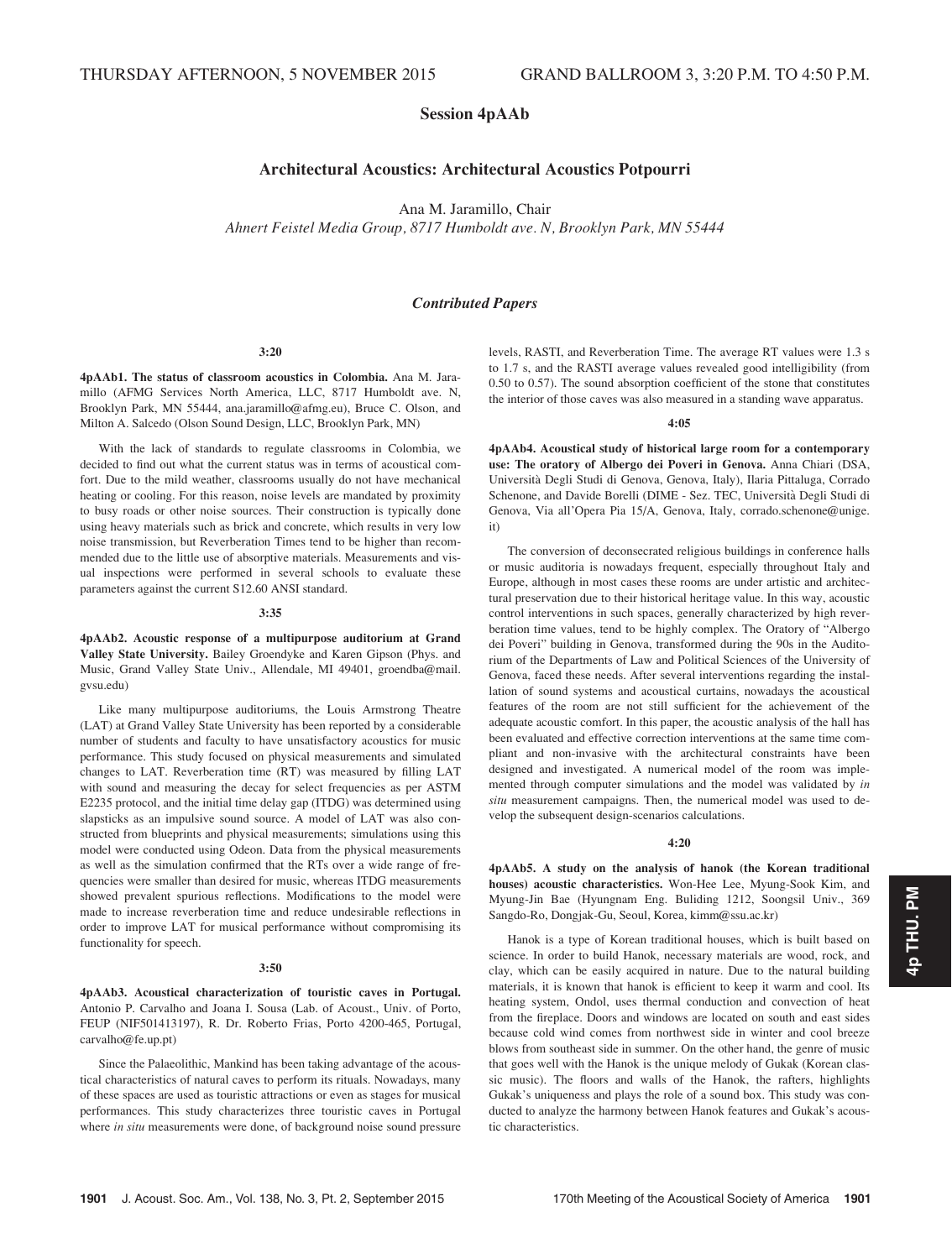THURSDAY AFTERNOON, 5 NOVEMBER 2015 GRAND BALLROOM 3, 3:20 P.M. TO 4:50 P.M.

## Session 4pAAb

### Architectural Acoustics: Architectural Acoustics Potpourri

Ana M. Jaramillo, Chair
*Ahnert Feistel Media Group, 8717 Humboldt ave. N, Brooklyn Park, MN 55444*

### *Contributed Papers*

**3:20**

**4pAAb1. The status of classroom acoustics in Colombia.** Ana M. Jaramillo (AFMG Services North America, LLC, 8717 Humboldt ave. N, Brooklyn Park, MN 55444, ana.jaramillo@afmg.eu), Bruce C. Olson, and Milton A. Salcedo (Olson Sound Design, LLC, Brooklyn Park, MN)

With the lack of standards to regulate classrooms in Colombia, we decided to find out what the current status was in terms of acoustical comfort. Due to the mild weather, classrooms usually do not have mechanical heating or cooling. For this reason, noise levels are mandated by proximity to busy roads or other noise sources. Their construction is typically done using heavy materials such as brick and concrete, which results in very low noise transmission, but Reverberation Times tend to be higher than recommended due to the little use of absorptive materials. Measurements and visual inspections were performed in several schools to evaluate these parameters against the current S12.60 ANSI standard.

**3:35**

**4pAAb2. Acoustic response of a multipurpose auditorium at Grand Valley State University.** Bailey Groendyke and Karen Gipson (Phys. and Music, Grand Valley State Univ., Allendale, MI 49401, groendba@mail.gvsu.edu)

Like many multipurpose auditoriums, the Louis Armstrong Theatre (LAT) at Grand Valley State University has been reported by a considerable number of students and faculty to have unsatisfactory acoustics for music performance. This study focused on physical measurements and simulated changes to LAT. Reverberation time (RT) was measured by filling LAT with sound and measuring the decay for select frequencies as per ASTM E2235 protocol, and the initial time delay gap (ITDG) was determined using slapsticks as an impulsive sound source. A model of LAT was also constructed from blueprints and physical measurements; simulations using this model were conducted using Odeon. Data from the physical measurements as well as the simulation confirmed that the RTs over a wide range of frequencies were smaller than desired for music, whereas ITDG measurements showed prevalent spurious reflections. Modifications to the model were made to increase reverberation time and reduce undesirable reflections in order to improve LAT for musical performance without compromising its functionality for speech.

**3:50**

**4pAAb3. Acoustical characterization of touristic caves in Portugal.** Antonio P. Carvalho and Joana I. Sousa (Lab. of Acoust., Univ. of Porto, FEUP (NIF501413197), R. Dr. Roberto Frias, Porto 4200-465, Portugal, carvalho@fe.up.pt)

Since the Palaeolithic, Mankind has been taking advantage of the acoustical characteristics of natural caves to perform its rituals. Nowadays, many of these spaces are used as touristic attractions or even as stages for musical performances. This study characterizes three touristic caves in Portugal where *in situ* measurements were done, of background noise sound pressure levels, RASTI, and Reverberation Time. The average RT values were 1.3 s to 1.7 s, and the RASTI average values revealed good intelligibility (from 0.50 to 0.57). The sound absorption coefficient of the stone that constitutes the interior of those caves was also measured in a standing wave apparatus.

**4:05**

**4pAAb4. Acoustical study of historical large room for a contemporary use: The oratory of Albergo dei Poveri in Genova.** Anna Chiari (DSA, Università Degli Studi di Genova, Genova, Italy), Ilaria Pittaluga, Corrado Schenone, and Davide Borelli (DIME - Sez. TEC, Università Degli Studi di Genova, Via all'Opera Pia 15/A, Genova, Italy, corrado.schenone@unige.it)

The conversion of deconsecrated religious buildings in conference halls or music auditoria is nowadays frequent, especially throughout Italy and Europe, although in most cases these rooms are under artistic and architectural preservation due to their historical heritage value. In this way, acoustic control interventions in such spaces, generally characterized by high reverberation time values, tend to be highly complex. The Oratory of "Albergo dei Poveri" building in Genova, transformed during the 90s in the Auditorium of the Departments of Law and Political Sciences of the University of Genova, faced these needs. After several interventions regarding the installation of sound systems and acoustical curtains, nowadays the acoustical features of the room are not still sufficient for the achievement of the adequate acoustic comfort. In this paper, the acoustic analysis of the hall has been evaluated and effective correction interventions at the same time compliant and non-invasive with the architectural constraints have been designed and investigated. A numerical model of the room was implemented through computer simulations and the model was validated by *in situ* measurement campaigns. Then, the numerical model was used to develop the subsequent design-scenarios calculations.

**4:20**

**4pAAb5. A study on the analysis of hanok (the Korean traditional houses) acoustic characteristics.** Won-Hee Lee, Myung-Sook Kim, and Myung-Jin Bae (Hyungnam Eng. Buliding 1212, Soongsil Univ., 369 Sangdo-Ro, Dongjak-Gu, Seoul, Korea, kimm@ssu.ac.kr)

Hanok is a type of Korean traditional houses, which is built based on science. In order to build Hanok, necessary materials are wood, rock, and clay, which can be easily acquired in nature. Due to the natural building materials, it is known that hanok is efficient to keep it warm and cool. Its heating system, Ondol, uses thermal conduction and convection of heat from the fireplace. Doors and windows are located on south and east sides because cold wind comes from northwest side in winter and cool breeze blows from southeast side in summer. On the other hand, the genre of music that goes well with the Hanok is the unique melody of Gukak (Korean classic music). The floors and walls of the Hanok, the rafters, highlights Gukak's uniqueness and plays the role of a sound box. This study was conducted to analyze the harmony between Hanok features and Gukak's acoustic characteristics.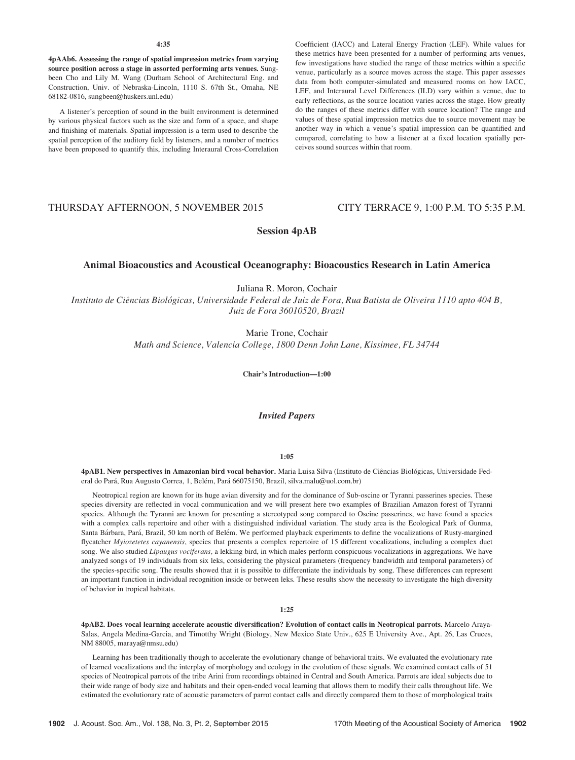4:35

**4pAAb6. Assessing the range of spatial impression metrics from varying source position across a stage in assorted performing arts venues.** Sungbeen Cho and Lily M. Wang (Durham School of Architectural Eng. and Construction, Univ. of Nebraska-Lincoln, 1110 S. 67th St., Omaha, NE 68182-0816, sungbeen@huskers.unl.edu)

A listener's perception of sound in the built environment is determined by various physical factors such as the size and form of a space, and shape and finishing of materials. Spatial impression is a term used to describe the spatial perception of the auditory field by listeners, and a number of metrics have been proposed to quantify this, including Interaural Cross-Correlation Coefficient (IACC) and Lateral Energy Fraction (LEF). While values for these metrics have been presented for a number of performing arts venues, few investigations have studied the range of these metrics within a specific venue, particularly as a source moves across the stage. This paper assesses data from both computer-simulated and measured rooms on how IACC, LEF, and Interaural Level Differences (ILD) vary within a venue, due to early reflections, as the source location varies across the stage. How greatly do the ranges of these metrics differ with source location? The range and values of these spatial impression metrics due to source movement may be another way in which a venue's spatial impression can be quantified and compared, correlating to how a listener at a fixed location spatially perceives sound sources within that room.

THURSDAY AFTERNOON, 5 NOVEMBER 2015 — CITY TERRACE 9, 1:00 P.M. TO 5:35 P.M.

## Session 4pAB

## Animal Bioacoustics and Acoustical Oceanography: Bioacoustics Research in Latin America

Juliana R. Moron, Cochair

*Instituto de Ciências Biológicas, Universidade Federal de Juiz de Fora, Rua Batista de Oliveira 1110 apto 404 B, Juiz de Fora 36010520, Brazil*

Marie Trone, Cochair

*Math and Science, Valencia College, 1800 Denn John Lane, Kissimee, FL 34744*

**Chair's Introduction—1:00**

### *Invited Papers*

1:05

**4pAB1. New perspectives in Amazonian bird vocal behavior.** Maria Luisa Silva (Instituto de Ciências Biológicas, Universidade Federal do Pará, Rua Augusto Correa, 1, Belém, Pará 66075150, Brazil, silva.malu@uol.com.br)

Neotropical region are known for its huge avian diversity and for the dominance of Sub-oscine or Tyranni passerines species. These species diversity are reflected in vocal communication and we will present here two examples of Brazilian Amazon forest of Tyranni species. Although the Tyranni are known for presenting a stereotyped song compared to Oscine passerines, we have found a species with a complex calls repertoire and other with a distinguished individual variation. The study area is the Ecological Park of Gunma, Santa Bárbara, Pará, Brazil, 50 km north of Belém. We performed playback experiments to define the vocalizations of Rusty-margined flycatcher *Myiozetetes cayanensis*, species that presents a complex repertoire of 15 different vocalizations, including a complex duet song. We also studied *Lipaugus vociferans*, a lekking bird, in which males perform conspicuous vocalizations in aggregations. We have analyzed songs of 19 individuals from six leks, considering the physical parameters (frequency bandwidth and temporal parameters) of the species-specific song. The results showed that it is possible to differentiate the individuals by song. These differences can represent an important function in individual recognition inside or between leks. These results show the necessity to investigate the high diversity of behavior in tropical habitats.

1:25

**4pAB2. Does vocal learning accelerate acoustic diversification? Evolution of contact calls in Neotropical parrots.** Marcelo Araya-Salas, Angela Medina-Garcia, and Timotthy Wright (Biology, New Mexico State Univ., 625 E University Ave., Apt. 26, Las Cruces, NM 88005, maraya@nmsu.edu)

Learning has been traditionally though to accelerate the evolutionary change of behavioral traits. We evaluated the evolutionary rate of learned vocalizations and the interplay of morphology and ecology in the evolution of these signals. We examined contact calls of 51 species of Neotropical parrots of the tribe Arini from recordings obtained in Central and South America. Parrots are ideal subjects due to their wide range of body size and habitats and their open-ended vocal learning that allows them to modify their calls throughout life. We estimated the evolutionary rate of acoustic parameters of parrot contact calls and directly compared them to those of morphological traits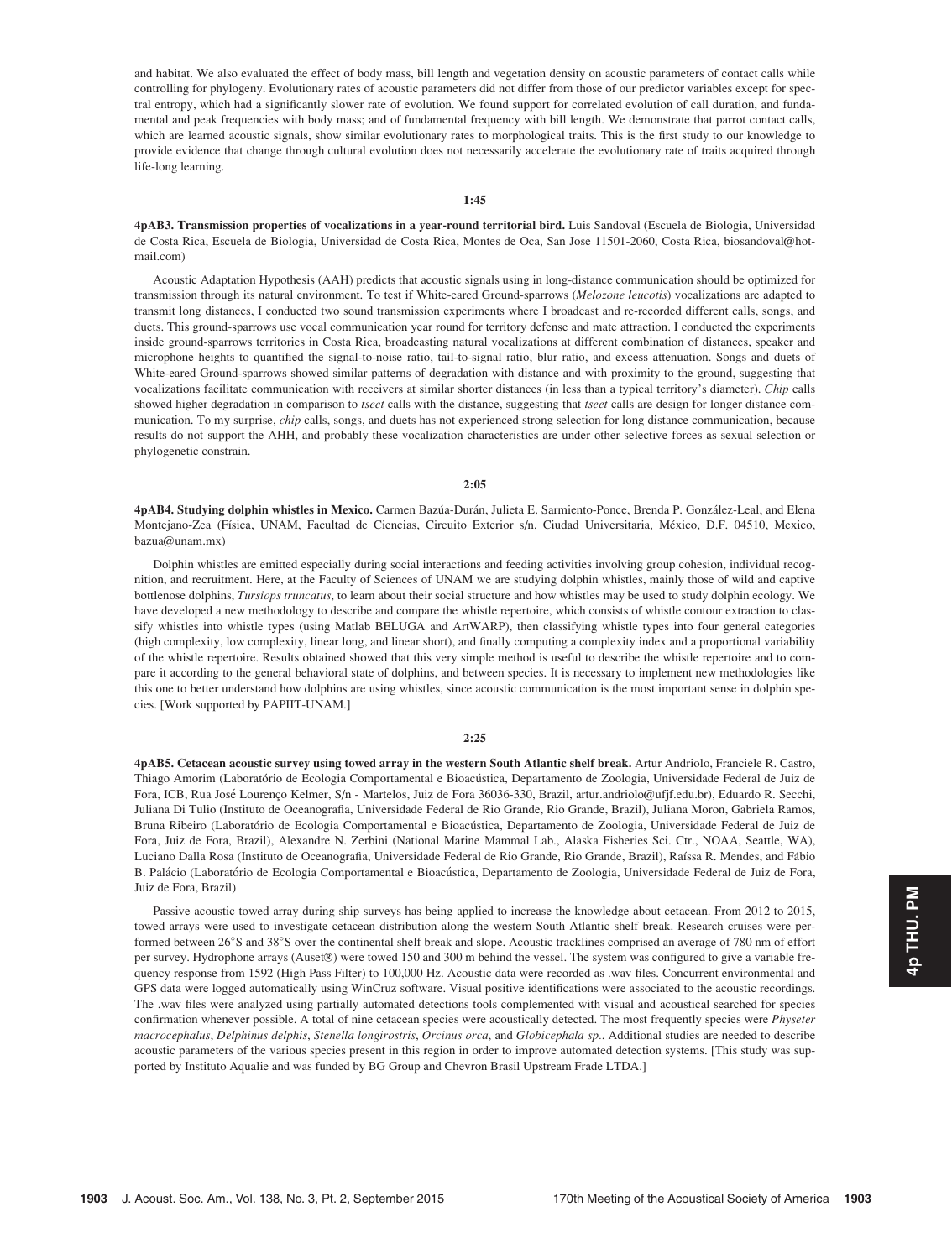and habitat. We also evaluated the effect of body mass, bill length and vegetation density on acoustic parameters of contact calls while controlling for phylogeny. Evolutionary rates of acoustic parameters did not differ from those of our predictor variables except for spectral entropy, which had a significantly slower rate of evolution. We found support for correlated evolution of call duration, and fundamental and peak frequencies with body mass; and of fundamental frequency with bill length. We demonstrate that parrot contact calls, which are learned acoustic signals, show similar evolutionary rates to morphological traits. This is the first study to our knowledge to provide evidence that change through cultural evolution does not necessarily accelerate the evolutionary rate of traits acquired through life-long learning.

1:45

**4pAB3. Transmission properties of vocalizations in a year-round territorial bird.** Luis Sandoval (Escuela de Biologia, Universidad de Costa Rica, Escuela de Biologia, Universidad de Costa Rica, Montes de Oca, San Jose 11501-2060, Costa Rica, biosandoval@hotmail.com)

Acoustic Adaptation Hypothesis (AAH) predicts that acoustic signals using in long-distance communication should be optimized for transmission through its natural environment. To test if White-eared Ground-sparrows (*Melozone leucotis*) vocalizations are adapted to transmit long distances, I conducted two sound transmission experiments where I broadcast and re-recorded different calls, songs, and duets. This ground-sparrows use vocal communication year round for territory defense and mate attraction. I conducted the experiments inside ground-sparrows territories in Costa Rica, broadcasting natural vocalizations at different combination of distances, speaker and microphone heights to quantified the signal-to-noise ratio, tail-to-signal ratio, blur ratio, and excess attenuation. Songs and duets of White-eared Ground-sparrows showed similar patterns of degradation with distance and with proximity to the ground, suggesting that vocalizations facilitate communication with receivers at similar shorter distances (in less than a typical territory's diameter). *Chip* calls showed higher degradation in comparison to *tseet* calls with the distance, suggesting that *tseet* calls are design for longer distance communication. To my surprise, *chip* calls, songs, and duets has not experienced strong selection for long distance communication, because results do not support the AHH, and probably these vocalization characteristics are under other selective forces as sexual selection or phylogenetic constrain.

2:05

**4pAB4. Studying dolphin whistles in Mexico.** Carmen Bazúa-Durán, Julieta E. Sarmiento-Ponce, Brenda P. González-Leal, and Elena Montejano-Zea (Física, UNAM, Facultad de Ciencias, Circuito Exterior s/n, Ciudad Universitaria, México, D.F. 04510, Mexico, bazua@unam.mx)

Dolphin whistles are emitted especially during social interactions and feeding activities involving group cohesion, individual recognition, and recruitment. Here, at the Faculty of Sciences of UNAM we are studying dolphin whistles, mainly those of wild and captive bottlenose dolphins, *Tursiops truncatus*, to learn about their social structure and how whistles may be used to study dolphin ecology. We have developed a new methodology to describe and compare the whistle repertoire, which consists of whistle contour extraction to classify whistles into whistle types (using Matlab BELUGA and ArtWARP), then classifying whistle types into four general categories (high complexity, low complexity, linear long, and linear short), and finally computing a complexity index and a proportional variability of the whistle repertoire. Results obtained showed that this very simple method is useful to describe the whistle repertoire and to compare it according to the general behavioral state of dolphins, and between species. It is necessary to implement new methodologies like this one to better understand how dolphins are using whistles, since acoustic communication is the most important sense in dolphin species. [Work supported by PAPIIT-UNAM.]

2:25

**4pAB5. Cetacean acoustic survey using towed array in the western South Atlantic shelf break.** Artur Andriolo, Franciele R. Castro, Thiago Amorim (Laboratório de Ecologia Comportamental e Bioacústica, Departamento de Zoologia, Universidade Federal de Juiz de Fora, ICB, Rua José Lourenço Kelmer, S/n - Martelos, Juiz de Fora 36036-330, Brazil, artur.andriolo@ufjf.edu.br), Eduardo R. Secchi, Juliana Di Tulio (Instituto de Oceanografia, Universidade Federal de Rio Grande, Rio Grande, Brazil), Juliana Moron, Gabriela Ramos, Bruna Ribeiro (Laboratório de Ecologia Comportamental e Bioacústica, Departamento de Zoologia, Universidade Federal de Juiz de Fora, Juiz de Fora, Brazil), Alexandre N. Zerbini (National Marine Mammal Lab., Alaska Fisheries Sci. Ctr., NOAA, Seattle, WA), Luciano Dalla Rosa (Instituto de Oceanografia, Universidade Federal de Rio Grande, Rio Grande, Brazil), Raíssa R. Mendes, and Fábio B. Palácio (Laboratório de Ecologia Comportamental e Bioacústica, Departamento de Zoologia, Universidade Federal de Juiz de Fora, Juiz de Fora, Brazil)

Passive acoustic towed array during ship surveys has being applied to increase the knowledge about cetacean. From 2012 to 2015, towed arrays were used to investigate cetacean distribution along the western South Atlantic shelf break. Research cruises were performed between 26°S and 38°S over the continental shelf break and slope. Acoustic tracklines comprised an average of 780 nm of effort per survey. Hydrophone arrays (Auset®) were towed 150 and 300 m behind the vessel. The system was configured to give a variable frequency response from 1592 (High Pass Filter) to 100,000 Hz. Acoustic data were recorded as .wav files. Concurrent environmental and GPS data were logged automatically using WinCruz software. Visual positive identifications were associated to the acoustic recordings. The .wav files were analyzed using partially automated detections tools complemented with visual and acoustical searched for species confirmation whenever possible. A total of nine cetacean species were acoustically detected. The most frequently species were *Physeter macrocephalus*, *Delphinus delphis*, *Stenella longirostris*, *Orcinus orca*, and *Globicephala sp.*. Additional studies are needed to describe acoustic parameters of the various species present in this region in order to improve automated detection systems. [This study was supported by Instituto Aqualie and was funded by BG Group and Chevron Brasil Upstream Frade LTDA.]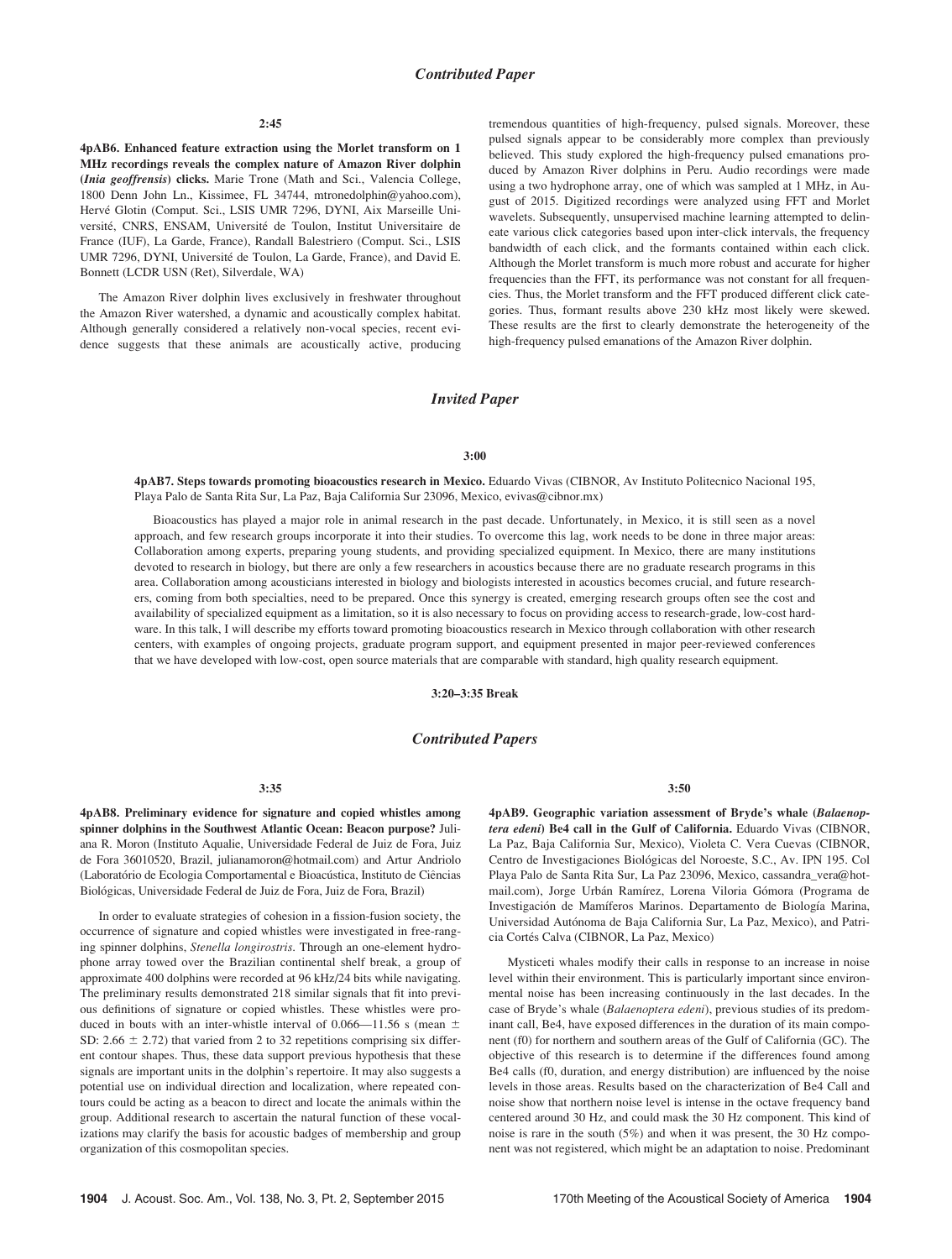## *Contributed Paper*

**2:45**

**4pAB6. Enhanced feature extraction using the Morlet transform on 1 MHz recordings reveals the complex nature of Amazon River dolphin (*Inia geoffrensis*) clicks.** Marie Trone (Math and Sci., Valencia College, 1800 Denn John Ln., Kissimee, FL 34744, mtronedolphin@yahoo.com), Hervé Glotin (Comput. Sci., LSIS UMR 7296, DYNI, Aix Marseille Université, CNRS, ENSAM, Université de Toulon, Institut Universitaire de France (IUF), La Garde, France), Randall Balestriero (Comput. Sci., LSIS UMR 7296, DYNI, Université de Toulon, La Garde, France), and David E. Bonnett (LCDR USN (Ret), Silverdale, WA)

The Amazon River dolphin lives exclusively in freshwater throughout the Amazon River watershed, a dynamic and acoustically complex habitat. Although generally considered a relatively non-vocal species, recent evidence suggests that these animals are acoustically active, producing tremendous quantities of high-frequency, pulsed signals. Moreover, these pulsed signals appear to be considerably more complex than previously believed. This study explored the high-frequency pulsed emanations produced by Amazon River dolphins in Peru. Audio recordings were made using a two hydrophone array, one of which was sampled at 1 MHz, in August of 2015. Digitized recordings were analyzed using FFT and Morlet wavelets. Subsequently, unsupervised machine learning attempted to delineate various click categories based upon inter-click intervals, the frequency bandwidth of each click, and the formants contained within each click. Although the Morlet transform is much more robust and accurate for higher frequencies than the FFT, its performance was not constant for all frequencies. Thus, the Morlet transform and the FFT produced different click categories. Thus, formant results above 230 kHz most likely were skewed. These results are the first to clearly demonstrate the heterogeneity of the high-frequency pulsed emanations of the Amazon River dolphin.

## *Invited Paper*

**3:00**

**4pAB7. Steps towards promoting bioacoustics research in Mexico.** Eduardo Vivas (CIBNOR, Av Instituto Politecnico Nacional 195, Playa Palo de Santa Rita Sur, La Paz, Baja California Sur 23096, Mexico, evivas@cibnor.mx)

Bioacoustics has played a major role in animal research in the past decade. Unfortunately, in Mexico, it is still seen as a novel approach, and few research groups incorporate it into their studies. To overcome this lag, work needs to be done in three major areas: Collaboration among experts, preparing young students, and providing specialized equipment. In Mexico, there are many institutions devoted to research in biology, but there are only a few researchers in acoustics because there are no graduate research programs in this area. Collaboration among acousticians interested in biology and biologists interested in acoustics becomes crucial, and future researchers, coming from both specialties, need to be prepared. Once this synergy is created, emerging research groups often see the cost and availability of specialized equipment as a limitation, so it is also necessary to focus on providing access to research-grade, low-cost hardware. In this talk, I will describe my efforts toward promoting bioacoustics research in Mexico through collaboration with other research centers, with examples of ongoing projects, graduate program support, and equipment presented in major peer-reviewed conferences that we have developed with low-cost, open source materials that are comparable with standard, high quality research equipment.

**3:20–3:35 Break**

## *Contributed Papers*

**3:35**

**4pAB8. Preliminary evidence for signature and copied whistles among spinner dolphins in the Southwest Atlantic Ocean: Beacon purpose?** Juliana R. Moron (Instituto Aqualie, Universidade Federal de Juiz de Fora, Juiz de Fora 36010520, Brazil, julianamoron@hotmail.com) and Artur Andriolo (Laboratório de Ecologia Comportamental e Bioacústica, Instituto de Ciências Biológicas, Universidade Federal de Juiz de Fora, Juiz de Fora, Brazil)

In order to evaluate strategies of cohesion in a fission-fusion society, the occurrence of signature and copied whistles were investigated in free-ranging spinner dolphins, *Stenella longirostris*. Through an one-element hydrophone array towed over the Brazilian continental shelf break, a group of approximate 400 dolphins were recorded at 96 kHz/24 bits while navigating. The preliminary results demonstrated 218 similar signals that fit into previous definitions of signature or copied whistles. These whistles were produced in bouts with an inter-whistle interval of 0.066—11.56 s (mean $\pm$ SD: 2.66 $\pm$ 2.72) that varied from 2 to 32 repetitions comprising six different contour shapes. Thus, these data support previous hypothesis that these signals are important units in the dolphin's repertoire. It may also suggests a potential use on individual direction and localization, where repeated contours could be acting as a beacon to direct and locate the animals within the group. Additional research to ascertain the natural function of these vocalizations may clarify the basis for acoustic badges of membership and group organization of this cosmopolitan species.

**3:50**

**4pAB9. Geographic variation assessment of Bryde's whale (*Balaenoptera edeni*) Be4 call in the Gulf of California.** Eduardo Vivas (CIBNOR, La Paz, Baja California Sur, Mexico), Violeta C. Vera Cuevas (CIBNOR, Centro de Investigaciones Biológicas del Noroeste, S.C., Av. IPN 195. Col Playa Palo de Santa Rita Sur, La Paz 23096, Mexico, cassandra_vera@hotmail.com), Jorge Urbán Ramírez, Lorena Viloria Gómora (Programa de Investigación de Mamíferos Marinos. Departamento de Biología Marina, Universidad Autónoma de Baja California Sur, La Paz, Mexico), and Patricia Cortés Calva (CIBNOR, La Paz, Mexico)

Mysticeti whales modify their calls in response to an increase in noise level within their environment. This is particularly important since environmental noise has been increasing continuously in the last decades. In the case of Bryde's whale (*Balaenoptera edeni*), previous studies of its predominant call, Be4, have exposed differences in the duration of its main component (f0) for northern and southern areas of the Gulf of California (GC). The objective of this research is to determine if the differences found among Be4 calls (f0, duration, and energy distribution) are influenced by the noise levels in those areas. Results based on the characterization of Be4 Call and noise show that northern noise level is intense in the octave frequency band centered around 30 Hz, and could mask the 30 Hz component. This kind of noise is rare in the south (5%) and when it was present, the 30 Hz component was not registered, which might be an adaptation to noise. Predominant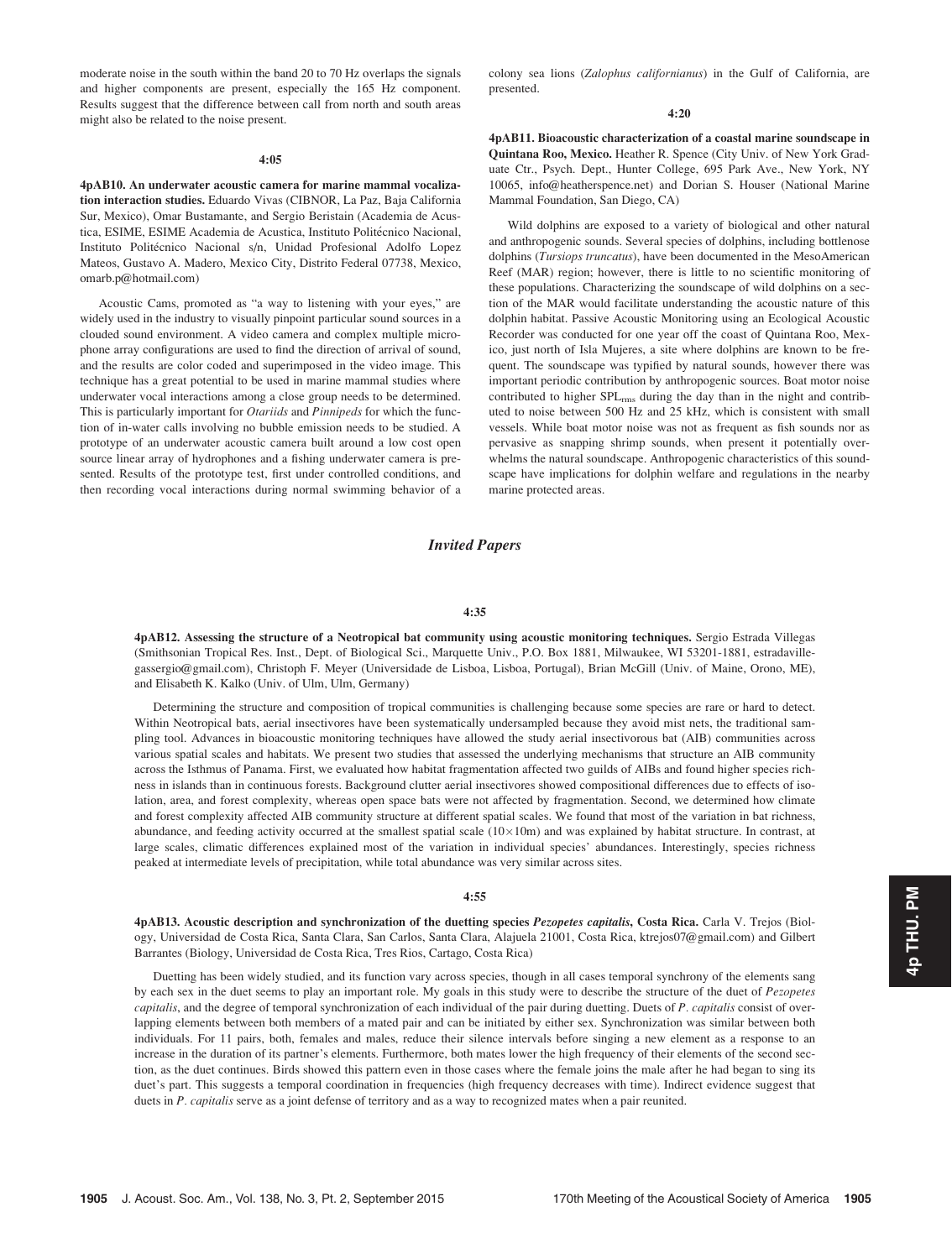moderate noise in the south within the band 20 to 70 Hz overlaps the signals and higher components are present, especially the 165 Hz component. Results suggest that the difference between call from north and south areas might also be related to the noise present.

**4:05**

**4pAB10. An underwater acoustic camera for marine mammal vocalization interaction studies.** Eduardo Vivas (CIBNOR, La Paz, Baja California Sur, Mexico), Omar Bustamante, and Sergio Beristain (Academia de Acustica, ESIME, ESIME Academia de Acustica, Instituto Politécnico Nacional, Instituto Politécnico Nacional s/n, Unidad Profesional Adolfo Lopez Mateos, Gustavo A. Madero, Mexico City, Distrito Federal 07738, Mexico, omarb.p@hotmail.com)

Acoustic Cams, promoted as "a way to listening with your eyes," are widely used in the industry to visually pinpoint particular sound sources in a clouded sound environment. A video camera and complex multiple microphone array configurations are used to find the direction of arrival of sound, and the results are color coded and superimposed in the video image. This technique has a great potential to be used in marine mammal studies where underwater vocal interactions among a close group needs to be determined. This is particularly important for *Otariids* and *Pinnipeds* for which the function of in-water calls involving no bubble emission needs to be studied. A prototype of an underwater acoustic camera built around a low cost open source linear array of hydrophones and a fishing underwater camera is presented. Results of the prototype test, first under controlled conditions, and then recording vocal interactions during normal swimming behavior of a colony sea lions (*Zalophus californianus*) in the Gulf of California, are presented.

**4:20**

**4pAB11. Bioacoustic characterization of a coastal marine soundscape in Quintana Roo, Mexico.** Heather R. Spence (City Univ. of New York Graduate Ctr., Psych. Dept., Hunter College, 695 Park Ave., New York, NY 10065, info@heatherspence.net) and Dorian S. Houser (National Marine Mammal Foundation, San Diego, CA)

Wild dolphins are exposed to a variety of biological and other natural and anthropogenic sounds. Several species of dolphins, including bottlenose dolphins (*Tursiops truncatus*), have been documented in the MesoAmerican Reef (MAR) region; however, there is little to no scientific monitoring of these populations. Characterizing the soundscape of wild dolphins on a section of the MAR would facilitate understanding the acoustic nature of this dolphin habitat. Passive Acoustic Monitoring using an Ecological Acoustic Recorder was conducted for one year off the coast of Quintana Roo, Mexico, just north of Isla Mujeres, a site where dolphins are known to be frequent. The soundscape was typified by natural sounds, however there was important periodic contribution by anthropogenic sources. Boat motor noise contributed to higher $SPL_{rms}$ during the day than in the night and contributed to noise between 500 Hz and 25 kHz, which is consistent with small vessels. While boat motor noise was not as frequent as fish sounds nor as pervasive as snapping shrimp sounds, when present it potentially overwhelms the natural soundscape. Anthropogenic characteristics of this soundscape have implications for dolphin welfare and regulations in the nearby marine protected areas.

## *Invited Papers*

**4:35**

**4pAB12. Assessing the structure of a Neotropical bat community using acoustic monitoring techniques.** Sergio Estrada Villegas (Smithsonian Tropical Res. Inst., Dept. of Biological Sci., Marquette Univ., P.O. Box 1881, Milwaukee, WI 53201-1881, estradavillegassergio@gmail.com), Christoph F. Meyer (Universidade de Lisboa, Lisboa, Portugal), Brian McGill (Univ. of Maine, Orono, ME), and Elisabeth K. Kalko (Univ. of Ulm, Ulm, Germany)

Determining the structure and composition of tropical communities is challenging because some species are rare or hard to detect. Within Neotropical bats, aerial insectivores have been systematically undersampled because they avoid mist nets, the traditional sampling tool. Advances in bioacoustic monitoring techniques have allowed the study aerial insectivorous bat (AIB) communities across various spatial scales and habitats. We present two studies that assessed the underlying mechanisms that structure an AIB community across the Isthmus of Panama. First, we evaluated how habitat fragmentation affected two guilds of AIBs and found higher species richness in islands than in continuous forests. Background clutter aerial insectivores showed compositional differences due to effects of isolation, area, and forest complexity, whereas open space bats were not affected by fragmentation. Second, we determined how climate and forest complexity affected AIB community structure at different spatial scales. We found that most of the variation in bat richness, abundance, and feeding activity occurred at the smallest spatial scale ($10\times10$m) and was explained by habitat structure. In contrast, at large scales, climatic differences explained most of the variation in individual species' abundances. Interestingly, species richness peaked at intermediate levels of precipitation, while total abundance was very similar across sites.

**4:55**

**4pAB13. Acoustic description and synchronization of the duetting species *Pezopetes capitalis*, Costa Rica.** Carla V. Trejos (Biology, Universidad de Costa Rica, Santa Clara, San Carlos, Santa Clara, Alajuela 21001, Costa Rica, ktrejos07@gmail.com) and Gilbert Barrantes (Biology, Universidad de Costa Rica, Tres Rios, Cartago, Costa Rica)

Duetting has been widely studied, and its function vary across species, though in all cases temporal synchrony of the elements sang by each sex in the duet seems to play an important role. My goals in this study were to describe the structure of the duet of *Pezopetes capitalis*, and the degree of temporal synchronization of each individual of the pair during duetting. Duets of *P. capitalis* consist of overlapping elements between both members of a mated pair and can be initiated by either sex. Synchronization was similar between both individuals. For 11 pairs, both, females and males, reduce their silence intervals before singing a new element as a response to an increase in the duration of its partner's elements. Furthermore, both mates lower the high frequency of their elements of the second section, as the duet continues. Birds showed this pattern even in those cases where the female joins the male after he had began to sing its duet's part. This suggests a temporal coordination in frequencies (high frequency decreases with time). Indirect evidence suggest that duets in *P. capitalis* serve as a joint defense of territory and as a way to recognized mates when a pair reunited.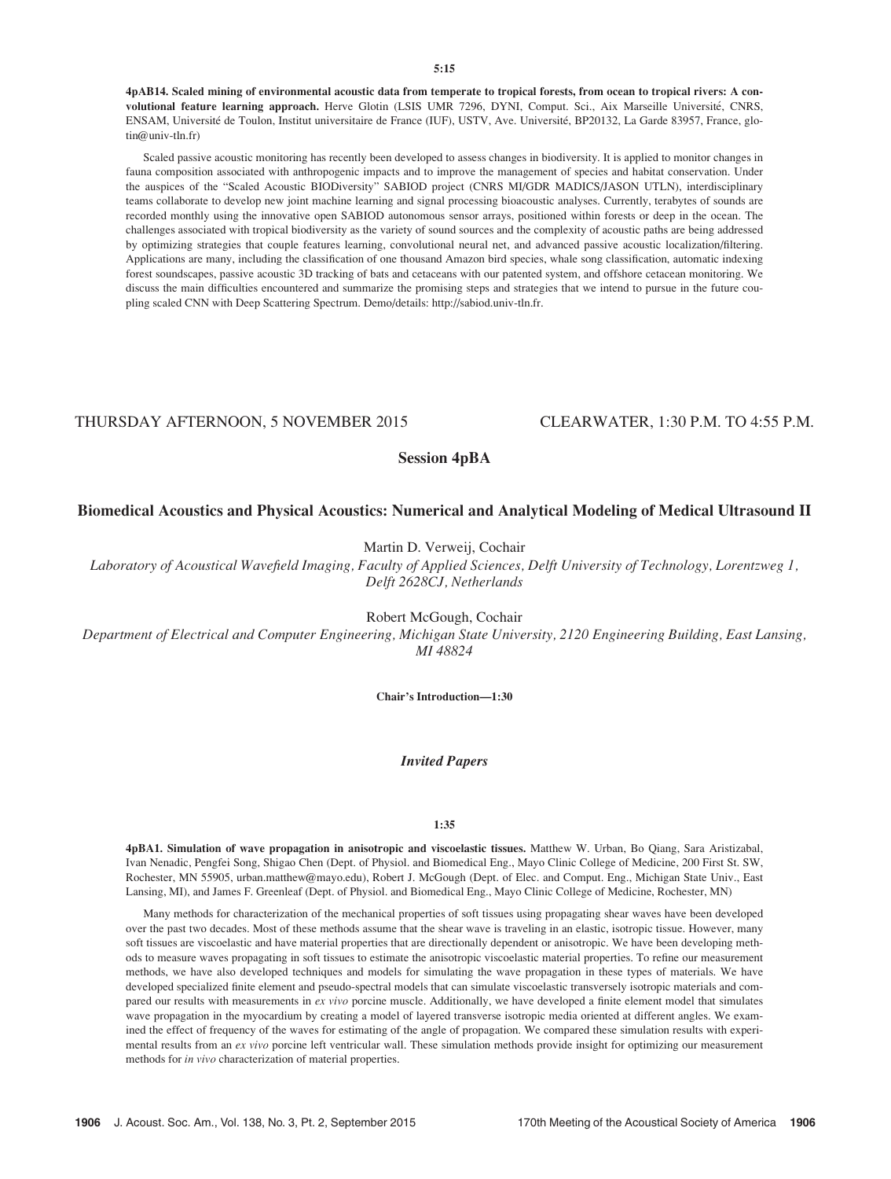5:15

**4pAB14. Scaled mining of environmental acoustic data from temperate to tropical forests, from ocean to tropical rivers: A convolutional feature learning approach.** Herve Glotin (LSIS UMR 7296, DYNI, Comput. Sci., Aix Marseille Université, CNRS, ENSAM, Université de Toulon, Institut universitaire de France (IUF), USTV, Ave. Université, BP20132, La Garde 83957, France, glotin@univ-tln.fr)

Scaled passive acoustic monitoring has recently been developed to assess changes in biodiversity. It is applied to monitor changes in fauna composition associated with anthropogenic impacts and to improve the management of species and habitat conservation. Under the auspices of the "Scaled Acoustic BIODiversity" SABIOD project (CNRS MI/GDR MADICS/JASON UTLN), interdisciplinary teams collaborate to develop new joint machine learning and signal processing bioacoustic analyses. Currently, terabytes of sounds are recorded monthly using the innovative open SABIOD autonomous sensor arrays, positioned within forests or deep in the ocean. The challenges associated with tropical biodiversity as the variety of sound sources and the complexity of acoustic paths are being addressed by optimizing strategies that couple features learning, convolutional neural net, and advanced passive acoustic localization/filtering. Applications are many, including the classification of one thousand Amazon bird species, whale song classification, automatic indexing forest soundscapes, passive acoustic 3D tracking of bats and cetaceans with our patented system, and offshore cetacean monitoring. We discuss the main difficulties encountered and summarize the promising steps and strategies that we intend to pursue in the future coupling scaled CNN with Deep Scattering Spectrum. Demo/details: http://sabiod.univ-tln.fr.

## THURSDAY AFTERNOON, 5 NOVEMBER 2015 — CLEARWATER, 1:30 P.M. TO 4:55 P.M.

## Session 4pBA

## Biomedical Acoustics and Physical Acoustics: Numerical and Analytical Modeling of Medical Ultrasound II

Martin D. Verweij, Cochair

*Laboratory of Acoustical Wavefield Imaging, Faculty of Applied Sciences, Delft University of Technology, Lorentzweg 1, Delft 2628CJ, Netherlands*

Robert McGough, Cochair

*Department of Electrical and Computer Engineering, Michigan State University, 2120 Engineering Building, East Lansing, MI 48824*

**Chair's Introduction—1:30**

### *Invited Papers*

1:35

**4pBA1. Simulation of wave propagation in anisotropic and viscoelastic tissues.** Matthew W. Urban, Bo Qiang, Sara Aristizabal, Ivan Nenadic, Pengfei Song, Shigao Chen (Dept. of Physiol. and Biomedical Eng., Mayo Clinic College of Medicine, 200 First St. SW, Rochester, MN 55905, urban.matthew@mayo.edu), Robert J. McGough (Dept. of Elec. and Comput. Eng., Michigan State Univ., East Lansing, MI), and James F. Greenleaf (Dept. of Physiol. and Biomedical Eng., Mayo Clinic College of Medicine, Rochester, MN)

Many methods for characterization of the mechanical properties of soft tissues using propagating shear waves have been developed over the past two decades. Most of these methods assume that the shear wave is traveling in an elastic, isotropic tissue. However, many soft tissues are viscoelastic and have material properties that are directionally dependent or anisotropic. We have been developing methods to measure waves propagating in soft tissues to estimate the anisotropic viscoelastic material properties. To refine our measurement methods, we have also developed techniques and models for simulating the wave propagation in these types of materials. We have developed specialized finite element and pseudo-spectral models that can simulate viscoelastic transversely isotropic materials and compared our results with measurements in *ex vivo* porcine muscle. Additionally, we have developed a finite element model that simulates wave propagation in the myocardium by creating a model of layered transverse isotropic media oriented at different angles. We examined the effect of frequency of the waves for estimating of the angle of propagation. We compared these simulation results with experimental results from an *ex vivo* porcine left ventricular wall. These simulation methods provide insight for optimizing our measurement methods for *in vivo* characterization of material properties.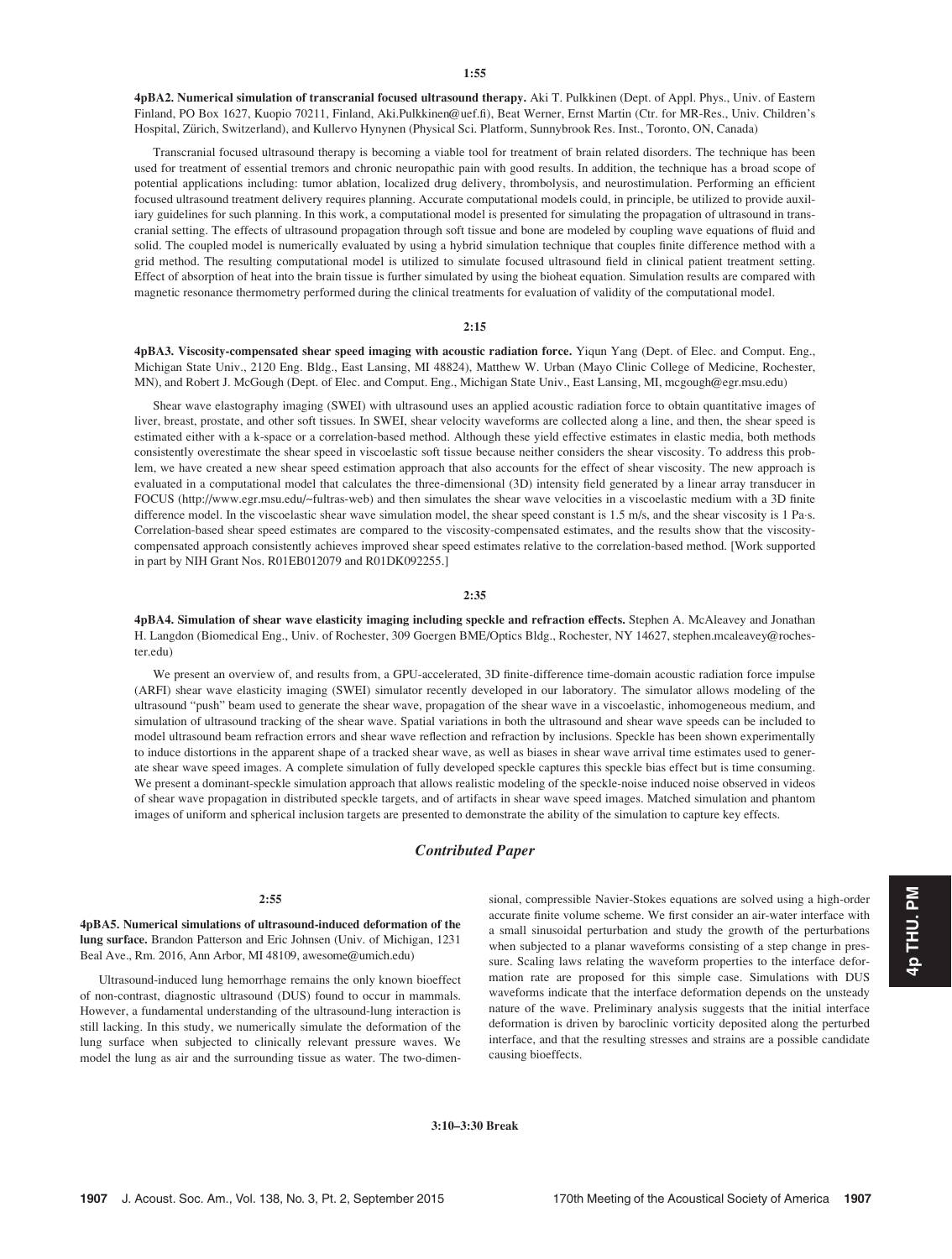**1:55**

**4pBA2. Numerical simulation of transcranial focused ultrasound therapy.** Aki T. Pulkkinen (Dept. of Appl. Phys., Univ. of Eastern Finland, PO Box 1627, Kuopio 70211, Finland, Aki.Pulkkinen@uef.fi), Beat Werner, Ernst Martin (Ctr. for MR-Res., Univ. Children's Hospital, Zürich, Switzerland), and Kullervo Hynynen (Physical Sci. Platform, Sunnybrook Res. Inst., Toronto, ON, Canada)

Transcranial focused ultrasound therapy is becoming a viable tool for treatment of brain related disorders. The technique has been used for treatment of essential tremors and chronic neuropathic pain with good results. In addition, the technique has a broad scope of potential applications including: tumor ablation, localized drug delivery, thrombolysis, and neurostimulation. Performing an efficient focused ultrasound treatment delivery requires planning. Accurate computational models could, in principle, be utilized to provide auxiliary guidelines for such planning. In this work, a computational model is presented for simulating the propagation of ultrasound in transcranial setting. The effects of ultrasound propagation through soft tissue and bone are modeled by coupling wave equations of fluid and solid. The coupled model is numerically evaluated by using a hybrid simulation technique that couples finite difference method with a grid method. The resulting computational model is utilized to simulate focused ultrasound field in clinical patient treatment setting. Effect of absorption of heat into the brain tissue is further simulated by using the bioheat equation. Simulation results are compared with magnetic resonance thermometry performed during the clinical treatments for evaluation of validity of the computational model.

**2:15**

**4pBA3. Viscosity-compensated shear speed imaging with acoustic radiation force.** Yiqun Yang (Dept. of Elec. and Comput. Eng., Michigan State Univ., 2120 Eng. Bldg., East Lansing, MI 48824), Matthew W. Urban (Mayo Clinic College of Medicine, Rochester, MN), and Robert J. McGough (Dept. of Elec. and Comput. Eng., Michigan State Univ., East Lansing, MI, mcgough@egr.msu.edu)

Shear wave elastography imaging (SWEI) with ultrasound uses an applied acoustic radiation force to obtain quantitative images of liver, breast, prostate, and other soft tissues. In SWEI, shear velocity waveforms are collected along a line, and then, the shear speed is estimated either with a k-space or a correlation-based method. Although these yield effective estimates in elastic media, both methods consistently overestimate the shear speed in viscoelastic soft tissue because neither considers the shear viscosity. To address this problem, we have created a new shear speed estimation approach that also accounts for the effect of shear viscosity. The new approach is evaluated in a computational model that calculates the three-dimensional (3D) intensity field generated by a linear array transducer in FOCUS (http://www.egr.msu.edu/~fultras-web) and then simulates the shear wave velocities in a viscoelastic medium with a 3D finite difference model. In the viscoelastic shear wave simulation model, the shear speed constant is 1.5 m/s, and the shear viscosity is 1 Pa·s. Correlation-based shear speed estimates are compared to the viscosity-compensated estimates, and the results show that the viscosity-compensated approach consistently achieves improved shear speed estimates relative to the correlation-based method. [Work supported in part by NIH Grant Nos. R01EB012079 and R01DK092255.]

**2:35**

**4pBA4. Simulation of shear wave elasticity imaging including speckle and refraction effects.** Stephen A. McAleavey and Jonathan H. Langdon (Biomedical Eng., Univ. of Rochester, 309 Goergen BME/Optics Bldg., Rochester, NY 14627, stephen.mcaleavey@rochester.edu)

We present an overview of, and results from, a GPU-accelerated, 3D finite-difference time-domain acoustic radiation force impulse (ARFI) shear wave elasticity imaging (SWEI) simulator recently developed in our laboratory. The simulator allows modeling of the ultrasound "push" beam used to generate the shear wave, propagation of the shear wave in a viscoelastic, inhomogeneous medium, and simulation of ultrasound tracking of the shear wave. Spatial variations in both the ultrasound and shear wave speeds can be included to model ultrasound beam refraction errors and shear wave reflection and refraction by inclusions. Speckle has been shown experimentally to induce distortions in the apparent shape of a tracked shear wave, as well as biases in shear wave arrival time estimates used to generate shear wave speed images. A complete simulation of fully developed speckle captures this speckle bias effect but is time consuming. We present a dominant-speckle simulation approach that allows realistic modeling of the speckle-noise induced noise observed in videos of shear wave propagation in distributed speckle targets, and of artifacts in shear wave speed images. Matched simulation and phantom images of uniform and spherical inclusion targets are presented to demonstrate the ability of the simulation to capture key effects.

## *Contributed Paper*

**2:55**

**4pBA5. Numerical simulations of ultrasound-induced deformation of the lung surface.** Brandon Patterson and Eric Johnsen (Univ. of Michigan, 1231 Beal Ave., Rm. 2016, Ann Arbor, MI 48109, awesome@umich.edu)

Ultrasound-induced lung hemorrhage remains the only known bioeffect of non-contrast, diagnostic ultrasound (DUS) found to occur in mammals. However, a fundamental understanding of the ultrasound-lung interaction is still lacking. In this study, we numerically simulate the deformation of the lung surface when subjected to clinically relevant pressure waves. We model the lung as air and the surrounding tissue as water. The two-dimensional, compressible Navier-Stokes equations are solved using a high-order accurate finite volume scheme. We first consider an air-water interface with a small sinusoidal perturbation and study the growth of the perturbations when subjected to a planar waveforms consisting of a step change in pressure. Scaling laws relating the waveform properties to the interface deformation rate are proposed for this simple case. Simulations with DUS waveforms indicate that the interface deformation depends on the unsteady nature of the wave. Preliminary analysis suggests that the initial interface deformation is driven by baroclinic vorticity deposited along the perturbed interface, and that the resulting stresses and strains are a possible candidate causing bioeffects.

**3:10–3:30 Break**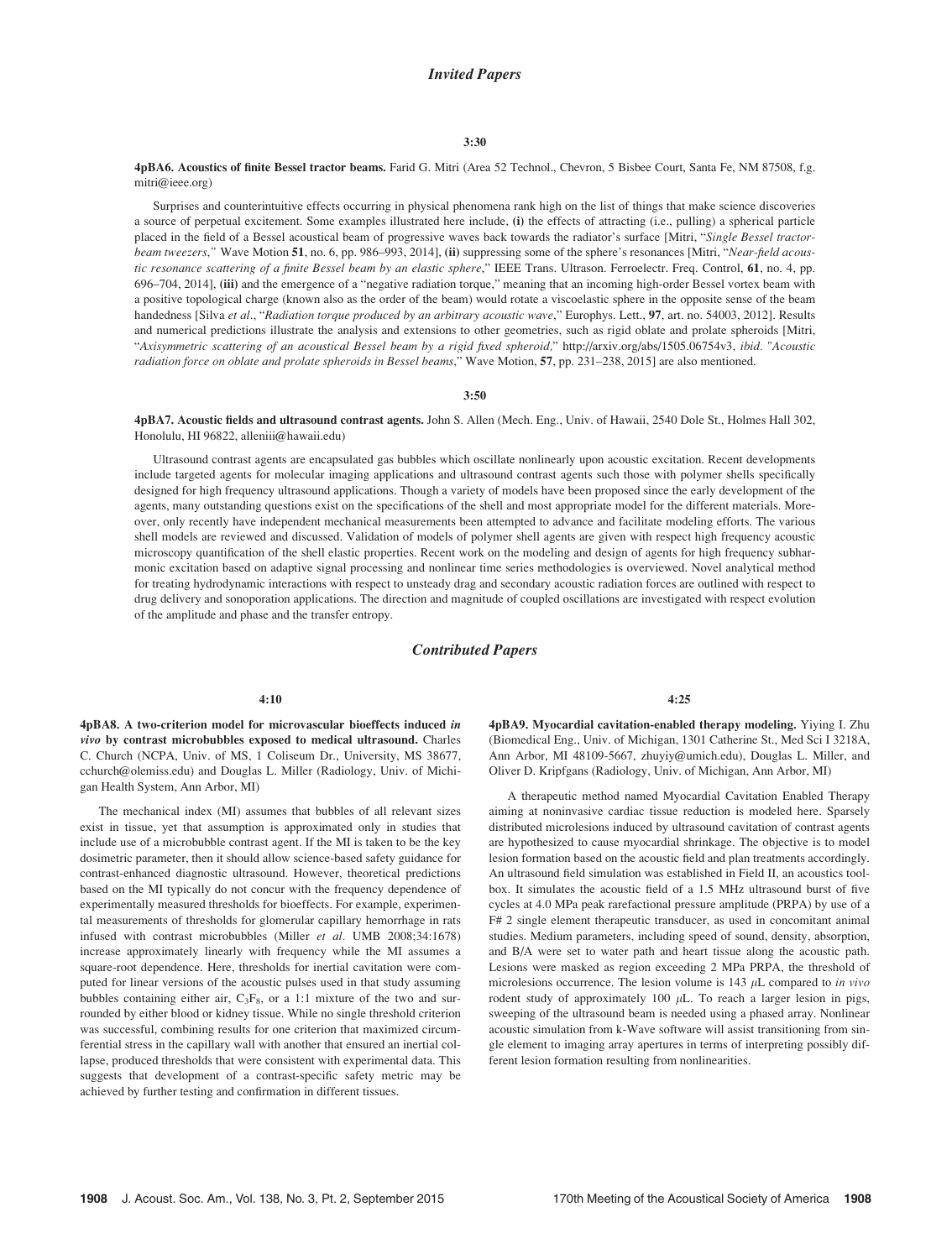## *Invited Papers*

**3:30**

**4pBA6. Acoustics of finite Bessel tractor beams.** Farid G. Mitri (Area 52 Technol., Chevron, 5 Bisbee Court, Santa Fe, NM 87508, f.g.mitri@ieee.org)

Surprises and counterintuitive effects occurring in physical phenomena rank high on the list of things that make science discoveries a source of perpetual excitement. Some examples illustrated here include, **(i)** the effects of attracting (i.e., pulling) a spherical particle placed in the field of a Bessel acoustical beam of progressive waves back towards the radiator's surface [Mitri, "*Single Bessel tractor-beam tweezers*," Wave Motion **51**, no. 6, pp. 986–993, 2014], **(ii)** suppressing some of the sphere's resonances [Mitri, "*Near-field acoustic resonance scattering of a finite Bessel beam by an elastic sphere*," IEEE Trans. Ultrason. Ferroelectr. Freq. Control, **61**, no. 4, pp. 696–704, 2014], **(iii)** and the emergence of a "negative radiation torque," meaning that an incoming high-order Bessel vortex beam with a positive topological charge (known also as the order of the beam) would rotate a viscoelastic sphere in the opposite sense of the beam handedness [Silva *et al*., "*Radiation torque produced by an arbitrary acoustic wave*," Europhys. Lett., **97**, art. no. 54003, 2012]. Results and numerical predictions illustrate the analysis and extensions to other geometries, such as rigid oblate and prolate spheroids [Mitri, "*Axisymmetric scattering of an acoustical Bessel beam by a rigid fixed spheroid,*" http://arxiv.org/abs/1505.06754v3, *ibid*. "*Acoustic radiation force on oblate and prolate spheroids in Bessel beams*," Wave Motion, **57**, pp. 231–238, 2015] are also mentioned.

**3:50**

**4pBA7. Acoustic fields and ultrasound contrast agents.** John S. Allen (Mech. Eng., Univ. of Hawaii, 2540 Dole St., Holmes Hall 302, Honolulu, HI 96822, alleniii@hawaii.edu)

Ultrasound contrast agents are encapsulated gas bubbles which oscillate nonlinearly upon acoustic excitation. Recent developments include targeted agents for molecular imaging applications and ultrasound contrast agents such those with polymer shells specifically designed for high frequency ultrasound applications. Though a variety of models have been proposed since the early development of the agents, many outstanding questions exist on the specifications of the shell and most appropriate model for the different materials. Moreover, only recently have independent mechanical measurements been attempted to advance and facilitate modeling efforts. The various shell models are reviewed and discussed. Validation of models of polymer shell agents are given with respect high frequency acoustic microscopy quantification of the shell elastic properties. Recent work on the modeling and design of agents for high frequency subharmonic excitation based on adaptive signal processing and nonlinear time series methodologies is overviewed. Novel analytical method for treating hydrodynamic interactions with respect to unsteady drag and secondary acoustic radiation forces are outlined with respect to drug delivery and sonoporation applications. The direction and magnitude of coupled oscillations are investigated with respect evolution of the amplitude and phase and the transfer entropy.

## *Contributed Papers*

**4:10**

**4pBA8. A two-criterion model for microvascular bioeffects induced *in vivo* by contrast microbubbles exposed to medical ultrasound.** Charles C. Church (NCPA, Univ. of MS, 1 Coliseum Dr., University, MS 38677, cchurch@olemiss.edu) and Douglas L. Miller (Radiology, Univ. of Michigan Health System, Ann Arbor, MI)

The mechanical index (MI) assumes that bubbles of all relevant sizes exist in tissue, yet that assumption is approximated only in studies that include use of a microbubble contrast agent. If the MI is taken to be the key dosimetric parameter, then it should allow science-based safety guidance for contrast-enhanced diagnostic ultrasound. However, theoretical predictions based on the MI typically do not concur with the frequency dependence of experimentally measured thresholds for bioeffects. For example, experimental measurements of thresholds for glomerular capillary hemorrhage in rats infused with contrast microbubbles (Miller *et al*. UMB 2008;34:1678) increase approximately linearly with frequency while the MI assumes a square-root dependence. Here, thresholds for inertial cavitation were computed for linear versions of the acoustic pulses used in that study assuming bubbles containing either air, $C_3F_8$, or a 1:1 mixture of the two and surrounded by either blood or kidney tissue. While no single threshold criterion was successful, combining results for one criterion that maximized circumferential stress in the capillary wall with another that ensured an inertial collapse, produced thresholds that were consistent with experimental data. This suggests that development of a contrast-specific safety metric may be achieved by further testing and confirmation in different tissues.

**4:25**

**4pBA9. Myocardial cavitation-enabled therapy modeling.** Yiying I. Zhu (Biomedical Eng., Univ. of Michigan, 1301 Catherine St., Med Sci I 3218A, Ann Arbor, MI 48109-5667, zhuyiy@umich.edu), Douglas L. Miller, and Oliver D. Kripfgans (Radiology, Univ. of Michigan, Ann Arbor, MI)

A therapeutic method named Myocardial Cavitation Enabled Therapy aiming at noninvasive cardiac tissue reduction is modeled here. Sparsely distributed microlesions induced by ultrasound cavitation of contrast agents are hypothesized to cause myocardial shrinkage. The objective is to model lesion formation based on the acoustic field and plan treatments accordingly. An ultrasound field simulation was established in Field II, an acoustics toolbox. It simulates the acoustic field of a 1.5 MHz ultrasound burst of five cycles at 4.0 MPa peak rarefactional pressure amplitude (PRPA) by use of a F# 2 single element therapeutic transducer, as used in concomitant animal studies. Medium parameters, including speed of sound, density, absorption, and B/A were set to water path and heart tissue along the acoustic path. Lesions were masked as region exceeding 2 MPa PRPA, the threshold of microlesions occurrence. The lesion volume is 143 $\mu$L compared to *in vivo* rodent study of approximately 100 $\mu$L. To reach a larger lesion in pigs, sweeping of the ultrasound beam is needed using a phased array. Nonlinear acoustic simulation from k-Wave software will assist transitioning from single element to imaging array apertures in terms of interpreting possibly different lesion formation resulting from nonlinearities.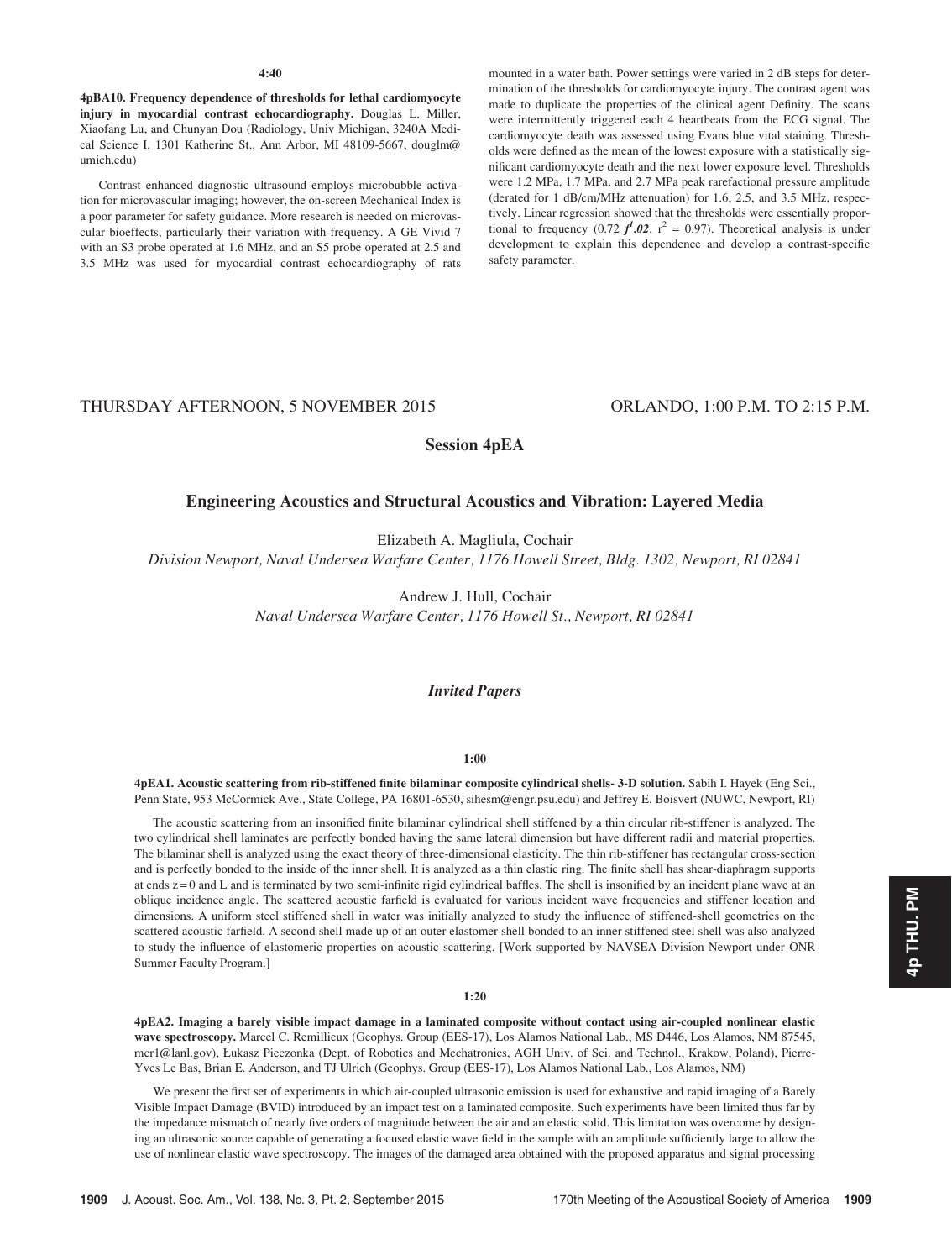**4:40**

**4pBA10. Frequency dependence of thresholds for lethal cardiomyocyte injury in myocardial contrast echocardiography.** Douglas L. Miller, Xiaofang Lu, and Chunyan Dou (Radiology, Univ Michigan, 3240A Medical Science I, 1301 Katherine St., Ann Arbor, MI 48109-5667, douglm@umich.edu)

Contrast enhanced diagnostic ultrasound employs microbubble activation for microvascular imaging; however, the on-screen Mechanical Index is a poor parameter for safety guidance. More research is needed on microvascular bioeffects, particularly their variation with frequency. A GE Vivid 7 with an S3 probe operated at 1.6 MHz, and an S5 probe operated at 2.5 and 3.5 MHz was used for myocardial contrast echocardiography of rats mounted in a water bath. Power settings were varied in 2 dB steps for determination of the thresholds for cardiomyocyte injury. The contrast agent was made to duplicate the properties of the clinical agent Definity. The scans were intermittently triggered each 4 heartbeats from the ECG signal. The cardiomyocyte death was assessed using Evans blue vital staining. Thresholds were defined as the mean of the lowest exposure with a statistically significant cardiomyocyte death and the next lower exposure level. Thresholds were 1.2 MPa, 1.7 MPa, and 2.7 MPa peak rarefactional pressure amplitude (derated for 1 dB/cm/MHz attenuation) for 1.6, 2.5, and 3.5 MHz, respectively. Linear regression showed that the thresholds were essentially proportional to frequency (0.72 $f^{1.02}$, $r^2$ = 0.97). Theoretical analysis is under development to explain this dependence and develop a contrast-specific safety parameter.

THURSDAY AFTERNOON, 5 NOVEMBER 2015 — ORLANDO, 1:00 P.M. TO 2:15 P.M.

## Session 4pEA

## Engineering Acoustics and Structural Acoustics and Vibration: Layered Media

Elizabeth A. Magliula, Cochair
*Division Newport, Naval Undersea Warfare Center, 1176 Howell Street, Bldg. 1302, Newport, RI 02841*

Andrew J. Hull, Cochair
*Naval Undersea Warfare Center, 1176 Howell St., Newport, RI 02841*

### *Invited Papers*

**1:00**

**4pEA1. Acoustic scattering from rib-stiffened finite bilaminar composite cylindrical shells- 3-D solution.** Sabih I. Hayek (Eng Sci., Penn State, 953 McCormick Ave., State College, PA 16801-6530, sihesm@engr.psu.edu) and Jeffrey E. Boisvert (NUWC, Newport, RI)

The acoustic scattering from an insonified finite bilaminar cylindrical shell stiffened by a thin circular rib-stiffener is analyzed. The two cylindrical shell laminates are perfectly bonded having the same lateral dimension but have different radii and material properties. The bilaminar shell is analyzed using the exact theory of three-dimensional elasticity. The thin rib-stiffener has rectangular cross-section and is perfectly bonded to the inside of the inner shell. It is analyzed as a thin elastic ring. The finite shell has shear-diaphragm supports at ends z = 0 and L and is terminated by two semi-infinite rigid cylindrical baffles. The shell is insonified by an incident plane wave at an oblique incidence angle. The scattered acoustic farfield is evaluated for various incident wave frequencies and stiffener location and dimensions. A uniform steel stiffened shell in water was initially analyzed to study the influence of stiffened-shell geometries on the scattered acoustic farfield. A second shell made up of an outer elastomer shell bonded to an inner stiffened steel shell was also analyzed to study the influence of elastomeric properties on acoustic scattering. [Work supported by NAVSEA Division Newport under ONR Summer Faculty Program.]

**1:20**

**4pEA2. Imaging a barely visible impact damage in a laminated composite without contact using air-coupled nonlinear elastic wave spectroscopy.** Marcel C. Remillieux (Geophys. Group (EES-17), Los Alamos National Lab., MS D446, Los Alamos, NM 87545, mcr1@lanl.gov), Łukasz Pieczonka (Dept. of Robotics and Mechatronics, AGH Univ. of Sci. and Technol., Krakow, Poland), Pierre-Yves Le Bas, Brian E. Anderson, and TJ Ulrich (Geophys. Group (EES-17), Los Alamos National Lab., Los Alamos, NM)

We present the first set of experiments in which air-coupled ultrasonic emission is used for exhaustive and rapid imaging of a Barely Visible Impact Damage (BVID) introduced by an impact test on a laminated composite. Such experiments have been limited thus far by the impedance mismatch of nearly five orders of magnitude between the air and an elastic solid. This limitation was overcome by designing an ultrasonic source capable of generating a focused elastic wave field in the sample with an amplitude sufficiently large to allow the use of nonlinear elastic wave spectroscopy. The images of the damaged area obtained with the proposed apparatus and signal processing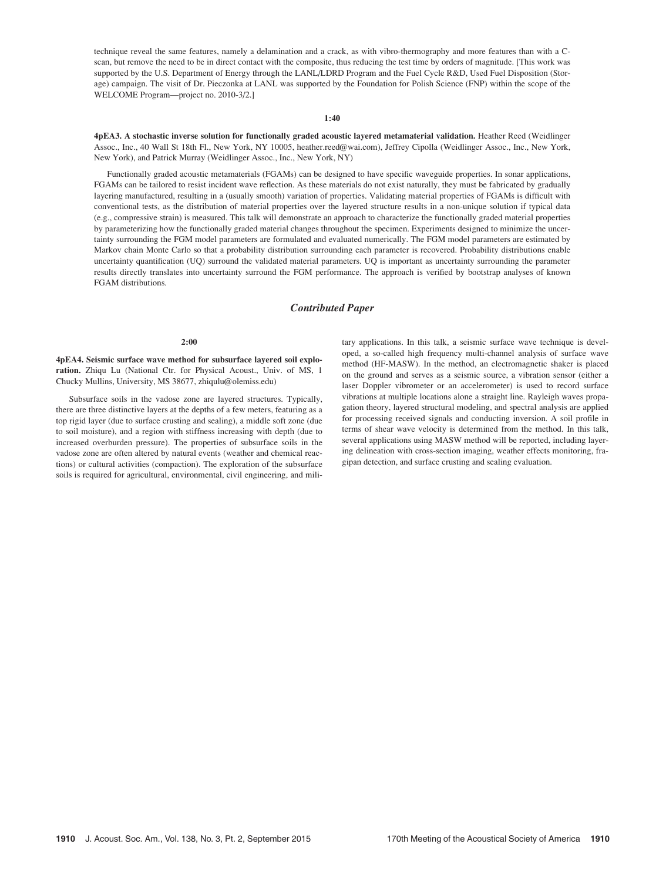technique reveal the same features, namely a delamination and a crack, as with vibro-thermography and more features than with a C-scan, but remove the need to be in direct contact with the composite, thus reducing the test time by orders of magnitude. [This work was supported by the U.S. Department of Energy through the LANL/LDRD Program and the Fuel Cycle R&D, Used Fuel Disposition (Storage) campaign. The visit of Dr. Pieczonka at LANL was supported by the Foundation for Polish Science (FNP) within the scope of the WELCOME Program—project no. 2010-3/2.]

**1:40**

**4pEA3. A stochastic inverse solution for functionally graded acoustic layered metamaterial validation.** Heather Reed (Weidlinger Assoc., Inc., 40 Wall St 18th Fl., New York, NY 10005, heather.reed@wai.com), Jeffrey Cipolla (Weidlinger Assoc., Inc., New York, New York), and Patrick Murray (Weidlinger Assoc., Inc., New York, NY)

Functionally graded acoustic metamaterials (FGAMs) can be designed to have specific waveguide properties. In sonar applications, FGAMs can be tailored to resist incident wave reflection. As these materials do not exist naturally, they must be fabricated by gradually layering manufactured, resulting in a (usually smooth) variation of properties. Validating material properties of FGAMs is difficult with conventional tests, as the distribution of material properties over the layered structure results in a non-unique solution if typical data (e.g., compressive strain) is measured. This talk will demonstrate an approach to characterize the functionally graded material properties by parameterizing how the functionally graded material changes throughout the specimen. Experiments designed to minimize the uncertainty surrounding the FGM model parameters are formulated and evaluated numerically. The FGM model parameters are estimated by Markov chain Monte Carlo so that a probability distribution surrounding each parameter is recovered. Probability distributions enable uncertainty quantification (UQ) surround the validated material parameters. UQ is important as uncertainty surrounding the parameter results directly translates into uncertainty surround the FGM performance. The approach is verified by bootstrap analyses of known FGAM distributions.

## *Contributed Paper*

**2:00**

**4pEA4. Seismic surface wave method for subsurface layered soil exploration.** Zhiqu Lu (National Ctr. for Physical Acoust., Univ. of MS, 1 Chucky Mullins, University, MS 38677, zhiqulu@olemiss.edu)

Subsurface soils in the vadose zone are layered structures. Typically, there are three distinctive layers at the depths of a few meters, featuring as a top rigid layer (due to surface crusting and sealing), a middle soft zone (due to soil moisture), and a region with stiffness increasing with depth (due to increased overburden pressure). The properties of subsurface soils in the vadose zone are often altered by natural events (weather and chemical reactions) or cultural activities (compaction). The exploration of the subsurface soils is required for agricultural, environmental, civil engineering, and military applications. In this talk, a seismic surface wave technique is developed, a so-called high frequency multi-channel analysis of surface wave method (HF-MASW). In the method, an electromagnetic shaker is placed on the ground and serves as a seismic source, a vibration sensor (either a laser Doppler vibrometer or an accelerometer) is used to record surface vibrations at multiple locations alone a straight line. Rayleigh waves propagation theory, layered structural modeling, and spectral analysis are applied for processing received signals and conducting inversion. A soil profile in terms of shear wave velocity is determined from the method. In this talk, several applications using MASW method will be reported, including layering delineation with cross-section imaging, weather effects monitoring, fragipan detection, and surface crusting and sealing evaluation.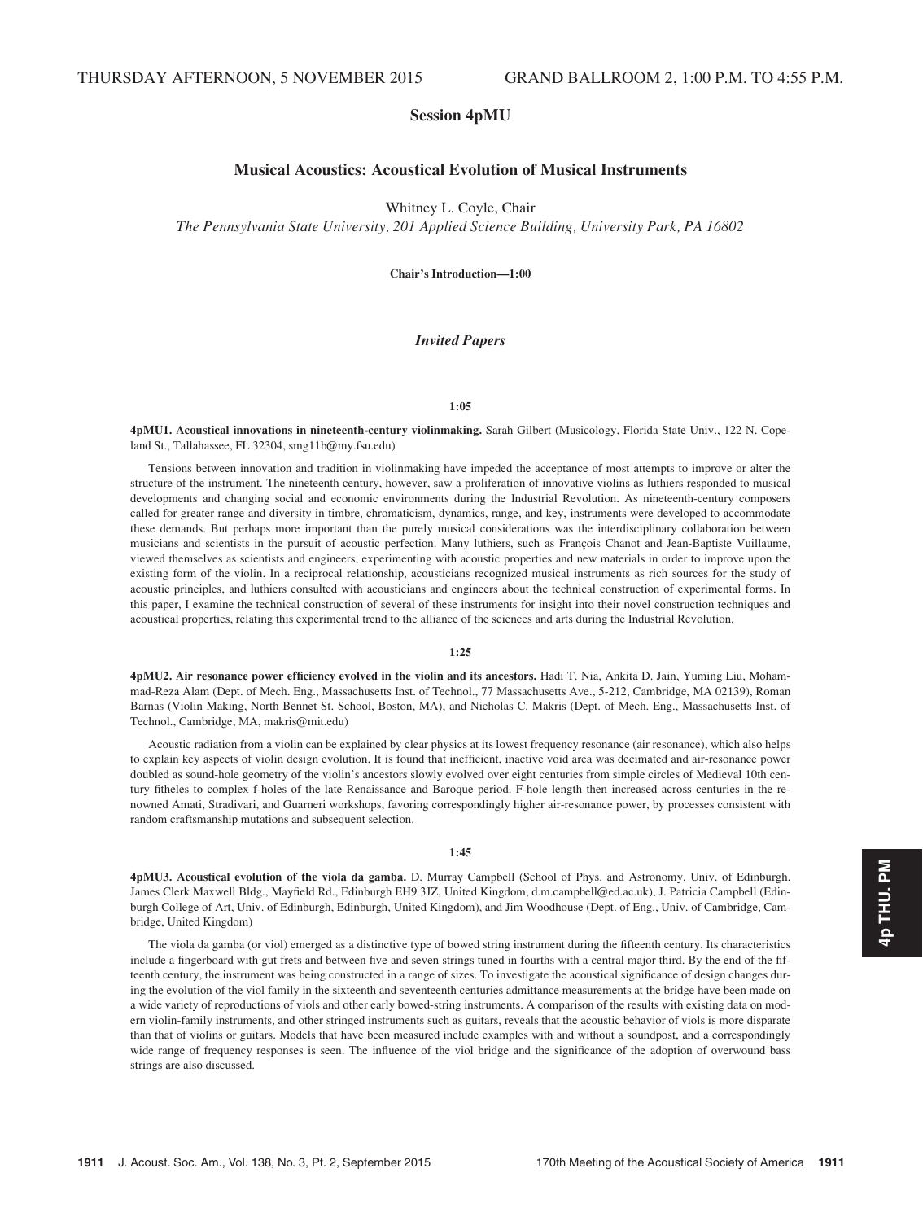THURSDAY AFTERNOON, 5 NOVEMBER 2015 GRAND BALLROOM 2, 1:00 P.M. TO 4:55 P.M.

## Session 4pMU

### Musical Acoustics: Acoustical Evolution of Musical Instruments

Whitney L. Coyle, Chair

*The Pennsylvania State University, 201 Applied Science Building, University Park, PA 16802*

**Chair's Introduction—1:00**

### *Invited Papers*

**1:05**

**4pMU1. Acoustical innovations in nineteenth-century violinmaking.** Sarah Gilbert (Musicology, Florida State Univ., 122 N. Copeland St., Tallahassee, FL 32304, smg11b@my.fsu.edu)

Tensions between innovation and tradition in violinmaking have impeded the acceptance of most attempts to improve or alter the structure of the instrument. The nineteenth century, however, saw a proliferation of innovative violins as luthiers responded to musical developments and changing social and economic environments during the Industrial Revolution. As nineteenth-century composers called for greater range and diversity in timbre, chromaticism, dynamics, range, and key, instruments were developed to accommodate these demands. But perhaps more important than the purely musical considerations was the interdisciplinary collaboration between musicians and scientists in the pursuit of acoustic perfection. Many luthiers, such as François Chanot and Jean-Baptiste Vuillaume, viewed themselves as scientists and engineers, experimenting with acoustic properties and new materials in order to improve upon the existing form of the violin. In a reciprocal relationship, acousticians recognized musical instruments as rich sources for the study of acoustic principles, and luthiers consulted with acousticians and engineers about the technical construction of experimental forms. In this paper, I examine the technical construction of several of these instruments for insight into their novel construction techniques and acoustical properties, relating this experimental trend to the alliance of the sciences and arts during the Industrial Revolution.

**1:25**

**4pMU2. Air resonance power efficiency evolved in the violin and its ancestors.** Hadi T. Nia, Ankita D. Jain, Yuming Liu, Mohammad-Reza Alam (Dept. of Mech. Eng., Massachusetts Inst. of Technol., 77 Massachusetts Ave., 5-212, Cambridge, MA 02139), Roman Barnas (Violin Making, North Bennet St. School, Boston, MA), and Nicholas C. Makris (Dept. of Mech. Eng., Massachusetts Inst. of Technol., Cambridge, MA, makris@mit.edu)

Acoustic radiation from a violin can be explained by clear physics at its lowest frequency resonance (air resonance), which also helps to explain key aspects of violin design evolution. It is found that inefficient, inactive void area was decimated and air-resonance power doubled as sound-hole geometry of the violin's ancestors slowly evolved over eight centuries from simple circles of Medieval 10th century fitheles to complex f-holes of the late Renaissance and Baroque period. F-hole length then increased across centuries in the renowned Amati, Stradivari, and Guarneri workshops, favoring correspondingly higher air-resonance power, by processes consistent with random craftsmanship mutations and subsequent selection.

**1:45**

**4pMU3. Acoustical evolution of the viola da gamba.** D. Murray Campbell (School of Phys. and Astronomy, Univ. of Edinburgh, James Clerk Maxwell Bldg., Mayfield Rd., Edinburgh EH9 3JZ, United Kingdom, d.m.campbell@ed.ac.uk), J. Patricia Campbell (Edinburgh College of Art, Univ. of Edinburgh, Edinburgh, United Kingdom), and Jim Woodhouse (Dept. of Eng., Univ. of Cambridge, Cambridge, United Kingdom)

The viola da gamba (or viol) emerged as a distinctive type of bowed string instrument during the fifteenth century. Its characteristics include a fingerboard with gut frets and between five and seven strings tuned in fourths with a central major third. By the end of the fifteenth century, the instrument was being constructed in a range of sizes. To investigate the acoustical significance of design changes during the evolution of the viol family in the sixteenth and seventeenth centuries admittance measurements at the bridge have been made on a wide variety of reproductions of viols and other early bowed-string instruments. A comparison of the results with existing data on modern violin-family instruments, and other stringed instruments such as guitars, reveals that the acoustic behavior of viols is more disparate than that of violins or guitars. Models that have been measured include examples with and without a soundpost, and a correspondingly wide range of frequency responses is seen. The influence of the viol bridge and the significance of the adoption of overwound bass strings are also discussed.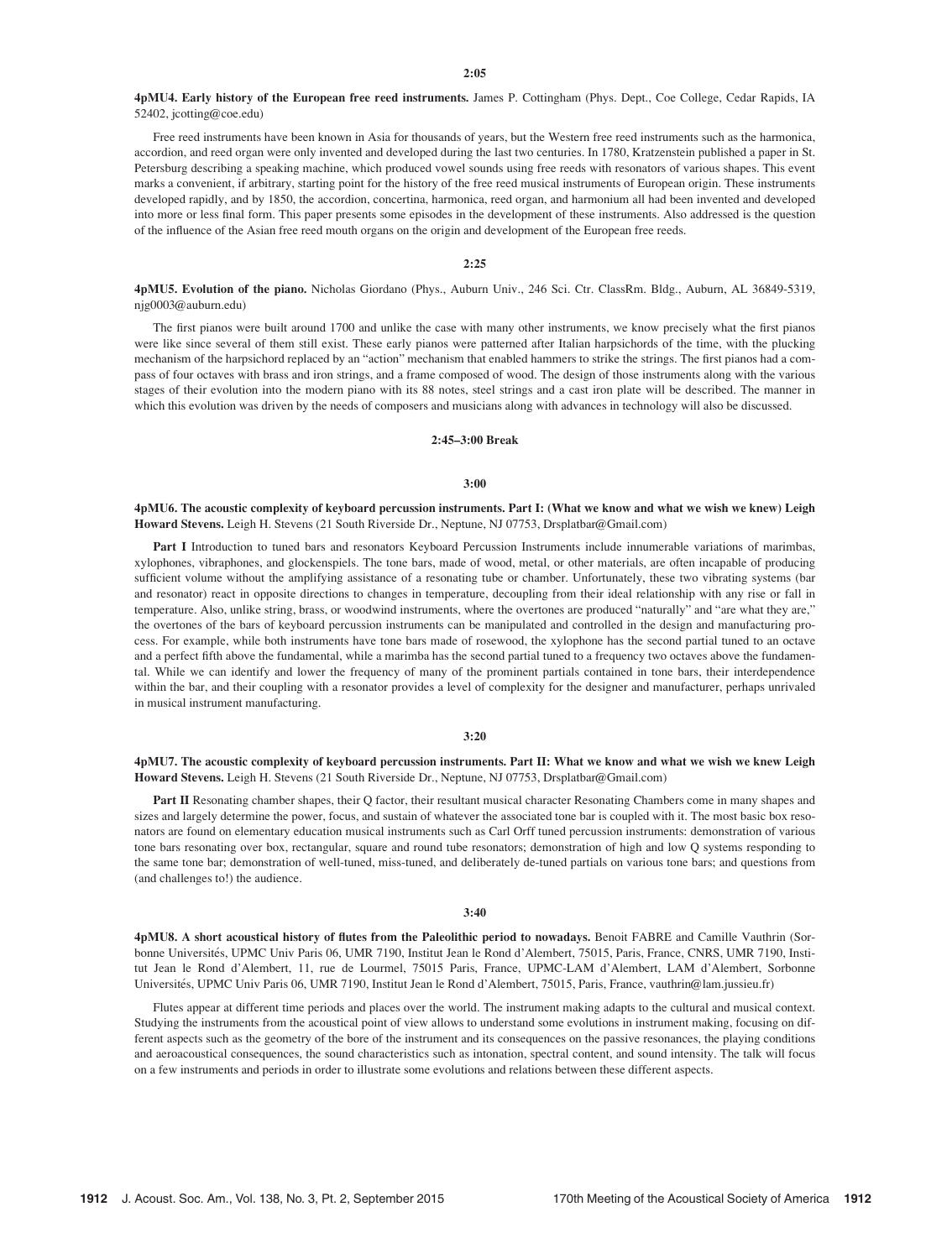**2:05**

**4pMU4. Early history of the European free reed instruments.** James P. Cottingham (Phys. Dept., Coe College, Cedar Rapids, IA 52402, jcotting@coe.edu)

Free reed instruments have been known in Asia for thousands of years, but the Western free reed instruments such as the harmonica, accordion, and reed organ were only invented and developed during the last two centuries. In 1780, Kratzenstein published a paper in St. Petersburg describing a speaking machine, which produced vowel sounds using free reeds with resonators of various shapes. This event marks a convenient, if arbitrary, starting point for the history of the free reed musical instruments of European origin. These instruments developed rapidly, and by 1850, the accordion, concertina, harmonica, reed organ, and harmonium all had been invented and developed into more or less final form. This paper presents some episodes in the development of these instruments. Also addressed is the question of the influence of the Asian free reed mouth organs on the origin and development of the European free reeds.

**2:25**

**4pMU5. Evolution of the piano.** Nicholas Giordano (Phys., Auburn Univ., 246 Sci. Ctr. ClassRm. Bldg., Auburn, AL 36849-5319, njg0003@auburn.edu)

The first pianos were built around 1700 and unlike the case with many other instruments, we know precisely what the first pianos were like since several of them still exist. These early pianos were patterned after Italian harpsichords of the time, with the plucking mechanism of the harpsichord replaced by an "action" mechanism that enabled hammers to strike the strings. The first pianos had a compass of four octaves with brass and iron strings, and a frame composed of wood. The design of those instruments along with the various stages of their evolution into the modern piano with its 88 notes, steel strings and a cast iron plate will be described. The manner in which this evolution was driven by the needs of composers and musicians along with advances in technology will also be discussed.

**2:45–3:00 Break**

**3:00**

**4pMU6. The acoustic complexity of keyboard percussion instruments. Part I: (What we know and what we wish we knew) Leigh Howard Stevens.** Leigh H. Stevens (21 South Riverside Dr., Neptune, NJ 07753, Drsplatbar@Gmail.com)

**Part I** Introduction to tuned bars and resonators Keyboard Percussion Instruments include innumerable variations of marimbas, xylophones, vibraphones, and glockenspiels. The tone bars, made of wood, metal, or other materials, are often incapable of producing sufficient volume without the amplifying assistance of a resonating tube or chamber. Unfortunately, these two vibrating systems (bar and resonator) react in opposite directions to changes in temperature, decoupling from their ideal relationship with any rise or fall in temperature. Also, unlike string, brass, or woodwind instruments, where the overtones are produced "naturally" and "are what they are," the overtones of the bars of keyboard percussion instruments can be manipulated and controlled in the design and manufacturing process. For example, while both instruments have tone bars made of rosewood, the xylophone has the second partial tuned to an octave and a perfect fifth above the fundamental, while a marimba has the second partial tuned to a frequency two octaves above the fundamental. While we can identify and lower the frequency of many of the prominent partials contained in tone bars, their interdependence within the bar, and their coupling with a resonator provides a level of complexity for the designer and manufacturer, perhaps unrivaled in musical instrument manufacturing.

**3:20**

**4pMU7. The acoustic complexity of keyboard percussion instruments. Part II: What we know and what we wish we knew Leigh Howard Stevens.** Leigh H. Stevens (21 South Riverside Dr., Neptune, NJ 07753, Drsplatbar@Gmail.com)

**Part II** Resonating chamber shapes, their Q factor, their resultant musical character Resonating Chambers come in many shapes and sizes and largely determine the power, focus, and sustain of whatever the associated tone bar is coupled with it. The most basic box resonators are found on elementary education musical instruments such as Carl Orff tuned percussion instruments: demonstration of various tone bars resonating over box, rectangular, square and round tube resonators; demonstration of high and low Q systems responding to the same tone bar; demonstration of well-tuned, miss-tuned, and deliberately de-tuned partials on various tone bars; and questions from (and challenges to!) the audience.

**3:40**

**4pMU8. A short acoustical history of flutes from the Paleolithic period to nowadays.** Benoit FABRE and Camille Vauthrin (Sorbonne Universités, UPMC Univ Paris 06, UMR 7190, Institut Jean le Rond d'Alembert, 75015, Paris, France, CNRS, UMR 7190, Institut Jean le Rond d'Alembert, 11, rue de Lourmel, 75015 Paris, France, UPMC-LAM d'Alembert, LAM d'Alembert, Sorbonne Universités, UPMC Univ Paris 06, UMR 7190, Institut Jean le Rond d'Alembert, 75015, Paris, France, vauthrin@lam.jussieu.fr)

Flutes appear at different time periods and places over the world. The instrument making adapts to the cultural and musical context. Studying the instruments from the acoustical point of view allows to understand some evolutions in instrument making, focusing on different aspects such as the geometry of the bore of the instrument and its consequences on the passive resonances, the playing conditions and aeroacoustical consequences, the sound characteristics such as intonation, spectral content, and sound intensity. The talk will focus on a few instruments and periods in order to illustrate some evolutions and relations between these different aspects.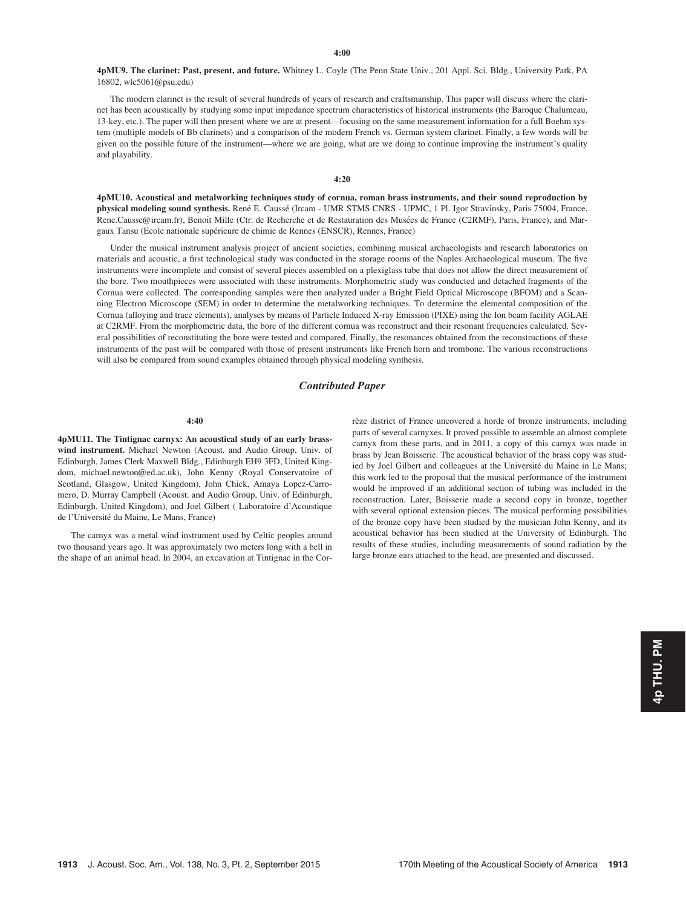4:00

**4pMU9. The clarinet: Past, present, and future.** Whitney L. Coyle (The Penn State Univ., 201 Appl. Sci. Bldg., University Park, PA 16802, wlc5061@psu.edu)

The modern clarinet is the result of several hundreds of years of research and craftsmanship. This paper will discuss where the clarinet has been acoustically by studying some input impedance spectrum characteristics of historical instruments (the Baroque Chalumeau, 13-key, etc.). The paper will then present where we are at present—focusing on the same measurement information for a full Boehm system (multiple models of Bb clarinets) and a comparison of the modern French vs. German system clarinet. Finally, a few words will be given on the possible future of the instrument—where we are going, what are we doing to continue improving the instrument's quality and playability.

4:20

**4pMU10. Acoustical and metalworking techniques study of cornua, roman brass instruments, and their sound reproduction by physical modeling sound synthesis.** René E. Caussé (Ircam - UMR STMS CNRS - UPMC, 1 Pl. Igor Stravinsky, Paris 75004, France, Rene.Causse@ircam.fr), Benoît Mille (Ctr. de Recherche et de Restauration des Musées de France (C2RMF), Paris, France), and Margaux Tansu (Ecole nationale supérieure de chimie de Rennes (ENSCR), Rennes, France)

Under the musical instrument analysis project of ancient societies, combining musical archaeologists and research laboratories on materials and acoustic, a first technological study was conducted in the storage rooms of the Naples Archaeological museum. The five instruments were incomplete and consist of several pieces assembled on a plexiglass tube that does not allow the direct measurement of the bore. Two mouthpieces were associated with these instruments. Morphometric study was conducted and detached fragments of the Cornua were collected. The corresponding samples were then analyzed under a Bright Field Optical Microscope (BFOM) and a Scanning Electron Microscope (SEM) in order to determine the metalworking techniques. To determine the elemental composition of the Cornua (alloying and trace elements), analyses by means of Particle Induced X-ray Emission (PIXE) using the Ion beam facility AGLAE at C2RMF. From the morphometric data, the bore of the different cornua was reconstruct and their resonant frequencies calculated. Several possibilities of reconstituting the bore were tested and compared. Finally, the resonances obtained from the reconstructions of these instruments of the past will be compared with those of present instruments like French horn and trombone. The various reconstructions will also be compared from sound examples obtained through physical modeling synthesis.

## *Contributed Paper*

4:40

**4pMU11. The Tintignac carnyx: An acoustical study of an early brasswind instrument.** Michael Newton (Acoust. and Audio Group, Univ. of Edinburgh, James Clerk Maxwell Bldg., Edinburgh EH9 3FD, United Kingdom, michael.newton@ed.ac.uk), John Kenny (Royal Conservatoire of Scotland, Glasgow, United Kingdom), John Chick, Amaya Lopez-Carromero, D. Murray Campbell (Acoust. and Audio Group, Univ. of Edinburgh, Edinburgh, United Kingdom), and Joel Gilbert ( Laboratoire d'Acoustique de l'Université du Maine, Le Mans, France)

The carnyx was a metal wind instrument used by Celtic peoples around two thousand years ago. It was approximately two meters long with a bell in the shape of an animal head. In 2004, an excavation at Tintignac in the Corrèze district of France uncovered a horde of bronze instruments, including parts of several carnyxes. It proved possible to assemble an almost complete carnyx from these parts, and in 2011, a copy of this carnyx was made in brass by Jean Boisserie. The acoustical behavior of the brass copy was studied by Joel Gilbert and colleagues at the Université du Maine in Le Mans; this work led to the proposal that the musical performance of the instrument would be improved if an additional section of tubing was included in the reconstruction. Later, Boisserie made a second copy in bronze, together with several optional extension pieces. The musical performing possibilities of the bronze copy have been studied by the musician John Kenny, and its acoustical behavior has been studied at the University of Edinburgh. The results of these studies, including measurements of sound radiation by the large bronze ears attached to the head, are presented and discussed.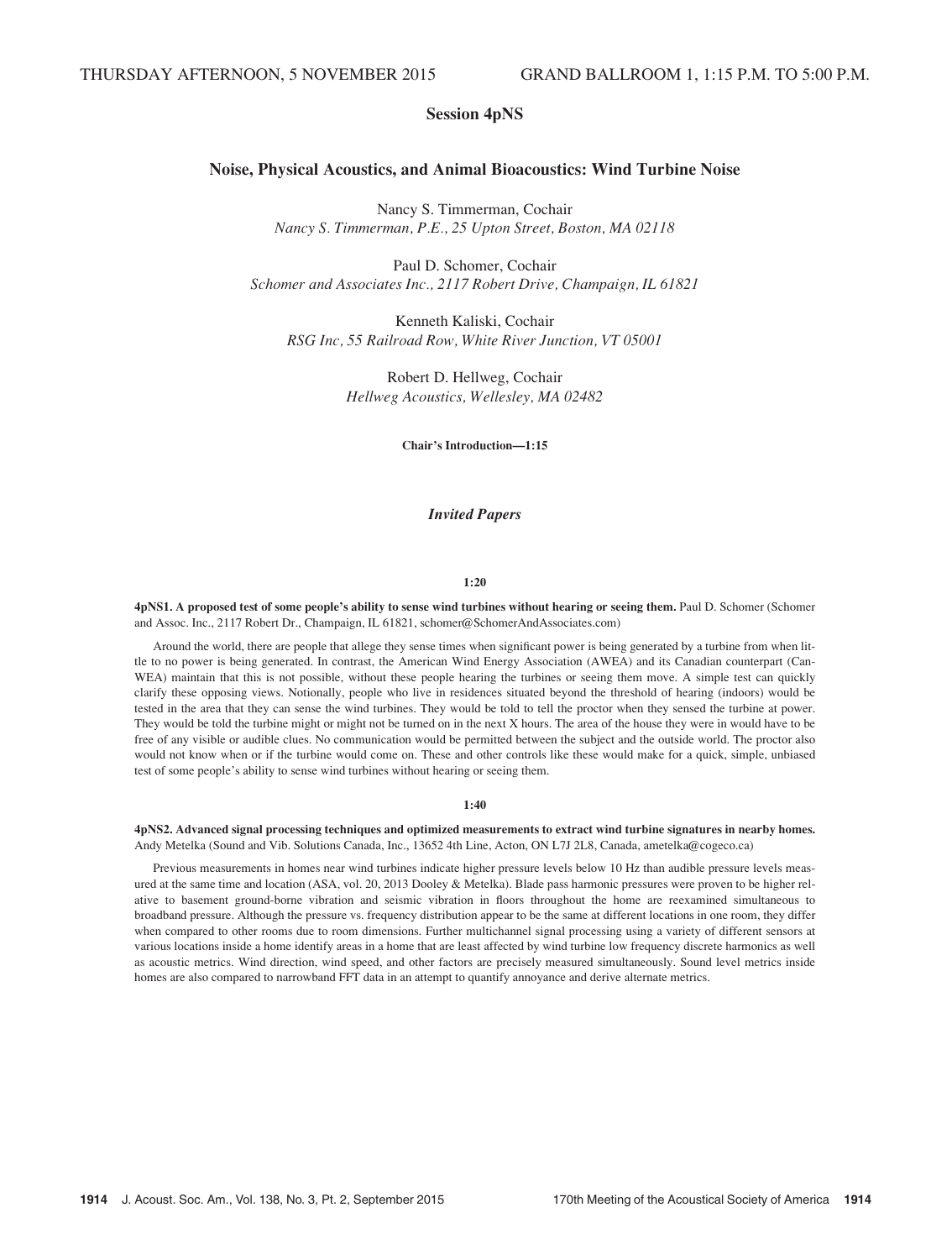THURSDAY AFTERNOON, 5 NOVEMBER 2015 GRAND BALLROOM 1, 1:15 P.M. TO 5:00 P.M.

# Session 4pNS

## Noise, Physical Acoustics, and Animal Bioacoustics: Wind Turbine Noise

Nancy S. Timmerman, Cochair
*Nancy S. Timmerman, P.E., 25 Upton Street, Boston, MA 02118*

Paul D. Schomer, Cochair
*Schomer and Associates Inc., 2117 Robert Drive, Champaign, IL 61821*

Kenneth Kaliski, Cochair
*RSG Inc, 55 Railroad Row, White River Junction, VT 05001*

Robert D. Hellweg, Cochair
*Hellweg Acoustics, Wellesley, MA 02482*

**Chair's Introduction—1:15**

### *Invited Papers*

**1:20**

**4pNS1. A proposed test of some people's ability to sense wind turbines without hearing or seeing them.** Paul D. Schomer (Schomer and Assoc. Inc., 2117 Robert Dr., Champaign, IL 61821, schomer@SchomerAndAssociates.com)

Around the world, there are people that allege they sense times when significant power is being generated by a turbine from when little to no power is being generated. In contrast, the American Wind Energy Association (AWEA) and its Canadian counterpart (Can-WEA) maintain that this is not possible, without these people hearing the turbines or seeing them move. A simple test can quickly clarify these opposing views. Notionally, people who live in residences situated beyond the threshold of hearing (indoors) would be tested in the area that they can sense the wind turbines. They would be told to tell the proctor when they sensed the turbine at power. They would be told the turbine might or might not be turned on in the next X hours. The area of the house they were in would have to be free of any visible or audible clues. No communication would be permitted between the subject and the outside world. The proctor also would not know when or if the turbine would come on. These and other controls like these would make for a quick, simple, unbiased test of some people's ability to sense wind turbines without hearing or seeing them.

**1:40**

**4pNS2. Advanced signal processing techniques and optimized measurements to extract wind turbine signatures in nearby homes.** Andy Metelka (Sound and Vib. Solutions Canada, Inc., 13652 4th Line, Acton, ON L7J 2L8, Canada, ametelka@cogeco.ca)

Previous measurements in homes near wind turbines indicate higher pressure levels below 10 Hz than audible pressure levels measured at the same time and location (ASA, vol. 20, 2013 Dooley & Metelka). Blade pass harmonic pressures were proven to be higher relative to basement ground-borne vibration and seismic vibration in floors throughout the home are reexamined simultaneous to broadband pressure. Although the pressure vs. frequency distribution appear to be the same at different locations in one room, they differ when compared to other rooms due to room dimensions. Further multichannel signal processing using a variety of different sensors at various locations inside a home identify areas in a home that are least affected by wind turbine low frequency discrete harmonics as well as acoustic metrics. Wind direction, wind speed, and other factors are precisely measured simultaneously. Sound level metrics inside homes are also compared to narrowband FFT data in an attempt to quantify annoyance and derive alternate metrics.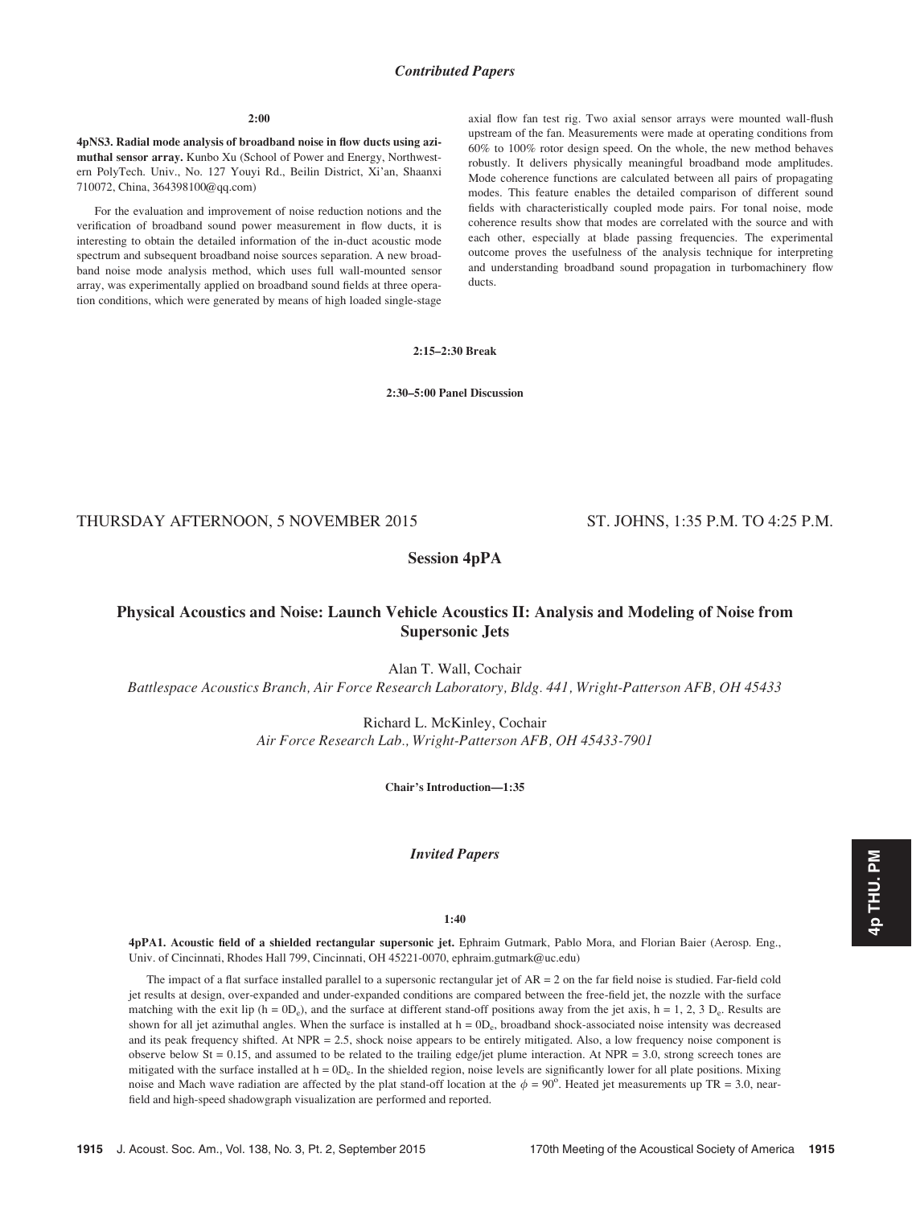*Contributed Papers*

**2:00**

**4pNS3. Radial mode analysis of broadband noise in flow ducts using azimuthal sensor array.** Kunbo Xu (School of Power and Energy, Northwestern PolyTech. Univ., No. 127 Youyi Rd., Beilin District, Xi'an, Shaanxi 710072, China, 364398100@qq.com)

For the evaluation and improvement of noise reduction notions and the verification of broadband sound power measurement in flow ducts, it is interesting to obtain the detailed information of the in-duct acoustic mode spectrum and subsequent broadband noise sources separation. A new broadband noise mode analysis method, which uses full wall-mounted sensor array, was experimentally applied on broadband sound fields at three operation conditions, which were generated by means of high loaded single-stage axial flow fan test rig. Two axial sensor arrays were mounted wall-flush upstream of the fan. Measurements were made at operating conditions from 60% to 100% rotor design speed. On the whole, the new method behaves robustly. It delivers physically meaningful broadband mode amplitudes. Mode coherence functions are calculated between all pairs of propagating modes. This feature enables the detailed comparison of different sound fields with characteristically coupled mode pairs. For tonal noise, mode coherence results show that modes are correlated with the source and with each other, especially at blade passing frequencies. The experimental outcome proves the usefulness of the analysis technique for interpreting and understanding broadband sound propagation in turbomachinery flow ducts.

**2:15–2:30 Break**

**2:30–5:00 Panel Discussion**

THURSDAY AFTERNOON, 5 NOVEMBER 2015 ST. JOHNS, 1:35 P.M. TO 4:25 P.M.

## Session 4pPA

## Physical Acoustics and Noise: Launch Vehicle Acoustics II: Analysis and Modeling of Noise from Supersonic Jets

Alan T. Wall, Cochair
*Battlespace Acoustics Branch, Air Force Research Laboratory, Bldg. 441, Wright-Patterson AFB, OH 45433*

Richard L. McKinley, Cochair
*Air Force Research Lab., Wright-Patterson AFB, OH 45433-7901*

**Chair's Introduction—1:35**

*Invited Papers*

**1:40**

**4pPA1. Acoustic field of a shielded rectangular supersonic jet.** Ephraim Gutmark, Pablo Mora, and Florian Baier (Aerosp. Eng., Univ. of Cincinnati, Rhodes Hall 799, Cincinnati, OH 45221-0070, ephraim.gutmark@uc.edu)

The impact of a flat surface installed parallel to a supersonic rectangular jet of AR = 2 on the far field noise is studied. Far-field cold jet results at design, over-expanded and under-expanded conditions are compared between the free-field jet, the nozzle with the surface matching with the exit lip (h = $0D_e$), and the surface at different stand-off positions away from the jet axis, h = 1, 2, 3 $D_e$. Results are shown for all jet azimuthal angles. When the surface is installed at h = $0D_e$, broadband shock-associated noise intensity was decreased and its peak frequency shifted. At NPR = 2.5, shock noise appears to be entirely mitigated. Also, a low frequency noise component is observe below St = 0.15, and assumed to be related to the trailing edge/jet plume interaction. At NPR = 3.0, strong screech tones are mitigated with the surface installed at h = $0D_e$. In the shielded region, noise levels are significantly lower for all plate positions. Mixing noise and Mach wave radiation are affected by the plat stand-off location at the $\phi = 90^{\circ}$. Heated jet measurements up TR = 3.0, near-field and high-speed shadowgraph visualization are performed and reported.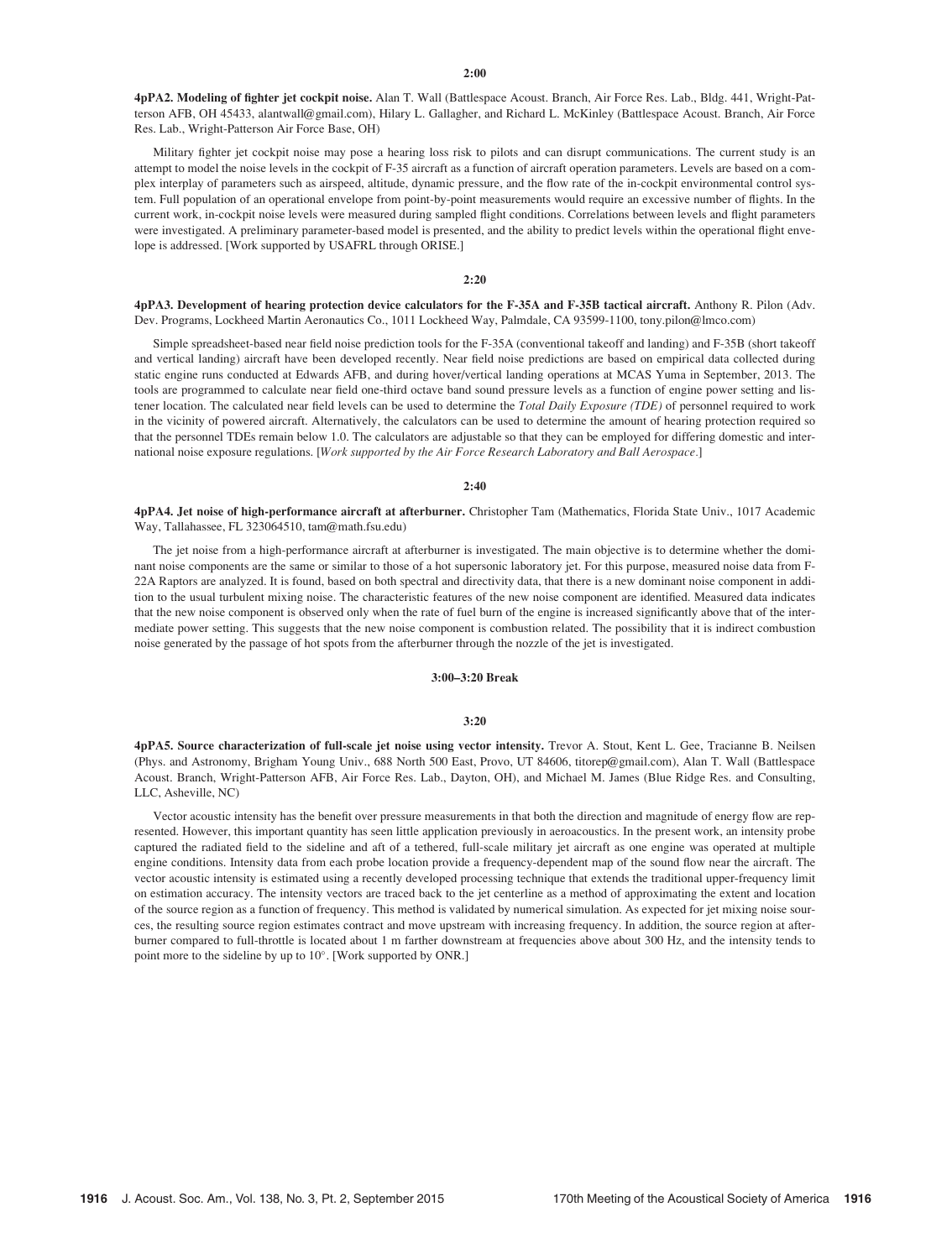**2:00**

**4pPA2. Modeling of fighter jet cockpit noise.** Alan T. Wall (Battlespace Acoust. Branch, Air Force Res. Lab., Bldg. 441, Wright-Patterson AFB, OH 45433, alantwall@gmail.com), Hilary L. Gallagher, and Richard L. McKinley (Battlespace Acoust. Branch, Air Force Res. Lab., Wright-Patterson Air Force Base, OH)

Military fighter jet cockpit noise may pose a hearing loss risk to pilots and can disrupt communications. The current study is an attempt to model the noise levels in the cockpit of F-35 aircraft as a function of aircraft operation parameters. Levels are based on a complex interplay of parameters such as airspeed, altitude, dynamic pressure, and the flow rate of the in-cockpit environmental control system. Full population of an operational envelope from point-by-point measurements would require an excessive number of flights. In the current work, in-cockpit noise levels were measured during sampled flight conditions. Correlations between levels and flight parameters were investigated. A preliminary parameter-based model is presented, and the ability to predict levels within the operational flight envelope is addressed. [Work supported by USAFRL through ORISE.]

**2:20**

**4pPA3. Development of hearing protection device calculators for the F-35A and F-35B tactical aircraft.** Anthony R. Pilon (Adv. Dev. Programs, Lockheed Martin Aeronautics Co., 1011 Lockheed Way, Palmdale, CA 93599-1100, tony.pilon@lmco.com)

Simple spreadsheet-based near field noise prediction tools for the F-35A (conventional takeoff and landing) and F-35B (short takeoff and vertical landing) aircraft have been developed recently. Near field noise predictions are based on empirical data collected during static engine runs conducted at Edwards AFB, and during hover/vertical landing operations at MCAS Yuma in September, 2013. The tools are programmed to calculate near field one-third octave band sound pressure levels as a function of engine power setting and listener location. The calculated near field levels can be used to determine the *Total Daily Exposure (TDE)* of personnel required to work in the vicinity of powered aircraft. Alternatively, the calculators can be used to determine the amount of hearing protection required so that the personnel TDEs remain below 1.0. The calculators are adjustable so that they can be employed for differing domestic and international noise exposure regulations. [*Work supported by the Air Force Research Laboratory and Ball Aerospace.*]

**2:40**

**4pPA4. Jet noise of high-performance aircraft at afterburner.** Christopher Tam (Mathematics, Florida State Univ., 1017 Academic Way, Tallahassee, FL 323064510, tam@math.fsu.edu)

The jet noise from a high-performance aircraft at afterburner is investigated. The main objective is to determine whether the dominant noise components are the same or similar to those of a hot supersonic laboratory jet. For this purpose, measured noise data from F-22A Raptors are analyzed. It is found, based on both spectral and directivity data, that there is a new dominant noise component in addition to the usual turbulent mixing noise. The characteristic features of the new noise component are identified. Measured data indicates that the new noise component is observed only when the rate of fuel burn of the engine is increased significantly above that of the intermediate power setting. This suggests that the new noise component is combustion related. The possibility that it is indirect combustion noise generated by the passage of hot spots from the afterburner through the nozzle of the jet is investigated.

**3:00–3:20 Break**

**3:20**

**4pPA5. Source characterization of full-scale jet noise using vector intensity.** Trevor A. Stout, Kent L. Gee, Tracianne B. Neilsen (Phys. and Astronomy, Brigham Young Univ., 688 North 500 East, Provo, UT 84606, titorep@gmail.com), Alan T. Wall (Battlespace Acoust. Branch, Wright-Patterson AFB, Air Force Res. Lab., Dayton, OH), and Michael M. James (Blue Ridge Res. and Consulting, LLC, Asheville, NC)

Vector acoustic intensity has the benefit over pressure measurements in that both the direction and magnitude of energy flow are represented. However, this important quantity has seen little application previously in aeroacoustics. In the present work, an intensity probe captured the radiated field to the sideline and aft of a tethered, full-scale military jet aircraft as one engine was operated at multiple engine conditions. Intensity data from each probe location provide a frequency-dependent map of the sound flow near the aircraft. The vector acoustic intensity is estimated using a recently developed processing technique that extends the traditional upper-frequency limit on estimation accuracy. The intensity vectors are traced back to the jet centerline as a method of approximating the extent and location of the source region as a function of frequency. This method is validated by numerical simulation. As expected for jet mixing noise sources, the resulting source region estimates contract and move upstream with increasing frequency. In addition, the source region at afterburner compared to full-throttle is located about 1 m farther downstream at frequencies above about 300 Hz, and the intensity tends to point more to the sideline by up to 10°. [Work supported by ONR.]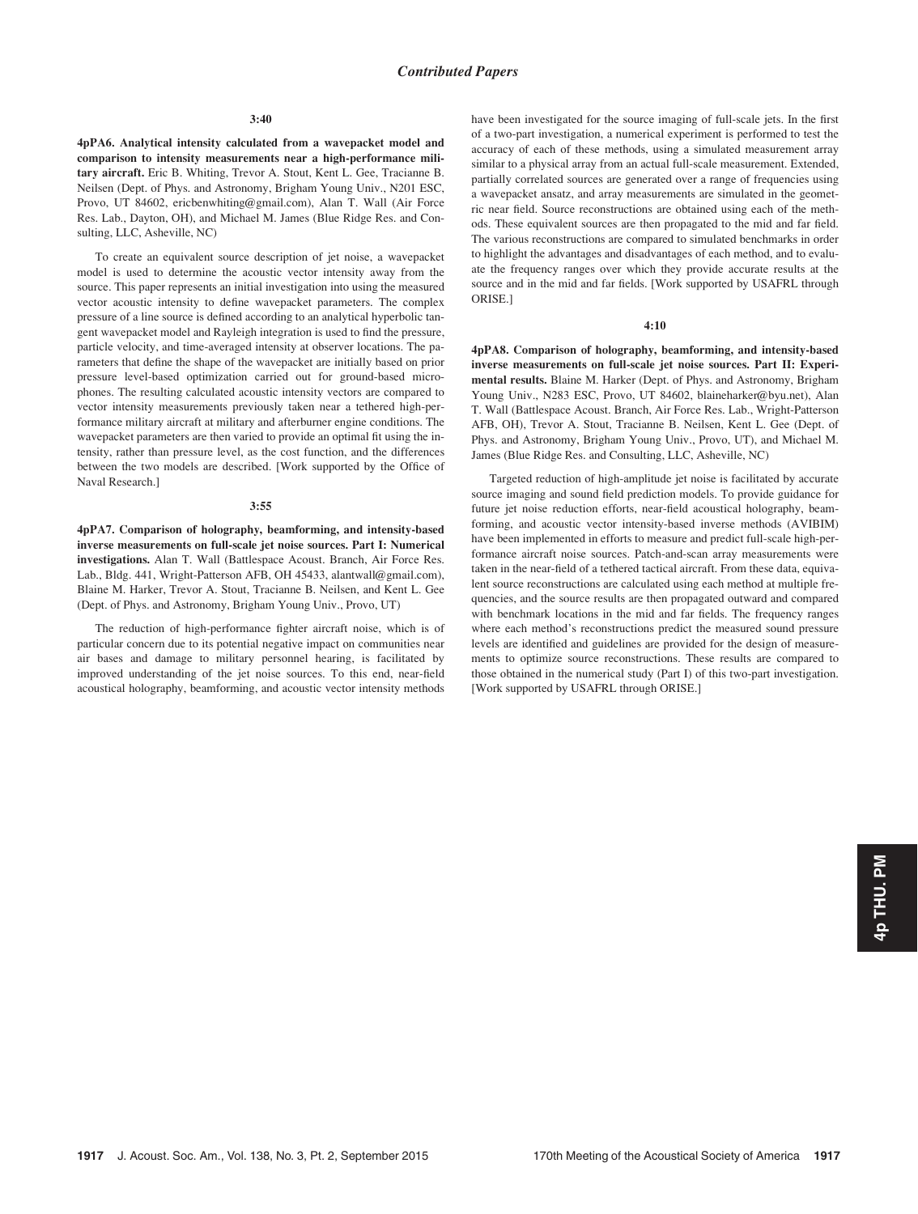**3:40**

**4pPA6. Analytical intensity calculated from a wavepacket model and comparison to intensity measurements near a high-performance military aircraft.** Eric B. Whiting, Trevor A. Stout, Kent L. Gee, Tracianne B. Neilsen (Dept. of Phys. and Astronomy, Brigham Young Univ., N201 ESC, Provo, UT 84602, ericbenwhiting@gmail.com), Alan T. Wall (Air Force Res. Lab., Dayton, OH), and Michael M. James (Blue Ridge Res. and Consulting, LLC, Asheville, NC)

To create an equivalent source description of jet noise, a wavepacket model is used to determine the acoustic vector intensity away from the source. This paper represents an initial investigation into using the measured vector acoustic intensity to define wavepacket parameters. The complex pressure of a line source is defined according to an analytical hyperbolic tangent wavepacket model and Rayleigh integration is used to find the pressure, particle velocity, and time-averaged intensity at observer locations. The parameters that define the shape of the wavepacket are initially based on prior pressure level-based optimization carried out for ground-based microphones. The resulting calculated acoustic intensity vectors are compared to vector intensity measurements previously taken near a tethered high-performance military aircraft at military and afterburner engine conditions. The wavepacket parameters are then varied to provide an optimal fit using the intensity, rather than pressure level, as the cost function, and the differences between the two models are described. [Work supported by the Office of Naval Research.]

**3:55**

**4pPA7. Comparison of holography, beamforming, and intensity-based inverse measurements on full-scale jet noise sources. Part I: Numerical investigations.** Alan T. Wall (Battlespace Acoust. Branch, Air Force Res. Lab., Bldg. 441, Wright-Patterson AFB, OH 45433, alantwall@gmail.com), Blaine M. Harker, Trevor A. Stout, Tracianne B. Neilsen, and Kent L. Gee (Dept. of Phys. and Astronomy, Brigham Young Univ., Provo, UT)

The reduction of high-performance fighter aircraft noise, which is of particular concern due to its potential negative impact on communities near air bases and damage to military personnel hearing, is facilitated by improved understanding of the jet noise sources. To this end, near-field acoustical holography, beamforming, and acoustic vector intensity methods have been investigated for the source imaging of full-scale jets. In the first of a two-part investigation, a numerical experiment is performed to test the accuracy of each of these methods, using a simulated measurement array similar to a physical array from an actual full-scale measurement. Extended, partially correlated sources are generated over a range of frequencies using a wavepacket ansatz, and array measurements are simulated in the geometric near field. Source reconstructions are obtained using each of the methods. These equivalent sources are then propagated to the mid and far field. The various reconstructions are compared to simulated benchmarks in order to highlight the advantages and disadvantages of each method, and to evaluate the frequency ranges over which they provide accurate results at the source and in the mid and far fields. [Work supported by USAFRL through ORISE.]

**4:10**

**4pPA8. Comparison of holography, beamforming, and intensity-based inverse measurements on full-scale jet noise sources. Part II: Experimental results.** Blaine M. Harker (Dept. of Phys. and Astronomy, Brigham Young Univ., N283 ESC, Provo, UT 84602, blaineharker@byu.net), Alan T. Wall (Battlespace Acoust. Branch, Air Force Res. Lab., Wright-Patterson AFB, OH), Trevor A. Stout, Tracianne B. Neilsen, Kent L. Gee (Dept. of Phys. and Astronomy, Brigham Young Univ., Provo, UT), and Michael M. James (Blue Ridge Res. and Consulting, LLC, Asheville, NC)

Targeted reduction of high-amplitude jet noise is facilitated by accurate source imaging and sound field prediction models. To provide guidance for future jet noise reduction efforts, near-field acoustical holography, beamforming, and acoustic vector intensity-based inverse methods (AVIBIM) have been implemented in efforts to measure and predict full-scale high-performance aircraft noise sources. Patch-and-scan array measurements were taken in the near-field of a tethered tactical aircraft. From these data, equivalent source reconstructions are calculated using each method at multiple frequencies, and the source results are then propagated outward and compared with benchmark locations in the mid and far fields. The frequency ranges where each method's reconstructions predict the measured sound pressure levels are identified and guidelines are provided for the design of measurements to optimize source reconstructions. These results are compared to those obtained in the numerical study (Part I) of this two-part investigation. [Work supported by USAFRL through ORISE.]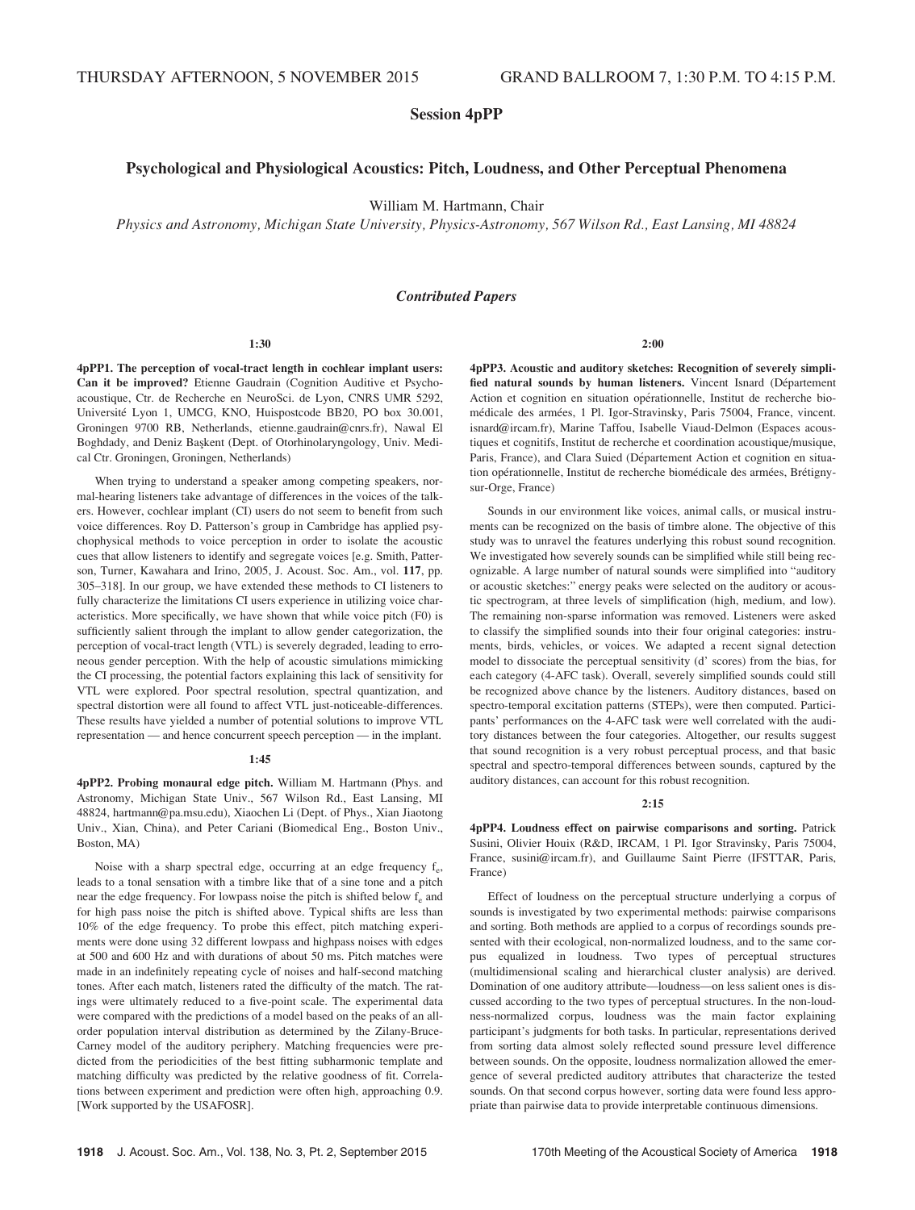THURSDAY AFTERNOON, 5 NOVEMBER 2015 GRAND BALLROOM 7, 1:30 P.M. TO 4:15 P.M.

# Session 4pPP

## Psychological and Physiological Acoustics: Pitch, Loudness, and Other Perceptual Phenomena

William M. Hartmann, Chair

*Physics and Astronomy, Michigan State University, Physics-Astronomy, 567 Wilson Rd., East Lansing, MI 48824*

### *Contributed Papers*

**1:30**

**4pPP1. The perception of vocal-tract length in cochlear implant users: Can it be improved?** Etienne Gaudrain (Cognition Auditive et Psychoacoustique, Ctr. de Recherche en NeuroSci. de Lyon, CNRS UMR 5292, Université Lyon 1, UMCG, KNO, Huispostcode BB20, PO box 30.001, Groningen 9700 RB, Netherlands, etienne.gaudrain@cnrs.fr), Nawal El Boghdady, and Deniz Başkent (Dept. of Otorhinolaryngology, Univ. Medical Ctr. Groningen, Groningen, Netherlands)

When trying to understand a speaker among competing speakers, normal-hearing listeners take advantage of differences in the voices of the talkers. However, cochlear implant (CI) users do not seem to benefit from such voice differences. Roy D. Patterson's group in Cambridge has applied psychophysical methods to voice perception in order to isolate the acoustic cues that allow listeners to identify and segregate voices [e.g. Smith, Patterson, Turner, Kawahara and Irino, 2005, J. Acoust. Soc. Am., vol. **117**, pp. 305–318]. In our group, we have extended these methods to CI listeners to fully characterize the limitations CI users experience in utilizing voice characteristics. More specifically, we have shown that while voice pitch (F0) is sufficiently salient through the implant to allow gender categorization, the perception of vocal-tract length (VTL) is severely degraded, leading to erroneous gender perception. With the help of acoustic simulations mimicking the CI processing, the potential factors explaining this lack of sensitivity for VTL were explored. Poor spectral resolution, spectral quantization, and spectral distortion were all found to affect VTL just-noticeable-differences. These results have yielded a number of potential solutions to improve VTL representation — and hence concurrent speech perception — in the implant.

**1:45**

**4pPP2. Probing monaural edge pitch.** William M. Hartmann (Phys. and Astronomy, Michigan State Univ., 567 Wilson Rd., East Lansing, MI 48824, hartmann@pa.msu.edu), Xiaochen Li (Dept. of Phys., Xian Jiaotong Univ., Xian, China), and Peter Cariani (Biomedical Eng., Boston Univ., Boston, MA)

Noise with a sharp spectral edge, occurring at an edge frequency $f_e$, leads to a tonal sensation with a timbre like that of a sine tone and a pitch near the edge frequency. For lowpass noise the pitch is shifted below $f_e$ and for high pass noise the pitch is shifted above. Typical shifts are less than 10% of the edge frequency. To probe this effect, pitch matching experiments were done using 32 different lowpass and highpass noises with edges at 500 and 600 Hz and with durations of about 50 ms. Pitch matches were made in an indefinitely repeating cycle of noises and half-second matching tones. After each match, listeners rated the difficulty of the match. The ratings were ultimately reduced to a five-point scale. The experimental data were compared with the predictions of a model based on the peaks of an all-order population interval distribution as determined by the Zilany-Bruce-Carney model of the auditory periphery. Matching frequencies were predicted from the periodicities of the best fitting subharmonic template and matching difficulty was predicted by the relative goodness of fit. Correlations between experiment and prediction were often high, approaching 0.9. [Work supported by the USAFOSR].

**2:00**

**4pPP3. Acoustic and auditory sketches: Recognition of severely simplified natural sounds by human listeners.** Vincent Isnard (Département Action et cognition en situation opérationnelle, Institut de recherche biomédicale des armées, 1 Pl. Igor-Stravinsky, Paris 75004, France, vincent.isnard@ircam.fr), Marine Taffou, Isabelle Viaud-Delmon (Espaces acoustiques et cognitifs, Institut de recherche et coordination acoustique/musique, Paris, France), and Clara Suied (Département Action et cognition en situation opérationnelle, Institut de recherche biomédicale des armées, Brétigny-sur-Orge, France)

Sounds in our environment like voices, animal calls, or musical instruments can be recognized on the basis of timbre alone. The objective of this study was to unravel the features underlying this robust sound recognition. We investigated how severely sounds can be simplified while still being recognizable. A large number of natural sounds were simplified into "auditory or acoustic sketches:" energy peaks were selected on the auditory or acoustic spectrogram, at three levels of simplification (high, medium, and low). The remaining non-sparse information was removed. Listeners were asked to classify the simplified sounds into their original categories: instruments, birds, vehicles, or voices. We adapted a recent signal detection model to dissociate the perceptual sensitivity (d' scores) from the bias, for each category (4-AFC task). Overall, severely simplified sounds could still be recognized above chance by the listeners. Auditory distances, based on spectro-temporal excitation patterns (STEPs), were then computed. Participants' performances on the 4-AFC task were well correlated with the auditory distances between the four categories. Altogether, our results suggest that sound recognition is a very robust perceptual process, and that basic spectral and spectro-temporal differences between sounds, captured by the auditory distances, can account for this robust recognition.

**2:15**

**4pPP4. Loudness effect on pairwise comparisons and sorting.** Patrick Susini, Olivier Houix (R&D, IRCAM, 1 Pl. Igor Stravinsky, Paris 75004, France, susini@ircam.fr), and Guillaume Saint Pierre (IFSTTAR, Paris, France)

Effect of loudness on the perceptual structure underlying a corpus of sounds is investigated by two experimental methods: pairwise comparisons and sorting. Both methods are applied to a corpus of recordings sounds presented with their ecological, non-normalized loudness, and to the same corpus equalized in loudness. Two types of perceptual structures (multidimensional scaling and hierarchical cluster analysis) are derived. Domination of one auditory attribute—loudness—on less salient ones is discussed according to the two types of perceptual structures. In the non-loudness-normalized corpus, loudness was the main factor explaining participant's judgments for both tasks. In particular, representations derived from sorting data almost solely reflected sound pressure level difference between sounds. On the opposite, loudness normalization allowed the emergence of several predicted auditory attributes that characterize the tested sounds. On that second corpus however, sorting data were found less appropriate than pairwise data to provide interpretable continuous dimensions.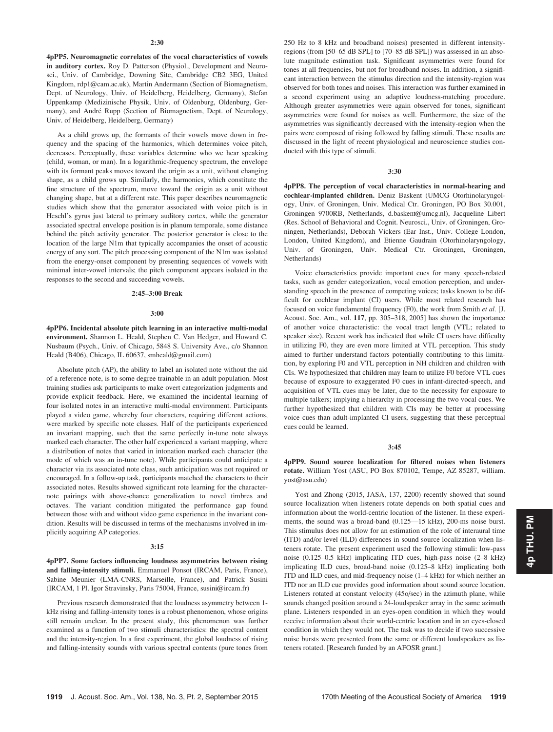**2:30**

**4pPP5. Neuromagnetic correlates of the vocal characteristics of vowels in auditory cortex.** Roy D. Patterson (Physiol., Development and Neurosci., Univ. of Cambridge, Downing Site, Cambridge CB2 3EG, United Kingdom, rdp1@cam.ac.uk), Martin Andermann (Section of Biomagnetism, Dept. of Neurology, Univ. of Heidelberg, Heidelberg, Germany), Stefan Uppenkamp (Medizinische Physik, Univ. of Oldenburg, Oldenburg, Germany), and André Rupp (Section of Biomagnetism, Dept. of Neurology, Univ. of Heidelberg, Heidelberg, Germany)

As a child grows up, the formants of their vowels move down in frequency and the spacing of the harmonics, which determines voice pitch, decreases. Perceptually, these variables determine who we hear speaking (child, woman, or man). In a logarithmic-frequency spectrum, the envelope with its formant peaks moves toward the origin as a unit, without changing shape, as a child grows up. Similarly, the harmonics, which constitute the fine structure of the spectrum, move toward the origin as a unit without changing shape, but at a different rate. This paper describes neuromagnetic studies which show that the generator associated with voice pitch is in Heschl's gyrus just lateral to primary auditory cortex, while the generator associated spectral envelope position is in planum temporale, some distance behind the pitch activity generator. The posterior generator is close to the location of the large N1m that typically accompanies the onset of acoustic energy of any sort. The pitch processing component of the N1m was isolated from the energy-onset component by presenting sequences of vowels with minimal inter-vowel intervals; the pitch component appears isolated in the responses to the second and succeeding vowels.

**2:45–3:00 Break**

**3:00**

**4pPP6. Incidental absolute pitch learning in an interactive multi-modal environment.** Shannon L. Heald, Stephen C. Van Hedger, and Howard C. Nusbaum (Psych., Univ. of Chicago, 5848 S. University Ave., c/o Shannon Heald (B406), Chicago, IL 60637, smheald@gmail.com)

Absolute pitch (AP), the ability to label an isolated note without the aid of a reference note, is to some degree trainable in an adult population. Most training studies ask participants to make overt categorization judgments and provide explicit feedback. Here, we examined the incidental learning of four isolated notes in an interactive multi-modal environment. Participants played a video game, whereby four characters, requiring different actions, were marked by specific note classes. Half of the participants experienced an invariant mapping, such that the same perfectly in-tune note always marked each character. The other half experienced a variant mapping, where a distribution of notes that varied in intonation marked each character (the mode of which was an in-tune note). While participants could anticipate a character via its associated note class, such anticipation was not required or encouraged. In a follow-up task, participants matched the characters to their associated notes. Results showed significant rote learning for the character-note pairings with above-chance generalization to novel timbres and octaves. The variant condition mitigated the performance gap found between those with and without video game experience in the invariant condition. Results will be discussed in terms of the mechanisms involved in implicitly acquiring AP categories.

**3:15**

**4pPP7. Some factors influencing loudness asymmetries between rising and falling-intensity stimuli.** Emmanuel Ponsot (IRCAM, Paris, France), Sabine Meunier (LMA-CNRS, Marseille, France), and Patrick Susini (IRCAM, 1 Pl. Igor Stravinsky, Paris 75004, France, susini@ircam.fr)

Previous research demonstrated that the loudness asymmetry between 1-kHz rising and falling-intensity tones is a robust phenomenon, whose origins still remain unclear. In the present study, this phenomenon was further examined as a function of two stimuli characteristics: the spectral content and the intensity-region. In a first experiment, the global loudness of rising and falling-intensity sounds with various spectral contents (pure tones from 250 Hz to 8 kHz and broadband noises) presented in different intensity-regions (from [50–65 dB SPL] to [70–85 dB SPL]) was assessed in an absolute magnitude estimation task. Significant asymmetries were found for tones at all frequencies, but not for broadband noises. In addition, a significant interaction between the stimulus direction and the intensity-region was observed for both tones and noises. This interaction was further examined in a second experiment using an adaptive loudness-matching procedure. Although greater asymmetries were again observed for tones, significant asymmetries were found for noises as well. Furthermore, the size of the asymmetries was significantly decreased with the intensity-region when the pairs were composed of rising followed by falling stimuli. These results are discussed in the light of recent physiological and neuroscience studies conducted with this type of stimuli.

**3:30**

**4pPP8. The perception of vocal characteristics in normal-hearing and cochlear-implanted children.** Deniz Baskent (UMCG Otorhinolaryngology, Univ. of Groningen, Univ. Medical Ctr. Groningen, PO Box 30.001, Groningen 9700RB, Netherlands, d.baskent@umcg.nl), Jacqueline Libert (Res. School of Behavioral and Cognit. Neurosci., Univ. of Groningen, Groningen, Netherlands), Deborah Vickers (Ear Inst., Univ. College London, London, United Kingdom), and Etienne Gaudrain (Otorhinolaryngology, Univ. of Groningen, Univ. Medical Ctr. Groningen, Groningen, Netherlands)

Voice characteristics provide important cues for many speech-related tasks, such as gender categorization, vocal emotion perception, and understanding speech in the presence of competing voices; tasks known to be difficult for cochlear implant (CI) users. While most related research has focused on voice fundamental frequency (F0), the work from Smith *et al*. [J. Acoust. Soc. Am., vol. **117**, pp. 305–318, 2005] has shown the importance of another voice characteristic: the vocal tract length (VTL; related to speaker size). Recent work has indicated that while CI users have difficulty in utilizing F0, they are even more limited at VTL perception. This study aimed to further understand factors potentially contributing to this limitation, by exploring F0 and VTL perception in NH children and children with CIs. We hypothesized that children may learn to utilize F0 before VTL cues because of exposure to exaggerated F0 cues in infant-directed-speech, and acquisition of VTL cues may be later, due to the necessity for exposure to multiple talkers; implying a hierarchy in processing the two vocal cues. We further hypothesized that children with CIs may be better at processing voice cues than adult-implanted CI users, suggesting that these perceptual cues could be learned.

**3:45**

**4pPP9. Sound source localization for filtered noises when listeners rotate.** William Yost (ASU, PO Box 870102, Tempe, AZ 85287, william.yost@asu.edu)

Yost and Zhong (2015, JASA, 137, 2200) recently showed that sound source localization when listeners rotate depends on both spatial cues and information about the world-centric location of the listener. In these experiments, the sound was a broad-band (0.125—15 kHz), 200-ms noise burst. This stimulus does not allow for an estimation of the role of interaural time (ITD) and/or level (ILD) differences in sound source localization when listeners rotate. The present experiment used the following stimuli: low-pass noise (0.125–0.5 kHz) implicating ITD cues, high-pass noise (2–8 kHz) implicating ILD cues, broad-band noise (0.125–8 kHz) implicating both ITD and ILD cues, and mid-frequency noise (1–4 kHz) for which neither an ITD nor an ILD cue provides good information about sound source location. Listeners rotated at constant velocity (45o/sec) in the azimuth plane, while sounds changed position around a 24-loudspeaker array in the same azimuth plane. Listeners responded in an eyes-open condition in which they would receive information about their world-centric location and in an eyes-closed condition in which they would not. The task was to decide if two successive noise bursts were presented from the same or different loudspeakers as listeners rotated. [Research funded by an AFOSR grant.]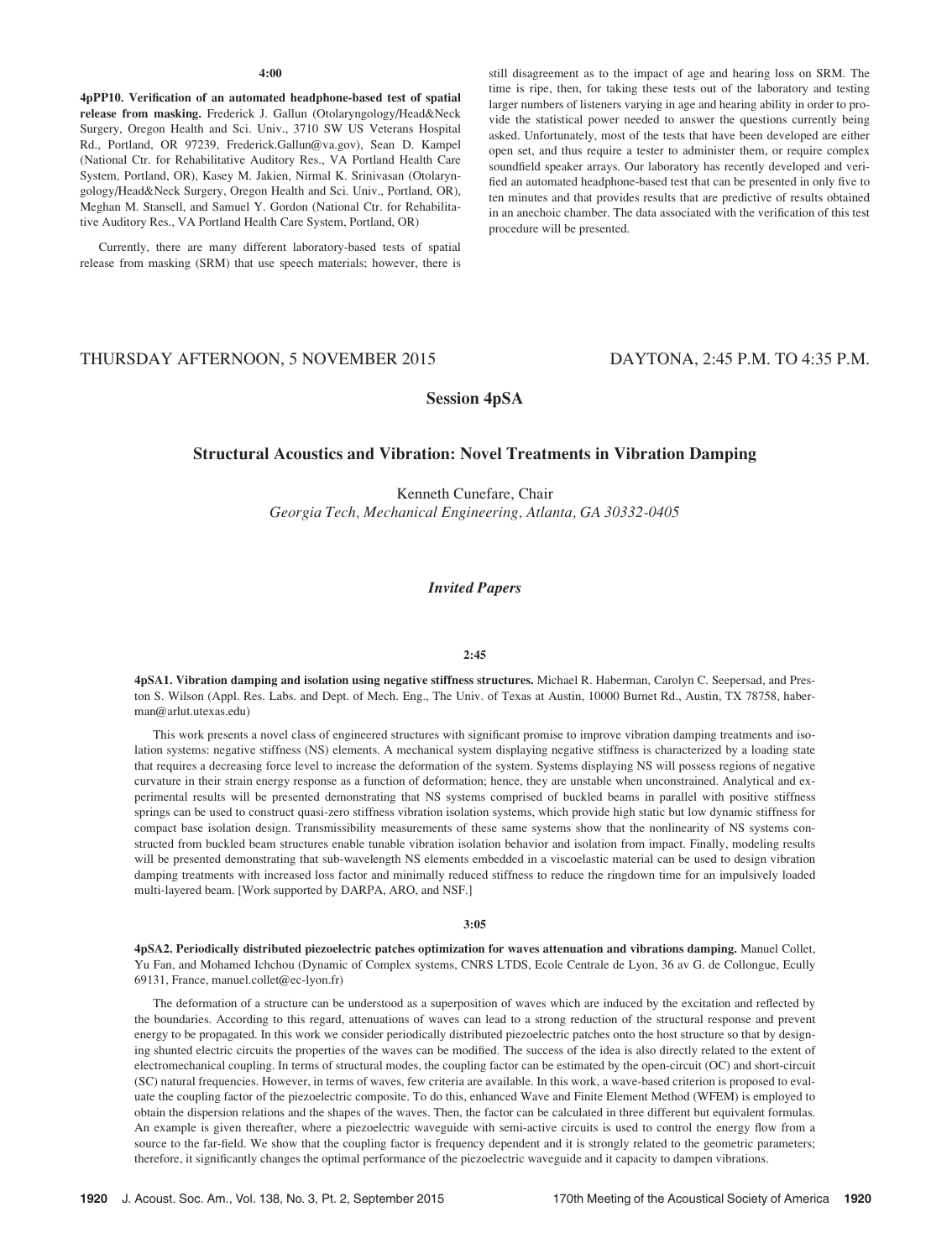4:00

**4pPP10. Verification of an automated headphone-based test of spatial release from masking.** Frederick J. Gallun (Otolaryngology/Head&Neck Surgery, Oregon Health and Sci. Univ., 3710 SW US Veterans Hospital Rd., Portland, OR 97239, Frederick.Gallun@va.gov), Sean D. Kampel (National Ctr. for Rehabilitative Auditory Res., VA Portland Health Care System, Portland, OR), Kasey M. Jakien, Nirmal K. Srinivasan (Otolaryngology/Head&Neck Surgery, Oregon Health and Sci. Univ., Portland, OR), Meghan M. Stansell, and Samuel Y. Gordon (National Ctr. for Rehabilitative Auditory Res., VA Portland Health Care System, Portland, OR)

Currently, there are many different laboratory-based tests of spatial release from masking (SRM) that use speech materials; however, there is still disagreement as to the impact of age and hearing loss on SRM. The time is ripe, then, for taking these tests out of the laboratory and testing larger numbers of listeners varying in age and hearing ability in order to provide the statistical power needed to answer the questions currently being asked. Unfortunately, most of the tests that have been developed are either open set, and thus require a tester to administer them, or require complex soundfield speaker arrays. Our laboratory has recently developed and verified an automated headphone-based test that can be presented in only five to ten minutes and that provides results that are predictive of results obtained in an anechoic chamber. The data associated with the verification of this test procedure will be presented.

THURSDAY AFTERNOON, 5 NOVEMBER 2015 — DAYTONA, 2:45 P.M. TO 4:35 P.M.

# Session 4pSA

## Structural Acoustics and Vibration: Novel Treatments in Vibration Damping

Kenneth Cunefare, Chair
*Georgia Tech, Mechanical Engineering, Atlanta, GA 30332-0405*

### *Invited Papers*

2:45

**4pSA1. Vibration damping and isolation using negative stiffness structures.** Michael R. Haberman, Carolyn C. Seepersad, and Preston S. Wilson (Appl. Res. Labs. and Dept. of Mech. Eng., The Univ. of Texas at Austin, 10000 Burnet Rd., Austin, TX 78758, haberman@arlut.utexas.edu)

This work presents a novel class of engineered structures with significant promise to improve vibration damping treatments and isolation systems: negative stiffness (NS) elements. A mechanical system displaying negative stiffness is characterized by a loading state that requires a decreasing force level to increase the deformation of the system. Systems displaying NS will possess regions of negative curvature in their strain energy response as a function of deformation; hence, they are unstable when unconstrained. Analytical and experimental results will be presented demonstrating that NS systems comprised of buckled beams in parallel with positive stiffness springs can be used to construct quasi-zero stiffness vibration isolation systems, which provide high static but low dynamic stiffness for compact base isolation design. Transmissibility measurements of these same systems show that the nonlinearity of NS systems constructed from buckled beam structures enable tunable vibration isolation behavior and isolation from impact. Finally, modeling results will be presented demonstrating that sub-wavelength NS elements embedded in a viscoelastic material can be used to design vibration damping treatments with increased loss factor and minimally reduced stiffness to reduce the ringdown time for an impulsively loaded multi-layered beam. [Work supported by DARPA, ARO, and NSF.]

3:05

**4pSA2. Periodically distributed piezoelectric patches optimization for waves attenuation and vibrations damping.** Manuel Collet, Yu Fan, and Mohamed Ichchou (Dynamic of Complex systems, CNRS LTDS, Ecole Centrale de Lyon, 36 av G. de Collongue, Ecully 69131, France, manuel.collet@ec-lyon.fr)

The deformation of a structure can be understood as a superposition of waves which are induced by the excitation and reflected by the boundaries. According to this regard, attenuations of waves can lead to a strong reduction of the structural response and prevent energy to be propagated. In this work we consider periodically distributed piezoelectric patches onto the host structure so that by designing shunted electric circuits the properties of the waves can be modified. The success of the idea is also directly related to the extent of electromechanical coupling. In terms of structural modes, the coupling factor can be estimated by the open-circuit (OC) and short-circuit (SC) natural frequencies. However, in terms of waves, few criteria are available. In this work, a wave-based criterion is proposed to evaluate the coupling factor of the piezoelectric composite. To do this, enhanced Wave and Finite Element Method (WFEM) is employed to obtain the dispersion relations and the shapes of the waves. Then, the factor can be calculated in three different but equivalent formulas. An example is given thereafter, where a piezoelectric waveguide with semi-active circuits is used to control the energy flow from a source to the far-field. We show that the coupling factor is frequency dependent and it is strongly related to the geometric parameters; therefore, it significantly changes the optimal performance of the piezoelectric waveguide and it capacity to dampen vibrations.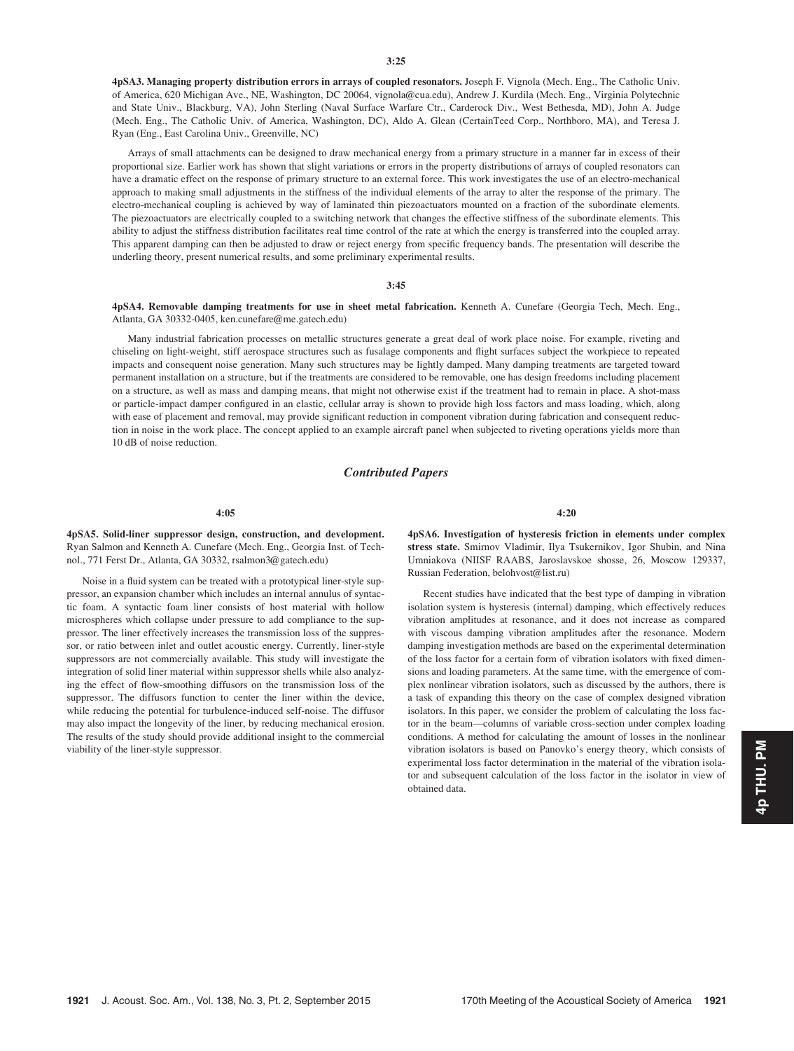**3:25**

**4pSA3. Managing property distribution errors in arrays of coupled resonators.** Joseph F. Vignola (Mech. Eng., The Catholic Univ. of America, 620 Michigan Ave., NE, Washington, DC 20064, vignola@cua.edu), Andrew J. Kurdila (Mech. Eng., Virginia Polytechnic and State Univ., Blackburg, VA), John Sterling (Naval Surface Warfare Ctr., Carderock Div., West Bethesda, MD), John A. Judge (Mech. Eng., The Catholic Univ. of America, Washington, DC), Aldo A. Glean (CertainTeed Corp., Northboro, MA), and Teresa J. Ryan (Eng., East Carolina Univ., Greenville, NC)

Arrays of small attachments can be designed to draw mechanical energy from a primary structure in a manner far in excess of their proportional size. Earlier work has shown that slight variations or errors in the property distributions of arrays of coupled resonators can have a dramatic effect on the response of primary structure to an external force. This work investigates the use of an electro-mechanical approach to making small adjustments in the stiffness of the individual elements of the array to alter the response of the primary. The electro-mechanical coupling is achieved by way of laminated thin piezoactuators mounted on a fraction of the subordinate elements. The piezoactuators are electrically coupled to a switching network that changes the effective stiffness of the subordinate elements. This ability to adjust the stiffness distribution facilitates real time control of the rate at which the energy is transferred into the coupled array. This apparent damping can then be adjusted to draw or reject energy from specific frequency bands. The presentation will describe the underling theory, present numerical results, and some preliminary experimental results.

**3:45**

**4pSA4. Removable damping treatments for use in sheet metal fabrication.** Kenneth A. Cunefare (Georgia Tech, Mech. Eng., Atlanta, GA 30332-0405, ken.cunefare@me.gatech.edu)

Many industrial fabrication processes on metallic structures generate a great deal of work place noise. For example, riveting and chiseling on light-weight, stiff aerospace structures such as fusalage components and flight surfaces subject the workpiece to repeated impacts and consequent noise generation. Many such structures may be lightly damped. Many damping treatments are targeted toward permanent installation on a structure, but if the treatments are considered to be removable, one has design freedoms including placement on a structure, as well as mass and damping means, that might not otherwise exist if the treatment had to remain in place. A shot-mass or particle-impact damper configured in an elastic, cellular array is shown to provide high loss factors and mass loading, which, along with ease of placement and removal, may provide significant reduction in component vibration during fabrication and consequent reduction in noise in the work place. The concept applied to an example aircraft panel when subjected to riveting operations yields more than 10 dB of noise reduction.

## *Contributed Papers*

**4:05**

**4pSA5. Solid-liner suppressor design, construction, and development.** Ryan Salmon and Kenneth A. Cunefare (Mech. Eng., Georgia Inst. of Technol., 771 Ferst Dr., Atlanta, GA 30332, rsalmon3@gatech.edu)

Noise in a fluid system can be treated with a prototypical liner-style suppressor, an expansion chamber which includes an internal annulus of syntactic foam. A syntactic foam liner consists of host material with hollow microspheres which collapse under pressure to add compliance to the suppressor. The liner effectively increases the transmission loss of the suppressor, or ratio between inlet and outlet acoustic energy. Currently, liner-style suppressors are not commercially available. This study will investigate the integration of solid liner material within suppressor shells while also analyzing the effect of flow-smoothing diffusors on the transmission loss of the suppressor. The diffusors function to center the liner within the device, while reducing the potential for turbulence-induced self-noise. The diffusor may also impact the longevity of the liner, by reducing mechanical erosion. The results of the study should provide additional insight to the commercial viability of the liner-style suppressor.

**4:20**

**4pSA6. Investigation of hysteresis friction in elements under complex stress state.** Smirnov Vladimir, Ilya Tsukernikov, Igor Shubin, and Nina Umniakova (NIISF RAABS, Jaroslavskoe shosse, 26, Moscow 129337, Russian Federation, belohvost@list.ru)

Recent studies have indicated that the best type of damping in vibration isolation system is hysteresis (internal) damping, which effectively reduces vibration amplitudes at resonance, and it does not increase as compared with viscous damping vibration amplitudes after the resonance. Modern damping investigation methods are based on the experimental determination of the loss factor for a certain form of vibration isolators with fixed dimensions and loading parameters. At the same time, with the emergence of complex nonlinear vibration isolators, such as discussed by the authors, there is a task of expanding this theory on the case of complex designed vibration isolators. In this paper, we consider the problem of calculating the loss factor in the beam—columns of variable cross-section under complex loading conditions. A method for calculating the amount of losses in the nonlinear vibration isolators is based on Panovko's energy theory, which consists of experimental loss factor determination in the material of the vibration isolator and subsequent calculation of the loss factor in the isolator in view of obtained data.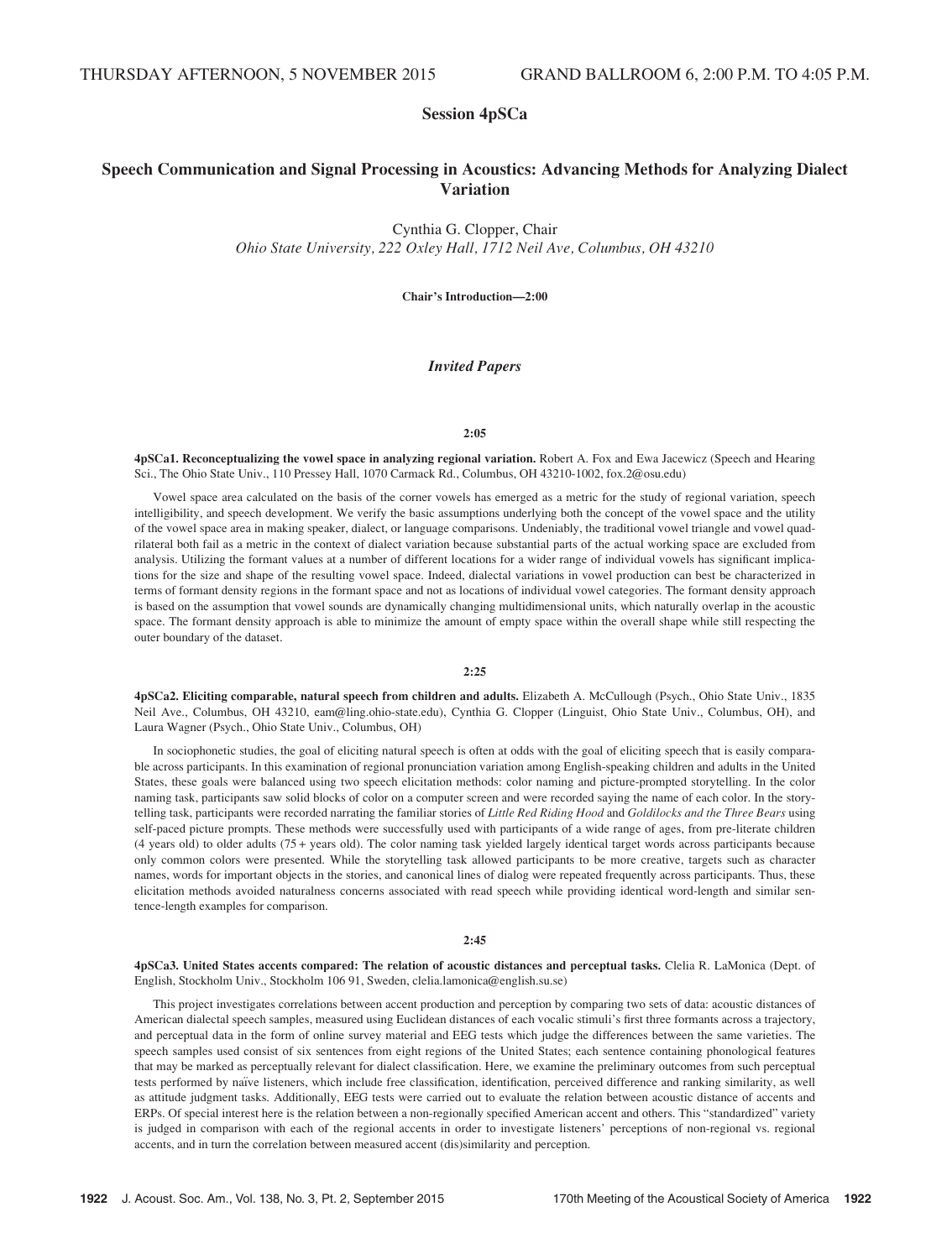THURSDAY AFTERNOON, 5 NOVEMBER 2015 GRAND BALLROOM 6, 2:00 P.M. TO 4:05 P.M.

## Session 4pSCa

## Speech Communication and Signal Processing in Acoustics: Advancing Methods for Analyzing Dialect Variation

Cynthia G. Clopper, Chair
*Ohio State University, 222 Oxley Hall, 1712 Neil Ave, Columbus, OH 43210*

**Chair's Introduction—2:00**

### *Invited Papers*

**2:05**

**4pSCa1. Reconceptualizing the vowel space in analyzing regional variation.** Robert A. Fox and Ewa Jacewicz (Speech and Hearing Sci., The Ohio State Univ., 110 Pressey Hall, 1070 Carmack Rd., Columbus, OH 43210-1002, fox.2@osu.edu)

Vowel space area calculated on the basis of the corner vowels has emerged as a metric for the study of regional variation, speech intelligibility, and speech development. We verify the basic assumptions underlying both the concept of the vowel space and the utility of the vowel space area in making speaker, dialect, or language comparisons. Undeniably, the traditional vowel triangle and vowel quadrilateral both fail as a metric in the context of dialect variation because substantial parts of the actual working space are excluded from analysis. Utilizing the formant values at a number of different locations for a wider range of individual vowels has significant implications for the size and shape of the resulting vowel space. Indeed, dialectal variations in vowel production can best be characterized in terms of formant density regions in the formant space and not as locations of individual vowel categories. The formant density approach is based on the assumption that vowel sounds are dynamically changing multidimensional units, which naturally overlap in the acoustic space. The formant density approach is able to minimize the amount of empty space within the overall shape while still respecting the outer boundary of the dataset.

**2:25**

**4pSCa2. Eliciting comparable, natural speech from children and adults.** Elizabeth A. McCullough (Psych., Ohio State Univ., 1835 Neil Ave., Columbus, OH 43210, eam@ling.ohio-state.edu), Cynthia G. Clopper (Linguist, Ohio State Univ., Columbus, OH), and Laura Wagner (Psych., Ohio State Univ., Columbus, OH)

In sociophonetic studies, the goal of eliciting natural speech is often at odds with the goal of eliciting speech that is easily comparable across participants. In this examination of regional pronunciation variation among English-speaking children and adults in the United States, these goals were balanced using two speech elicitation methods: color naming and picture-prompted storytelling. In the color naming task, participants saw solid blocks of color on a computer screen and were recorded saying the name of each color. In the storytelling task, participants were recorded narrating the familiar stories of *Little Red Riding Hood* and *Goldilocks and the Three Bears* using self-paced picture prompts. These methods were successfully used with participants of a wide range of ages, from pre-literate children (4 years old) to older adults (75+ years old). The color naming task yielded largely identical target words across participants because only common colors were presented. While the storytelling task allowed participants to be more creative, targets such as character names, words for important objects in the stories, and canonical lines of dialog were repeated frequently across participants. Thus, these elicitation methods avoided naturalness concerns associated with read speech while providing identical word-length and similar sentence-length examples for comparison.

**2:45**

**4pSCa3. United States accents compared: The relation of acoustic distances and perceptual tasks.** Clelia R. LaMonica (Dept. of English, Stockholm Univ., Stockholm 106 91, Sweden, clelia.lamonica@english.su.se)

This project investigates correlations between accent production and perception by comparing two sets of data: acoustic distances of American dialectal speech samples, measured using Euclidean distances of each vocalic stimuli's first three formants across a trajectory, and perceptual data in the form of online survey material and EEG tests which judge the differences between the same varieties. The speech samples used consist of six sentences from eight regions of the United States; each sentence containing phonological features that may be marked as perceptually relevant for dialect classification. Here, we examine the preliminary outcomes from such perceptual tests performed by naïve listeners, which include free classification, identification, perceived difference and ranking similarity, as well as attitude judgment tasks. Additionally, EEG tests were carried out to evaluate the relation between acoustic distance of accents and ERPs. Of special interest here is the relation between a non-regionally specified American accent and others. This "standardized" variety is judged in comparison with each of the regional accents in order to investigate listeners' perceptions of non-regional vs. regional accents, and in turn the correlation between measured accent (dis)similarity and perception.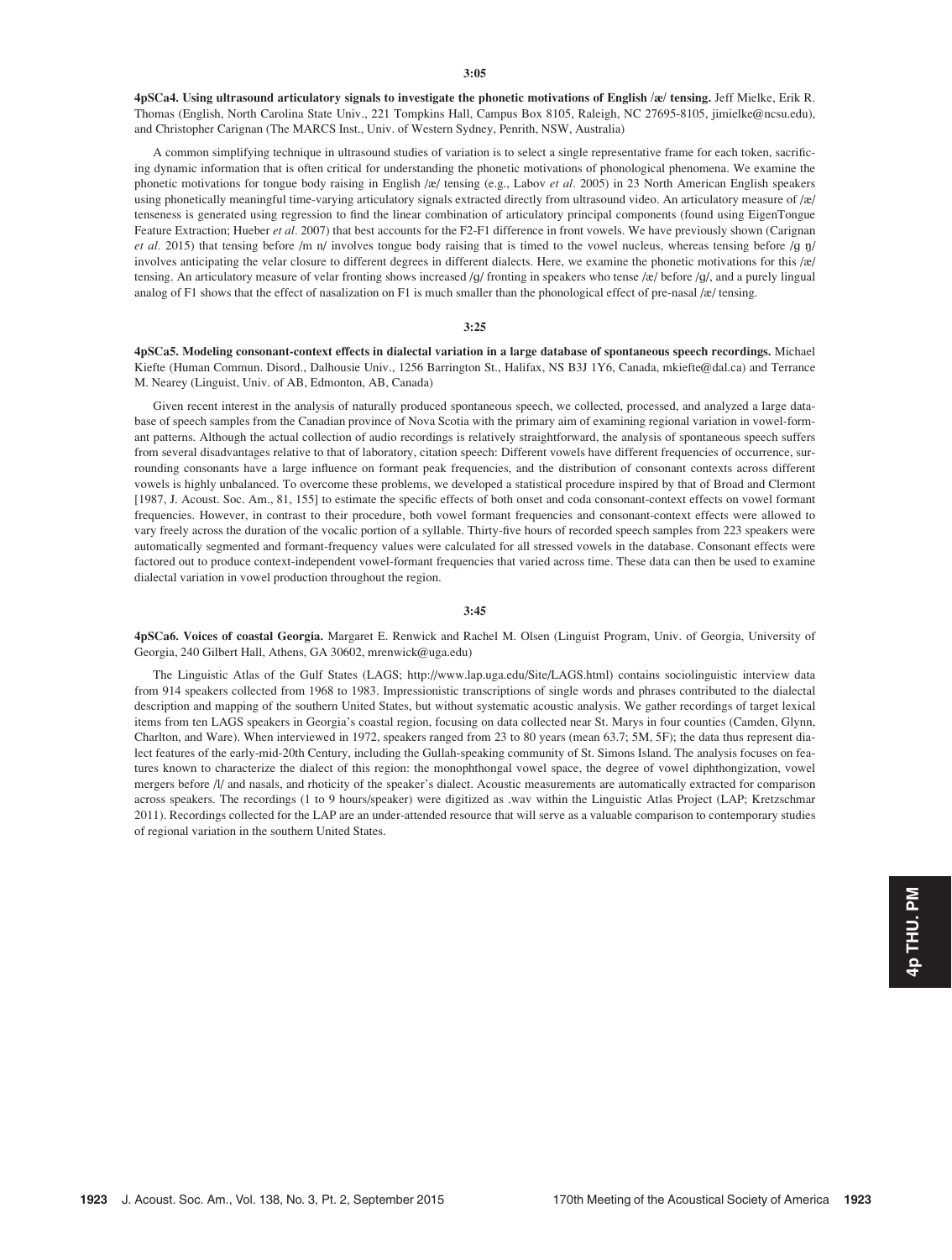**3:05**

**4pSCa4. Using ultrasound articulatory signals to investigate the phonetic motivations of English /æ/ tensing.** Jeff Mielke, Erik R. Thomas (English, North Carolina State Univ., 221 Tompkins Hall, Campus Box 8105, Raleigh, NC 27695-8105, jimielke@ncsu.edu), and Christopher Carignan (The MARCS Inst., Univ. of Western Sydney, Penrith, NSW, Australia)

A common simplifying technique in ultrasound studies of variation is to select a single representative frame for each token, sacrificing dynamic information that is often critical for understanding the phonetic motivations of phonological phenomena. We examine the phonetic motivations for tongue body raising in English /æ/ tensing (e.g., Labov *et al.* 2005) in 23 North American English speakers using phonetically meaningful time-varying articulatory signals extracted directly from ultrasound video. An articulatory measure of /æ/ tenseness is generated using regression to find the linear combination of articulatory principal components (found using EigenTongue Feature Extraction; Hueber *et al.* 2007) that best accounts for the F2-F1 difference in front vowels. We have previously shown (Carignan *et al.* 2015) that tensing before /m n/ involves tongue body raising that is timed to the vowel nucleus, whereas tensing before /g ŋ/ involves anticipating the velar closure to different degrees in different dialects. Here, we examine the phonetic motivations for this /æ/ tensing. An articulatory measure of velar fronting shows increased /g/ fronting in speakers who tense /æ/ before /g/, and a purely lingual analog of F1 shows that the effect of nasalization on F1 is much smaller than the phonological effect of pre-nasal /æ/ tensing.

**3:25**

**4pSCa5. Modeling consonant-context effects in dialectal variation in a large database of spontaneous speech recordings.** Michael Kiefte (Human Commun. Disord., Dalhousie Univ., 1256 Barrington St., Halifax, NS B3J 1Y6, Canada, mkiefte@dal.ca) and Terrance M. Nearey (Linguist, Univ. of AB, Edmonton, AB, Canada)

Given recent interest in the analysis of naturally produced spontaneous speech, we collected, processed, and analyzed a large database of speech samples from the Canadian province of Nova Scotia with the primary aim of examining regional variation in vowel-formant patterns. Although the actual collection of audio recordings is relatively straightforward, the analysis of spontaneous speech suffers from several disadvantages relative to that of laboratory, citation speech: Different vowels have different frequencies of occurrence, surrounding consonants have a large influence on formant peak frequencies, and the distribution of consonant contexts across different vowels is highly unbalanced. To overcome these problems, we developed a statistical procedure inspired by that of Broad and Clermont [1987, J. Acoust. Soc. Am., 81, 155] to estimate the specific effects of both onset and coda consonant-context effects on vowel formant frequencies. However, in contrast to their procedure, both vowel formant frequencies and consonant-context effects were allowed to vary freely across the duration of the vocalic portion of a syllable. Thirty-five hours of recorded speech samples from 223 speakers were automatically segmented and formant-frequency values were calculated for all stressed vowels in the database. Consonant effects were factored out to produce context-independent vowel-formant frequencies that varied across time. These data can then be used to examine dialectal variation in vowel production throughout the region.

**3:45**

**4pSCa6. Voices of coastal Georgia.** Margaret E. Renwick and Rachel M. Olsen (Linguist Program, Univ. of Georgia, University of Georgia, 240 Gilbert Hall, Athens, GA 30602, mrenwick@uga.edu)

The Linguistic Atlas of the Gulf States (LAGS; http://www.lap.uga.edu/Site/LAGS.html) contains sociolinguistic interview data from 914 speakers collected from 1968 to 1983. Impressionistic transcriptions of single words and phrases contributed to the dialectal description and mapping of the southern United States, but without systematic acoustic analysis. We gather recordings of target lexical items from ten LAGS speakers in Georgia's coastal region, focusing on data collected near St. Marys in four counties (Camden, Glynn, Charlton, and Ware). When interviewed in 1972, speakers ranged from 23 to 80 years (mean 63.7; 5M, 5F); the data thus represent dialect features of the early-mid-20th Century, including the Gullah-speaking community of St. Simons Island. The analysis focuses on features known to characterize the dialect of this region: the monophthongal vowel space, the degree of vowel diphthongization, vowel mergers before /l/ and nasals, and rhoticity of the speaker's dialect. Acoustic measurements are automatically extracted for comparison across speakers. The recordings (1 to 9 hours/speaker) were digitized as .wav within the Linguistic Atlas Project (LAP; Kretzschmar 2011). Recordings collected for the LAP are an under-attended resource that will serve as a valuable comparison to contemporary studies of regional variation in the southern United States.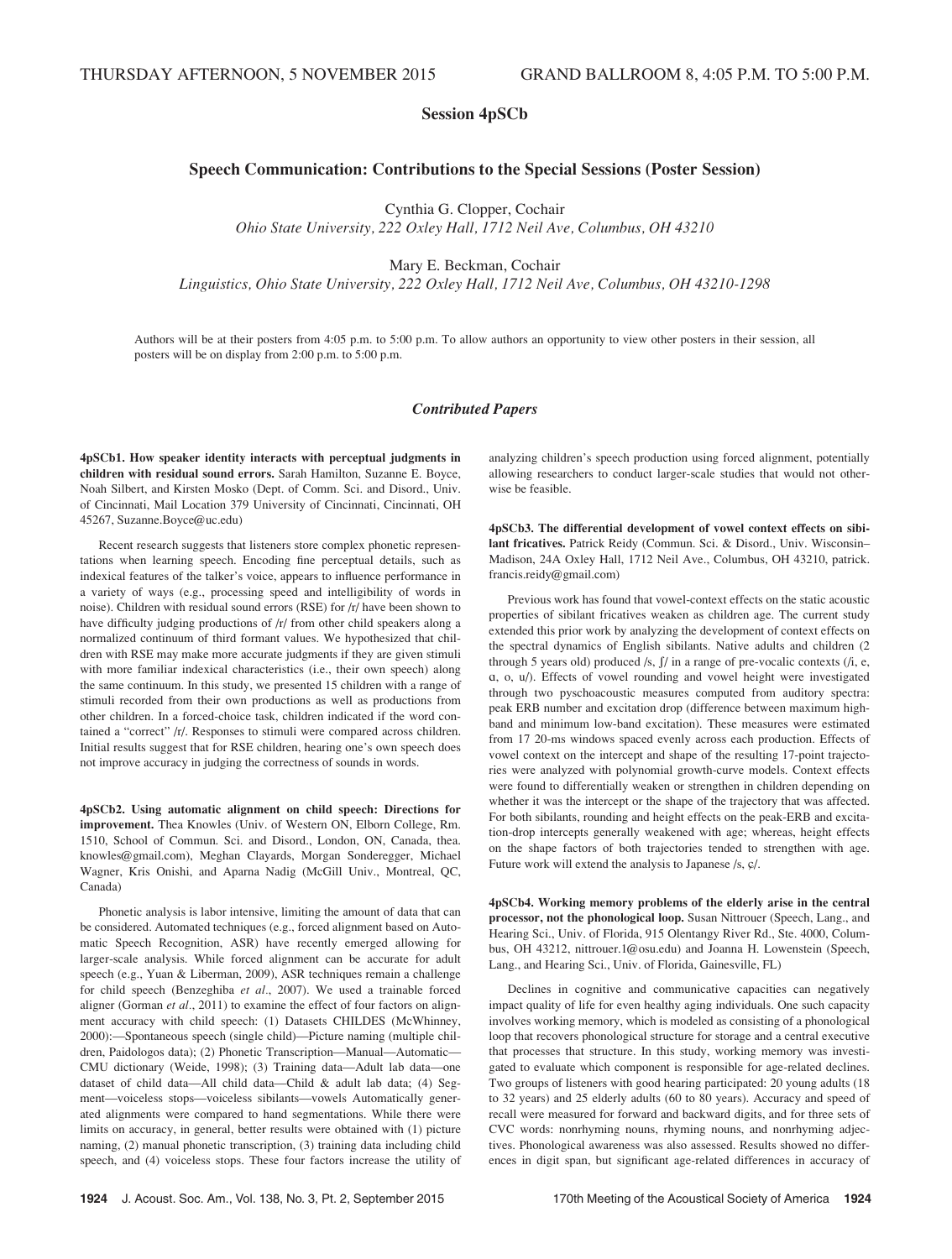THURSDAY AFTERNOON, 5 NOVEMBER 2015 GRAND BALLROOM 8, 4:05 P.M. TO 5:00 P.M.

## Session 4pSCb

### Speech Communication: Contributions to the Special Sessions (Poster Session)

Cynthia G. Clopper, Cochair
*Ohio State University, 222 Oxley Hall, 1712 Neil Ave, Columbus, OH 43210*

Mary E. Beckman, Cochair
*Linguistics, Ohio State University, 222 Oxley Hall, 1712 Neil Ave, Columbus, OH 43210-1298*

Authors will be at their posters from 4:05 p.m. to 5:00 p.m. To allow authors an opportunity to view other posters in their session, all posters will be on display from 2:00 p.m. to 5:00 p.m.

### *Contributed Papers*

**4pSCb1. How speaker identity interacts with perceptual judgments in children with residual sound errors.** Sarah Hamilton, Suzanne E. Boyce, Noah Silbert, and Kirsten Mosko (Dept. of Comm. Sci. and Disord., Univ. of Cincinnati, Mail Location 379 University of Cincinnati, Cincinnati, OH 45267, Suzanne.Boyce@uc.edu)

Recent research suggests that listeners store complex phonetic representations when learning speech. Encoding fine perceptual details, such as indexical features of the talker's voice, appears to influence performance in a variety of ways (e.g., processing speed and intelligibility of words in noise). Children with residual sound errors (RSE) for /ɹ/ have been shown to have difficulty judging productions of /ɹ/ from other child speakers along a normalized continuum of third formant values. We hypothesized that children with RSE may make more accurate judgments if they are given stimuli with more familiar indexical characteristics (i.e., their own speech) along the same continuum. In this study, we presented 15 children with a range of stimuli recorded from their own productions as well as productions from other children. In a forced-choice task, children indicated if the word contained a "correct" /ɹ/. Responses to stimuli were compared across children. Initial results suggest that for RSE children, hearing one's own speech does not improve accuracy in judging the correctness of sounds in words.

**4pSCb2. Using automatic alignment on child speech: Directions for improvement.** Thea Knowles (Univ. of Western ON, Elborn College, Rm. 1510, School of Commun. Sci. and Disord., London, ON, Canada, thea.knowles@gmail.com), Meghan Clayards, Morgan Sonderegger, Michael Wagner, Kris Onishi, and Aparna Nadig (McGill Univ., Montreal, QC, Canada)

Phonetic analysis is labor intensive, limiting the amount of data that can be considered. Automated techniques (e.g., forced alignment based on Automatic Speech Recognition, ASR) have recently emerged allowing for larger-scale analysis. While forced alignment can be accurate for adult speech (e.g., Yuan & Liberman, 2009), ASR techniques remain a challenge for child speech (Benzeghiba *et al*., 2007). We used a trainable forced aligner (Gorman *et al*., 2011) to examine the effect of four factors on alignment accuracy with child speech: (1) Datasets CHILDES (McWhinney, 2000):—Spontaneous speech (single child)—Picture naming (multiple children, Paidologos data); (2) Phonetic Transcription—Manual—Automatic—CMU dictionary (Weide, 1998); (3) Training data—Adult lab data—one dataset of child data—All child data—Child & adult lab data; (4) Segment—voiceless stops—voiceless sibilants—vowels Automatically generated alignments were compared to hand segmentations. While there were limits on accuracy, in general, better results were obtained with (1) picture naming, (2) manual phonetic transcription, (3) training data including child speech, and (4) voiceless stops. These four factors increase the utility of analyzing children's speech production using forced alignment, potentially allowing researchers to conduct larger-scale studies that would not otherwise be feasible.

**4pSCb3. The differential development of vowel context effects on sibilant fricatives.** Patrick Reidy (Commun. Sci. & Disord., Univ. Wisconsin–Madison, 24A Oxley Hall, 1712 Neil Ave., Columbus, OH 43210, patrick.francis.reidy@gmail.com)

Previous work has found that vowel-context effects on the static acoustic properties of sibilant fricatives weaken as children age. The current study extended this prior work by analyzing the development of context effects on the spectral dynamics of English sibilants. Native adults and children (2 through 5 years old) produced /s, ʃ/ in a range of pre-vocalic contexts (/i, e, ɑ, o, u/). Effects of vowel rounding and vowel height were investigated through two pyschoacoustic measures computed from auditory spectra: peak ERB number and excitation drop (difference between maximum high-band and minimum low-band excitation). These measures were estimated from 17 20-ms windows spaced evenly across each production. Effects of vowel context on the intercept and shape of the resulting 17-point trajectories were analyzed with polynomial growth-curve models. Context effects were found to differentially weaken or strengthen in children depending on whether it was the intercept or the shape of the trajectory that was affected. For both sibilants, rounding and height effects on the peak-ERB and excitation-drop intercepts generally weakened with age; whereas, height effects on the shape factors of both trajectories tended to strengthen with age. Future work will extend the analysis to Japanese /s, ɕ/.

**4pSCb4. Working memory problems of the elderly arise in the central processor, not the phonological loop.** Susan Nittrouer (Speech, Lang., and Hearing Sci., Univ. of Florida, 915 Olentangy River Rd., Ste. 4000, Columbus, OH 43212, nittrouer.1@osu.edu) and Joanna H. Lowenstein (Speech, Lang., and Hearing Sci., Univ. of Florida, Gainesville, FL)

Declines in cognitive and communicative capacities can negatively impact quality of life for even healthy aging individuals. One such capacity involves working memory, which is modeled as consisting of a phonological loop that recovers phonological structure for storage and a central executive that processes that structure. In this study, working memory was investigated to evaluate which component is responsible for age-related declines. Two groups of listeners with good hearing participated: 20 young adults (18 to 32 years) and 25 elderly adults (60 to 80 years). Accuracy and speed of recall were measured for forward and backward digits, and for three sets of CVC words: nonrhyming nouns, rhyming nouns, and nonrhyming adjectives. Phonological awareness was also assessed. Results showed no differences in digit span, but significant age-related differences in accuracy of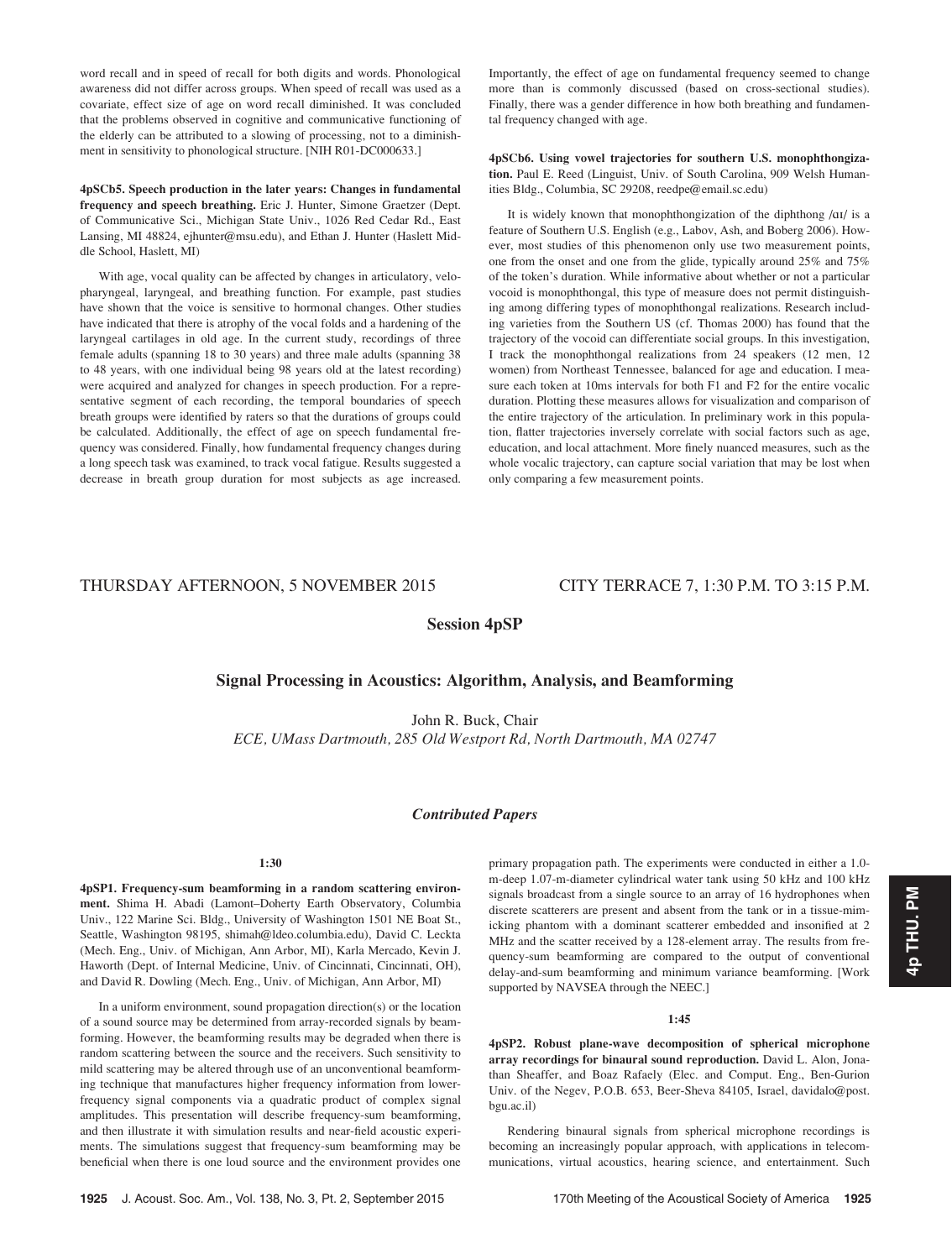word recall and in speed of recall for both digits and words. Phonological awareness did not differ across groups. When speed of recall was used as a covariate, effect size of age on word recall diminished. It was concluded that the problems observed in cognitive and communicative functioning of the elderly can be attributed to a slowing of processing, not to a diminishment in sensitivity to phonological structure. [NIH R01-DC000633.]

**4pSCb5. Speech production in the later years: Changes in fundamental frequency and speech breathing.** Eric J. Hunter, Simone Graetzer (Dept. of Communicative Sci., Michigan State Univ., 1026 Red Cedar Rd., East Lansing, MI 48824, ejhunter@msu.edu), and Ethan J. Hunter (Haslett Middle School, Haslett, MI)

With age, vocal quality can be affected by changes in articulatory, velopharyngeal, laryngeal, and breathing function. For example, past studies have shown that the voice is sensitive to hormonal changes. Other studies have indicated that there is atrophy of the vocal folds and a hardening of the laryngeal cartilages in old age. In the current study, recordings of three female adults (spanning 18 to 30 years) and three male adults (spanning 38 to 48 years, with one individual being 98 years old at the latest recording) were acquired and analyzed for changes in speech production. For a representative segment of each recording, the temporal boundaries of speech breath groups were identified by raters so that the durations of groups could be calculated. Additionally, the effect of age on speech fundamental frequency was considered. Finally, how fundamental frequency changes during a long speech task was examined, to track vocal fatigue. Results suggested a decrease in breath group duration for most subjects as age increased. Importantly, the effect of age on fundamental frequency seemed to change more than is commonly discussed (based on cross-sectional studies). Finally, there was a gender difference in how both breathing and fundamental frequency changed with age.

**4pSCb6. Using vowel trajectories for southern U.S. monophthongization.** Paul E. Reed (Linguist, Univ. of South Carolina, 909 Welsh Humanities Bldg., Columbia, SC 29208, reedpe@email.sc.edu)

It is widely known that monophthongization of the diphthong /aɪ/ is a feature of Southern U.S. English (e.g., Labov, Ash, and Boberg 2006). However, most studies of this phenomenon only use two measurement points, one from the onset and one from the glide, typically around 25% and 75% of the token's duration. While informative about whether or not a particular vocoid is monophthongal, this type of measure does not permit distinguishing among differing types of monophthongal realizations. Research including varieties from the Southern US (cf. Thomas 2000) has found that the trajectory of the vocoid can differentiate social groups. In this investigation, I track the monophthongal realizations from 24 speakers (12 men, 12 women) from Northeast Tennessee, balanced for age and education. I measure each token at 10ms intervals for both F1 and F2 for the entire vocalic duration. Plotting these measures allows for visualization and comparison of the entire trajectory of the articulation. In preliminary work in this population, flatter trajectories inversely correlate with social factors such as age, education, and local attachment. More finely nuanced measures, such as the whole vocalic trajectory, can capture social variation that may be lost when only comparing a few measurement points.

THURSDAY AFTERNOON, 5 NOVEMBER 2015 — CITY TERRACE 7, 1:30 P.M. TO 3:15 P.M.

## Session 4pSP

## Signal Processing in Acoustics: Algorithm, Analysis, and Beamforming

John R. Buck, Chair

*ECE, UMass Dartmouth, 285 Old Westport Rd, North Dartmouth, MA 02747*

### *Contributed Papers*

1:30

**4pSP1. Frequency-sum beamforming in a random scattering environment.** Shima H. Abadi (Lamont–Doherty Earth Observatory, Columbia Univ., 122 Marine Sci. Bldg., University of Washington 1501 NE Boat St., Seattle, Washington 98195, shimah@ldeo.columbia.edu), David C. Leckta (Mech. Eng., Univ. of Michigan, Ann Arbor, MI), Karla Mercado, Kevin J. Haworth (Dept. of Internal Medicine, Univ. of Cincinnati, Cincinnati, OH), and David R. Dowling (Mech. Eng., Univ. of Michigan, Ann Arbor, MI)

In a uniform environment, sound propagation direction(s) or the location of a sound source may be determined from array-recorded signals by beamforming. However, the beamforming results may be degraded when there is random scattering between the source and the receivers. Such sensitivity to mild scattering may be altered through use of an unconventional beamforming technique that manufactures higher frequency information from lower-frequency signal components via a quadratic product of complex signal amplitudes. This presentation will describe frequency-sum beamforming, and then illustrate it with simulation results and near-field acoustic experiments. The simulations suggest that frequency-sum beamforming may be beneficial when there is one loud source and the environment provides one primary propagation path. The experiments were conducted in either a 1.0-m-deep 1.07-m-diameter cylindrical water tank using 50 kHz and 100 kHz signals broadcast from a single source to an array of 16 hydrophones when discrete scatterers are present and absent from the tank or in a tissue-mimicking phantom with a dominant scatterer embedded and insonified at 2 MHz and the scatter received by a 128-element array. The results from frequency-sum beamforming are compared to the output of conventional delay-and-sum beamforming and minimum variance beamforming. [Work supported by NAVSEA through the NEEC.]

1:45

**4pSP2. Robust plane-wave decomposition of spherical microphone array recordings for binaural sound reproduction.** David L. Alon, Jonathan Sheaffer, and Boaz Rafaely (Elec. and Comput. Eng., Ben-Gurion Univ. of the Negev, P.O.B. 653, Beer-Sheva 84105, Israel, davidalo@post.bgu.ac.il)

Rendering binaural signals from spherical microphone recordings is becoming an increasingly popular approach, with applications in telecommunications, virtual acoustics, hearing science, and entertainment. Such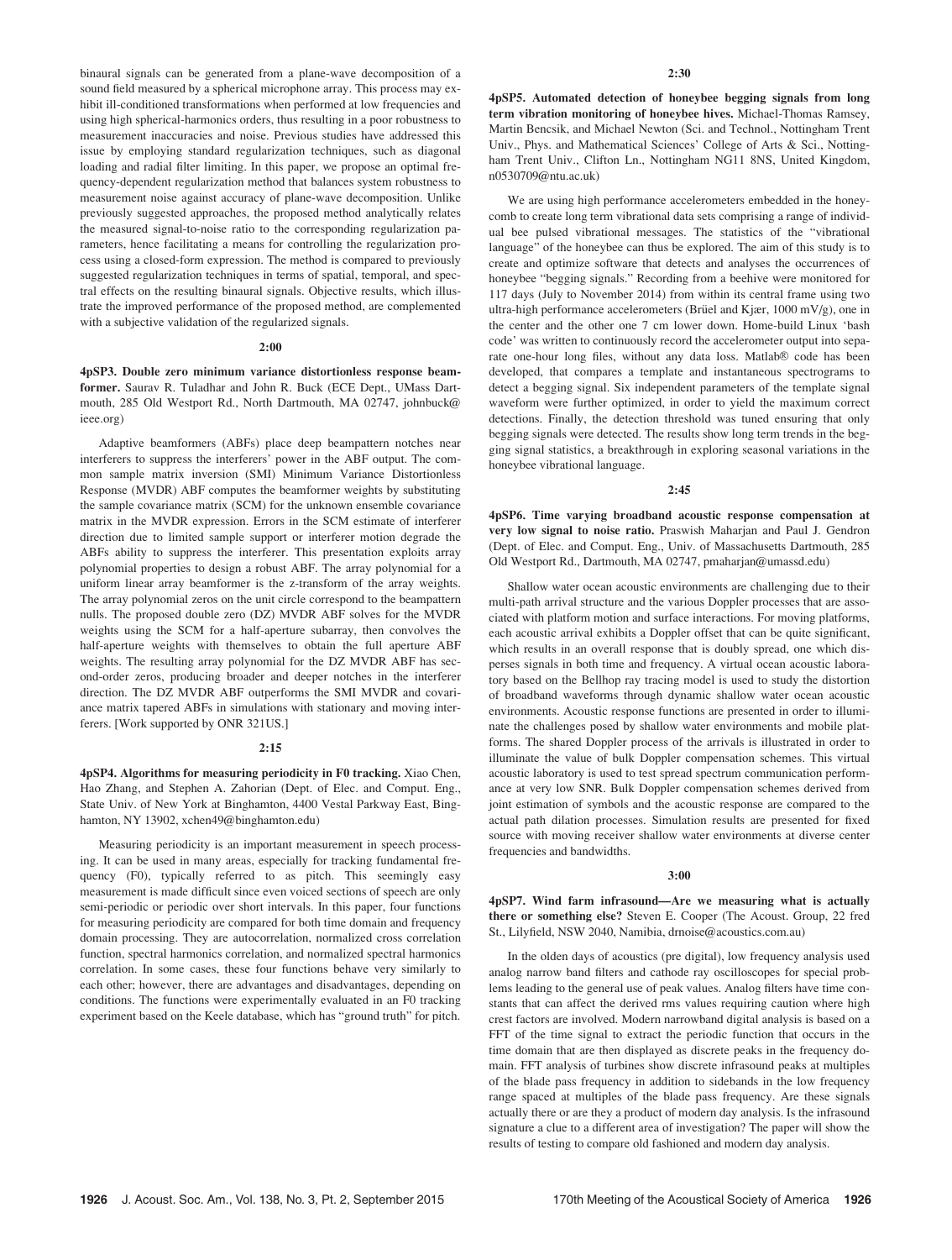binaural signals can be generated from a plane-wave decomposition of a sound field measured by a spherical microphone array. This process may exhibit ill-conditioned transformations when performed at low frequencies and using high spherical-harmonics orders, thus resulting in a poor robustness to measurement inaccuracies and noise. Previous studies have addressed this issue by employing standard regularization techniques, such as diagonal loading and radial filter limiting. In this paper, we propose an optimal frequency-dependent regularization method that balances system robustness to measurement noise against accuracy of plane-wave decomposition. Unlike previously suggested approaches, the proposed method analytically relates the measured signal-to-noise ratio to the corresponding regularization parameters, hence facilitating a means for controlling the regularization process using a closed-form expression. The method is compared to previously suggested regularization techniques in terms of spatial, temporal, and spectral effects on the resulting binaural signals. Objective results, which illustrate the improved performance of the proposed method, are complemented with a subjective validation of the regularized signals.

**2:00**

**4pSP3. Double zero minimum variance distortionless response beamformer.** Saurav R. Tuladhar and John R. Buck (ECE Dept., UMass Dartmouth, 285 Old Westport Rd., North Dartmouth, MA 02747, johnbuck@ieee.org)

Adaptive beamformers (ABFs) place deep beampattern notches near interferers to suppress the interferers' power in the ABF output. The common sample matrix inversion (SMI) Minimum Variance Distortionless Response (MVDR) ABF computes the beamformer weights by substituting the sample covariance matrix (SCM) for the unknown ensemble covariance matrix in the MVDR expression. Errors in the SCM estimate of interferer direction due to limited sample support or interferer motion degrade the ABFs ability to suppress the interferer. This presentation exploits array polynomial properties to design a robust ABF. The array polynomial for a uniform linear array beamformer is the z-transform of the array weights. The array polynomial zeros on the unit circle correspond to the beampattern nulls. The proposed double zero (DZ) MVDR ABF solves for the MVDR weights using the SCM for a half-aperture subarray, then convolves the half-aperture weights with themselves to obtain the full aperture ABF weights. The resulting array polynomial for the DZ MVDR ABF has second-order zeros, producing broader and deeper notches in the interferer direction. The DZ MVDR ABF outperforms the SMI MVDR and covariance matrix tapered ABFs in simulations with stationary and moving interferers. [Work supported by ONR 321US.]

**2:15**

**4pSP4. Algorithms for measuring periodicity in F0 tracking.** Xiao Chen, Hao Zhang, and Stephen A. Zahorian (Dept. of Elec. and Comput. Eng., State Univ. of New York at Binghamton, 4400 Vestal Parkway East, Binghamton, NY 13902, xchen49@binghamton.edu)

Measuring periodicity is an important measurement in speech processing. It can be used in many areas, especially for tracking fundamental frequency (F0), typically referred to as pitch. This seemingly easy measurement is made difficult since even voiced sections of speech are only semi-periodic or periodic over short intervals. In this paper, four functions for measuring periodicity are compared for both time domain and frequency domain processing. They are autocorrelation, normalized cross correlation function, spectral harmonics correlation, and normalized spectral harmonics correlation. In some cases, these four functions behave very similarly to each other; however, there are advantages and disadvantages, depending on conditions. The functions were experimentally evaluated in an F0 tracking experiment based on the Keele database, which has "ground truth" for pitch.

**2:30**

**4pSP5. Automated detection of honeybee begging signals from long term vibration monitoring of honeybee hives.** Michael-Thomas Ramsey, Martin Bencsik, and Michael Newton (Sci. and Technol., Nottingham Trent Univ., Phys. and Mathematical Sciences' College of Arts & Sci., Nottingham Trent Univ., Clifton Ln., Nottingham NG11 8NS, United Kingdom, n0530709@ntu.ac.uk)

We are using high performance accelerometers embedded in the honeycomb to create long term vibrational data sets comprising a range of individual bee pulsed vibrational messages. The statistics of the "vibrational language" of the honeybee can thus be explored. The aim of this study is to create and optimize software that detects and analyses the occurrences of honeybee "begging signals." Recording from a beehive were monitored for 117 days (July to November 2014) from within its central frame using two ultra-high performance accelerometers (Brüel and Kjær, 1000 mV/g), one in the center and the other one 7 cm lower down. Home-build Linux 'bash code' was written to continuously record the accelerometer output into separate one-hour long files, without any data loss. Matlab® code has been developed, that compares a template and instantaneous spectrograms to detect a begging signal. Six independent parameters of the template signal waveform were further optimized, in order to yield the maximum correct detections. Finally, the detection threshold was tuned ensuring that only begging signals were detected. The results show long term trends in the begging signal statistics, a breakthrough in exploring seasonal variations in the honeybee vibrational language.

**2:45**

**4pSP6. Time varying broadband acoustic response compensation at very low signal to noise ratio.** Praswish Maharjan and Paul J. Gendron (Dept. of Elec. and Comput. Eng., Univ. of Massachusetts Dartmouth, 285 Old Westport Rd., Dartmouth, MA 02747, pmaharjan@umassd.edu)

Shallow water ocean acoustic environments are challenging due to their multi-path arrival structure and the various Doppler processes that are associated with platform motion and surface interactions. For moving platforms, each acoustic arrival exhibits a Doppler offset that can be quite significant, which results in an overall response that is doubly spread, one which disperses signals in both time and frequency. A virtual ocean acoustic laboratory based on the Bellhop ray tracing model is used to study the distortion of broadband waveforms through dynamic shallow water ocean acoustic environments. Acoustic response functions are presented in order to illuminate the challenges posed by shallow water environments and mobile platforms. The shared Doppler process of the arrivals is illustrated in order to illuminate the value of bulk Doppler compensation schemes. This virtual acoustic laboratory is used to test spread spectrum communication performance at very low SNR. Bulk Doppler compensation schemes derived from joint estimation of symbols and the acoustic response are compared to the actual path dilation processes. Simulation results are presented for fixed source with moving receiver shallow water environments at diverse center frequencies and bandwidths.

**3:00**

**4pSP7. Wind farm infrasound—Are we measuring what is actually there or something else?** Steven E. Cooper (The Acoust. Group, 22 fred St., Lilyfield, NSW 2040, Namibia, drnoise@acoustics.com.au)

In the olden days of acoustics (pre digital), low frequency analysis used analog narrow band filters and cathode ray oscilloscopes for special problems leading to the general use of peak values. Analog filters have time constants that can affect the derived rms values requiring caution where high crest factors are involved. Modern narrowband digital analysis is based on a FFT of the time signal to extract the periodic function that occurs in the time domain that are then displayed as discrete peaks in the frequency domain. FFT analysis of turbines show discrete infrasound peaks at multiples of the blade pass frequency in addition to sidebands in the low frequency range spaced at multiples of the blade pass frequency. Are these signals actually there or are they a product of modern day analysis. Is the infrasound signature a clue to a different area of investigation? The paper will show the results of testing to compare old fashioned and modern day analysis.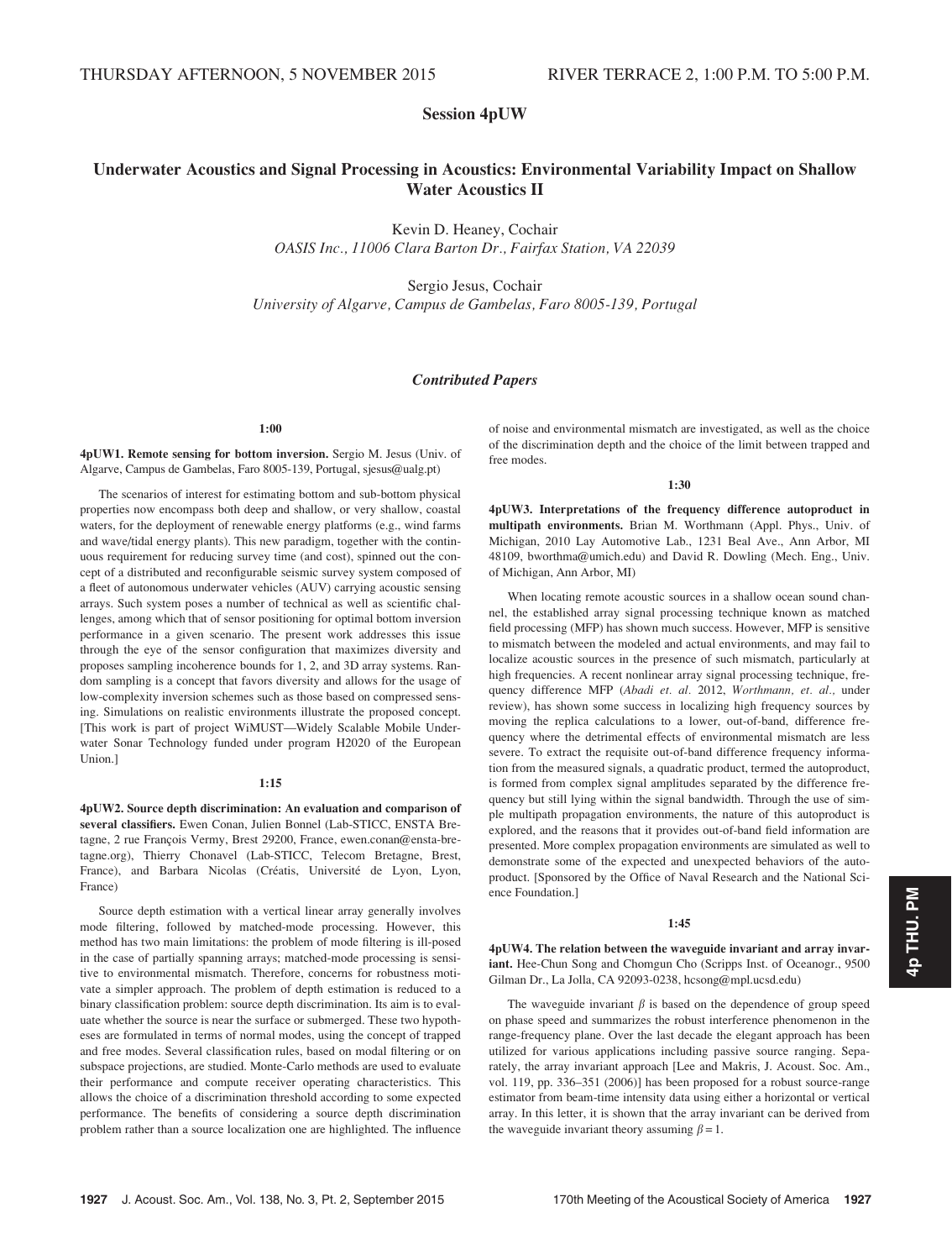THURSDAY AFTERNOON, 5 NOVEMBER 2015 RIVER TERRACE 2, 1:00 P.M. TO 5:00 P.M.

# Session 4pUW

## Underwater Acoustics and Signal Processing in Acoustics: Environmental Variability Impact on Shallow Water Acoustics II

Kevin D. Heaney, Cochair
*OASIS Inc., 11006 Clara Barton Dr., Fairfax Station, VA 22039*

Sergio Jesus, Cochair
*University of Algarve, Campus de Gambelas, Faro 8005-139, Portugal*

### *Contributed Papers*

**1:00**

**4pUW1. Remote sensing for bottom inversion.** Sergio M. Jesus (Univ. of Algarve, Campus de Gambelas, Faro 8005-139, Portugal, sjesus@ualg.pt)

The scenarios of interest for estimating bottom and sub-bottom physical properties now encompass both deep and shallow, or very shallow, coastal waters, for the deployment of renewable energy platforms (e.g., wind farms and wave/tidal energy plants). This new paradigm, together with the continuous requirement for reducing survey time (and cost), spinned out the concept of a distributed and reconfigurable seismic survey system composed of a fleet of autonomous underwater vehicles (AUV) carrying acoustic sensing arrays. Such system poses a number of technical as well as scientific challenges, among which that of sensor positioning for optimal bottom inversion performance in a given scenario. The present work addresses this issue through the eye of the sensor configuration that maximizes diversity and proposes sampling incoherence bounds for 1, 2, and 3D array systems. Random sampling is a concept that favors diversity and allows for the usage of low-complexity inversion schemes such as those based on compressed sensing. Simulations on realistic environments illustrate the proposed concept. [This work is part of project WiMUST—Widely Scalable Mobile Underwater Sonar Technology funded under program H2020 of the European Union.]

**1:15**

**4pUW2. Source depth discrimination: An evaluation and comparison of several classifiers.** Ewen Conan, Julien Bonnel (Lab-STICC, ENSTA Bretagne, 2 rue François Vermy, Brest 29200, France, ewen.conan@ensta-bretagne.org), Thierry Chonavel (Lab-STICC, Telecom Bretagne, Brest, France), and Barbara Nicolas (Créatis, Université de Lyon, Lyon, France)

Source depth estimation with a vertical linear array generally involves mode filtering, followed by matched-mode processing. However, this method has two main limitations: the problem of mode filtering is ill-posed in the case of partially spanning arrays; matched-mode processing is sensitive to environmental mismatch. Therefore, concerns for robustness motivate a simpler approach. The problem of depth estimation is reduced to a binary classification problem: source depth discrimination. Its aim is to evaluate whether the source is near the surface or submerged. These two hypotheses are formulated in terms of normal modes, using the concept of trapped and free modes. Several classification rules, based on modal filtering or on subspace projections, are studied. Monte-Carlo methods are used to evaluate their performance and compute receiver operating characteristics. This allows the choice of a discrimination threshold according to some expected performance. The benefits of considering a source depth discrimination problem rather than a source localization one are highlighted. The influence of noise and environmental mismatch are investigated, as well as the choice of the discrimination depth and the choice of the limit between trapped and free modes.

**1:30**

**4pUW3. Interpretations of the frequency difference autoproduct in multipath environments.** Brian M. Worthmann (Appl. Phys., Univ. of Michigan, 2010 Lay Automotive Lab., 1231 Beal Ave., Ann Arbor, MI 48109, bworthma@umich.edu) and David R. Dowling (Mech. Eng., Univ. of Michigan, Ann Arbor, MI)

When locating remote acoustic sources in a shallow ocean sound channel, the established array signal processing technique known as matched field processing (MFP) has shown much success. However, MFP is sensitive to mismatch between the modeled and actual environments, and may fail to localize acoustic sources in the presence of such mismatch, particularly at high frequencies. A recent nonlinear array signal processing technique, frequency difference MFP (*Abadi et. al.* 2012, *Worthmann, et. al.,* under review), has shown some success in localizing high frequency sources by moving the replica calculations to a lower, out-of-band, difference frequency where the detrimental effects of environmental mismatch are less severe. To extract the requisite out-of-band difference frequency information from the measured signals, a quadratic product, termed the autoproduct, is formed from complex signal amplitudes separated by the difference frequency but still lying within the signal bandwidth. Through the use of simple multipath propagation environments, the nature of this autoproduct is explored, and the reasons that it provides out-of-band field information are presented. More complex propagation environments are simulated as well to demonstrate some of the expected and unexpected behaviors of the autoproduct. [Sponsored by the Office of Naval Research and the National Science Foundation.]

**1:45**

**4pUW4. The relation between the waveguide invariant and array invariant.** Hee-Chun Song and Chomgun Cho (Scripps Inst. of Oceanogr., 9500 Gilman Dr., La Jolla, CA 92093-0238, hcsong@mpl.ucsd.edu)

The waveguide invariant $\beta$ is based on the dependence of group speed on phase speed and summarizes the robust interference phenomenon in the range-frequency plane. Over the last decade the elegant approach has been utilized for various applications including passive source ranging. Separately, the array invariant approach [Lee and Makris, J. Acoust. Soc. Am., vol. 119, pp. 336–351 (2006)] has been proposed for a robust source-range estimator from beam-time intensity data using either a horizontal or vertical array. In this letter, it is shown that the array invariant can be derived from the waveguide invariant theory assuming $\beta = 1$.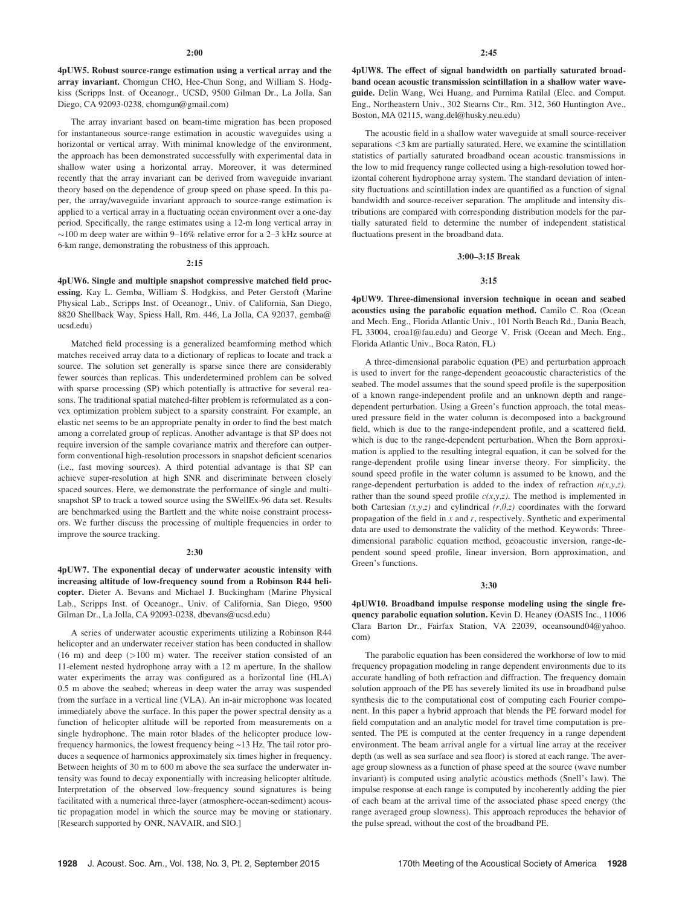**2:00**

**4pUW5. Robust source-range estimation using a vertical array and the array invariant.** Chomgun CHO, Hee-Chun Song, and William S. Hodgkiss (Scripps Inst. of Oceanogr., UCSD, 9500 Gilman Dr., La Jolla, San Diego, CA 92093-0238, chomgun@gmail.com)

The array invariant based on beam-time migration has been proposed for instantaneous source-range estimation in acoustic waveguides using a horizontal or vertical array. With minimal knowledge of the environment, the approach has been demonstrated successfully with experimental data in shallow water using a horizontal array. Moreover, it was determined recently that the array invariant can be derived from waveguide invariant theory based on the dependence of group speed on phase speed. In this paper, the array/waveguide invariant approach to source-range estimation is applied to a vertical array in a fluctuating ocean environment over a one-day period. Specifically, the range estimates using a 12-m long vertical array in ~100 m deep water are within 9–16% relative error for a 2–3 kHz source at 6-km range, demonstrating the robustness of this approach.

**2:15**

**4pUW6. Single and multiple snapshot compressive matched field processing.** Kay L. Gemba, William S. Hodgkiss, and Peter Gerstoft (Marine Physical Lab., Scripps Inst. of Oceanogr., Univ. of California, San Diego, 8820 Shellback Way, Spiess Hall, Rm. 446, La Jolla, CA 92037, gemba@ucsd.edu)

Matched field processing is a generalized beamforming method which matches received array data to a dictionary of replicas to locate and track a source. The solution set generally is sparse since there are considerably fewer sources than replicas. This underdetermined problem can be solved with sparse processing (SP) which potentially is attractive for several reasons. The traditional spatial matched-filter problem is reformulated as a convex optimization problem subject to a sparsity constraint. For example, an elastic net seems to be an appropriate penalty in order to find the best match among a correlated group of replicas. Another advantage is that SP does not require inversion of the sample covariance matrix and therefore can outperform conventional high-resolution processors in snapshot deficient scenarios (i.e., fast moving sources). A third potential advantage is that SP can achieve super-resolution at high SNR and discriminate between closely spaced sources. Here, we demonstrate the performance of single and multi-snapshot SP to track a towed source using the SWellEx-96 data set. Results are benchmarked using the Bartlett and the white noise constraint processors. We further discuss the processing of multiple frequencies in order to improve the source tracking.

**2:30**

**4pUW7. The exponential decay of underwater acoustic intensity with increasing altitude of low-frequency sound from a Robinson R44 helicopter.** Dieter A. Bevans and Michael J. Buckingham (Marine Physical Lab., Scripps Inst. of Oceanogr., Univ. of California, San Diego, 9500 Gilman Dr., La Jolla, CA 92093-0238, dbevans@ucsd.edu)

A series of underwater acoustic experiments utilizing a Robinson R44 helicopter and an underwater receiver station has been conducted in shallow (16 m) and deep (>100 m) water. The receiver station consisted of an 11-element nested hydrophone array with a 12 m aperture. In the shallow water experiments the array was configured as a horizontal line (HLA) 0.5 m above the seabed; whereas in deep water the array was suspended from the surface in a vertical line (VLA). An in-air microphone was located immediately above the surface. In this paper the power spectral density as a function of helicopter altitude will be reported from measurements on a single hydrophone. The main rotor blades of the helicopter produce low-frequency harmonics, the lowest frequency being ~13 Hz. The tail rotor produces a sequence of harmonics approximately six times higher in frequency. Between heights of 30 m to 600 m above the sea surface the underwater intensity was found to decay exponentially with increasing helicopter altitude. Interpretation of the observed low-frequency sound signatures is being facilitated with a numerical three-layer (atmosphere-ocean-sediment) acoustic propagation model in which the source may be moving or stationary. [Research supported by ONR, NAVAIR, and SIO.]

**2:45**

**4pUW8. The effect of signal bandwidth on partially saturated broadband ocean acoustic transmission scintillation in a shallow water waveguide.** Delin Wang, Wei Huang, and Purnima Ratilal (Elec. and Comput. Eng., Northeastern Univ., 302 Stearns Ctr., Rm. 312, 360 Huntington Ave., Boston, MA 02115, wang.del@husky.neu.edu)

The acoustic field in a shallow water waveguide at small source-receiver separations <3 km are partially saturated. Here, we examine the scintillation statistics of partially saturated broadband ocean acoustic transmissions in the low to mid frequency range collected using a high-resolution towed horizontal coherent hydrophone array system. The standard deviation of intensity fluctuations and scintillation index are quantified as a function of signal bandwidth and source-receiver separation. The amplitude and intensity distributions are compared with corresponding distribution models for the partially saturated field to determine the number of independent statistical fluctuations present in the broadband data.

**3:00–3:15 Break**

**3:15**

**4pUW9. Three-dimensional inversion technique in ocean and seabed acoustics using the parabolic equation method.** Camilo C. Roa (Ocean and Mech. Eng., Florida Atlantic Univ., 101 North Beach Rd., Dania Beach, FL 33004, croa1@fau.edu) and George V. Frisk (Ocean and Mech. Eng., Florida Atlantic Univ., Boca Raton, FL)

A three-dimensional parabolic equation (PE) and perturbation approach is used to invert for the range-dependent geoacoustic characteristics of the seabed. The model assumes that the sound speed profile is the superposition of a known range-independent profile and an unknown depth and range-dependent perturbation. Using a Green's function approach, the total measured pressure field in the water column is decomposed into a background field, which is due to the range-independent profile, and a scattered field, which is due to the range-dependent perturbation. When the Born approximation is applied to the resulting integral equation, it can be solved for the range-dependent profile using linear inverse theory. For simplicity, the sound speed profile in the water column is assumed to be known, and the range-dependent perturbation is added to the index of refraction $n(x,y,z)$, rather than the sound speed profile $c(x,y,z)$. The method is implemented in both Cartesian $(x,y,z)$ and cylindrical $(r,\theta,z)$ coordinates with the forward propagation of the field in $x$ and $r$, respectively. Synthetic and experimental data are used to demonstrate the validity of the method. Keywords: Three-dimensional parabolic equation method, geoacoustic inversion, range-dependent sound speed profile, linear inversion, Born approximation, and Green's functions.

**3:30**

**4pUW10. Broadband impulse response modeling using the single frequency parabolic equation solution.** Kevin D. Heaney (OASIS Inc., 11006 Clara Barton Dr., Fairfax Station, VA 22039, oceansound04@yahoo.com)

The parabolic equation has been considered the workhorse of low to mid frequency propagation modeling in range dependent environments due to its accurate handling of both refraction and diffraction. The frequency domain solution approach of the PE has severely limited its use in broadband pulse synthesis die to the computational cost of computing each Fourier component. In this paper a hybrid approach that blends the PE forward model for field computation and an analytic model for travel time computation is presented. The PE is computed at the center frequency in a range dependent environment. The beam arrival angle for a virtual line array at the receiver depth (as well as sea surface and sea floor) is stored at each range. The average group slowness as a function of phase speed at the source (wave number invariant) is computed using analytic acoustics methods (Snell's law). The impulse response at each range is computed by incoherently adding the pier of each beam at the arrival time of the associated phase speed energy (the range averaged group slowness). This approach reproduces the behavior of the pulse spread, without the cost of the broadband PE.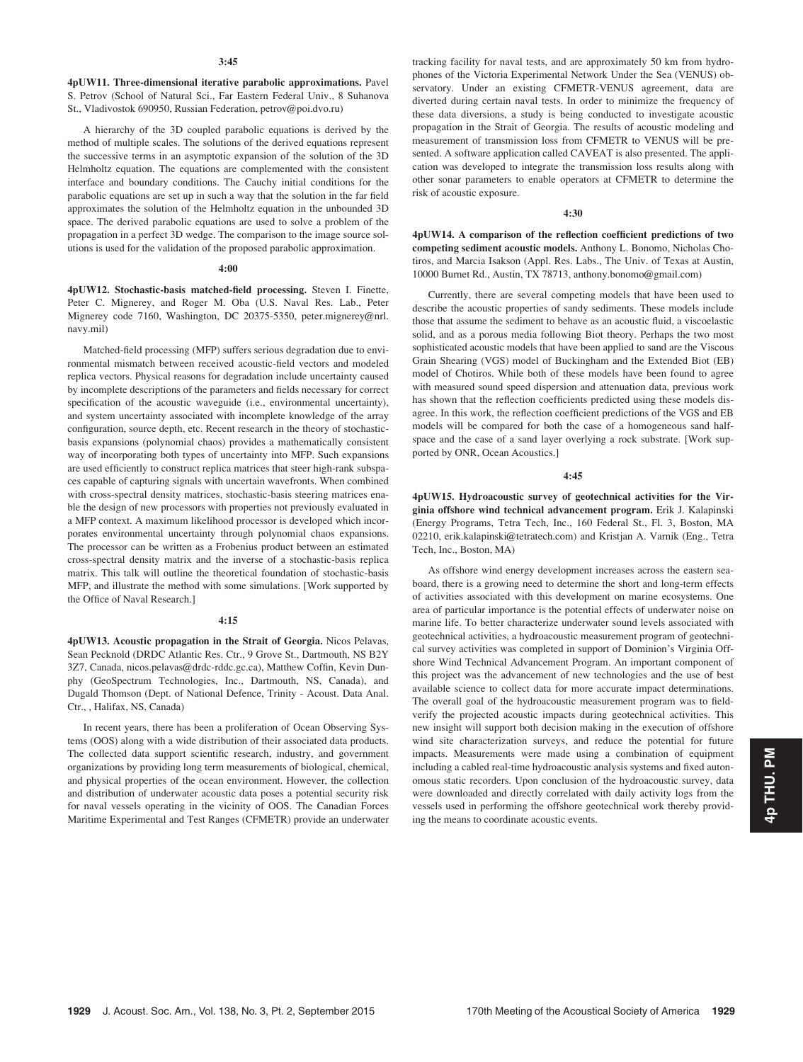**3:45**

**4pUW11. Three-dimensional iterative parabolic approximations.** Pavel S. Petrov (School of Natural Sci., Far Eastern Federal Univ., 8 Suhanova St., Vladivostok 690950, Russian Federation, petrov@poi.dvo.ru)

A hierarchy of the 3D coupled parabolic equations is derived by the method of multiple scales. The solutions of the derived equations represent the successive terms in an asymptotic expansion of the solution of the 3D Helmholtz equation. The equations are complemented with the consistent interface and boundary conditions. The Cauchy initial conditions for the parabolic equations are set up in such a way that the solution in the far field approximates the solution of the Helmholtz equation in the unbounded 3D space. The derived parabolic equations are used to solve a problem of the propagation in a perfect 3D wedge. The comparison to the image source solutions is used for the validation of the proposed parabolic approximation.

**4:00**

**4pUW12. Stochastic-basis matched-field processing.** Steven I. Finette, Peter C. Mignerey, and Roger M. Oba (U.S. Naval Res. Lab., Peter Mignerey code 7160, Washington, DC 20375-5350, peter.mignerey@nrl.navy.mil)

Matched-field processing (MFP) suffers serious degradation due to environmental mismatch between received acoustic-field vectors and modeled replica vectors. Physical reasons for degradation include uncertainty caused by incomplete descriptions of the parameters and fields necessary for correct specification of the acoustic waveguide (i.e., environmental uncertainty), and system uncertainty associated with incomplete knowledge of the array configuration, source depth, etc. Recent research in the theory of stochastic-basis expansions (polynomial chaos) provides a mathematically consistent way of incorporating both types of uncertainty into MFP. Such expansions are used efficiently to construct replica matrices that steer high-rank subspaces capable of capturing signals with uncertain wavefronts. When combined with cross-spectral density matrices, stochastic-basis steering matrices enable the design of new processors with properties not previously evaluated in a MFP context. A maximum likelihood processor is developed which incorporates environmental uncertainty through polynomial chaos expansions. The processor can be written as a Frobenius product between an estimated cross-spectral density matrix and the inverse of a stochastic-basis replica matrix. This talk will outline the theoretical foundation of stochastic-basis MFP, and illustrate the method with some simulations. [Work supported by the Office of Naval Research.]

**4:15**

**4pUW13. Acoustic propagation in the Strait of Georgia.** Nicos Pelavas, Sean Pecknold (DRDC Atlantic Res. Ctr., 9 Grove St., Dartmouth, NS B2Y 3Z7, Canada, nicos.pelavas@drdc-rddc.gc.ca), Matthew Coffin, Kevin Dunphy (GeoSpectrum Technologies, Inc., Dartmouth, NS, Canada), and Dugald Thomson (Dept. of National Defence, Trinity - Acoust. Data Anal. Ctr., , Halifax, NS, Canada)

In recent years, there has been a proliferation of Ocean Observing Systems (OOS) along with a wide distribution of their associated data products. The collected data support scientific research, industry, and government organizations by providing long term measurements of biological, chemical, and physical properties of the ocean environment. However, the collection and distribution of underwater acoustic data poses a potential security risk for naval vessels operating in the vicinity of OOS. The Canadian Forces Maritime Experimental and Test Ranges (CFMETR) provide an underwater tracking facility for naval tests, and are approximately 50 km from hydrophones of the Victoria Experimental Network Under the Sea (VENUS) observatory. Under an existing CFMETR-VENUS agreement, data are diverted during certain naval tests. In order to minimize the frequency of these data diversions, a study is being conducted to investigate acoustic propagation in the Strait of Georgia. The results of acoustic modeling and measurement of transmission loss from CFMETR to VENUS will be presented. A software application called CAVEAT is also presented. The application was developed to integrate the transmission loss results along with other sonar parameters to enable operators at CFMETR to determine the risk of acoustic exposure.

**4:30**

**4pUW14. A comparison of the reflection coefficient predictions of two competing sediment acoustic models.** Anthony L. Bonomo, Nicholas Chotiros, and Marcia Isakson (Appl. Res. Labs., The Univ. of Texas at Austin, 10000 Burnet Rd., Austin, TX 78713, anthony.bonomo@gmail.com)

Currently, there are several competing models that have been used to describe the acoustic properties of sandy sediments. These models include those that assume the sediment to behave as an acoustic fluid, a viscoelastic solid, and as a porous media following Biot theory. Perhaps the two most sophisticated acoustic models that have been applied to sand are the Viscous Grain Shearing (VGS) model of Buckingham and the Extended Biot (EB) model of Chotiros. While both of these models have been found to agree with measured sound speed dispersion and attenuation data, previous work has shown that the reflection coefficients predicted using these models disagree. In this work, the reflection coefficient predictions of the VGS and EB models will be compared for both the case of a homogeneous sand half-space and the case of a sand layer overlying a rock substrate. [Work supported by ONR, Ocean Acoustics.]

**4:45**

**4pUW15. Hydroacoustic survey of geotechnical activities for the Virginia offshore wind technical advancement program.** Erik J. Kalapinski (Energy Programs, Tetra Tech, Inc., 160 Federal St., Fl. 3, Boston, MA 02210, erik.kalapinski@tetratech.com) and Kristjan A. Varnik (Eng., Tetra Tech, Inc., Boston, MA)

As offshore wind energy development increases across the eastern seaboard, there is a growing need to determine the short and long-term effects of activities associated with this development on marine ecosystems. One area of particular importance is the potential effects of underwater noise on marine life. To better characterize underwater sound levels associated with geotechnical activities, a hydroacoustic measurement program of geotechnical survey activities was completed in support of Dominion's Virginia Offshore Wind Technical Advancement Program. An important component of this project was the advancement of new technologies and the use of best available science to collect data for more accurate impact determinations. The overall goal of the hydroacoustic measurement program was to field-verify the projected acoustic impacts during geotechnical activities. This new insight will support both decision making in the execution of offshore wind site characterization surveys, and reduce the potential for future impacts. Measurements were made using a combination of equipment including a cabled real-time hydroacoustic analysis systems and fixed autonomous static recorders. Upon conclusion of the hydroacoustic survey, data were downloaded and directly correlated with daily activity logs from the vessels used in performing the offshore geotechnical work thereby providing the means to coordinate acoustic events.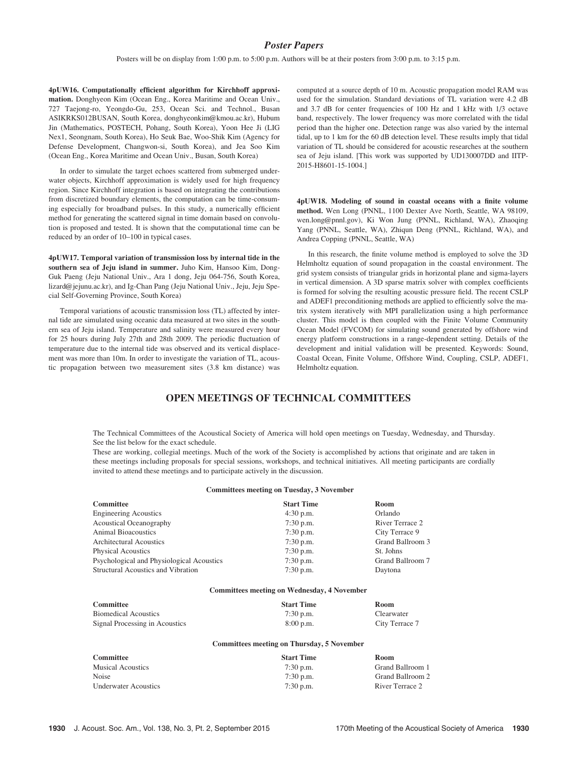## *Poster Papers*

Posters will be on display from 1:00 p.m. to 5:00 p.m. Authors will be at their posters from 3:00 p.m. to 3:15 p.m.

**4pUW16. Computationally efficient algorithm for Kirchhoff approximation.** Donghyeon Kim (Ocean Eng., Korea Maritime and Ocean Univ., 727 Taejong-ro, Yeongdo-Gu, 253, Ocean Sci. and Technol., Busan ASIKRKS012BUSAN, South Korea, donghyeonkim@kmou.ac.kr), Hubum Jin (Mathematics, POSTECH, Pohang, South Korea), Yoon Hee Ji (LIG Nex1, Seongnam, South Korea), Ho Seuk Bae, Woo-Shik Kim (Agency for Defense Development, Changwon-si, South Korea), and Jea Soo Kim (Ocean Eng., Korea Maritime and Ocean Univ., Busan, South Korea)

In order to simulate the target echoes scattered from submerged underwater objects, Kirchhoff approximation is widely used for high frequency region. Since Kirchhoff integration is based on integrating the contributions from discretized boundary elements, the computation can be time-consuming especially for broadband pulses. In this study, a numerically efficient method for generating the scattered signal in time domain based on convolution is proposed and tested. It is shown that the computational time can be reduced by an order of 10–100 in typical cases.

**4pUW17. Temporal variation of transmission loss by internal tide in the southern sea of Jeju island in summer.** Juho Kim, Hansoo Kim, Dong-Guk Paeng (Jeju National Univ., Ara 1 dong, Jeju 064-756, South Korea, lizard@jejunu.ac.kr), and Ig-Chan Pang (Jeju National Univ., Jeju, Jeju Special Self-Governing Province, South Korea)

Temporal variations of acoustic transmission loss (TL) affected by internal tide are simulated using oceanic data measured at two sites in the southern sea of Jeju island. Temperature and salinity were measured every hour for 25 hours during July 27th and 28th 2009. The periodic fluctuation of temperature due to the internal tide was observed and its vertical displacement was more than 10m. In order to investigate the variation of TL, acoustic propagation between two measurement sites (3.8 km distance) was computed at a source depth of 10 m. Acoustic propagation model RAM was used for the simulation. Standard deviations of TL variation were 4.2 dB and 3.7 dB for center frequencies of 100 Hz and 1 kHz with 1/3 octave band, respectively. The lower frequency was more correlated with the tidal period than the higher one. Detection range was also varied by the internal tidal, up to 1 km for the 60 dB detection level. These results imply that tidal variation of TL should be considered for acoustic researches at the southern sea of Jeju island. [This work was supported by UD130007DD and IITP-2015-H8601-15-1004.]

**4pUW18. Modeling of sound in coastal oceans with a finite volume method.** Wen Long (PNNL, 1100 Dexter Ave North, Seattle, WA 98109, wen.long@pnnl.gov), Ki Won Jung (PNNL, Richland, WA), Zhaoqing Yang (PNNL, Seattle, WA), Zhiqun Deng (PNNL, Richland, WA), and Andrea Copping (PNNL, Seattle, WA)

In this research, the finite volume method is employed to solve the 3D Helmholtz equation of sound propagation in the coastal environment. The grid system consists of triangular grids in horizontal plane and sigma-layers in vertical dimension. A 3D sparse matrix solver with complex coefficients is formed for solving the resulting acoustic pressure field. The recent CSLP and ADEF1 preconditioning methods are applied to efficiently solve the matrix system iteratively with MPI parallelization using a high performance cluster. This model is then coupled with the Finite Volume Community Ocean Model (FVCOM) for simulating sound generated by offshore wind energy platform constructions in a range-dependent setting. Details of the development and initial validation will be presented. Keywords: Sound, Coastal Ocean, Finite Volume, Offshore Wind, Coupling, CSLP, ADEF1, Helmholtz equation.

## OPEN MEETINGS OF TECHNICAL COMMITTEES

The Technical Committees of the Acoustical Society of America will hold open meetings on Tuesday, Wednesday, and Thursday. See the list below for the exact schedule.

These are working, collegial meetings. Much of the work of the Society is accomplished by actions that originate and are taken in these meetings including proposals for special sessions, workshops, and technical initiatives. All meeting participants are cordially invited to attend these meetings and to participate actively in the discussion.

**Committees meeting on Tuesday, 3 November**

| Committee | Start Time | Room |
|---|---|---|
| Engineering Acoustics | 4:30 p.m. | Orlando |
| Acoustical Oceanography | 7:30 p.m. | River Terrace 2 |
| Animal Bioacoustics | 7:30 p.m. | City Terrace 9 |
| Architectural Acoustics | 7:30 p.m. | Grand Ballroom 3 |
| Physical Acoustics | 7:30 p.m. | St. Johns |
| Psychological and Physiological Acoustics | 7:30 p.m. | Grand Ballroom 7 |
| Structural Acoustics and Vibration | 7:30 p.m. | Daytona |

**Committees meeting on Wednesday, 4 November**

| Committee | Start Time | Room |
|---|---|---|
| Biomedical Acoustics | 7:30 p.m. | Clearwater |
| Signal Processing in Acoustics | 8:00 p.m. | City Terrace 7 |

**Committees meeting on Thursday, 5 November**

| Committee | Start Time | Room |
|---|---|---|
| Musical Acoustics | 7:30 p.m. | Grand Ballroom 1 |
| Noise | 7:30 p.m. | Grand Ballroom 2 |
| Underwater Acoustics | 7:30 p.m. | River Terrace 2 |